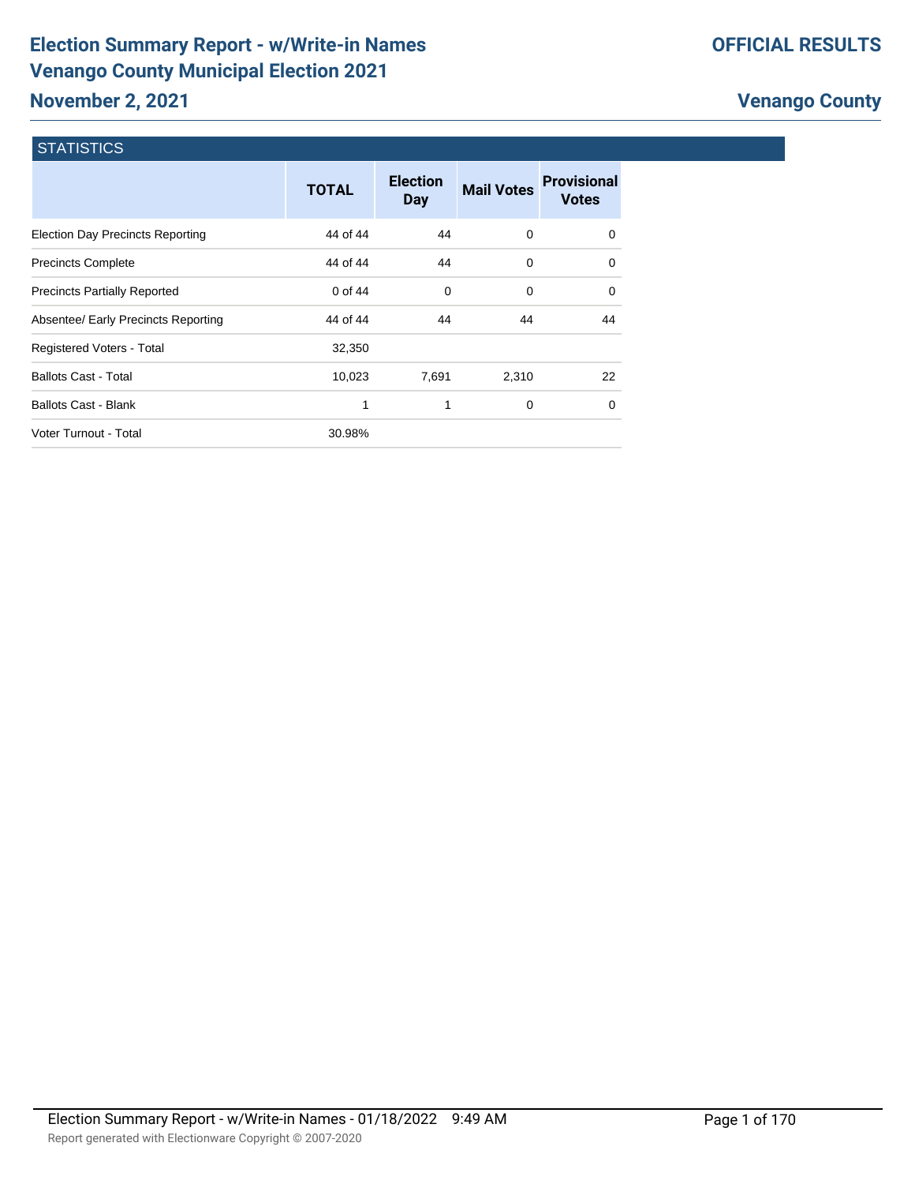# Election Summary Report - w/Write-in Names
# Venango County Municipal Election 2021
## November 2, 2021

**OFFICIAL RESULTS**

**Venango County**

### STATISTICS

| | TOTAL | Election Day | Mail Votes | Provisional Votes |
|---|---|---|---|---|
| Election Day Precincts Reporting | 44 of 44 | 44 | 0 | 0 |
| Precincts Complete | 44 of 44 | 44 | 0 | 0 |
| Precincts Partially Reported | 0 of 44 | 0 | 0 | 0 |
| Absentee/ Early Precincts Reporting | 44 of 44 | 44 | 44 | 44 |
| Registered Voters - Total | 32,350 | | | |
| Ballots Cast - Total | 10,023 | 7,691 | 2,310 | 22 |
| Ballots Cast - Blank | 1 | 1 | 0 | 0 |
| Voter Turnout - Total | 30.98% | | | |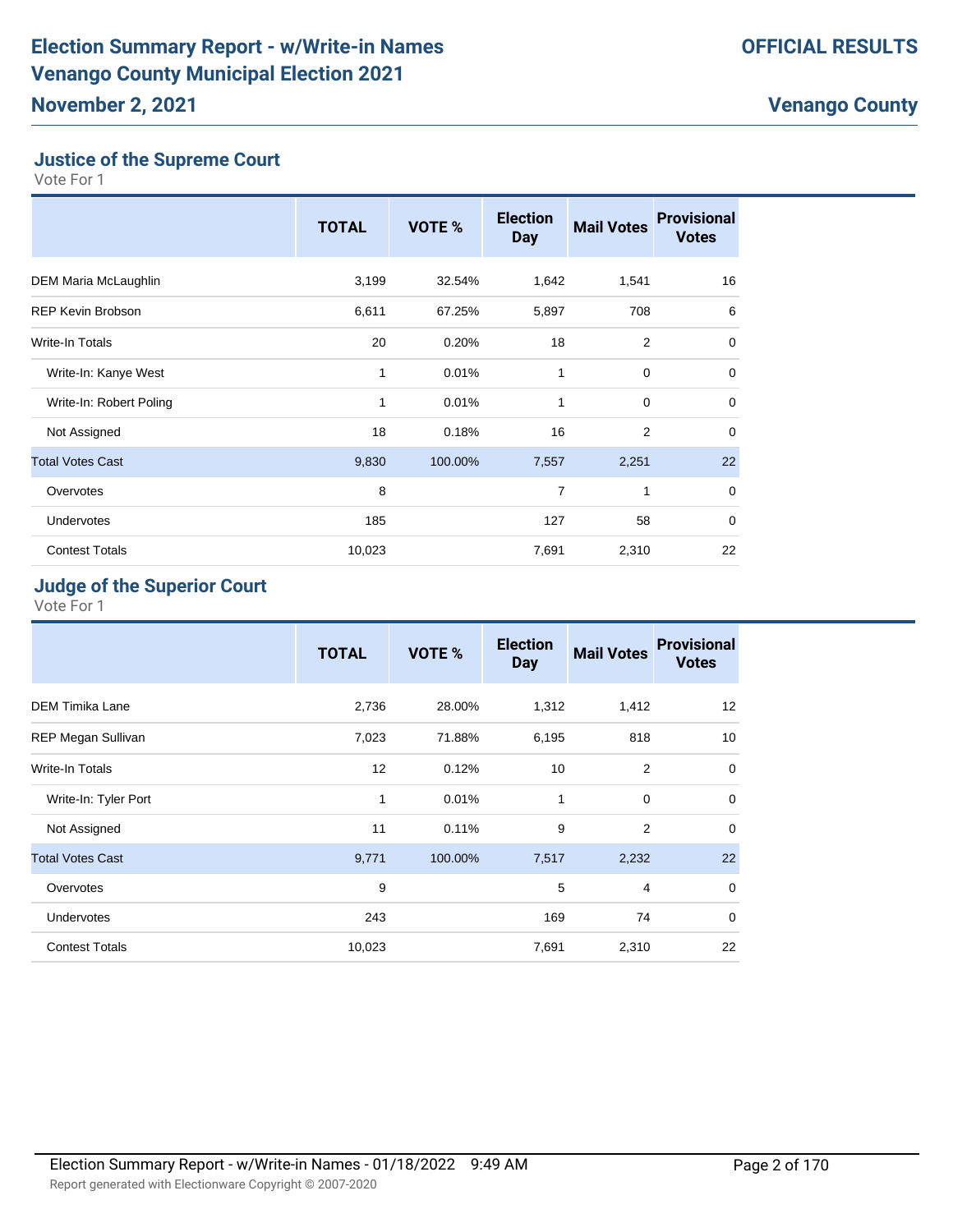# Election Summary Report - w/Write-in Names
# Venango County Municipal Election 2021
## November 2, 2021

**OFFICIAL RESULTS**

**Venango County**

### Justice of the Supreme Court
Vote For 1

| | TOTAL | VOTE % | Election Day | Mail Votes | Provisional Votes |
|---|---|---|---|---|---|
| DEM Maria McLaughlin | 3,199 | 32.54% | 1,642 | 1,541 | 16 |
| REP Kevin Brobson | 6,611 | 67.25% | 5,897 | 708 | 6 |
| Write-In Totals | 20 | 0.20% | 18 | 2 | 0 |
| Write-In: Kanye West | 1 | 0.01% | 1 | 0 | 0 |
| Write-In: Robert Poling | 1 | 0.01% | 1 | 0 | 0 |
| Not Assigned | 18 | 0.18% | 16 | 2 | 0 |
| Total Votes Cast | 9,830 | 100.00% | 7,557 | 2,251 | 22 |
| Overvotes | 8 | | 7 | 1 | 0 |
| Undervotes | 185 | | 127 | 58 | 0 |
| Contest Totals | 10,023 | | 7,691 | 2,310 | 22 |

### Judge of the Superior Court
Vote For 1

| | TOTAL | VOTE % | Election Day | Mail Votes | Provisional Votes |
|---|---|---|---|---|---|
| DEM Timika Lane | 2,736 | 28.00% | 1,312 | 1,412 | 12 |
| REP Megan Sullivan | 7,023 | 71.88% | 6,195 | 818 | 10 |
| Write-In Totals | 12 | 0.12% | 10 | 2 | 0 |
| Write-In: Tyler Port | 1 | 0.01% | 1 | 0 | 0 |
| Not Assigned | 11 | 0.11% | 9 | 2 | 0 |
| Total Votes Cast | 9,771 | 100.00% | 7,517 | 2,232 | 22 |
| Overvotes | 9 | | 5 | 4 | 0 |
| Undervotes | 243 | | 169 | 74 | 0 |
| Contest Totals | 10,023 | | 7,691 | 2,310 | 22 |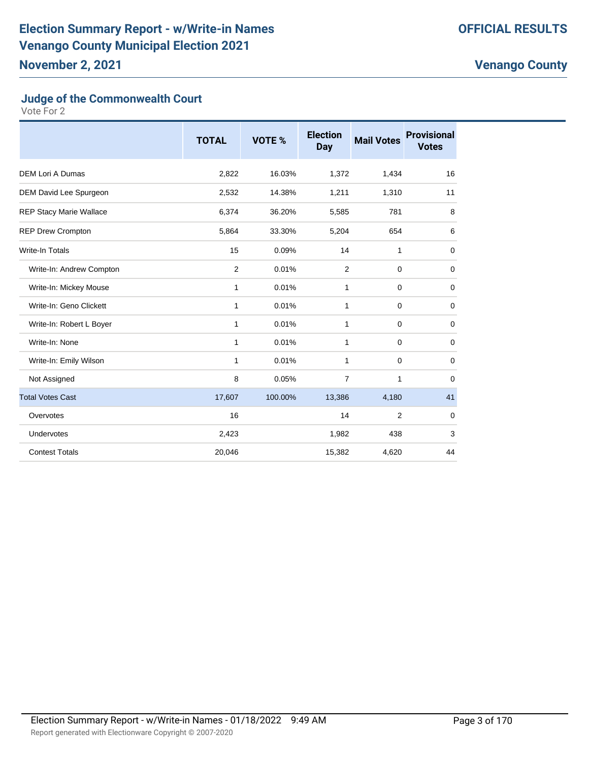## Judge of the Commonwealth Court

Vote For 2

| | TOTAL | VOTE % | Election Day | Mail Votes | Provisional Votes |
|---|---|---|---|---|---|
| DEM Lori A Dumas | 2,822 | 16.03% | 1,372 | 1,434 | 16 |
| DEM David Lee Spurgeon | 2,532 | 14.38% | 1,211 | 1,310 | 11 |
| REP Stacy Marie Wallace | 6,374 | 36.20% | 5,585 | 781 | 8 |
| REP Drew Crompton | 5,864 | 33.30% | 5,204 | 654 | 6 |
| Write-In Totals | 15 | 0.09% | 14 | 1 | 0 |
| Write-In: Andrew Compton | 2 | 0.01% | 2 | 0 | 0 |
| Write-In: Mickey Mouse | 1 | 0.01% | 1 | 0 | 0 |
| Write-In: Geno Clickett | 1 | 0.01% | 1 | 0 | 0 |
| Write-In: Robert L Boyer | 1 | 0.01% | 1 | 0 | 0 |
| Write-In: None | 1 | 0.01% | 1 | 0 | 0 |
| Write-In: Emily Wilson | 1 | 0.01% | 1 | 0 | 0 |
| Not Assigned | 8 | 0.05% | 7 | 1 | 0 |
| Total Votes Cast | 17,607 | 100.00% | 13,386 | 4,180 | 41 |
| Overvotes | 16 | | 14 | 2 | 0 |
| Undervotes | 2,423 | | 1,982 | 438 | 3 |
| Contest Totals | 20,046 | | 15,382 | 4,620 | 44 |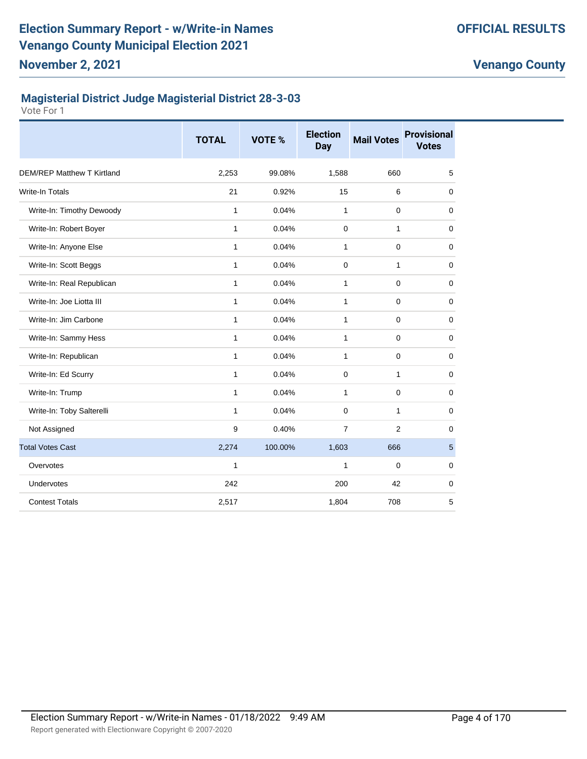## Magisterial District Judge Magisterial District 28-3-03

Vote For 1

| | TOTAL | VOTE % | Election Day | Mail Votes | Provisional Votes |
|---|---|---|---|---|---|
| DEM/REP Matthew T Kirtland | 2,253 | 99.08% | 1,588 | 660 | 5 |
| Write-In Totals | 21 | 0.92% | 15 | 6 | 0 |
| Write-In: Timothy Dewoody | 1 | 0.04% | 1 | 0 | 0 |
| Write-In: Robert Boyer | 1 | 0.04% | 0 | 1 | 0 |
| Write-In: Anyone Else | 1 | 0.04% | 1 | 0 | 0 |
| Write-In: Scott Beggs | 1 | 0.04% | 0 | 1 | 0 |
| Write-In: Real Republican | 1 | 0.04% | 1 | 0 | 0 |
| Write-In: Joe Liotta III | 1 | 0.04% | 1 | 0 | 0 |
| Write-In: Jim Carbone | 1 | 0.04% | 1 | 0 | 0 |
| Write-In: Sammy Hess | 1 | 0.04% | 1 | 0 | 0 |
| Write-In: Republican | 1 | 0.04% | 1 | 0 | 0 |
| Write-In: Ed Scurry | 1 | 0.04% | 0 | 1 | 0 |
| Write-In: Trump | 1 | 0.04% | 1 | 0 | 0 |
| Write-In: Toby Salterelli | 1 | 0.04% | 0 | 1 | 0 |
| Not Assigned | 9 | 0.40% | 7 | 2 | 0 |
| Total Votes Cast | 2,274 | 100.00% | 1,603 | 666 | 5 |
| Overvotes | 1 | | 1 | 0 | 0 |
| Undervotes | 242 | | 200 | 42 | 0 |
| Contest Totals | 2,517 | | 1,804 | 708 | 5 |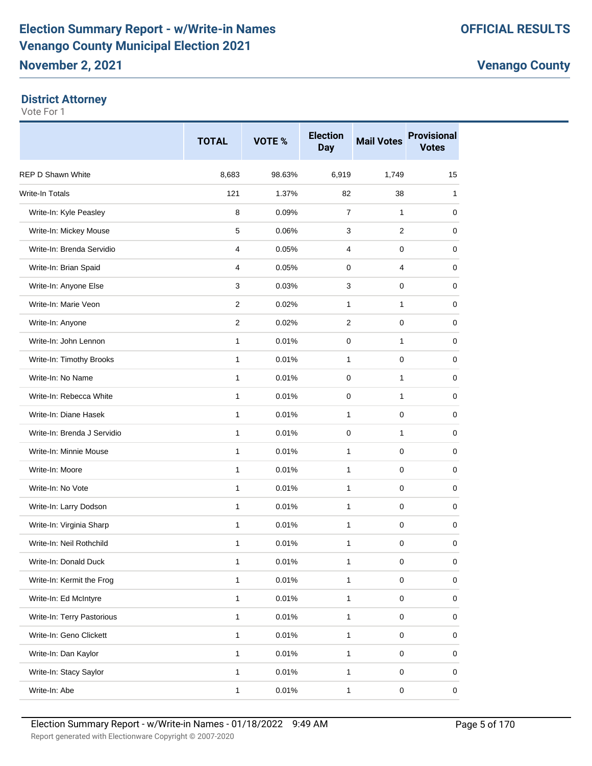# Election Summary Report - w/Write-in Names
# Venango County Municipal Election 2021
## November 2, 2021

**OFFICIAL RESULTS**

**Venango County**

### District Attorney

Vote For 1

| | TOTAL | VOTE % | Election Day | Mail Votes | Provisional Votes |
|---|---|---|---|---|---|
| REP D Shawn White | 8,683 | 98.63% | 6,919 | 1,749 | 15 |
| Write-In Totals | 121 | 1.37% | 82 | 38 | 1 |
| Write-In: Kyle Peasley | 8 | 0.09% | 7 | 1 | 0 |
| Write-In: Mickey Mouse | 5 | 0.06% | 3 | 2 | 0 |
| Write-In: Brenda Servidio | 4 | 0.05% | 4 | 0 | 0 |
| Write-In: Brian Spaid | 4 | 0.05% | 0 | 4 | 0 |
| Write-In: Anyone Else | 3 | 0.03% | 3 | 0 | 0 |
| Write-In: Marie Veon | 2 | 0.02% | 1 | 1 | 0 |
| Write-In: Anyone | 2 | 0.02% | 2 | 0 | 0 |
| Write-In: John Lennon | 1 | 0.01% | 0 | 1 | 0 |
| Write-In: Timothy Brooks | 1 | 0.01% | 1 | 0 | 0 |
| Write-In: No Name | 1 | 0.01% | 0 | 1 | 0 |
| Write-In: Rebecca White | 1 | 0.01% | 0 | 1 | 0 |
| Write-In: Diane Hasek | 1 | 0.01% | 1 | 0 | 0 |
| Write-In: Brenda J Servidio | 1 | 0.01% | 0 | 1 | 0 |
| Write-In: Minnie Mouse | 1 | 0.01% | 1 | 0 | 0 |
| Write-In: Moore | 1 | 0.01% | 1 | 0 | 0 |
| Write-In: No Vote | 1 | 0.01% | 1 | 0 | 0 |
| Write-In: Larry Dodson | 1 | 0.01% | 1 | 0 | 0 |
| Write-In: Virginia Sharp | 1 | 0.01% | 1 | 0 | 0 |
| Write-In: Neil Rothchild | 1 | 0.01% | 1 | 0 | 0 |
| Write-In: Donald Duck | 1 | 0.01% | 1 | 0 | 0 |
| Write-In: Kermit the Frog | 1 | 0.01% | 1 | 0 | 0 |
| Write-In: Ed McIntyre | 1 | 0.01% | 1 | 0 | 0 |
| Write-In: Terry Pastorious | 1 | 0.01% | 1 | 0 | 0 |
| Write-In: Geno Clickett | 1 | 0.01% | 1 | 0 | 0 |
| Write-In: Dan Kaylor | 1 | 0.01% | 1 | 0 | 0 |
| Write-In: Stacy Saylor | 1 | 0.01% | 1 | 0 | 0 |
| Write-In: Abe | 1 | 0.01% | 1 | 0 | 0 |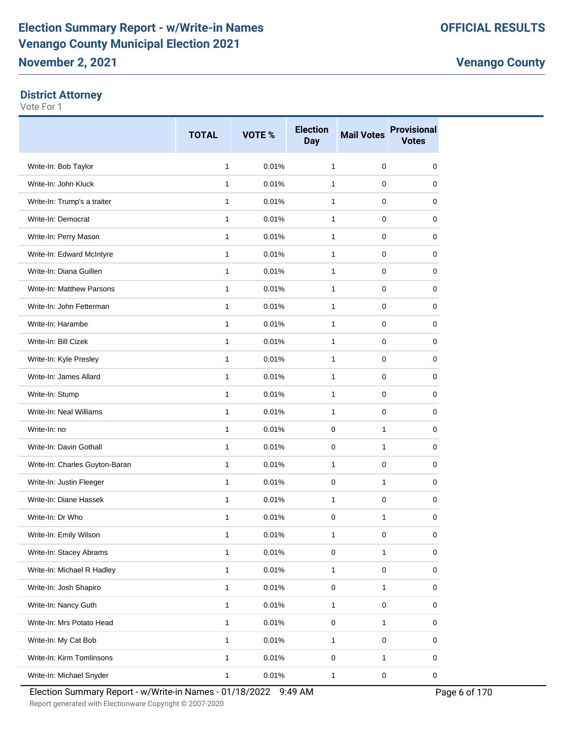# Election Summary Report - w/Write-in Names
# Venango County Municipal Election 2021
## November 2, 2021

**OFFICIAL RESULTS**

**Venango County**

### District Attorney

Vote For 1

| | TOTAL | VOTE % | Election Day | Mail Votes | Provisional Votes |
|---|---|---|---|---|---|
| Write-In: Bob Taylor | 1 | 0.01% | 1 | 0 | 0 |
| Write-In: John Kluck | 1 | 0.01% | 1 | 0 | 0 |
| Write-In: Trump's a traiter | 1 | 0.01% | 1 | 0 | 0 |
| Write-In: Democrat | 1 | 0.01% | 1 | 0 | 0 |
| Write-In: Perry Mason | 1 | 0.01% | 1 | 0 | 0 |
| Write-In: Edward McIntyre | 1 | 0.01% | 1 | 0 | 0 |
| Write-In: Diana Guillen | 1 | 0.01% | 1 | 0 | 0 |
| Write-In: Matthew Parsons | 1 | 0.01% | 1 | 0 | 0 |
| Write-In: John Fetterman | 1 | 0.01% | 1 | 0 | 0 |
| Write-In: Harambe | 1 | 0.01% | 1 | 0 | 0 |
| Write-In: Bill Cizek | 1 | 0.01% | 1 | 0 | 0 |
| Write-In: Kyle Presley | 1 | 0.01% | 1 | 0 | 0 |
| Write-In: James Allard | 1 | 0.01% | 1 | 0 | 0 |
| Write-In: Stump | 1 | 0.01% | 1 | 0 | 0 |
| Write-In: Neal Williams | 1 | 0.01% | 1 | 0 | 0 |
| Write-In: no | 1 | 0.01% | 0 | 1 | 0 |
| Write-In: Davin Gothall | 1 | 0.01% | 0 | 1 | 0 |
| Write-In: Charles Guyton-Baran | 1 | 0.01% | 1 | 0 | 0 |
| Write-In: Justin Fleeger | 1 | 0.01% | 0 | 1 | 0 |
| Write-In: Diane Hassek | 1 | 0.01% | 1 | 0 | 0 |
| Write-In: Dr Who | 1 | 0.01% | 0 | 1 | 0 |
| Write-In: Emily Wilson | 1 | 0.01% | 1 | 0 | 0 |
| Write-In: Stacey Abrams | 1 | 0.01% | 0 | 1 | 0 |
| Write-In: Michael R Hadley | 1 | 0.01% | 1 | 0 | 0 |
| Write-In: Josh Shapiro | 1 | 0.01% | 0 | 1 | 0 |
| Write-In: Nancy Guth | 1 | 0.01% | 1 | 0 | 0 |
| Write-In: Mrs Potato Head | 1 | 0.01% | 0 | 1 | 0 |
| Write-In: My Cat Bob | 1 | 0.01% | 1 | 0 | 0 |
| Write-In: Kirm Tomlinsons | 1 | 0.01% | 0 | 1 | 0 |
| Write-In: Michael Snyder | 1 | 0.01% | 1 | 0 | 0 |

Election Summary Report - w/Write-in Names - 01/18/2022 9:49 AM

Report generated with Electionware Copyright © 2007-2020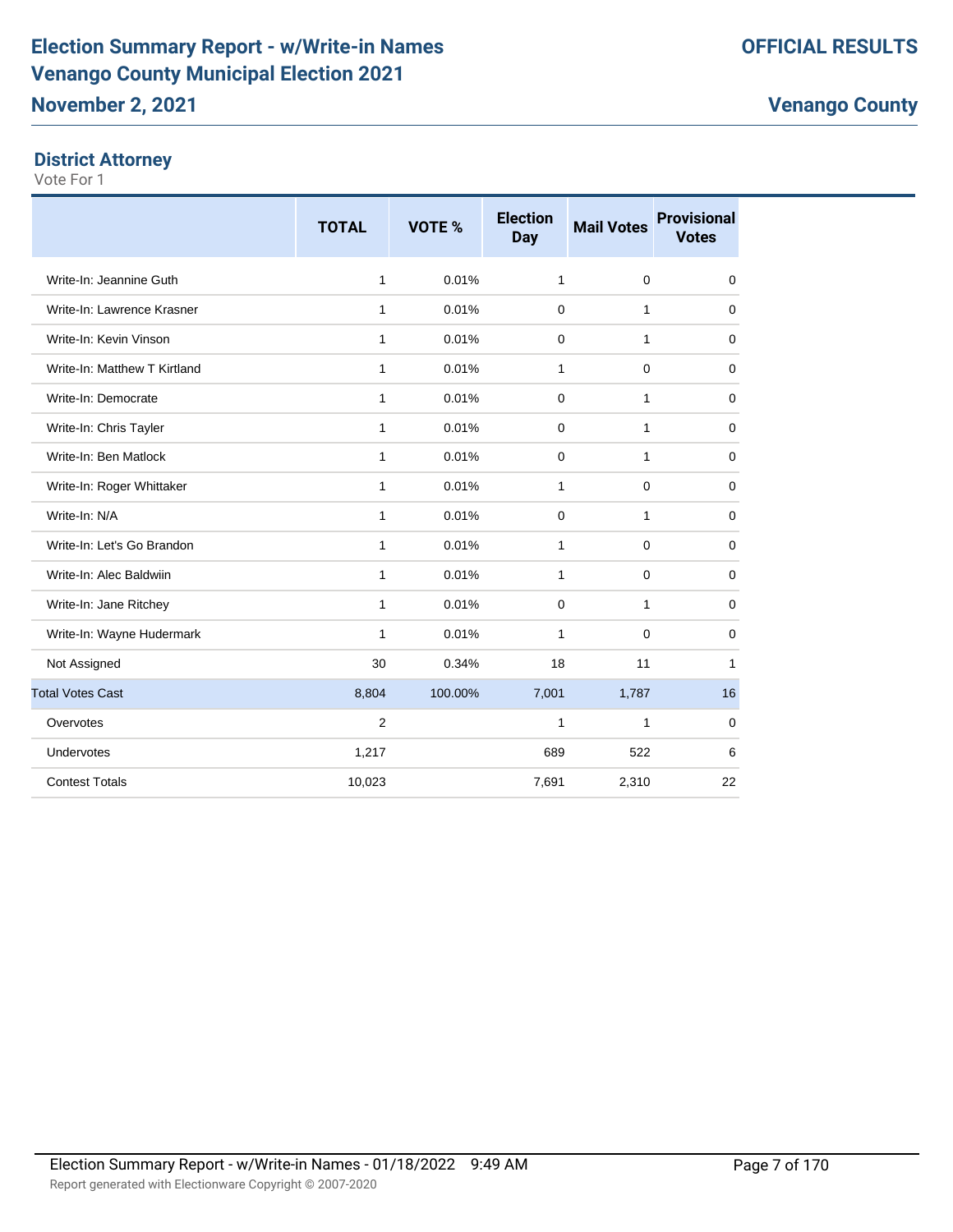## District Attorney

Vote For 1

| | TOTAL | VOTE % | Election Day | Mail Votes | Provisional Votes |
|---|---|---|---|---|---|
| Write-In: Jeannine Guth | 1 | 0.01% | 1 | 0 | 0 |
| Write-In: Lawrence Krasner | 1 | 0.01% | 0 | 1 | 0 |
| Write-In: Kevin Vinson | 1 | 0.01% | 0 | 1 | 0 |
| Write-In: Matthew T Kirtland | 1 | 0.01% | 1 | 0 | 0 |
| Write-In: Democrate | 1 | 0.01% | 0 | 1 | 0 |
| Write-In: Chris Tayler | 1 | 0.01% | 0 | 1 | 0 |
| Write-In: Ben Matlock | 1 | 0.01% | 0 | 1 | 0 |
| Write-In: Roger Whittaker | 1 | 0.01% | 1 | 0 | 0 |
| Write-In: N/A | 1 | 0.01% | 0 | 1 | 0 |
| Write-In: Let's Go Brandon | 1 | 0.01% | 1 | 0 | 0 |
| Write-In: Alec Baldwiin | 1 | 0.01% | 1 | 0 | 0 |
| Write-In: Jane Ritchey | 1 | 0.01% | 0 | 1 | 0 |
| Write-In: Wayne Hudermark | 1 | 0.01% | 1 | 0 | 0 |
| Not Assigned | 30 | 0.34% | 18 | 11 | 1 |
| Total Votes Cast | 8,804 | 100.00% | 7,001 | 1,787 | 16 |
| Overvotes | 2 | | 1 | 1 | 0 |
| Undervotes | 1,217 | | 689 | 522 | 6 |
| Contest Totals | 10,023 | | 7,691 | 2,310 | 22 |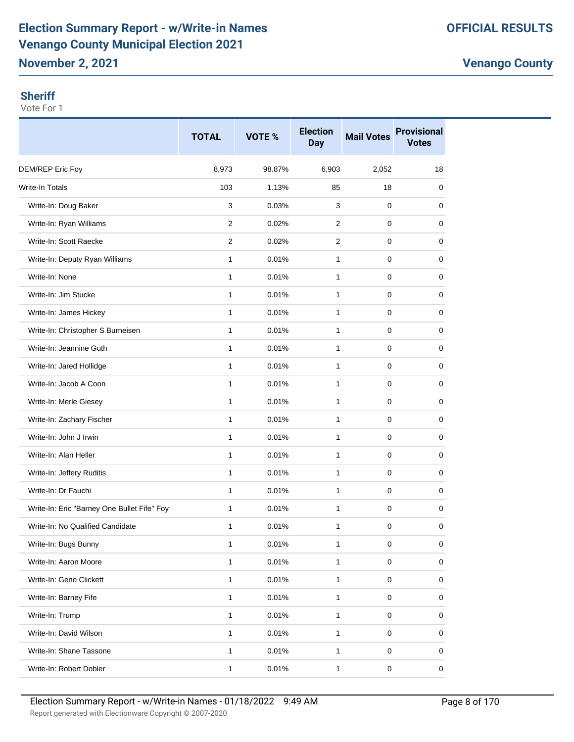# Election Summary Report - w/Write-in Names
# Venango County Municipal Election 2021
## November 2, 2021

**OFFICIAL RESULTS**

**Venango County**

### Sheriff

Vote For 1

| | TOTAL | VOTE % | Election Day | Mail Votes | Provisional Votes |
|---|---|---|---|---|---|
| DEM/REP Eric Foy | 8,973 | 98.87% | 6,903 | 2,052 | 18 |
| Write-In Totals | 103 | 1.13% | 85 | 18 | 0 |
| Write-In: Doug Baker | 3 | 0.03% | 3 | 0 | 0 |
| Write-In: Ryan Williams | 2 | 0.02% | 2 | 0 | 0 |
| Write-In: Scott Raecke | 2 | 0.02% | 2 | 0 | 0 |
| Write-In: Deputy Ryan Williams | 1 | 0.01% | 1 | 0 | 0 |
| Write-In: None | 1 | 0.01% | 1 | 0 | 0 |
| Write-In: Jim Stucke | 1 | 0.01% | 1 | 0 | 0 |
| Write-In: James Hickey | 1 | 0.01% | 1 | 0 | 0 |
| Write-In: Christopher S Burneisen | 1 | 0.01% | 1 | 0 | 0 |
| Write-In: Jeannine Guth | 1 | 0.01% | 1 | 0 | 0 |
| Write-In: Jared Hollidge | 1 | 0.01% | 1 | 0 | 0 |
| Write-In: Jacob A Coon | 1 | 0.01% | 1 | 0 | 0 |
| Write-In: Merle Giesey | 1 | 0.01% | 1 | 0 | 0 |
| Write-In: Zachary Fischer | 1 | 0.01% | 1 | 0 | 0 |
| Write-In: John J Irwin | 1 | 0.01% | 1 | 0 | 0 |
| Write-In: Alan Heller | 1 | 0.01% | 1 | 0 | 0 |
| Write-In: Jeffery Ruditis | 1 | 0.01% | 1 | 0 | 0 |
| Write-In: Dr Fauchi | 1 | 0.01% | 1 | 0 | 0 |
| Write-In: Eric "Barney One Bullet Fife" Foy | 1 | 0.01% | 1 | 0 | 0 |
| Write-In: No Qualified Candidate | 1 | 0.01% | 1 | 0 | 0 |
| Write-In: Bugs Bunny | 1 | 0.01% | 1 | 0 | 0 |
| Write-In: Aaron Moore | 1 | 0.01% | 1 | 0 | 0 |
| Write-In: Geno Clickett | 1 | 0.01% | 1 | 0 | 0 |
| Write-In: Barney Fife | 1 | 0.01% | 1 | 0 | 0 |
| Write-In: Trump | 1 | 0.01% | 1 | 0 | 0 |
| Write-In: David Wilson | 1 | 0.01% | 1 | 0 | 0 |
| Write-In: Shane Tassone | 1 | 0.01% | 1 | 0 | 0 |
| Write-In: Robert Dobler | 1 | 0.01% | 1 | 0 | 0 |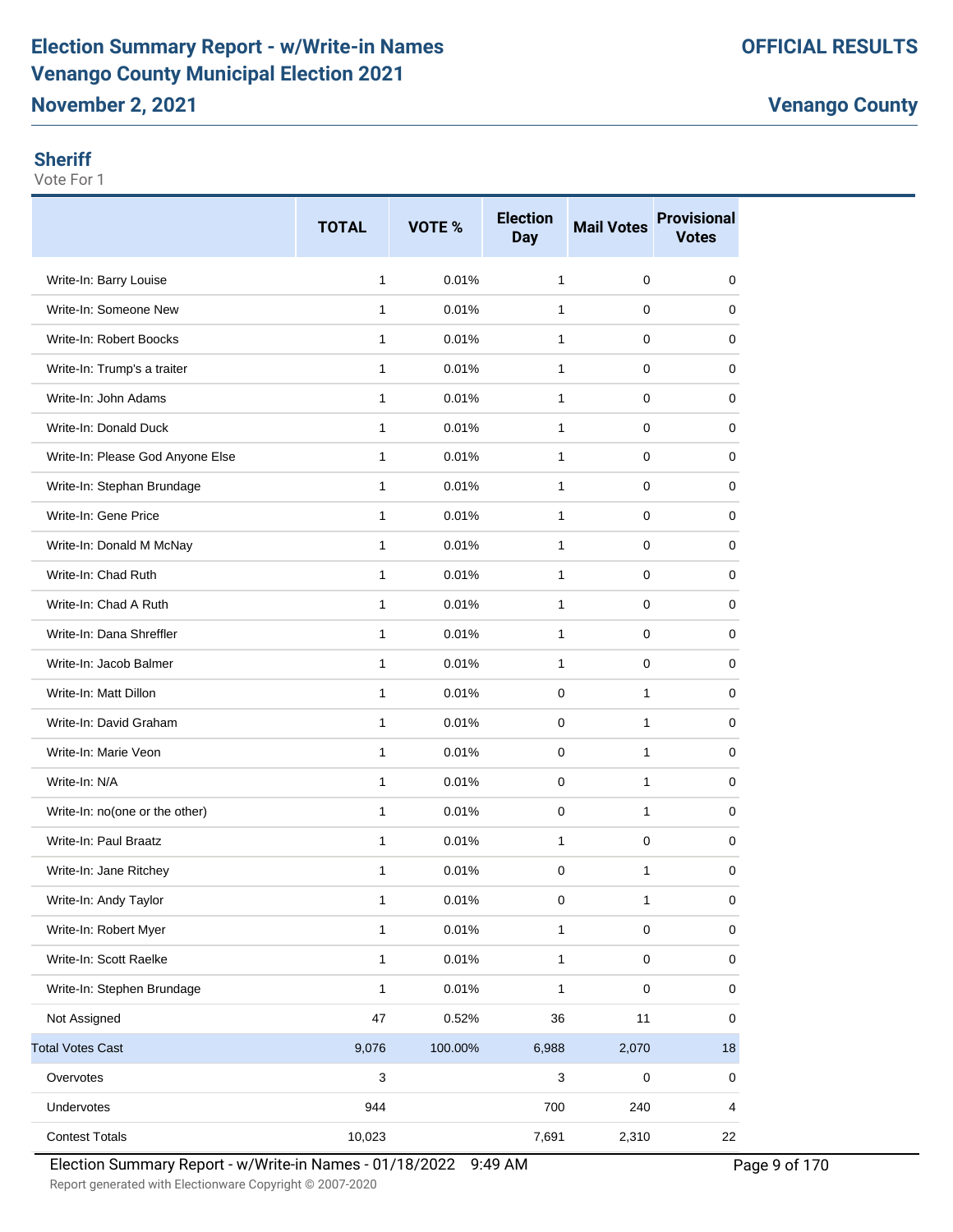# Election Summary Report - w/Write-in Names
# Venango County Municipal Election 2021
## November 2, 2021

**OFFICIAL RESULTS**

**Venango County**

### Sheriff
Vote For 1

| | TOTAL | VOTE % | Election Day | Mail Votes | Provisional Votes |
|---|---|---|---|---|---|
| Write-In: Barry Louise | 1 | 0.01% | 1 | 0 | 0 |
| Write-In: Someone New | 1 | 0.01% | 1 | 0 | 0 |
| Write-In: Robert Boocks | 1 | 0.01% | 1 | 0 | 0 |
| Write-In: Trump's a traiter | 1 | 0.01% | 1 | 0 | 0 |
| Write-In: John Adams | 1 | 0.01% | 1 | 0 | 0 |
| Write-In: Donald Duck | 1 | 0.01% | 1 | 0 | 0 |
| Write-In: Please God Anyone Else | 1 | 0.01% | 1 | 0 | 0 |
| Write-In: Stephan Brundage | 1 | 0.01% | 1 | 0 | 0 |
| Write-In: Gene Price | 1 | 0.01% | 1 | 0 | 0 |
| Write-In: Donald M McNay | 1 | 0.01% | 1 | 0 | 0 |
| Write-In: Chad Ruth | 1 | 0.01% | 1 | 0 | 0 |
| Write-In: Chad A Ruth | 1 | 0.01% | 1 | 0 | 0 |
| Write-In: Dana Shreffler | 1 | 0.01% | 1 | 0 | 0 |
| Write-In: Jacob Balmer | 1 | 0.01% | 1 | 0 | 0 |
| Write-In: Matt Dillon | 1 | 0.01% | 0 | 1 | 0 |
| Write-In: David Graham | 1 | 0.01% | 0 | 1 | 0 |
| Write-In: Marie Veon | 1 | 0.01% | 0 | 1 | 0 |
| Write-In: N/A | 1 | 0.01% | 0 | 1 | 0 |
| Write-In: no(one or the other) | 1 | 0.01% | 0 | 1 | 0 |
| Write-In: Paul Braatz | 1 | 0.01% | 1 | 0 | 0 |
| Write-In: Jane Ritchey | 1 | 0.01% | 0 | 1 | 0 |
| Write-In: Andy Taylor | 1 | 0.01% | 0 | 1 | 0 |
| Write-In: Robert Myer | 1 | 0.01% | 1 | 0 | 0 |
| Write-In: Scott Raelke | 1 | 0.01% | 1 | 0 | 0 |
| Write-In: Stephen Brundage | 1 | 0.01% | 1 | 0 | 0 |
| Not Assigned | 47 | 0.52% | 36 | 11 | 0 |
| Total Votes Cast | 9,076 | 100.00% | 6,988 | 2,070 | 18 |
| Overvotes | 3 | | 3 | 0 | 0 |
| Undervotes | 944 | | 700 | 240 | 4 |
| Contest Totals | 10,023 | | 7,691 | 2,310 | 22 |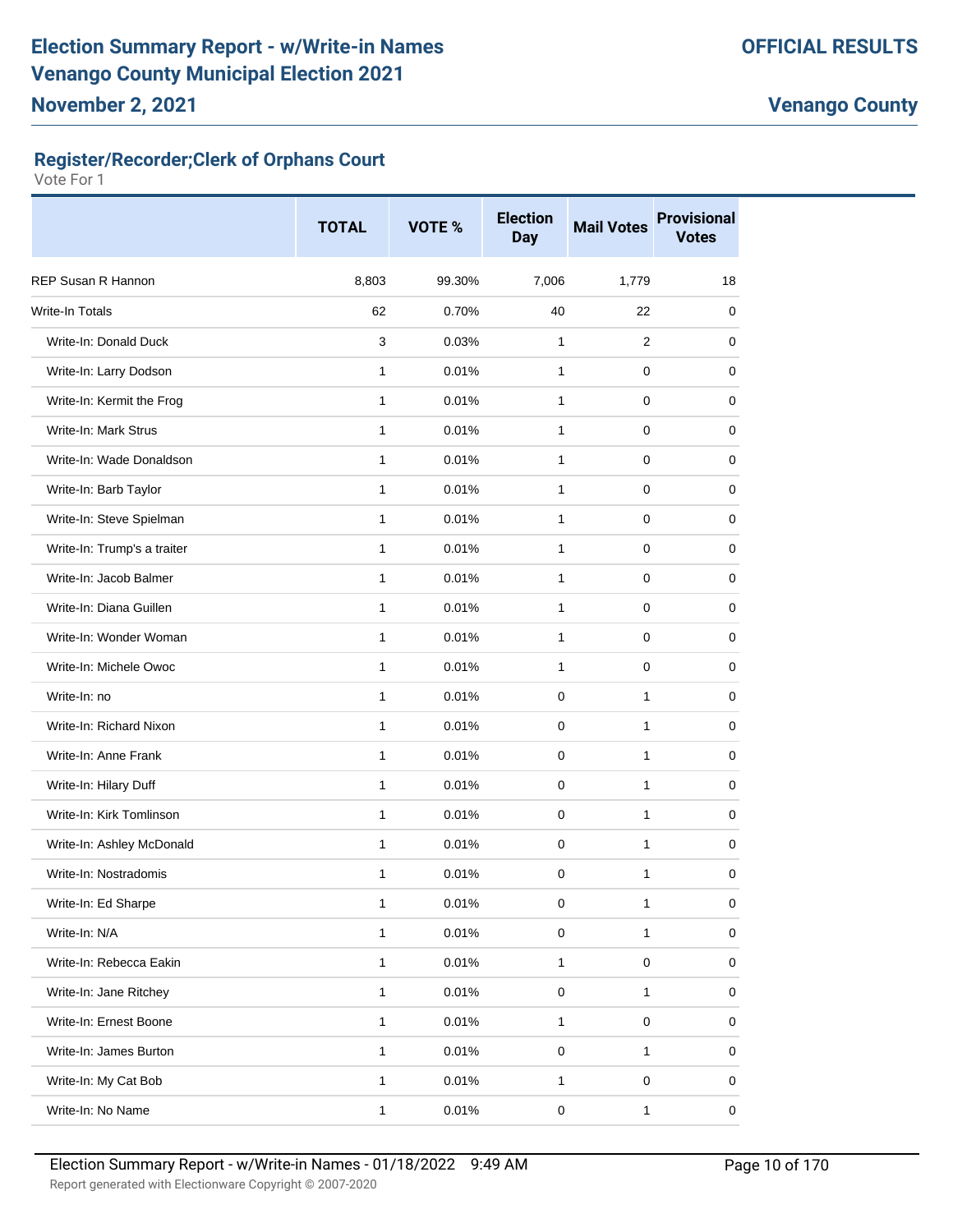# Election Summary Report - w/Write-in Names
# Venango County Municipal Election 2021
## November 2, 2021

**OFFICIAL RESULTS**

**Venango County**

### Register/Recorder;Clerk of Orphans Court

Vote For 1

| | TOTAL | VOTE % | Election Day | Mail Votes | Provisional Votes |
|---|---|---|---|---|---|
| REP Susan R Hannon | 8,803 | 99.30% | 7,006 | 1,779 | 18 |
| Write-In Totals | 62 | 0.70% | 40 | 22 | 0 |
| Write-In: Donald Duck | 3 | 0.03% | 1 | 2 | 0 |
| Write-In: Larry Dodson | 1 | 0.01% | 1 | 0 | 0 |
| Write-In: Kermit the Frog | 1 | 0.01% | 1 | 0 | 0 |
| Write-In: Mark Strus | 1 | 0.01% | 1 | 0 | 0 |
| Write-In: Wade Donaldson | 1 | 0.01% | 1 | 0 | 0 |
| Write-In: Barb Taylor | 1 | 0.01% | 1 | 0 | 0 |
| Write-In: Steve Spielman | 1 | 0.01% | 1 | 0 | 0 |
| Write-In: Trump's a traiter | 1 | 0.01% | 1 | 0 | 0 |
| Write-In: Jacob Balmer | 1 | 0.01% | 1 | 0 | 0 |
| Write-In: Diana Guillen | 1 | 0.01% | 1 | 0 | 0 |
| Write-In: Wonder Woman | 1 | 0.01% | 1 | 0 | 0 |
| Write-In: Michele Owoc | 1 | 0.01% | 1 | 0 | 0 |
| Write-In: no | 1 | 0.01% | 0 | 1 | 0 |
| Write-In: Richard Nixon | 1 | 0.01% | 0 | 1 | 0 |
| Write-In: Anne Frank | 1 | 0.01% | 0 | 1 | 0 |
| Write-In: Hilary Duff | 1 | 0.01% | 0 | 1 | 0 |
| Write-In: Kirk Tomlinson | 1 | 0.01% | 0 | 1 | 0 |
| Write-In: Ashley McDonald | 1 | 0.01% | 0 | 1 | 0 |
| Write-In: Nostradomis | 1 | 0.01% | 0 | 1 | 0 |
| Write-In: Ed Sharpe | 1 | 0.01% | 0 | 1 | 0 |
| Write-In: N/A | 1 | 0.01% | 0 | 1 | 0 |
| Write-In: Rebecca Eakin | 1 | 0.01% | 1 | 0 | 0 |
| Write-In: Jane Ritchey | 1 | 0.01% | 0 | 1 | 0 |
| Write-In: Ernest Boone | 1 | 0.01% | 1 | 0 | 0 |
| Write-In: James Burton | 1 | 0.01% | 0 | 1 | 0 |
| Write-In: My Cat Bob | 1 | 0.01% | 1 | 0 | 0 |
| Write-In: No Name | 1 | 0.01% | 0 | 1 | 0 |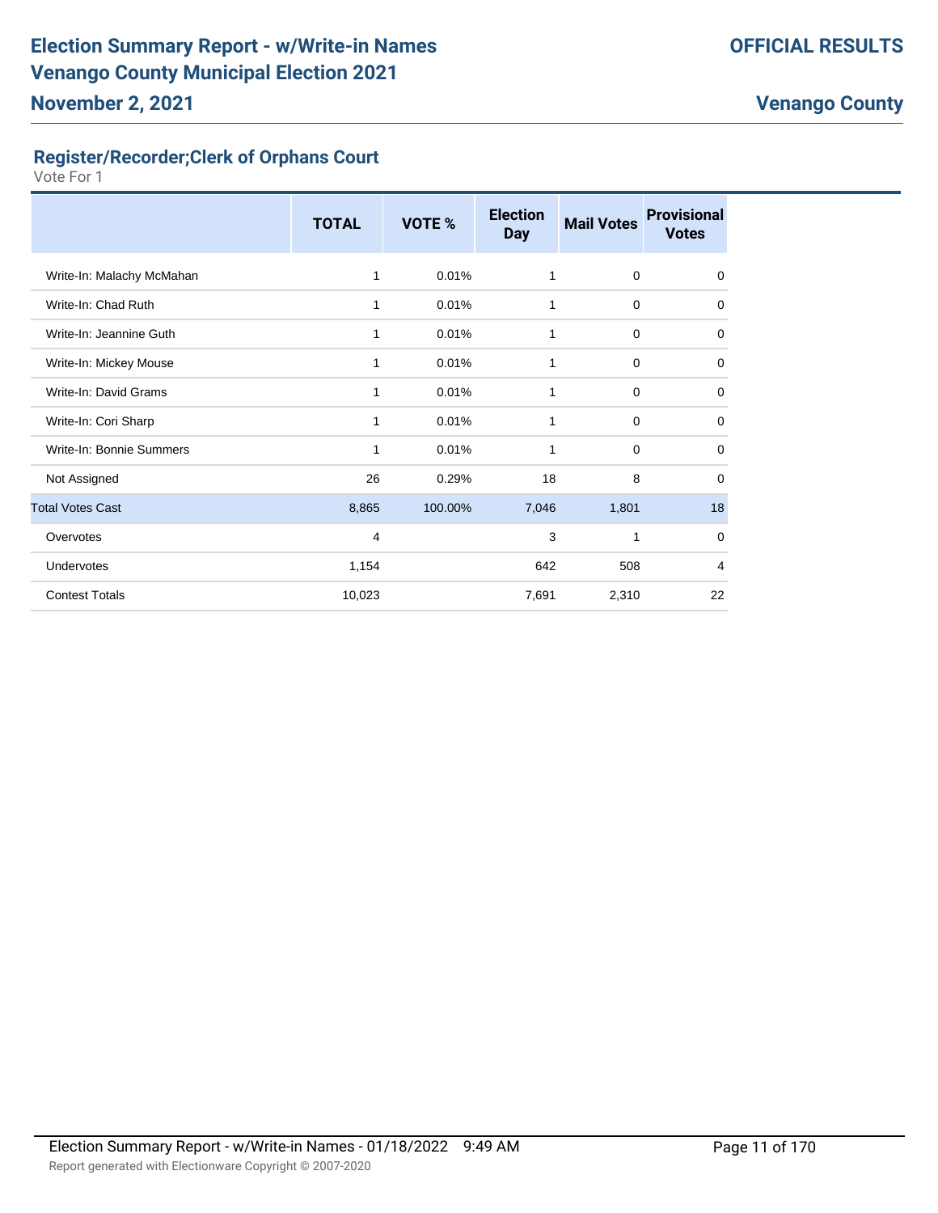# Election Summary Report - w/Write-in Names
# Venango County Municipal Election 2021
## November 2, 2021

**OFFICIAL RESULTS**

**Venango County**

### Register/Recorder;Clerk of Orphans Court

Vote For 1

| | TOTAL | VOTE % | Election Day | Mail Votes | Provisional Votes |
|---|---|---|---|---|---|
| Write-In: Malachy McMahan | 1 | 0.01% | 1 | 0 | 0 |
| Write-In: Chad Ruth | 1 | 0.01% | 1 | 0 | 0 |
| Write-In: Jeannine Guth | 1 | 0.01% | 1 | 0 | 0 |
| Write-In: Mickey Mouse | 1 | 0.01% | 1 | 0 | 0 |
| Write-In: David Grams | 1 | 0.01% | 1 | 0 | 0 |
| Write-In: Cori Sharp | 1 | 0.01% | 1 | 0 | 0 |
| Write-In: Bonnie Summers | 1 | 0.01% | 1 | 0 | 0 |
| Not Assigned | 26 | 0.29% | 18 | 8 | 0 |
| Total Votes Cast | 8,865 | 100.00% | 7,046 | 1,801 | 18 |
| Overvotes | 4 | | 3 | 1 | 0 |
| Undervotes | 1,154 | | 642 | 508 | 4 |
| Contest Totals | 10,023 | | 7,691 | 2,310 | 22 |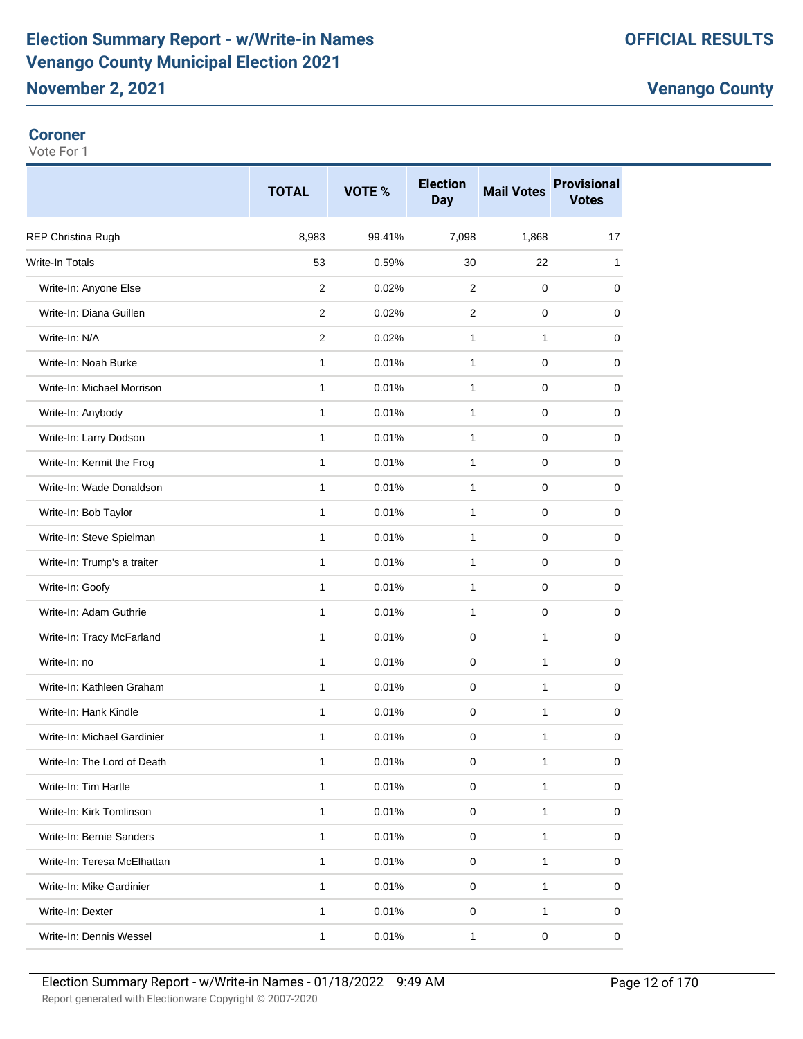# Election Summary Report - w/Write-in Names
# Venango County Municipal Election 2021
## November 2, 2021

**OFFICIAL RESULTS**

**Venango County**

### Coroner

Vote For 1

| | TOTAL | VOTE % | Election Day | Mail Votes | Provisional Votes |
|---|---|---|---|---|---|
| REP Christina Rugh | 8,983 | 99.41% | 7,098 | 1,868 | 17 |
| Write-In Totals | 53 | 0.59% | 30 | 22 | 1 |
| Write-In: Anyone Else | 2 | 0.02% | 2 | 0 | 0 |
| Write-In: Diana Guillen | 2 | 0.02% | 2 | 0 | 0 |
| Write-In: N/A | 2 | 0.02% | 1 | 1 | 0 |
| Write-In: Noah Burke | 1 | 0.01% | 1 | 0 | 0 |
| Write-In: Michael Morrison | 1 | 0.01% | 1 | 0 | 0 |
| Write-In: Anybody | 1 | 0.01% | 1 | 0 | 0 |
| Write-In: Larry Dodson | 1 | 0.01% | 1 | 0 | 0 |
| Write-In: Kermit the Frog | 1 | 0.01% | 1 | 0 | 0 |
| Write-In: Wade Donaldson | 1 | 0.01% | 1 | 0 | 0 |
| Write-In: Bob Taylor | 1 | 0.01% | 1 | 0 | 0 |
| Write-In: Steve Spielman | 1 | 0.01% | 1 | 0 | 0 |
| Write-In: Trump's a traiter | 1 | 0.01% | 1 | 0 | 0 |
| Write-In: Goofy | 1 | 0.01% | 1 | 0 | 0 |
| Write-In: Adam Guthrie | 1 | 0.01% | 1 | 0 | 0 |
| Write-In: Tracy McFarland | 1 | 0.01% | 0 | 1 | 0 |
| Write-In: no | 1 | 0.01% | 0 | 1 | 0 |
| Write-In: Kathleen Graham | 1 | 0.01% | 0 | 1 | 0 |
| Write-In: Hank Kindle | 1 | 0.01% | 0 | 1 | 0 |
| Write-In: Michael Gardinier | 1 | 0.01% | 0 | 1 | 0 |
| Write-In: The Lord of Death | 1 | 0.01% | 0 | 1 | 0 |
| Write-In: Tim Hartle | 1 | 0.01% | 0 | 1 | 0 |
| Write-In: Kirk Tomlinson | 1 | 0.01% | 0 | 1 | 0 |
| Write-In: Bernie Sanders | 1 | 0.01% | 0 | 1 | 0 |
| Write-In: Teresa McElhattan | 1 | 0.01% | 0 | 1 | 0 |
| Write-In: Mike Gardinier | 1 | 0.01% | 0 | 1 | 0 |
| Write-In: Dexter | 1 | 0.01% | 0 | 1 | 0 |
| Write-In: Dennis Wessel | 1 | 0.01% | 1 | 0 | 0 |

Election Summary Report - w/Write-in Names - 01/18/2022 9:49 AM

Report generated with Electionware Copyright © 2007-2020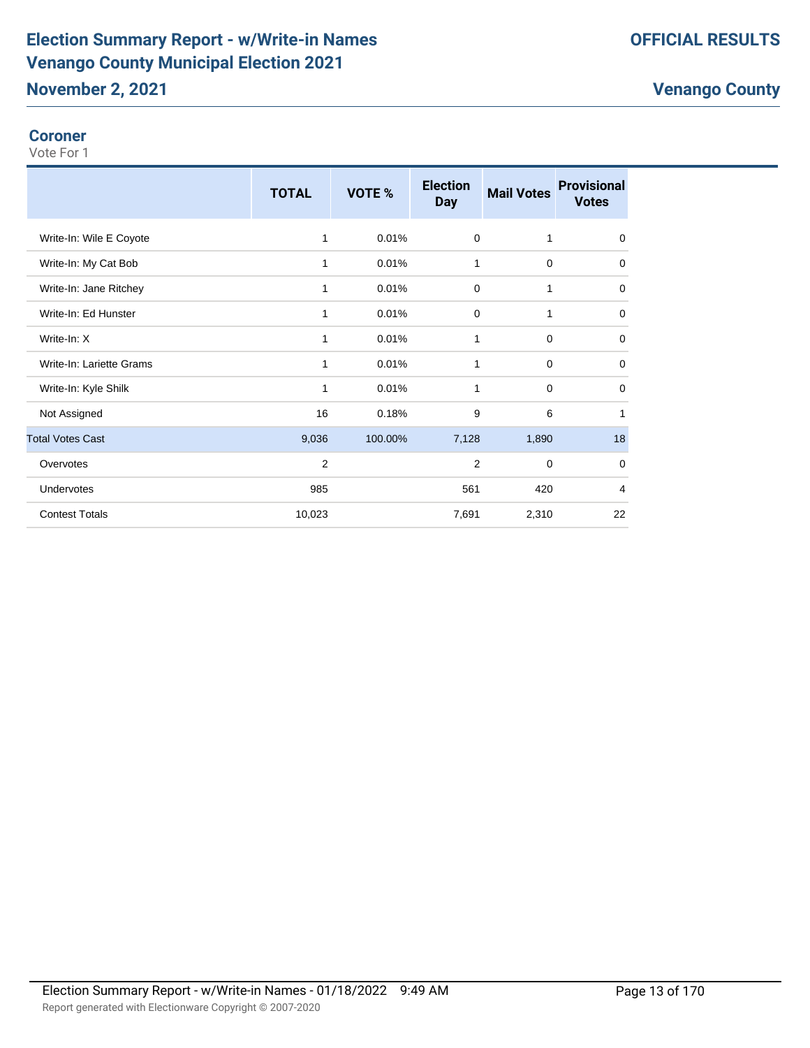## Coroner

Vote For 1

| | TOTAL | VOTE % | Election Day | Mail Votes | Provisional Votes |
|---|---|---|---|---|---|
| Write-In: Wile E Coyote | 1 | 0.01% | 0 | 1 | 0 |
| Write-In: My Cat Bob | 1 | 0.01% | 1 | 0 | 0 |
| Write-In: Jane Ritchey | 1 | 0.01% | 0 | 1 | 0 |
| Write-In: Ed Hunster | 1 | 0.01% | 0 | 1 | 0 |
| Write-In: X | 1 | 0.01% | 1 | 0 | 0 |
| Write-In: Lariette Grams | 1 | 0.01% | 1 | 0 | 0 |
| Write-In: Kyle Shilk | 1 | 0.01% | 1 | 0 | 0 |
| Not Assigned | 16 | 0.18% | 9 | 6 | 1 |
| Total Votes Cast | 9,036 | 100.00% | 7,128 | 1,890 | 18 |
| Overvotes | 2 | | 2 | 0 | 0 |
| Undervotes | 985 | | 561 | 420 | 4 |
| Contest Totals | 10,023 | | 7,691 | 2,310 | 22 |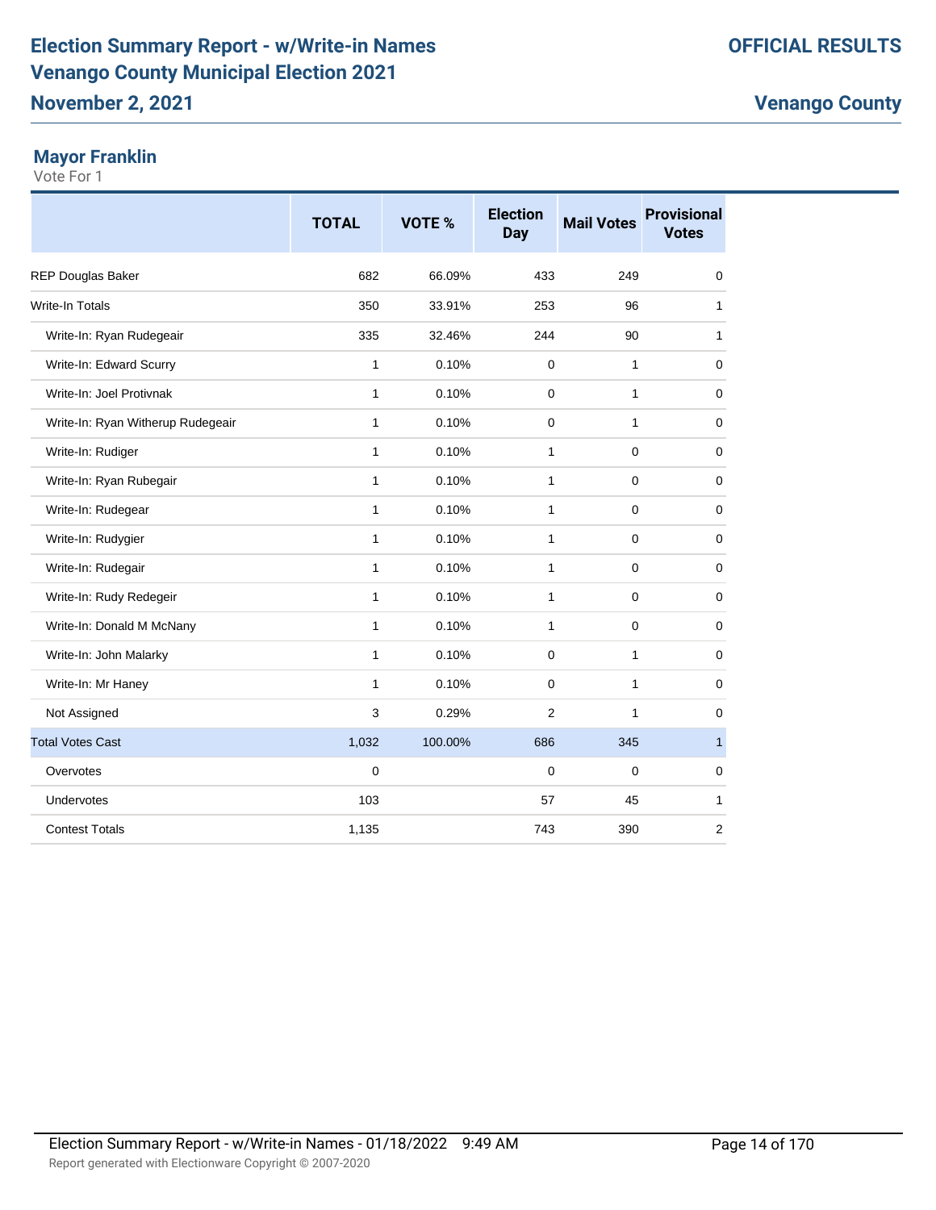# Election Summary Report - w/Write-in Names
# Venango County Municipal Election 2021

**OFFICIAL RESULTS**

**November 2, 2021**

**Venango County**

## Mayor Franklin

Vote For 1

| | TOTAL | VOTE % | Election Day | Mail Votes | Provisional Votes |
|---|---|---|---|---|---|
| REP Douglas Baker | 682 | 66.09% | 433 | 249 | 0 |
| Write-In Totals | 350 | 33.91% | 253 | 96 | 1 |
| Write-In: Ryan Rudegeair | 335 | 32.46% | 244 | 90 | 1 |
| Write-In: Edward Scurry | 1 | 0.10% | 0 | 1 | 0 |
| Write-In: Joel Protivnak | 1 | 0.10% | 0 | 1 | 0 |
| Write-In: Ryan Witherup Rudegeair | 1 | 0.10% | 0 | 1 | 0 |
| Write-In: Rudiger | 1 | 0.10% | 1 | 0 | 0 |
| Write-In: Ryan Rubegair | 1 | 0.10% | 1 | 0 | 0 |
| Write-In: Rudegear | 1 | 0.10% | 1 | 0 | 0 |
| Write-In: Rudygier | 1 | 0.10% | 1 | 0 | 0 |
| Write-In: Rudegair | 1 | 0.10% | 1 | 0 | 0 |
| Write-In: Rudy Redegeir | 1 | 0.10% | 1 | 0 | 0 |
| Write-In: Donald M McNany | 1 | 0.10% | 1 | 0 | 0 |
| Write-In: John Malarky | 1 | 0.10% | 0 | 1 | 0 |
| Write-In: Mr Haney | 1 | 0.10% | 0 | 1 | 0 |
| Not Assigned | 3 | 0.29% | 2 | 1 | 0 |
| Total Votes Cast | 1,032 | 100.00% | 686 | 345 | 1 |
| Overvotes | 0 | | 0 | 0 | 0 |
| Undervotes | 103 | | 57 | 45 | 1 |
| Contest Totals | 1,135 | | 743 | 390 | 2 |

Election Summary Report - w/Write-in Names - 01/18/2022 9:49 AM

Report generated with Electionware Copyright © 2007-2020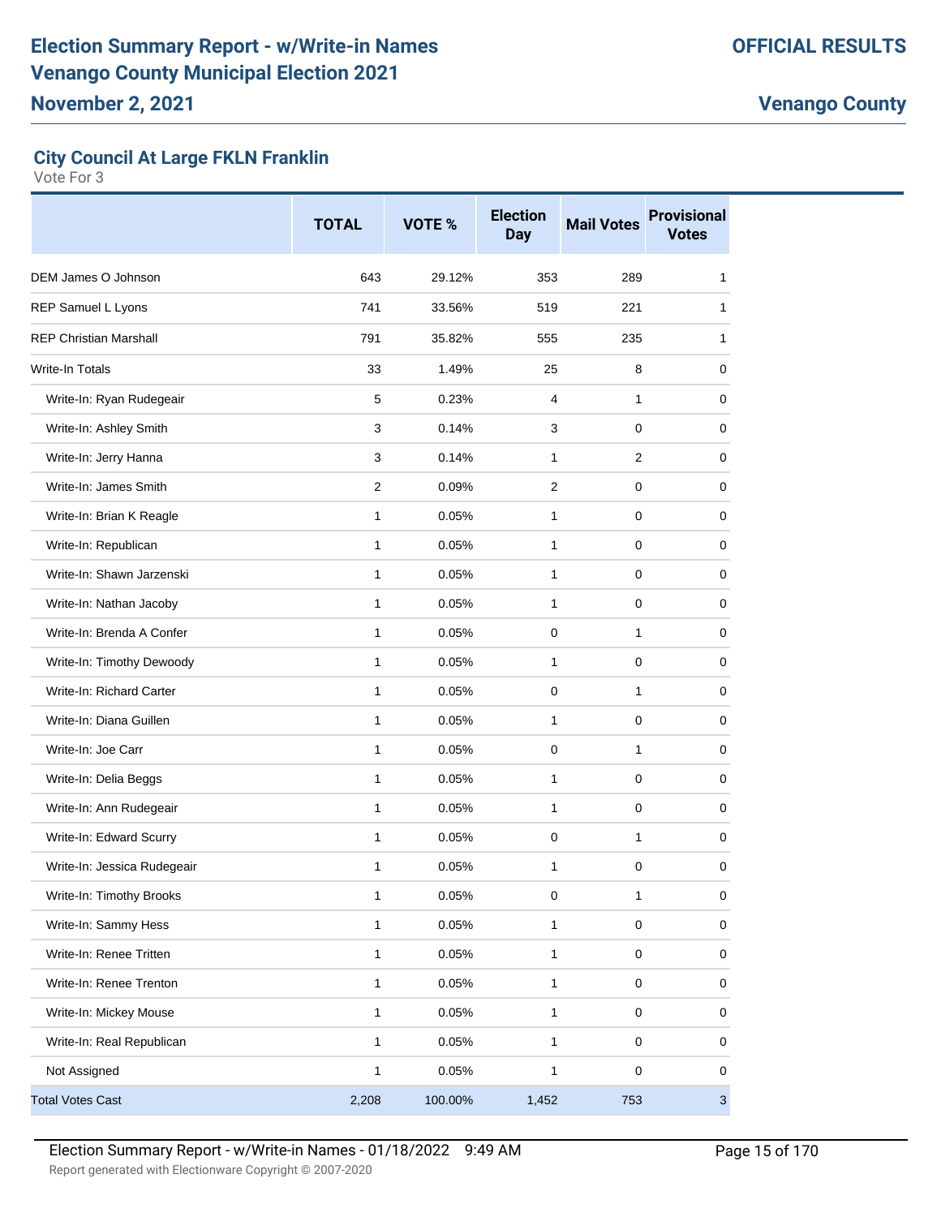# Election Summary Report - w/Write-in Names
# Venango County Municipal Election 2021

**OFFICIAL RESULTS**

**November 2, 2021**

**Venango County**

## City Council At Large FKLN Franklin

Vote For 3

| | TOTAL | VOTE % | Election Day | Mail Votes | Provisional Votes |
|---|---|---|---|---|---|
| DEM James O Johnson | 643 | 29.12% | 353 | 289 | 1 |
| REP Samuel L Lyons | 741 | 33.56% | 519 | 221 | 1 |
| REP Christian Marshall | 791 | 35.82% | 555 | 235 | 1 |
| Write-In Totals | 33 | 1.49% | 25 | 8 | 0 |
| Write-In: Ryan Rudegeair | 5 | 0.23% | 4 | 1 | 0 |
| Write-In: Ashley Smith | 3 | 0.14% | 3 | 0 | 0 |
| Write-In: Jerry Hanna | 3 | 0.14% | 1 | 2 | 0 |
| Write-In: James Smith | 2 | 0.09% | 2 | 0 | 0 |
| Write-In: Brian K Reagle | 1 | 0.05% | 1 | 0 | 0 |
| Write-In: Republican | 1 | 0.05% | 1 | 0 | 0 |
| Write-In: Shawn Jarzenski | 1 | 0.05% | 1 | 0 | 0 |
| Write-In: Nathan Jacoby | 1 | 0.05% | 1 | 0 | 0 |
| Write-In: Brenda A Confer | 1 | 0.05% | 0 | 1 | 0 |
| Write-In: Timothy Dewoody | 1 | 0.05% | 1 | 0 | 0 |
| Write-In: Richard Carter | 1 | 0.05% | 0 | 1 | 0 |
| Write-In: Diana Guillen | 1 | 0.05% | 1 | 0 | 0 |
| Write-In: Joe Carr | 1 | 0.05% | 0 | 1 | 0 |
| Write-In: Delia Beggs | 1 | 0.05% | 1 | 0 | 0 |
| Write-In: Ann Rudegeair | 1 | 0.05% | 1 | 0 | 0 |
| Write-In: Edward Scurry | 1 | 0.05% | 0 | 1 | 0 |
| Write-In: Jessica Rudegeair | 1 | 0.05% | 1 | 0 | 0 |
| Write-In: Timothy Brooks | 1 | 0.05% | 0 | 1 | 0 |
| Write-In: Sammy Hess | 1 | 0.05% | 1 | 0 | 0 |
| Write-In: Renee Tritten | 1 | 0.05% | 1 | 0 | 0 |
| Write-In: Renee Trenton | 1 | 0.05% | 1 | 0 | 0 |
| Write-In: Mickey Mouse | 1 | 0.05% | 1 | 0 | 0 |
| Write-In: Real Republican | 1 | 0.05% | 1 | 0 | 0 |
| Not Assigned | 1 | 0.05% | 1 | 0 | 0 |
| Total Votes Cast | 2,208 | 100.00% | 1,452 | 753 | 3 |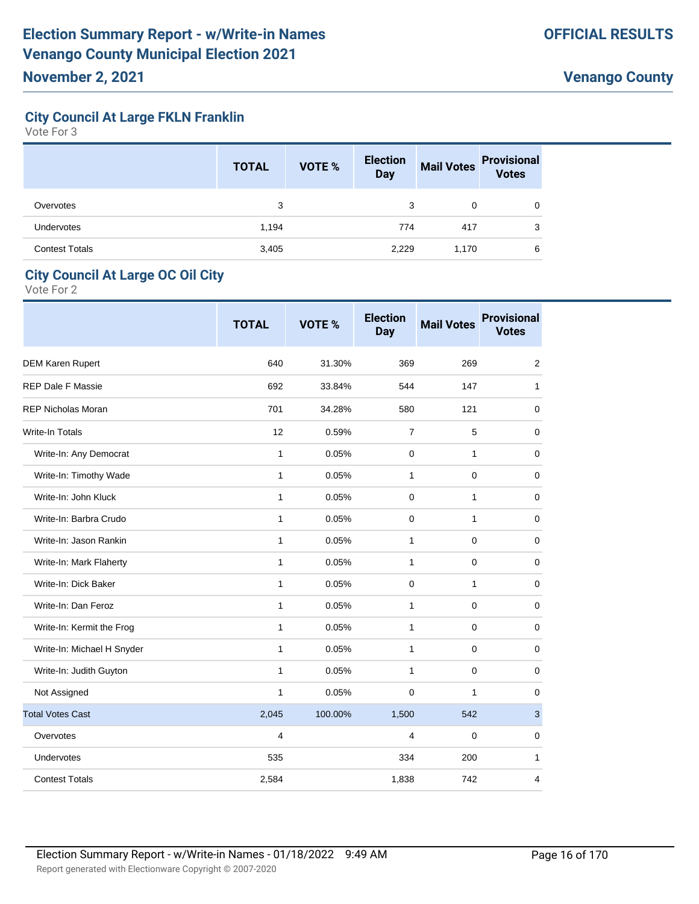## City Council At Large FKLN Franklin

Vote For 3

| | TOTAL | VOTE % | Election Day | Mail Votes | Provisional Votes |
|---|---|---|---|---|---|
| Overvotes | 3 | | 3 | 0 | 0 |
| Undervotes | 1,194 | | 774 | 417 | 3 |
| Contest Totals | 3,405 | | 2,229 | 1,170 | 6 |

## City Council At Large OC Oil City

Vote For 2

| | TOTAL | VOTE % | Election Day | Mail Votes | Provisional Votes |
|---|---|---|---|---|---|
| DEM Karen Rupert | 640 | 31.30% | 369 | 269 | 2 |
| REP Dale F Massie | 692 | 33.84% | 544 | 147 | 1 |
| REP Nicholas Moran | 701 | 34.28% | 580 | 121 | 0 |
| Write-In Totals | 12 | 0.59% | 7 | 5 | 0 |
| Write-In: Any Democrat | 1 | 0.05% | 0 | 1 | 0 |
| Write-In: Timothy Wade | 1 | 0.05% | 1 | 0 | 0 |
| Write-In: John Kluck | 1 | 0.05% | 0 | 1 | 0 |
| Write-In: Barbra Crudo | 1 | 0.05% | 0 | 1 | 0 |
| Write-In: Jason Rankin | 1 | 0.05% | 1 | 0 | 0 |
| Write-In: Mark Flaherty | 1 | 0.05% | 1 | 0 | 0 |
| Write-In: Dick Baker | 1 | 0.05% | 0 | 1 | 0 |
| Write-In: Dan Feroz | 1 | 0.05% | 1 | 0 | 0 |
| Write-In: Kermit the Frog | 1 | 0.05% | 1 | 0 | 0 |
| Write-In: Michael H Snyder | 1 | 0.05% | 1 | 0 | 0 |
| Write-In: Judith Guyton | 1 | 0.05% | 1 | 0 | 0 |
| Not Assigned | 1 | 0.05% | 0 | 1 | 0 |
| Total Votes Cast | 2,045 | 100.00% | 1,500 | 542 | 3 |
| Overvotes | 4 | | 4 | 0 | 0 |
| Undervotes | 535 | | 334 | 200 | 1 |
| Contest Totals | 2,584 | | 1,838 | 742 | 4 |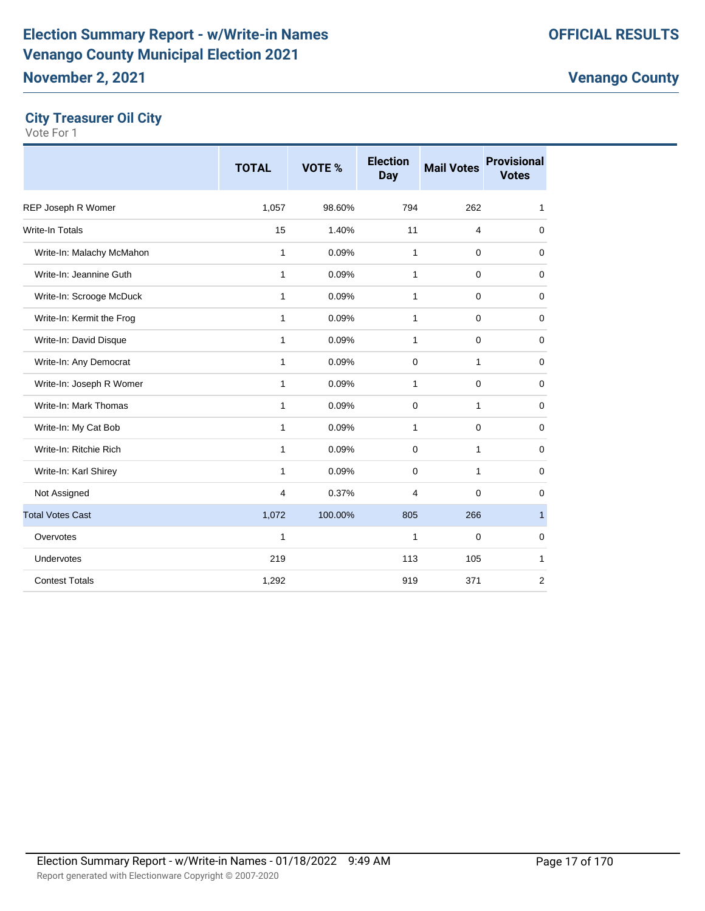# Election Summary Report - w/Write-in Names
# Venango County Municipal Election 2021
## November 2, 2021

**OFFICIAL RESULTS**

**Venango County**

### City Treasurer Oil City

Vote For 1

| | TOTAL | VOTE % | Election Day | Mail Votes | Provisional Votes |
|---|---|---|---|---|---|
| REP Joseph R Womer | 1,057 | 98.60% | 794 | 262 | 1 |
| Write-In Totals | 15 | 1.40% | 11 | 4 | 0 |
| Write-In: Malachy McMahon | 1 | 0.09% | 1 | 0 | 0 |
| Write-In: Jeannine Guth | 1 | 0.09% | 1 | 0 | 0 |
| Write-In: Scrooge McDuck | 1 | 0.09% | 1 | 0 | 0 |
| Write-In: Kermit the Frog | 1 | 0.09% | 1 | 0 | 0 |
| Write-In: David Disque | 1 | 0.09% | 1 | 0 | 0 |
| Write-In: Any Democrat | 1 | 0.09% | 0 | 1 | 0 |
| Write-In: Joseph R Womer | 1 | 0.09% | 1 | 0 | 0 |
| Write-In: Mark Thomas | 1 | 0.09% | 0 | 1 | 0 |
| Write-In: My Cat Bob | 1 | 0.09% | 1 | 0 | 0 |
| Write-In: Ritchie Rich | 1 | 0.09% | 0 | 1 | 0 |
| Write-In: Karl Shirey | 1 | 0.09% | 0 | 1 | 0 |
| Not Assigned | 4 | 0.37% | 4 | 0 | 0 |
| Total Votes Cast | 1,072 | 100.00% | 805 | 266 | 1 |
| Overvotes | 1 | | 1 | 0 | 0 |
| Undervotes | 219 | | 113 | 105 | 1 |
| Contest Totals | 1,292 | | 919 | 371 | 2 |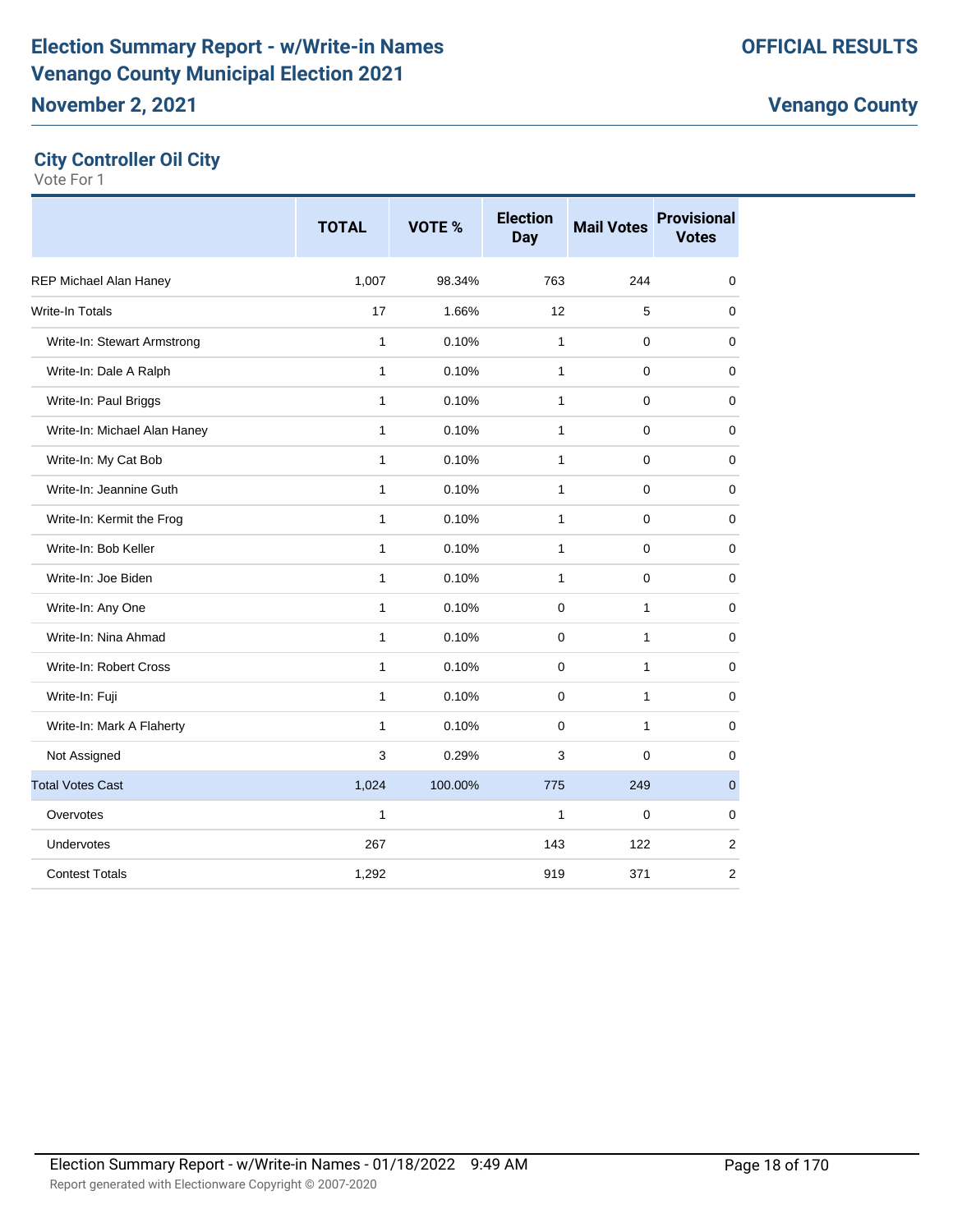# Election Summary Report - w/Write-in Names
# Venango County Municipal Election 2021
## November 2, 2021

**OFFICIAL RESULTS**

**Venango County**

### City Controller Oil City

Vote For 1

| | TOTAL | VOTE % | Election Day | Mail Votes | Provisional Votes |
|---|---|---|---|---|---|
| REP Michael Alan Haney | 1,007 | 98.34% | 763 | 244 | 0 |
| Write-In Totals | 17 | 1.66% | 12 | 5 | 0 |
| Write-In: Stewart Armstrong | 1 | 0.10% | 1 | 0 | 0 |
| Write-In: Dale A Ralph | 1 | 0.10% | 1 | 0 | 0 |
| Write-In: Paul Briggs | 1 | 0.10% | 1 | 0 | 0 |
| Write-In: Michael Alan Haney | 1 | 0.10% | 1 | 0 | 0 |
| Write-In: My Cat Bob | 1 | 0.10% | 1 | 0 | 0 |
| Write-In: Jeannine Guth | 1 | 0.10% | 1 | 0 | 0 |
| Write-In: Kermit the Frog | 1 | 0.10% | 1 | 0 | 0 |
| Write-In: Bob Keller | 1 | 0.10% | 1 | 0 | 0 |
| Write-In: Joe Biden | 1 | 0.10% | 1 | 0 | 0 |
| Write-In: Any One | 1 | 0.10% | 0 | 1 | 0 |
| Write-In: Nina Ahmad | 1 | 0.10% | 0 | 1 | 0 |
| Write-In: Robert Cross | 1 | 0.10% | 0 | 1 | 0 |
| Write-In: Fuji | 1 | 0.10% | 0 | 1 | 0 |
| Write-In: Mark A Flaherty | 1 | 0.10% | 0 | 1 | 0 |
| Not Assigned | 3 | 0.29% | 3 | 0 | 0 |
| Total Votes Cast | 1,024 | 100.00% | 775 | 249 | 0 |
| Overvotes | 1 | | 1 | 0 | 0 |
| Undervotes | 267 | | 143 | 122 | 2 |
| Contest Totals | 1,292 | | 919 | 371 | 2 |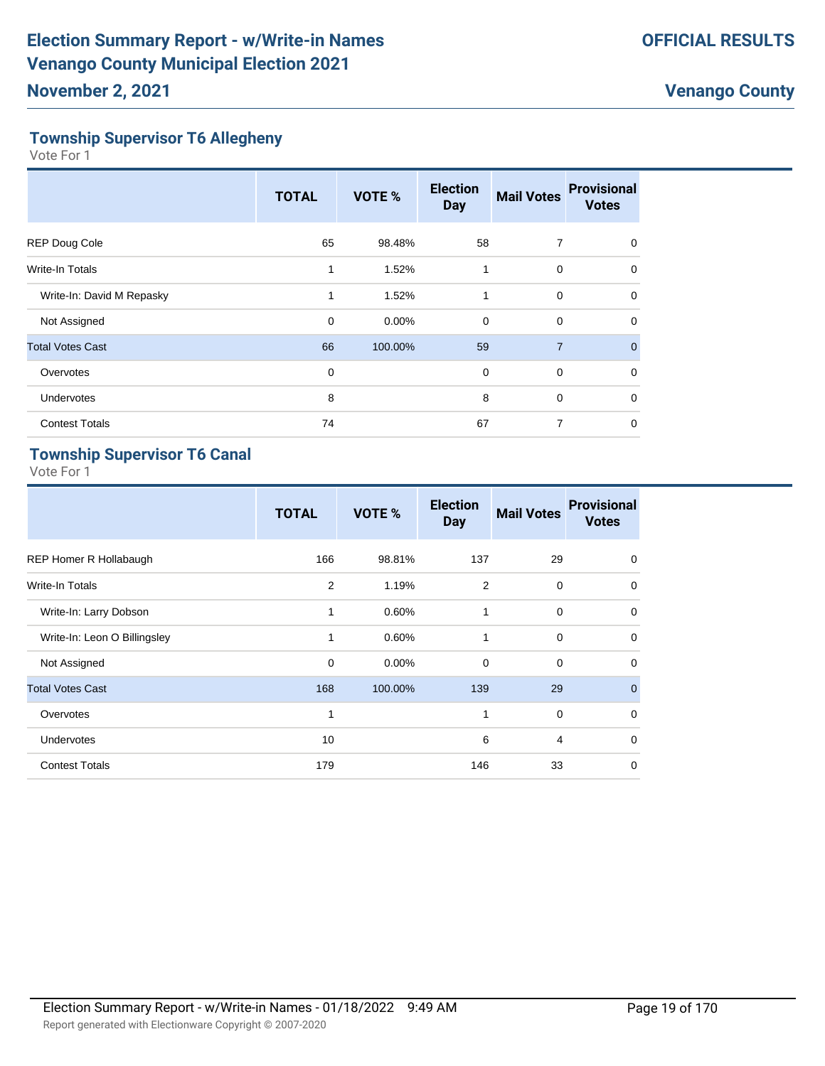## Township Supervisor T6 Allegheny

Vote For 1

| | TOTAL | VOTE % | Election Day | Mail Votes | Provisional Votes |
|---|---|---|---|---|---|
| REP Doug Cole | 65 | 98.48% | 58 | 7 | 0 |
| Write-In Totals | 1 | 1.52% | 1 | 0 | 0 |
| Write-In: David M Repasky | 1 | 1.52% | 1 | 0 | 0 |
| Not Assigned | 0 | 0.00% | 0 | 0 | 0 |
| Total Votes Cast | 66 | 100.00% | 59 | 7 | 0 |
| Overvotes | 0 | | 0 | 0 | 0 |
| Undervotes | 8 | | 8 | 0 | 0 |
| Contest Totals | 74 | | 67 | 7 | 0 |

## Township Supervisor T6 Canal

Vote For 1

| | TOTAL | VOTE % | Election Day | Mail Votes | Provisional Votes |
|---|---|---|---|---|---|
| REP Homer R Hollabaugh | 166 | 98.81% | 137 | 29 | 0 |
| Write-In Totals | 2 | 1.19% | 2 | 0 | 0 |
| Write-In: Larry Dobson | 1 | 0.60% | 1 | 0 | 0 |
| Write-In: Leon O Billingsley | 1 | 0.60% | 1 | 0 | 0 |
| Not Assigned | 0 | 0.00% | 0 | 0 | 0 |
| Total Votes Cast | 168 | 100.00% | 139 | 29 | 0 |
| Overvotes | 1 | | 1 | 0 | 0 |
| Undervotes | 10 | | 6 | 4 | 0 |
| Contest Totals | 179 | | 146 | 33 | 0 |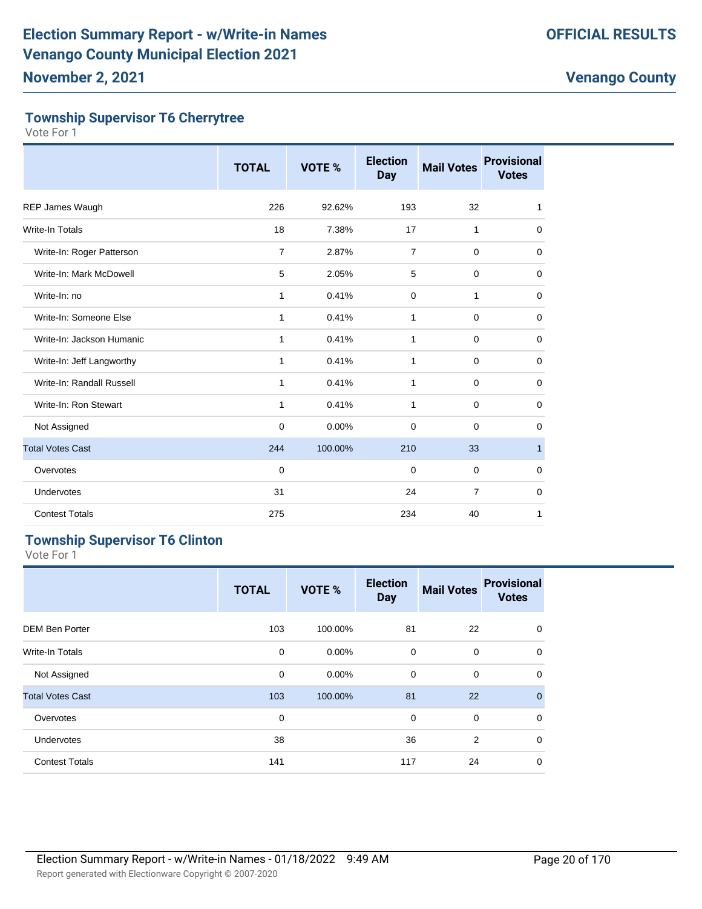## Township Supervisor T6 Cherrytree

Vote For 1

| | TOTAL | VOTE % | Election Day | Mail Votes | Provisional Votes |
|---|---|---|---|---|---|
| REP James Waugh | 226 | 92.62% | 193 | 32 | 1 |
| Write-In Totals | 18 | 7.38% | 17 | 1 | 0 |
| Write-In: Roger Patterson | 7 | 2.87% | 7 | 0 | 0 |
| Write-In: Mark McDowell | 5 | 2.05% | 5 | 0 | 0 |
| Write-In: no | 1 | 0.41% | 0 | 1 | 0 |
| Write-In: Someone Else | 1 | 0.41% | 1 | 0 | 0 |
| Write-In: Jackson Humanic | 1 | 0.41% | 1 | 0 | 0 |
| Write-In: Jeff Langworthy | 1 | 0.41% | 1 | 0 | 0 |
| Write-In: Randall Russell | 1 | 0.41% | 1 | 0 | 0 |
| Write-In: Ron Stewart | 1 | 0.41% | 1 | 0 | 0 |
| Not Assigned | 0 | 0.00% | 0 | 0 | 0 |
| Total Votes Cast | 244 | 100.00% | 210 | 33 | 1 |
| Overvotes | 0 | | 0 | 0 | 0 |
| Undervotes | 31 | | 24 | 7 | 0 |
| Contest Totals | 275 | | 234 | 40 | 1 |

## Township Supervisor T6 Clinton

Vote For 1

| | TOTAL | VOTE % | Election Day | Mail Votes | Provisional Votes |
|---|---|---|---|---|---|
| DEM Ben Porter | 103 | 100.00% | 81 | 22 | 0 |
| Write-In Totals | 0 | 0.00% | 0 | 0 | 0 |
| Not Assigned | 0 | 0.00% | 0 | 0 | 0 |
| Total Votes Cast | 103 | 100.00% | 81 | 22 | 0 |
| Overvotes | 0 | | 0 | 0 | 0 |
| Undervotes | 38 | | 36 | 2 | 0 |
| Contest Totals | 141 | | 117 | 24 | 0 |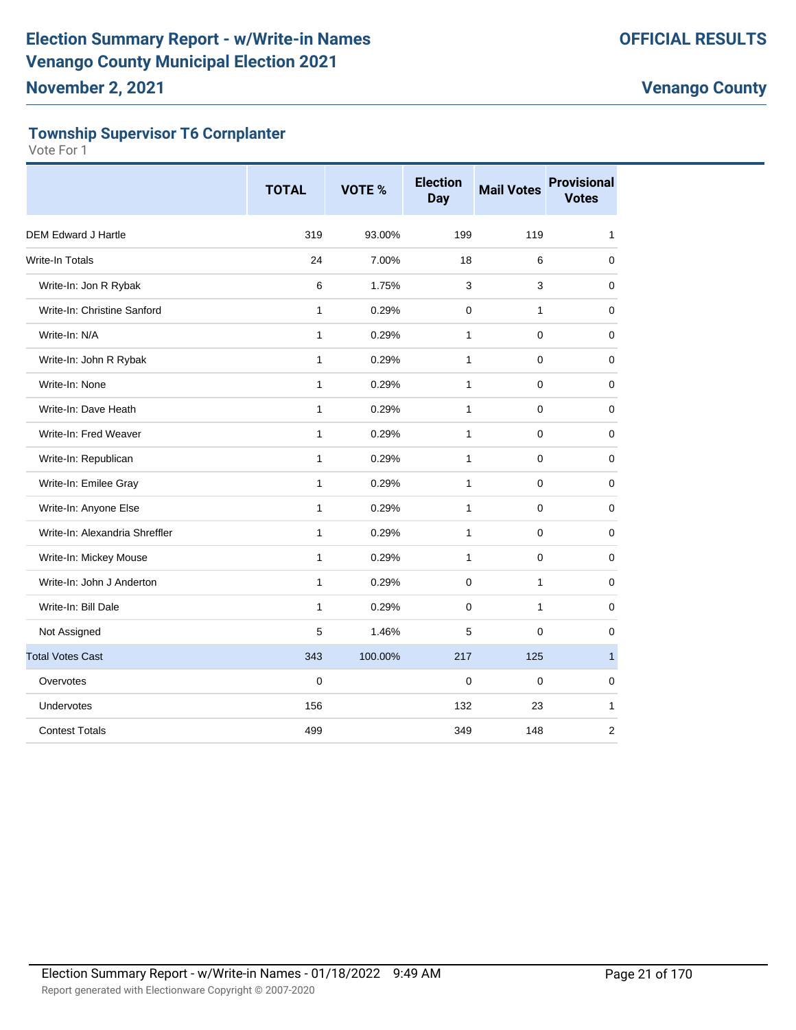# Election Summary Report - w/Write-in Names
# Venango County Municipal Election 2021
## November 2, 2021

**OFFICIAL RESULTS**

**Venango County**

### Township Supervisor T6 Cornplanter

Vote For 1

| | TOTAL | VOTE % | Election Day | Mail Votes | Provisional Votes |
|---|---|---|---|---|---|
| DEM Edward J Hartle | 319 | 93.00% | 199 | 119 | 1 |
| Write-In Totals | 24 | 7.00% | 18 | 6 | 0 |
| Write-In: Jon R Rybak | 6 | 1.75% | 3 | 3 | 0 |
| Write-In: Christine Sanford | 1 | 0.29% | 0 | 1 | 0 |
| Write-In: N/A | 1 | 0.29% | 1 | 0 | 0 |
| Write-In: John R Rybak | 1 | 0.29% | 1 | 0 | 0 |
| Write-In: None | 1 | 0.29% | 1 | 0 | 0 |
| Write-In: Dave Heath | 1 | 0.29% | 1 | 0 | 0 |
| Write-In: Fred Weaver | 1 | 0.29% | 1 | 0 | 0 |
| Write-In: Republican | 1 | 0.29% | 1 | 0 | 0 |
| Write-In: Emilee Gray | 1 | 0.29% | 1 | 0 | 0 |
| Write-In: Anyone Else | 1 | 0.29% | 1 | 0 | 0 |
| Write-In: Alexandria Shreffler | 1 | 0.29% | 1 | 0 | 0 |
| Write-In: Mickey Mouse | 1 | 0.29% | 1 | 0 | 0 |
| Write-In: John J Anderton | 1 | 0.29% | 0 | 1 | 0 |
| Write-In: Bill Dale | 1 | 0.29% | 0 | 1 | 0 |
| Not Assigned | 5 | 1.46% | 5 | 0 | 0 |
| Total Votes Cast | 343 | 100.00% | 217 | 125 | 1 |
| Overvotes | 0 | | 0 | 0 | 0 |
| Undervotes | 156 | | 132 | 23 | 1 |
| Contest Totals | 499 | | 349 | 148 | 2 |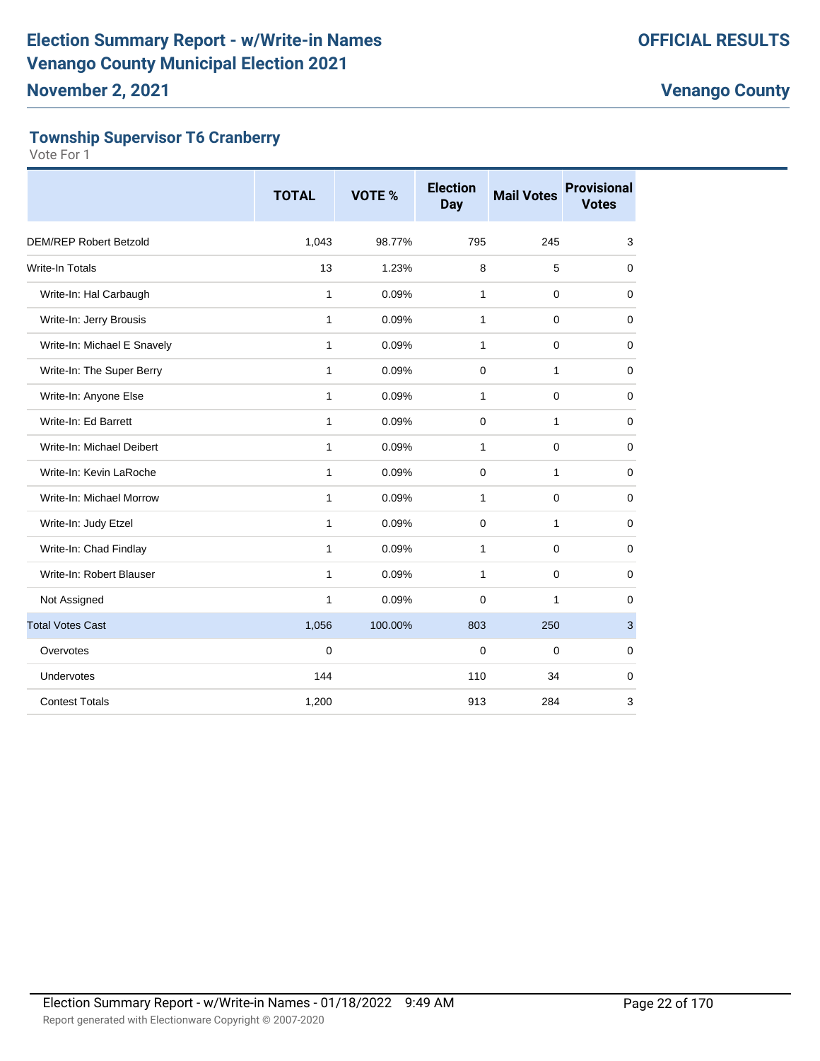## Township Supervisor T6 Cranberry

Vote For 1

| | TOTAL | VOTE % | Election Day | Mail Votes | Provisional Votes |
|---|---|---|---|---|---|
| DEM/REP Robert Betzold | 1,043 | 98.77% | 795 | 245 | 3 |
| Write-In Totals | 13 | 1.23% | 8 | 5 | 0 |
| Write-In: Hal Carbaugh | 1 | 0.09% | 1 | 0 | 0 |
| Write-In: Jerry Brousis | 1 | 0.09% | 1 | 0 | 0 |
| Write-In: Michael E Snavely | 1 | 0.09% | 1 | 0 | 0 |
| Write-In: The Super Berry | 1 | 0.09% | 0 | 1 | 0 |
| Write-In: Anyone Else | 1 | 0.09% | 1 | 0 | 0 |
| Write-In: Ed Barrett | 1 | 0.09% | 0 | 1 | 0 |
| Write-In: Michael Deibert | 1 | 0.09% | 1 | 0 | 0 |
| Write-In: Kevin LaRoche | 1 | 0.09% | 0 | 1 | 0 |
| Write-In: Michael Morrow | 1 | 0.09% | 1 | 0 | 0 |
| Write-In: Judy Etzel | 1 | 0.09% | 0 | 1 | 0 |
| Write-In: Chad Findlay | 1 | 0.09% | 1 | 0 | 0 |
| Write-In: Robert Blauser | 1 | 0.09% | 1 | 0 | 0 |
| Not Assigned | 1 | 0.09% | 0 | 1 | 0 |
| Total Votes Cast | 1,056 | 100.00% | 803 | 250 | 3 |
| Overvotes | 0 | | 0 | 0 | 0 |
| Undervotes | 144 | | 110 | 34 | 0 |
| Contest Totals | 1,200 | | 913 | 284 | 3 |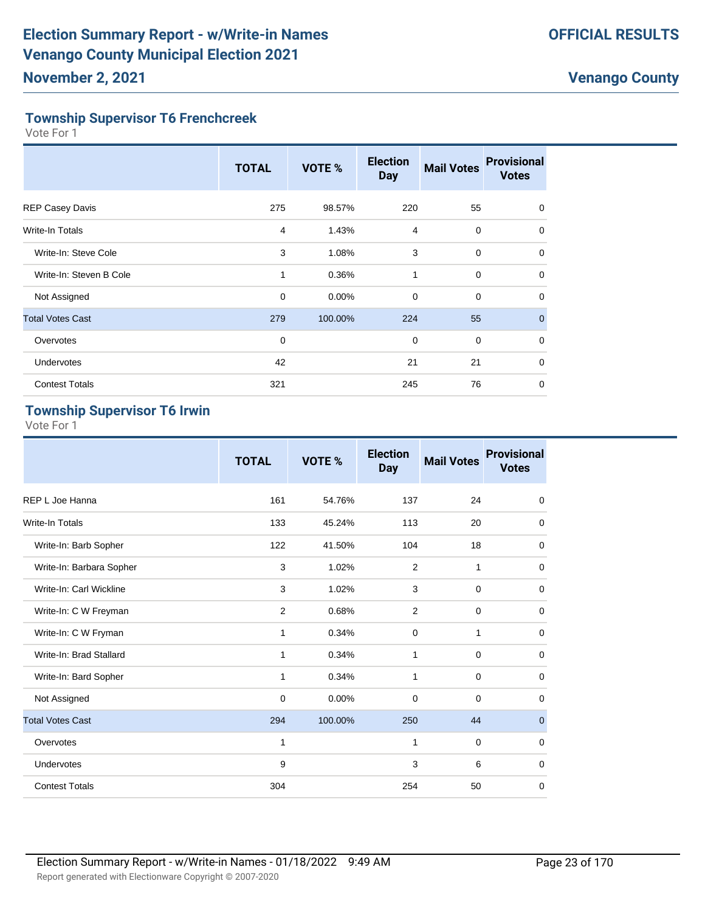# Election Summary Report - w/Write-in Names
# Venango County Municipal Election 2021
## November 2, 2021

**OFFICIAL RESULTS**

**Venango County**

### Township Supervisor T6 Frenchcreek

Vote For 1

| | TOTAL | VOTE % | Election Day | Mail Votes | Provisional Votes |
|---|---|---|---|---|---|
| REP Casey Davis | 275 | 98.57% | 220 | 55 | 0 |
| Write-In Totals | 4 | 1.43% | 4 | 0 | 0 |
| Write-In: Steve Cole | 3 | 1.08% | 3 | 0 | 0 |
| Write-In: Steven B Cole | 1 | 0.36% | 1 | 0 | 0 |
| Not Assigned | 0 | 0.00% | 0 | 0 | 0 |
| Total Votes Cast | 279 | 100.00% | 224 | 55 | 0 |
| Overvotes | 0 | | 0 | 0 | 0 |
| Undervotes | 42 | | 21 | 21 | 0 |
| Contest Totals | 321 | | 245 | 76 | 0 |

### Township Supervisor T6 Irwin

Vote For 1

| | TOTAL | VOTE % | Election Day | Mail Votes | Provisional Votes |
|---|---|---|---|---|---|
| REP L Joe Hanna | 161 | 54.76% | 137 | 24 | 0 |
| Write-In Totals | 133 | 45.24% | 113 | 20 | 0 |
| Write-In: Barb Sopher | 122 | 41.50% | 104 | 18 | 0 |
| Write-In: Barbara Sopher | 3 | 1.02% | 2 | 1 | 0 |
| Write-In: Carl Wickline | 3 | 1.02% | 3 | 0 | 0 |
| Write-In: C W Freyman | 2 | 0.68% | 2 | 0 | 0 |
| Write-In: C W Fryman | 1 | 0.34% | 0 | 1 | 0 |
| Write-In: Brad Stallard | 1 | 0.34% | 1 | 0 | 0 |
| Write-In: Bard Sopher | 1 | 0.34% | 1 | 0 | 0 |
| Not Assigned | 0 | 0.00% | 0 | 0 | 0 |
| Total Votes Cast | 294 | 100.00% | 250 | 44 | 0 |
| Overvotes | 1 | | 1 | 0 | 0 |
| Undervotes | 9 | | 3 | 6 | 0 |
| Contest Totals | 304 | | 254 | 50 | 0 |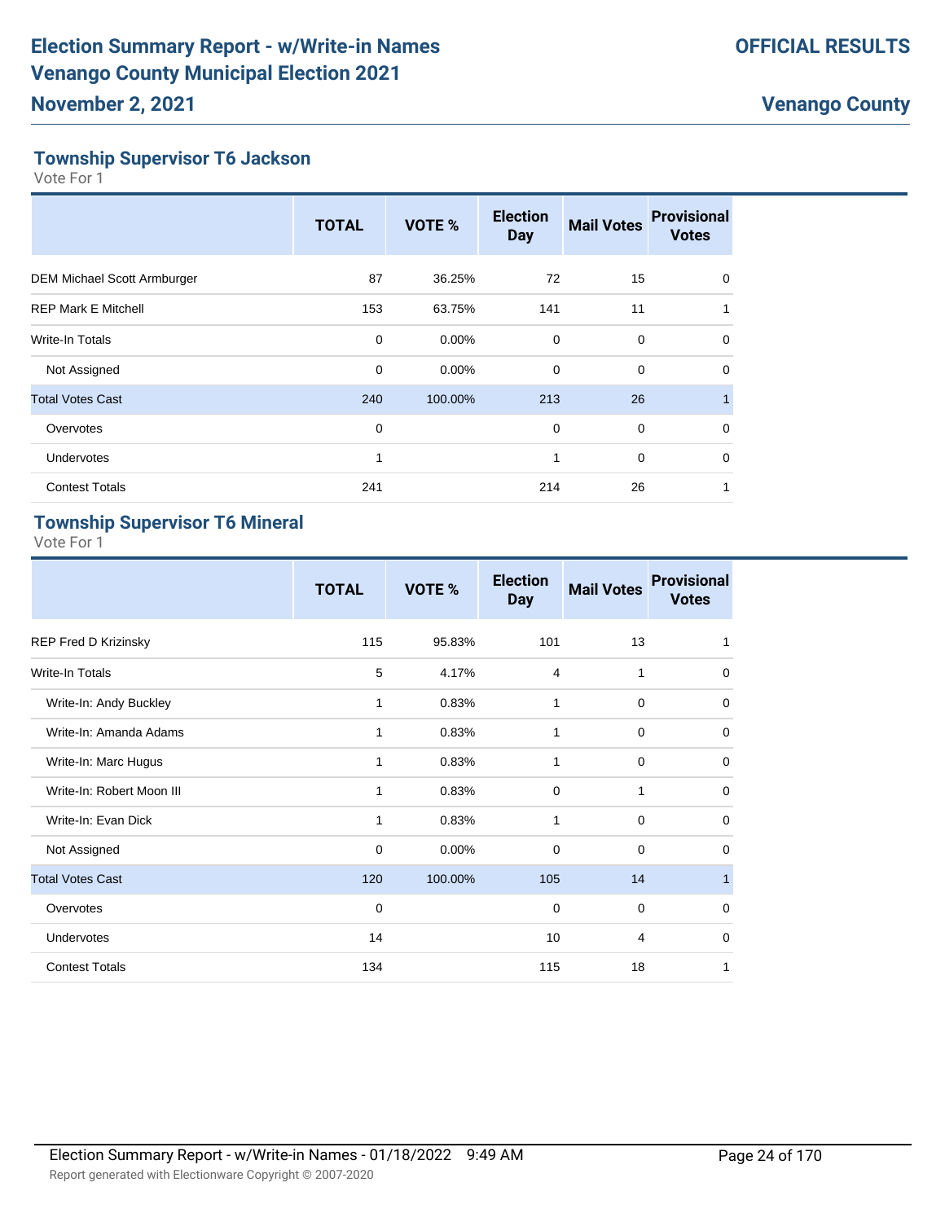## Township Supervisor T6 Jackson

Vote For 1

| | TOTAL | VOTE % | Election Day | Mail Votes | Provisional Votes |
|---|---|---|---|---|---|
| DEM Michael Scott Armburger | 87 | 36.25% | 72 | 15 | 0 |
| REP Mark E Mitchell | 153 | 63.75% | 141 | 11 | 1 |
| Write-In Totals | 0 | 0.00% | 0 | 0 | 0 |
| Not Assigned | 0 | 0.00% | 0 | 0 | 0 |
| Total Votes Cast | 240 | 100.00% | 213 | 26 | 1 |
| Overvotes | 0 | | 0 | 0 | 0 |
| Undervotes | 1 | | 1 | 0 | 0 |
| Contest Totals | 241 | | 214 | 26 | 1 |

## Township Supervisor T6 Mineral

Vote For 1

| | TOTAL | VOTE % | Election Day | Mail Votes | Provisional Votes |
|---|---|---|---|---|---|
| REP Fred D Krizinsky | 115 | 95.83% | 101 | 13 | 1 |
| Write-In Totals | 5 | 4.17% | 4 | 1 | 0 |
| Write-In: Andy Buckley | 1 | 0.83% | 1 | 0 | 0 |
| Write-In: Amanda Adams | 1 | 0.83% | 1 | 0 | 0 |
| Write-In: Marc Hugus | 1 | 0.83% | 1 | 0 | 0 |
| Write-In: Robert Moon III | 1 | 0.83% | 0 | 1 | 0 |
| Write-In: Evan Dick | 1 | 0.83% | 1 | 0 | 0 |
| Not Assigned | 0 | 0.00% | 0 | 0 | 0 |
| Total Votes Cast | 120 | 100.00% | 105 | 14 | 1 |
| Overvotes | 0 | | 0 | 0 | 0 |
| Undervotes | 14 | | 10 | 4 | 0 |
| Contest Totals | 134 | | 115 | 18 | 1 |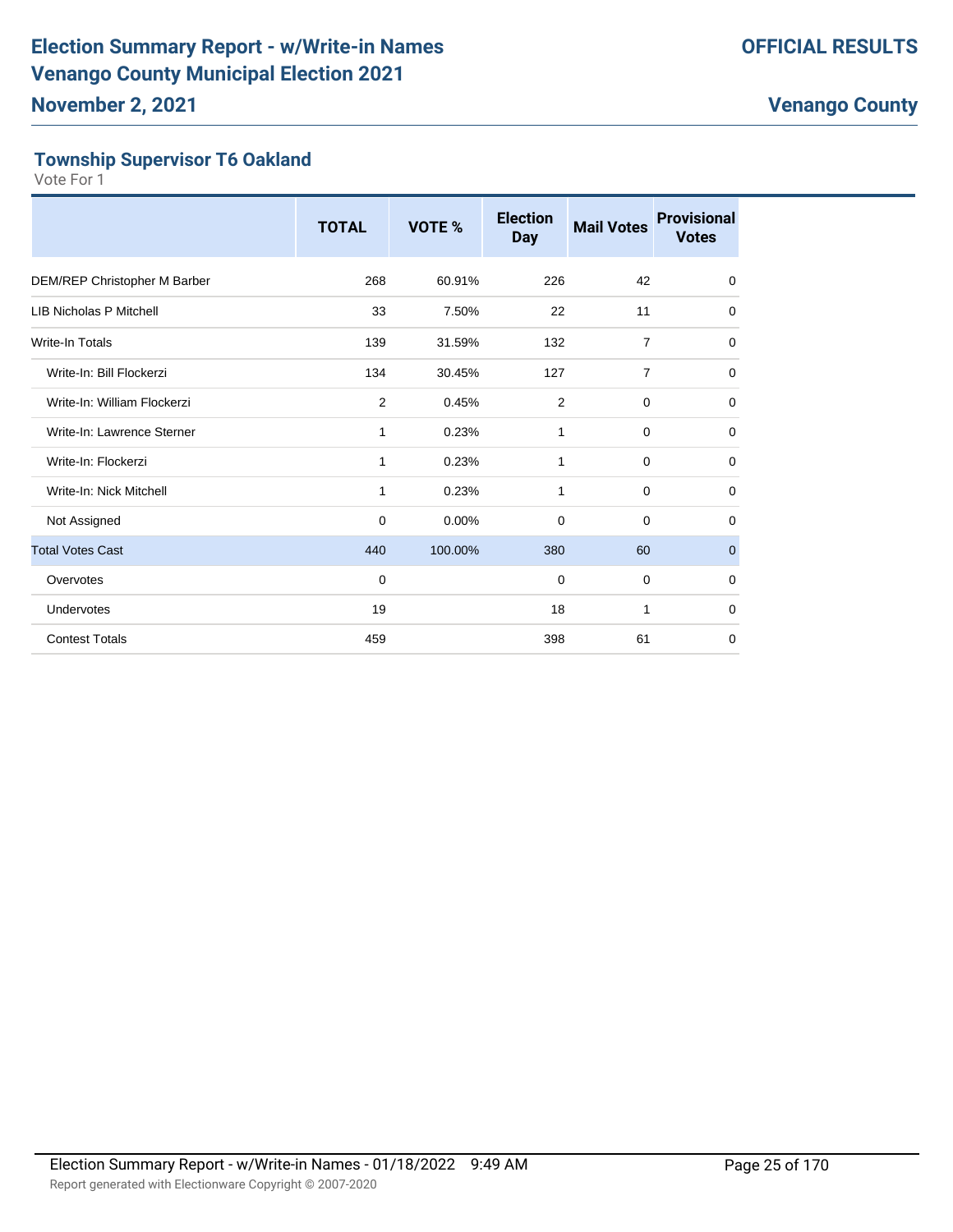# Election Summary Report - w/Write-in Names
# Venango County Municipal Election 2021

**November 2, 2021**

**OFFICIAL RESULTS**

**Venango County**

## Township Supervisor T6 Oakland

Vote For 1

| | TOTAL | VOTE % | Election Day | Mail Votes | Provisional Votes |
|---|---|---|---|---|---|
| DEM/REP Christopher M Barber | 268 | 60.91% | 226 | 42 | 0 |
| LIB Nicholas P Mitchell | 33 | 7.50% | 22 | 11 | 0 |
| Write-In Totals | 139 | 31.59% | 132 | 7 | 0 |
| Write-In: Bill Flockerzi | 134 | 30.45% | 127 | 7 | 0 |
| Write-In: William Flockerzi | 2 | 0.45% | 2 | 0 | 0 |
| Write-In: Lawrence Sterner | 1 | 0.23% | 1 | 0 | 0 |
| Write-In: Flockerzi | 1 | 0.23% | 1 | 0 | 0 |
| Write-In: Nick Mitchell | 1 | 0.23% | 1 | 0 | 0 |
| Not Assigned | 0 | 0.00% | 0 | 0 | 0 |
| Total Votes Cast | 440 | 100.00% | 380 | 60 | 0 |
| Overvotes | 0 | | 0 | 0 | 0 |
| Undervotes | 19 | | 18 | 1 | 0 |
| Contest Totals | 459 | | 398 | 61 | 0 |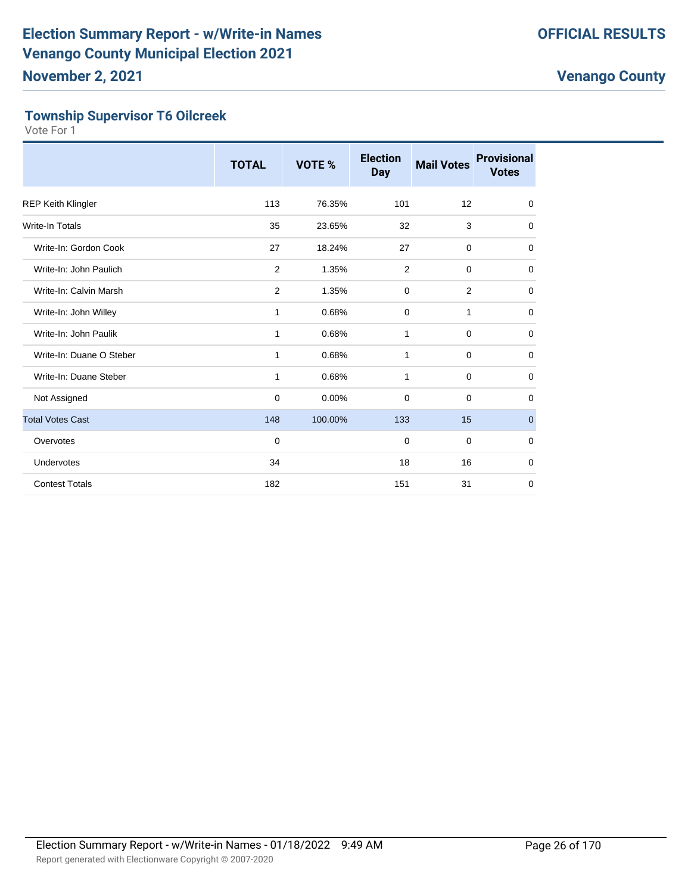## Township Supervisor T6 Oilcreek

Vote For 1

| | TOTAL | VOTE % | Election Day | Mail Votes | Provisional Votes |
|---|---|---|---|---|---|
| REP Keith Klingler | 113 | 76.35% | 101 | 12 | 0 |
| Write-In Totals | 35 | 23.65% | 32 | 3 | 0 |
| Write-In: Gordon Cook | 27 | 18.24% | 27 | 0 | 0 |
| Write-In: John Paulich | 2 | 1.35% | 2 | 0 | 0 |
| Write-In: Calvin Marsh | 2 | 1.35% | 0 | 2 | 0 |
| Write-In: John Willey | 1 | 0.68% | 0 | 1 | 0 |
| Write-In: John Paulik | 1 | 0.68% | 1 | 0 | 0 |
| Write-In: Duane O Steber | 1 | 0.68% | 1 | 0 | 0 |
| Write-In: Duane Steber | 1 | 0.68% | 1 | 0 | 0 |
| Not Assigned | 0 | 0.00% | 0 | 0 | 0 |
| Total Votes Cast | 148 | 100.00% | 133 | 15 | 0 |
| Overvotes | 0 | | 0 | 0 | 0 |
| Undervotes | 34 | | 18 | 16 | 0 |
| Contest Totals | 182 | | 151 | 31 | 0 |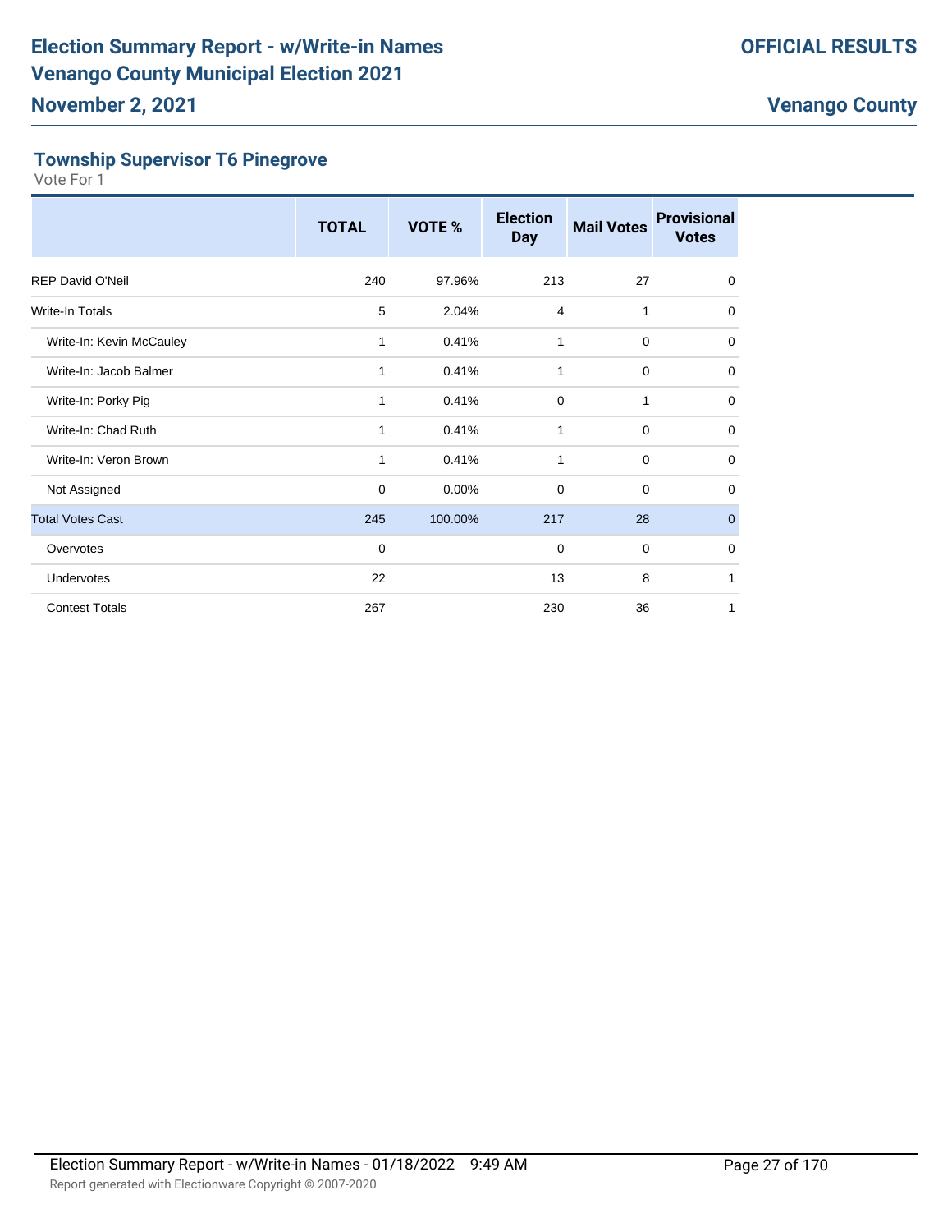# Election Summary Report - w/Write-in Names
# Venango County Municipal Election 2021

**OFFICIAL RESULTS**

**November 2, 2021**

**Venango County**

### Township Supervisor T6 Pinegrove

Vote For 1

| | TOTAL | VOTE % | Election Day | Mail Votes | Provisional Votes |
|---|---|---|---|---|---|
| REP David O'Neil | 240 | 97.96% | 213 | 27 | 0 |
| Write-In Totals | 5 | 2.04% | 4 | 1 | 0 |
| Write-In: Kevin McCauley | 1 | 0.41% | 1 | 0 | 0 |
| Write-In: Jacob Balmer | 1 | 0.41% | 1 | 0 | 0 |
| Write-In: Porky Pig | 1 | 0.41% | 0 | 1 | 0 |
| Write-In: Chad Ruth | 1 | 0.41% | 1 | 0 | 0 |
| Write-In: Veron Brown | 1 | 0.41% | 1 | 0 | 0 |
| Not Assigned | 0 | 0.00% | 0 | 0 | 0 |
| Total Votes Cast | 245 | 100.00% | 217 | 28 | 0 |
| Overvotes | 0 | | 0 | 0 | 0 |
| Undervotes | 22 | | 13 | 8 | 1 |
| Contest Totals | 267 | | 230 | 36 | 1 |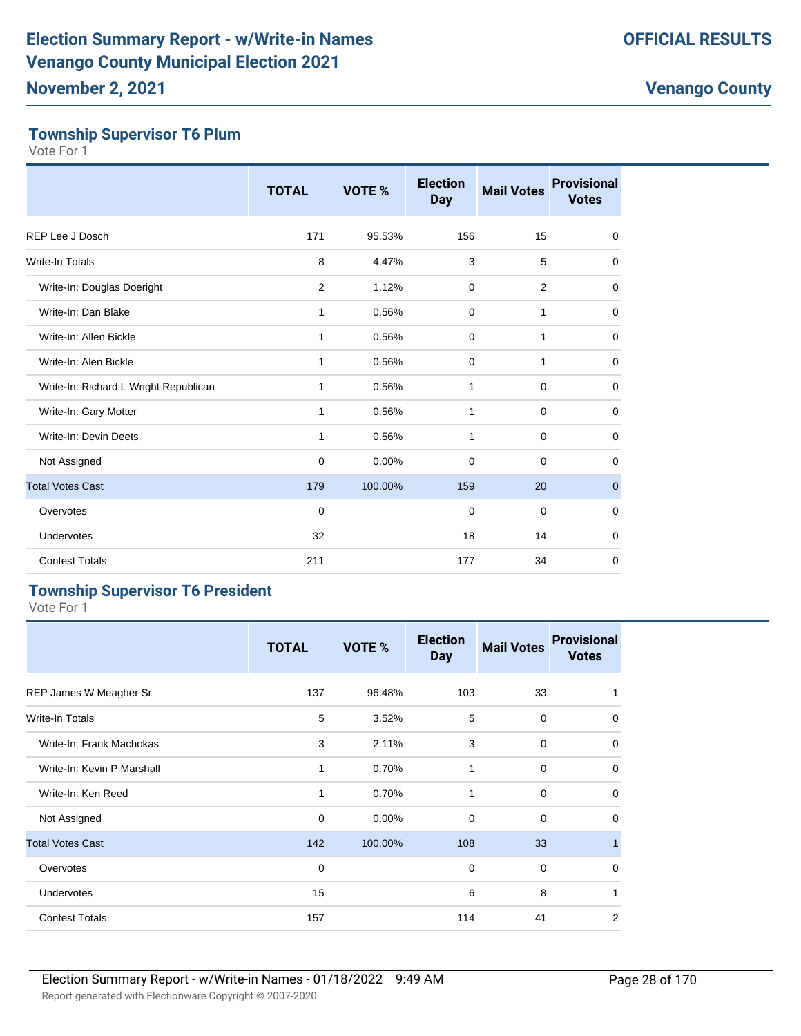## Township Supervisor T6 Plum

Vote For 1

| | TOTAL | VOTE % | Election Day | Mail Votes | Provisional Votes |
|---|---|---|---|---|---|
| REP Lee J Dosch | 171 | 95.53% | 156 | 15 | 0 |
| Write-In Totals | 8 | 4.47% | 3 | 5 | 0 |
| Write-In: Douglas Doeright | 2 | 1.12% | 0 | 2 | 0 |
| Write-In: Dan Blake | 1 | 0.56% | 0 | 1 | 0 |
| Write-In: Allen Bickle | 1 | 0.56% | 0 | 1 | 0 |
| Write-In: Alen Bickle | 1 | 0.56% | 0 | 1 | 0 |
| Write-In: Richard L Wright Republican | 1 | 0.56% | 1 | 0 | 0 |
| Write-In: Gary Motter | 1 | 0.56% | 1 | 0 | 0 |
| Write-In: Devin Deets | 1 | 0.56% | 1 | 0 | 0 |
| Not Assigned | 0 | 0.00% | 0 | 0 | 0 |
| Total Votes Cast | 179 | 100.00% | 159 | 20 | 0 |
| Overvotes | 0 | | 0 | 0 | 0 |
| Undervotes | 32 | | 18 | 14 | 0 |
| Contest Totals | 211 | | 177 | 34 | 0 |

## Township Supervisor T6 President

Vote For 1

| | TOTAL | VOTE % | Election Day | Mail Votes | Provisional Votes |
|---|---|---|---|---|---|
| REP James W Meagher Sr | 137 | 96.48% | 103 | 33 | 1 |
| Write-In Totals | 5 | 3.52% | 5 | 0 | 0 |
| Write-In: Frank Machokas | 3 | 2.11% | 3 | 0 | 0 |
| Write-In: Kevin P Marshall | 1 | 0.70% | 1 | 0 | 0 |
| Write-In: Ken Reed | 1 | 0.70% | 1 | 0 | 0 |
| Not Assigned | 0 | 0.00% | 0 | 0 | 0 |
| Total Votes Cast | 142 | 100.00% | 108 | 33 | 1 |
| Overvotes | 0 | | 0 | 0 | 0 |
| Undervotes | 15 | | 6 | 8 | 1 |
| Contest Totals | 157 | | 114 | 41 | 2 |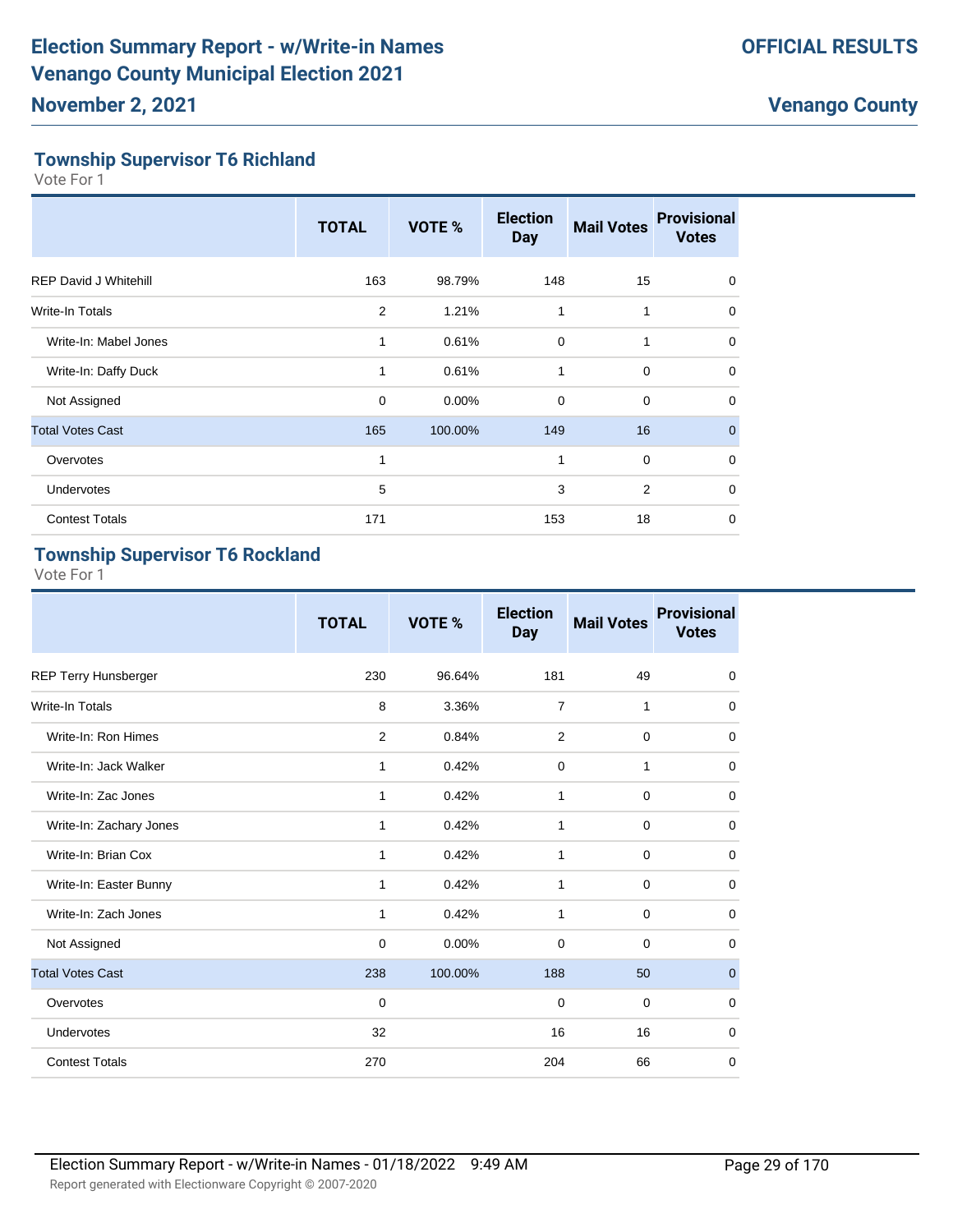# Election Summary Report - w/Write-in Names
# Venango County Municipal Election 2021
## November 2, 2021

**OFFICIAL RESULTS**

**Venango County**

### Township Supervisor T6 Richland
Vote For 1

| | TOTAL | VOTE % | Election Day | Mail Votes | Provisional Votes |
|---|---|---|---|---|---|
| REP David J Whitehill | 163 | 98.79% | 148 | 15 | 0 |
| Write-In Totals | 2 | 1.21% | 1 | 1 | 0 |
| Write-In: Mabel Jones | 1 | 0.61% | 0 | 1 | 0 |
| Write-In: Daffy Duck | 1 | 0.61% | 1 | 0 | 0 |
| Not Assigned | 0 | 0.00% | 0 | 0 | 0 |
| Total Votes Cast | 165 | 100.00% | 149 | 16 | 0 |
| Overvotes | 1 | | 1 | 0 | 0 |
| Undervotes | 5 | | 3 | 2 | 0 |
| Contest Totals | 171 | | 153 | 18 | 0 |

### Township Supervisor T6 Rockland
Vote For 1

| | TOTAL | VOTE % | Election Day | Mail Votes | Provisional Votes |
|---|---|---|---|---|---|
| REP Terry Hunsberger | 230 | 96.64% | 181 | 49 | 0 |
| Write-In Totals | 8 | 3.36% | 7 | 1 | 0 |
| Write-In: Ron Himes | 2 | 0.84% | 2 | 0 | 0 |
| Write-In: Jack Walker | 1 | 0.42% | 0 | 1 | 0 |
| Write-In: Zac Jones | 1 | 0.42% | 1 | 0 | 0 |
| Write-In: Zachary Jones | 1 | 0.42% | 1 | 0 | 0 |
| Write-In: Brian Cox | 1 | 0.42% | 1 | 0 | 0 |
| Write-In: Easter Bunny | 1 | 0.42% | 1 | 0 | 0 |
| Write-In: Zach Jones | 1 | 0.42% | 1 | 0 | 0 |
| Not Assigned | 0 | 0.00% | 0 | 0 | 0 |
| Total Votes Cast | 238 | 100.00% | 188 | 50 | 0 |
| Overvotes | 0 | | 0 | 0 | 0 |
| Undervotes | 32 | | 16 | 16 | 0 |
| Contest Totals | 270 | | 204 | 66 | 0 |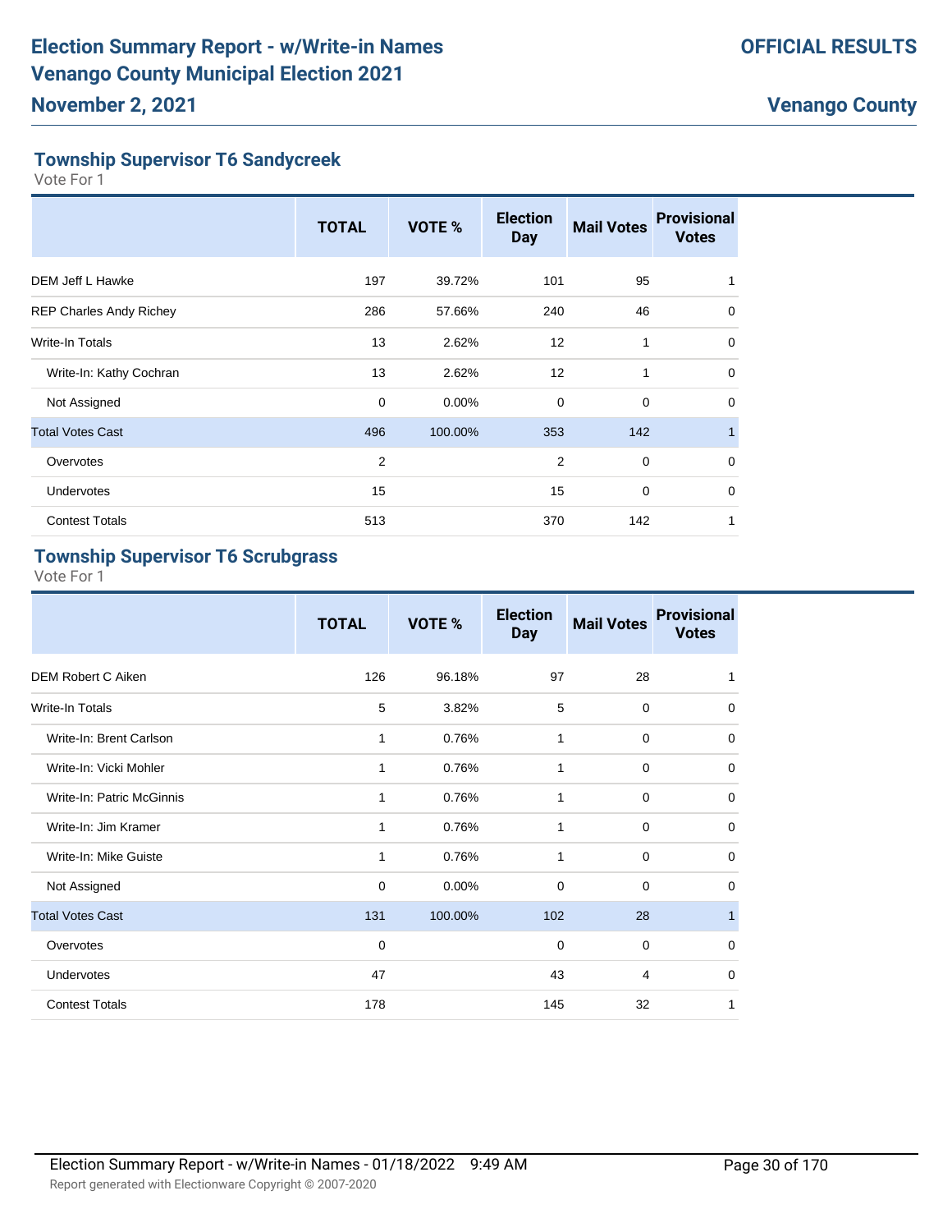## Township Supervisor T6 Sandycreek

Vote For 1

| | TOTAL | VOTE % | Election Day | Mail Votes | Provisional Votes |
|---|---|---|---|---|---|
| DEM Jeff L Hawke | 197 | 39.72% | 101 | 95 | 1 |
| REP Charles Andy Richey | 286 | 57.66% | 240 | 46 | 0 |
| Write-In Totals | 13 | 2.62% | 12 | 1 | 0 |
| Write-In: Kathy Cochran | 13 | 2.62% | 12 | 1 | 0 |
| Not Assigned | 0 | 0.00% | 0 | 0 | 0 |
| Total Votes Cast | 496 | 100.00% | 353 | 142 | 1 |
| Overvotes | 2 | | 2 | 0 | 0 |
| Undervotes | 15 | | 15 | 0 | 0 |
| Contest Totals | 513 | | 370 | 142 | 1 |

## Township Supervisor T6 Scrubgrass

Vote For 1

| | TOTAL | VOTE % | Election Day | Mail Votes | Provisional Votes |
|---|---|---|---|---|---|
| DEM Robert C Aiken | 126 | 96.18% | 97 | 28 | 1 |
| Write-In Totals | 5 | 3.82% | 5 | 0 | 0 |
| Write-In: Brent Carlson | 1 | 0.76% | 1 | 0 | 0 |
| Write-In: Vicki Mohler | 1 | 0.76% | 1 | 0 | 0 |
| Write-In: Patric McGinnis | 1 | 0.76% | 1 | 0 | 0 |
| Write-In: Jim Kramer | 1 | 0.76% | 1 | 0 | 0 |
| Write-In: Mike Guiste | 1 | 0.76% | 1 | 0 | 0 |
| Not Assigned | 0 | 0.00% | 0 | 0 | 0 |
| Total Votes Cast | 131 | 100.00% | 102 | 28 | 1 |
| Overvotes | 0 | | 0 | 0 | 0 |
| Undervotes | 47 | | 43 | 4 | 0 |
| Contest Totals | 178 | | 145 | 32 | 1 |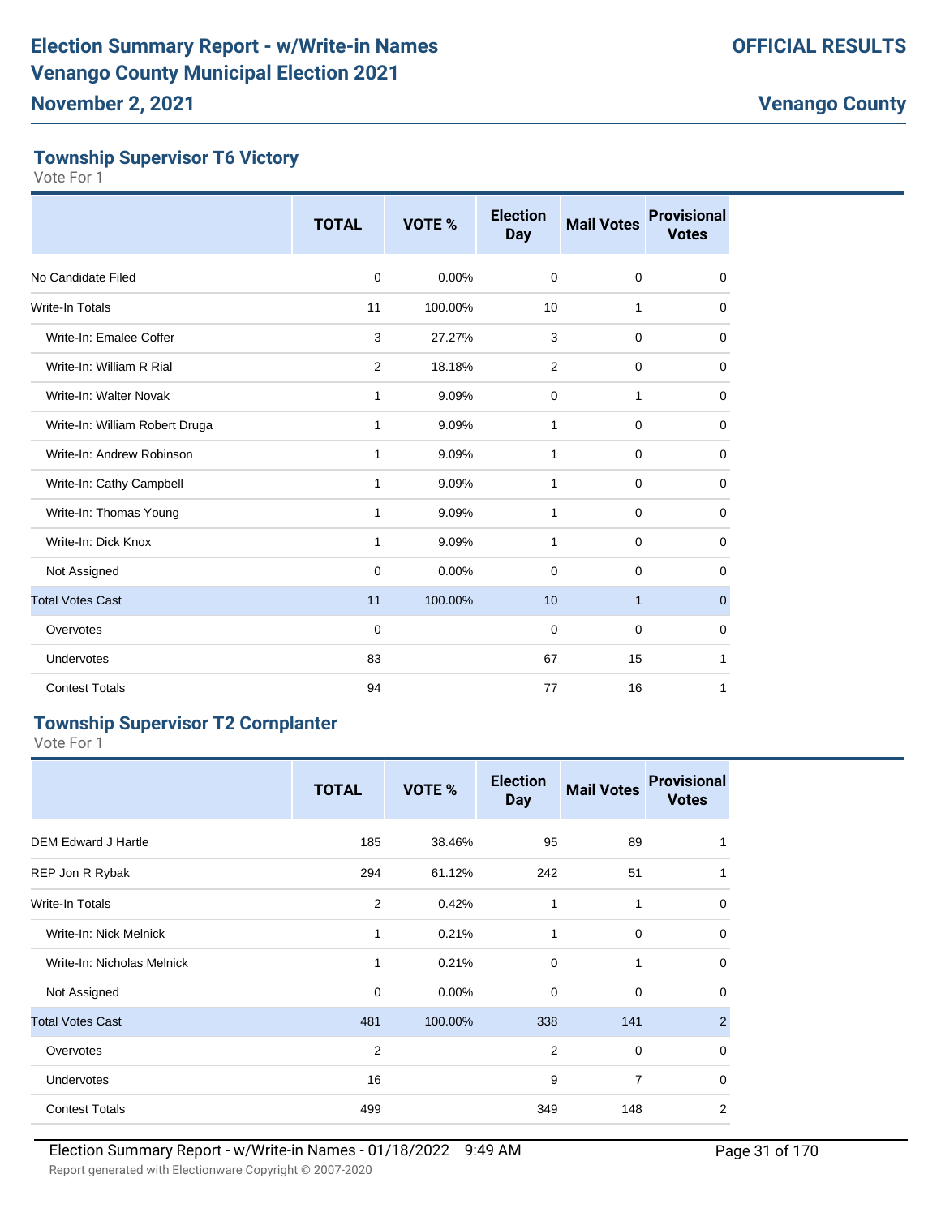# Election Summary Report - w/Write-in Names
# Venango County Municipal Election 2021
## November 2, 2021

**OFFICIAL RESULTS**

**Venango County**

### Township Supervisor T6 Victory

Vote For 1

| | TOTAL | VOTE % | Election Day | Mail Votes | Provisional Votes |
|---|---|---|---|---|---|
| No Candidate Filed | 0 | 0.00% | 0 | 0 | 0 |
| Write-In Totals | 11 | 100.00% | 10 | 1 | 0 |
| Write-In: Emalee Coffer | 3 | 27.27% | 3 | 0 | 0 |
| Write-In: William R Rial | 2 | 18.18% | 2 | 0 | 0 |
| Write-In: Walter Novak | 1 | 9.09% | 0 | 1 | 0 |
| Write-In: William Robert Druga | 1 | 9.09% | 1 | 0 | 0 |
| Write-In: Andrew Robinson | 1 | 9.09% | 1 | 0 | 0 |
| Write-In: Cathy Campbell | 1 | 9.09% | 1 | 0 | 0 |
| Write-In: Thomas Young | 1 | 9.09% | 1 | 0 | 0 |
| Write-In: Dick Knox | 1 | 9.09% | 1 | 0 | 0 |
| Not Assigned | 0 | 0.00% | 0 | 0 | 0 |
| Total Votes Cast | 11 | 100.00% | 10 | 1 | 0 |
| Overvotes | 0 | | 0 | 0 | 0 |
| Undervotes | 83 | | 67 | 15 | 1 |
| Contest Totals | 94 | | 77 | 16 | 1 |

### Township Supervisor T2 Cornplanter

Vote For 1

| | TOTAL | VOTE % | Election Day | Mail Votes | Provisional Votes |
|---|---|---|---|---|---|
| DEM Edward J Hartle | 185 | 38.46% | 95 | 89 | 1 |
| REP Jon R Rybak | 294 | 61.12% | 242 | 51 | 1 |
| Write-In Totals | 2 | 0.42% | 1 | 1 | 0 |
| Write-In: Nick Melnick | 1 | 0.21% | 1 | 0 | 0 |
| Write-In: Nicholas Melnick | 1 | 0.21% | 0 | 1 | 0 |
| Not Assigned | 0 | 0.00% | 0 | 0 | 0 |
| Total Votes Cast | 481 | 100.00% | 338 | 141 | 2 |
| Overvotes | 2 | | 2 | 0 | 0 |
| Undervotes | 16 | | 9 | 7 | 0 |
| Contest Totals | 499 | | 349 | 148 | 2 |

Election Summary Report - w/Write-in Names - 01/18/2022 9:49 AM

Report generated with Electionware Copyright © 2007-2020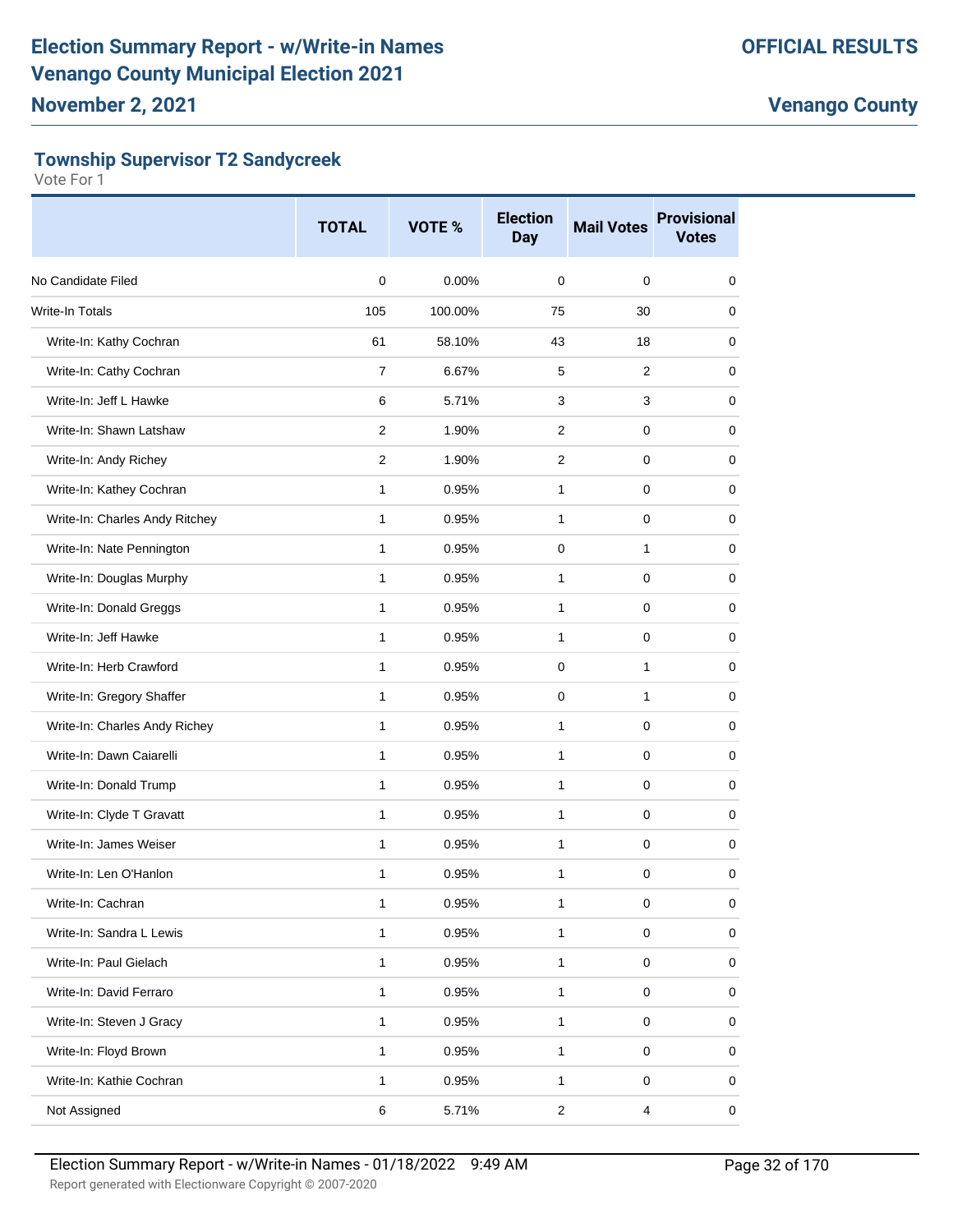# Election Summary Report - w/Write-in Names
# Venango County Municipal Election 2021
## November 2, 2021

**OFFICIAL RESULTS**

**Venango County**

### Township Supervisor T2 Sandycreek

Vote For 1

| | TOTAL | VOTE % | Election Day | Mail Votes | Provisional Votes |
|---|---|---|---|---|---|
| No Candidate Filed | 0 | 0.00% | 0 | 0 | 0 |
| Write-In Totals | 105 | 100.00% | 75 | 30 | 0 |
| Write-In: Kathy Cochran | 61 | 58.10% | 43 | 18 | 0 |
| Write-In: Cathy Cochran | 7 | 6.67% | 5 | 2 | 0 |
| Write-In: Jeff L Hawke | 6 | 5.71% | 3 | 3 | 0 |
| Write-In: Shawn Latshaw | 2 | 1.90% | 2 | 0 | 0 |
| Write-In: Andy Richey | 2 | 1.90% | 2 | 0 | 0 |
| Write-In: Kathey Cochran | 1 | 0.95% | 1 | 0 | 0 |
| Write-In: Charles Andy Ritchey | 1 | 0.95% | 1 | 0 | 0 |
| Write-In: Nate Pennington | 1 | 0.95% | 0 | 1 | 0 |
| Write-In: Douglas Murphy | 1 | 0.95% | 1 | 0 | 0 |
| Write-In: Donald Greggs | 1 | 0.95% | 1 | 0 | 0 |
| Write-In: Jeff Hawke | 1 | 0.95% | 1 | 0 | 0 |
| Write-In: Herb Crawford | 1 | 0.95% | 0 | 1 | 0 |
| Write-In: Gregory Shaffer | 1 | 0.95% | 0 | 1 | 0 |
| Write-In: Charles Andy Richey | 1 | 0.95% | 1 | 0 | 0 |
| Write-In: Dawn Caiarelli | 1 | 0.95% | 1 | 0 | 0 |
| Write-In: Donald Trump | 1 | 0.95% | 1 | 0 | 0 |
| Write-In: Clyde T Gravatt | 1 | 0.95% | 1 | 0 | 0 |
| Write-In: James Weiser | 1 | 0.95% | 1 | 0 | 0 |
| Write-In: Len O'Hanlon | 1 | 0.95% | 1 | 0 | 0 |
| Write-In: Cachran | 1 | 0.95% | 1 | 0 | 0 |
| Write-In: Sandra L Lewis | 1 | 0.95% | 1 | 0 | 0 |
| Write-In: Paul Gielach | 1 | 0.95% | 1 | 0 | 0 |
| Write-In: David Ferraro | 1 | 0.95% | 1 | 0 | 0 |
| Write-In: Steven J Gracy | 1 | 0.95% | 1 | 0 | 0 |
| Write-In: Floyd Brown | 1 | 0.95% | 1 | 0 | 0 |
| Write-In: Kathie Cochran | 1 | 0.95% | 1 | 0 | 0 |
| Not Assigned | 6 | 5.71% | 2 | 4 | 0 |

Election Summary Report - w/Write-in Names - 01/18/2022 9:49 AM

Report generated with Electionware Copyright © 2007-2020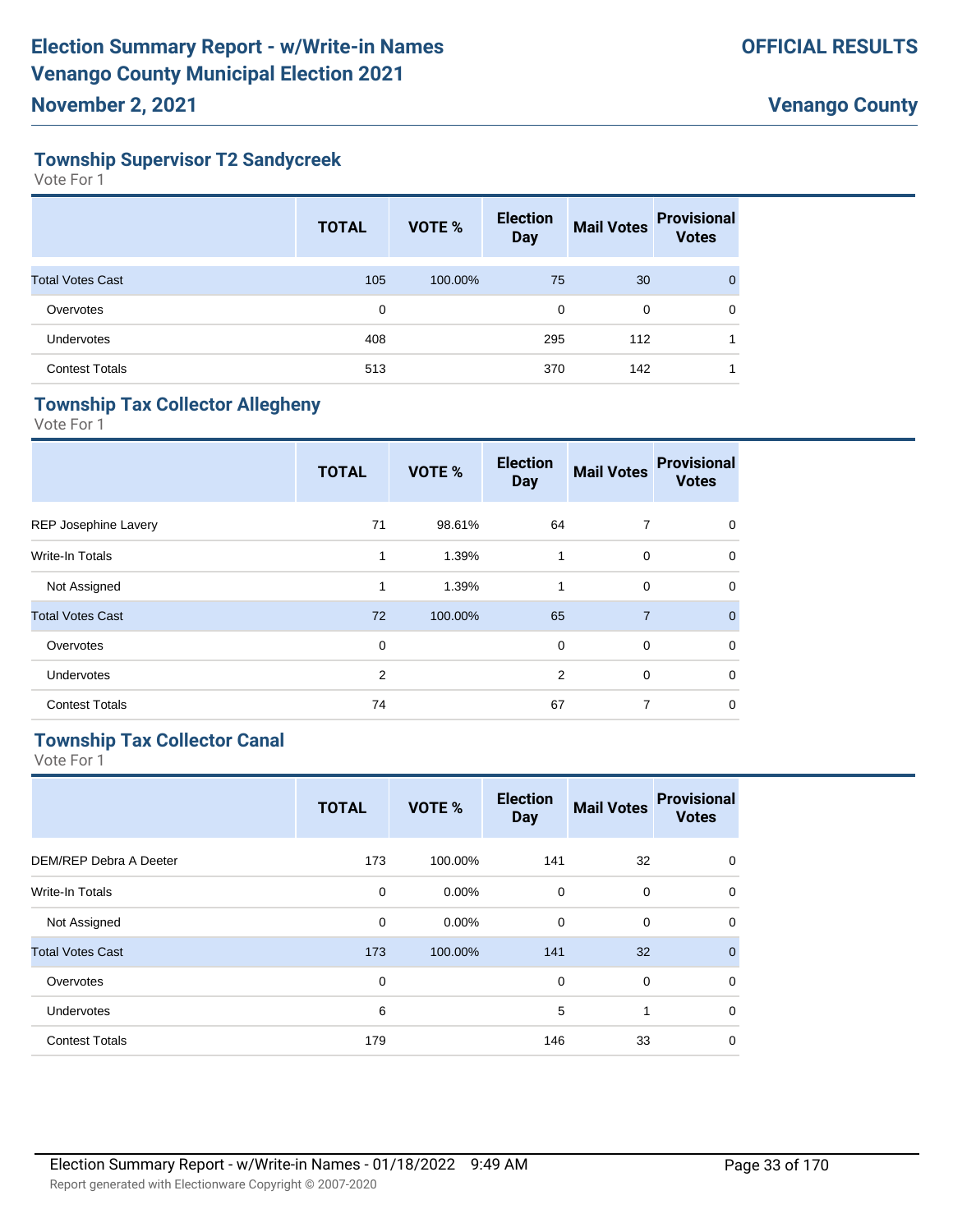## Township Supervisor T2 Sandycreek

Vote For 1

| | TOTAL | VOTE % | Election Day | Mail Votes | Provisional Votes |
|---|---|---|---|---|---|
| Total Votes Cast | 105 | 100.00% | 75 | 30 | 0 |
| Overvotes | 0 | | 0 | 0 | 0 |
| Undervotes | 408 | | 295 | 112 | 1 |
| Contest Totals | 513 | | 370 | 142 | 1 |

## Township Tax Collector Allegheny

Vote For 1

| | TOTAL | VOTE % | Election Day | Mail Votes | Provisional Votes |
|---|---|---|---|---|---|
| REP Josephine Lavery | 71 | 98.61% | 64 | 7 | 0 |
| Write-In Totals | 1 | 1.39% | 1 | 0 | 0 |
| Not Assigned | 1 | 1.39% | 1 | 0 | 0 |
| Total Votes Cast | 72 | 100.00% | 65 | 7 | 0 |
| Overvotes | 0 | | 0 | 0 | 0 |
| Undervotes | 2 | | 2 | 0 | 0 |
| Contest Totals | 74 | | 67 | 7 | 0 |

## Township Tax Collector Canal

Vote For 1

| | TOTAL | VOTE % | Election Day | Mail Votes | Provisional Votes |
|---|---|---|---|---|---|
| DEM/REP Debra A Deeter | 173 | 100.00% | 141 | 32 | 0 |
| Write-In Totals | 0 | 0.00% | 0 | 0 | 0 |
| Not Assigned | 0 | 0.00% | 0 | 0 | 0 |
| Total Votes Cast | 173 | 100.00% | 141 | 32 | 0 |
| Overvotes | 0 | | 0 | 0 | 0 |
| Undervotes | 6 | | 5 | 1 | 0 |
| Contest Totals | 179 | | 146 | 33 | 0 |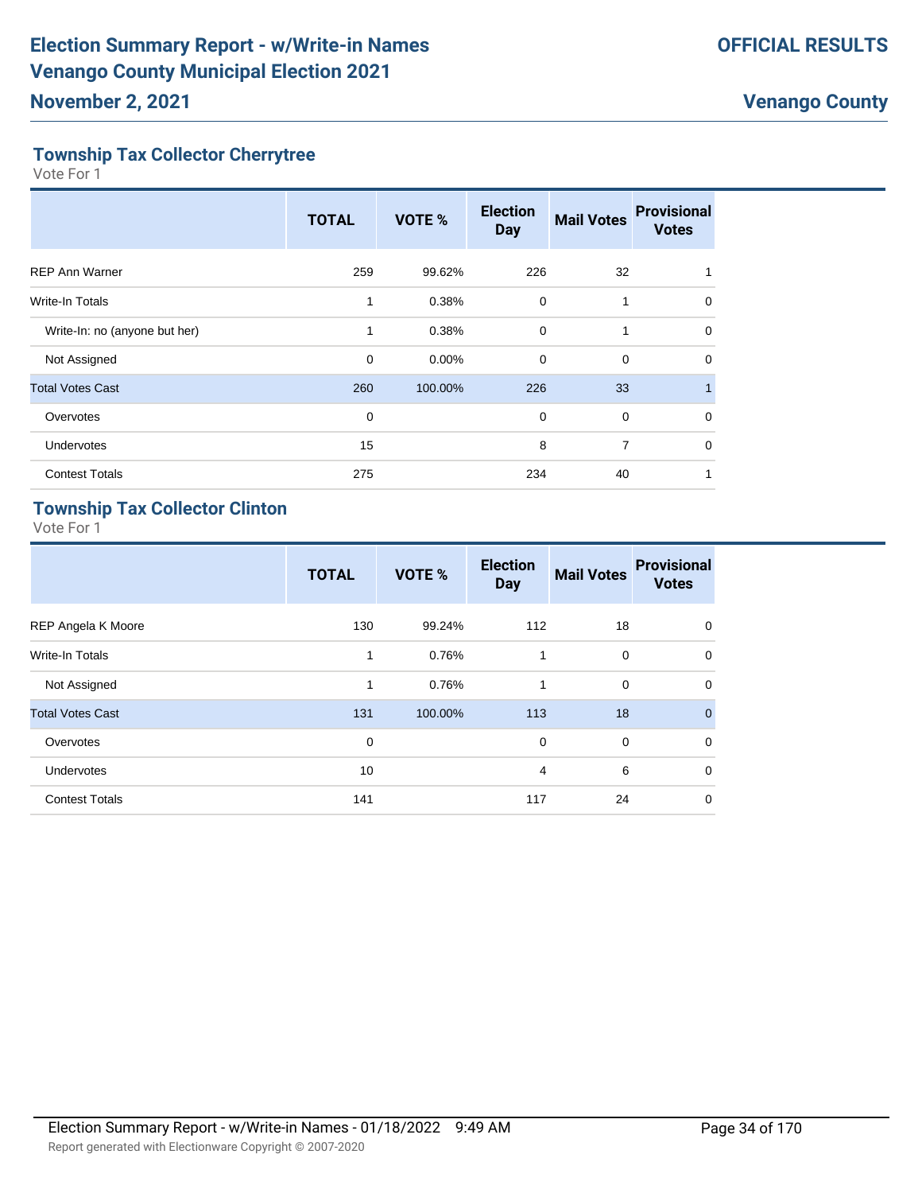## Township Tax Collector Cherrytree

Vote For 1

| | TOTAL | VOTE % | Election Day | Mail Votes | Provisional Votes |
|---|---|---|---|---|---|
| REP Ann Warner | 259 | 99.62% | 226 | 32 | 1 |
| Write-In Totals | 1 | 0.38% | 0 | 1 | 0 |
| Write-In: no (anyone but her) | 1 | 0.38% | 0 | 1 | 0 |
| Not Assigned | 0 | 0.00% | 0 | 0 | 0 |
| Total Votes Cast | 260 | 100.00% | 226 | 33 | 1 |
| Overvotes | 0 | | 0 | 0 | 0 |
| Undervotes | 15 | | 8 | 7 | 0 |
| Contest Totals | 275 | | 234 | 40 | 1 |

## Township Tax Collector Clinton

Vote For 1

| | TOTAL | VOTE % | Election Day | Mail Votes | Provisional Votes |
|---|---|---|---|---|---|
| REP Angela K Moore | 130 | 99.24% | 112 | 18 | 0 |
| Write-In Totals | 1 | 0.76% | 1 | 0 | 0 |
| Not Assigned | 1 | 0.76% | 1 | 0 | 0 |
| Total Votes Cast | 131 | 100.00% | 113 | 18 | 0 |
| Overvotes | 0 | | 0 | 0 | 0 |
| Undervotes | 10 | | 4 | 6 | 0 |
| Contest Totals | 141 | | 117 | 24 | 0 |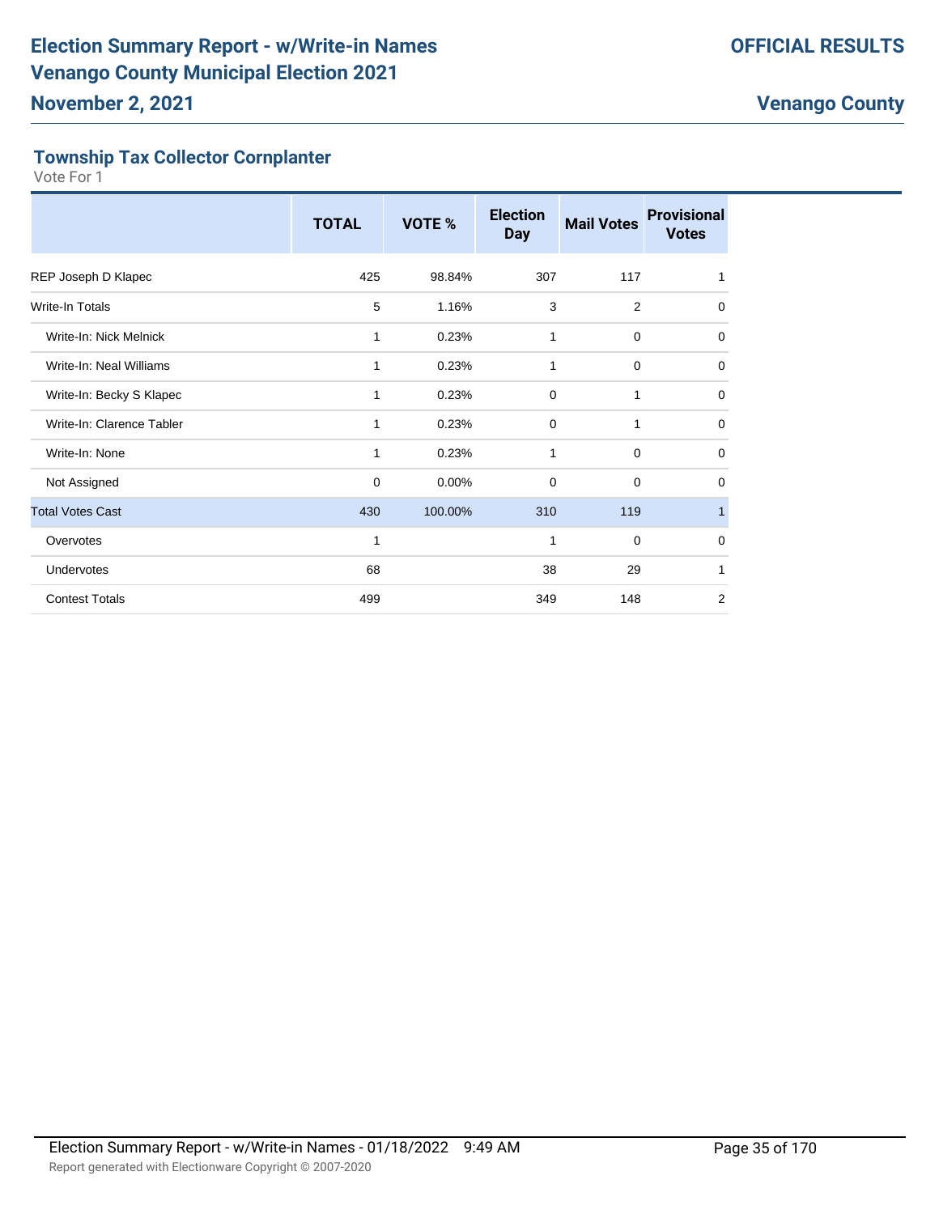## Township Tax Collector Cornplanter

Vote For 1

| | TOTAL | VOTE % | Election Day | Mail Votes | Provisional Votes |
|---|---|---|---|---|---|
| REP Joseph D Klapec | 425 | 98.84% | 307 | 117 | 1 |
| Write-In Totals | 5 | 1.16% | 3 | 2 | 0 |
| Write-In: Nick Melnick | 1 | 0.23% | 1 | 0 | 0 |
| Write-In: Neal Williams | 1 | 0.23% | 1 | 0 | 0 |
| Write-In: Becky S Klapec | 1 | 0.23% | 0 | 1 | 0 |
| Write-In: Clarence Tabler | 1 | 0.23% | 0 | 1 | 0 |
| Write-In: None | 1 | 0.23% | 1 | 0 | 0 |
| Not Assigned | 0 | 0.00% | 0 | 0 | 0 |
| Total Votes Cast | 430 | 100.00% | 310 | 119 | 1 |
| Overvotes | 1 | | 1 | 0 | 0 |
| Undervotes | 68 | | 38 | 29 | 1 |
| Contest Totals | 499 | | 349 | 148 | 2 |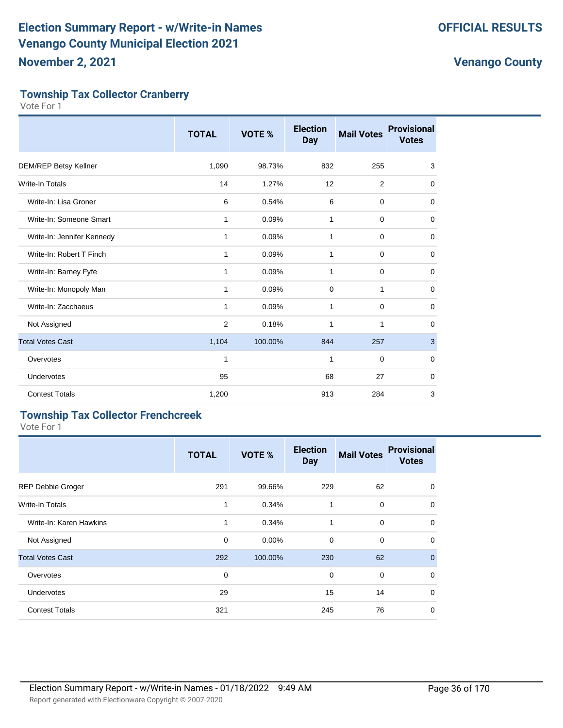## Township Tax Collector Cranberry

Vote For 1

| | TOTAL | VOTE % | Election Day | Mail Votes | Provisional Votes |
|---|---|---|---|---|---|
| DEM/REP Betsy Kellner | 1,090 | 98.73% | 832 | 255 | 3 |
| Write-In Totals | 14 | 1.27% | 12 | 2 | 0 |
| Write-In: Lisa Groner | 6 | 0.54% | 6 | 0 | 0 |
| Write-In: Someone Smart | 1 | 0.09% | 1 | 0 | 0 |
| Write-In: Jennifer Kennedy | 1 | 0.09% | 1 | 0 | 0 |
| Write-In: Robert T Finch | 1 | 0.09% | 1 | 0 | 0 |
| Write-In: Barney Fyfe | 1 | 0.09% | 1 | 0 | 0 |
| Write-In: Monopoly Man | 1 | 0.09% | 0 | 1 | 0 |
| Write-In: Zacchaeus | 1 | 0.09% | 1 | 0 | 0 |
| Not Assigned | 2 | 0.18% | 1 | 1 | 0 |
| Total Votes Cast | 1,104 | 100.00% | 844 | 257 | 3 |
| Overvotes | 1 | | 1 | 0 | 0 |
| Undervotes | 95 | | 68 | 27 | 0 |
| Contest Totals | 1,200 | | 913 | 284 | 3 |

## Township Tax Collector Frenchcreek

Vote For 1

| | TOTAL | VOTE % | Election Day | Mail Votes | Provisional Votes |
|---|---|---|---|---|---|
| REP Debbie Groger | 291 | 99.66% | 229 | 62 | 0 |
| Write-In Totals | 1 | 0.34% | 1 | 0 | 0 |
| Write-In: Karen Hawkins | 1 | 0.34% | 1 | 0 | 0 |
| Not Assigned | 0 | 0.00% | 0 | 0 | 0 |
| Total Votes Cast | 292 | 100.00% | 230 | 62 | 0 |
| Overvotes | 0 | | 0 | 0 | 0 |
| Undervotes | 29 | | 15 | 14 | 0 |
| Contest Totals | 321 | | 245 | 76 | 0 |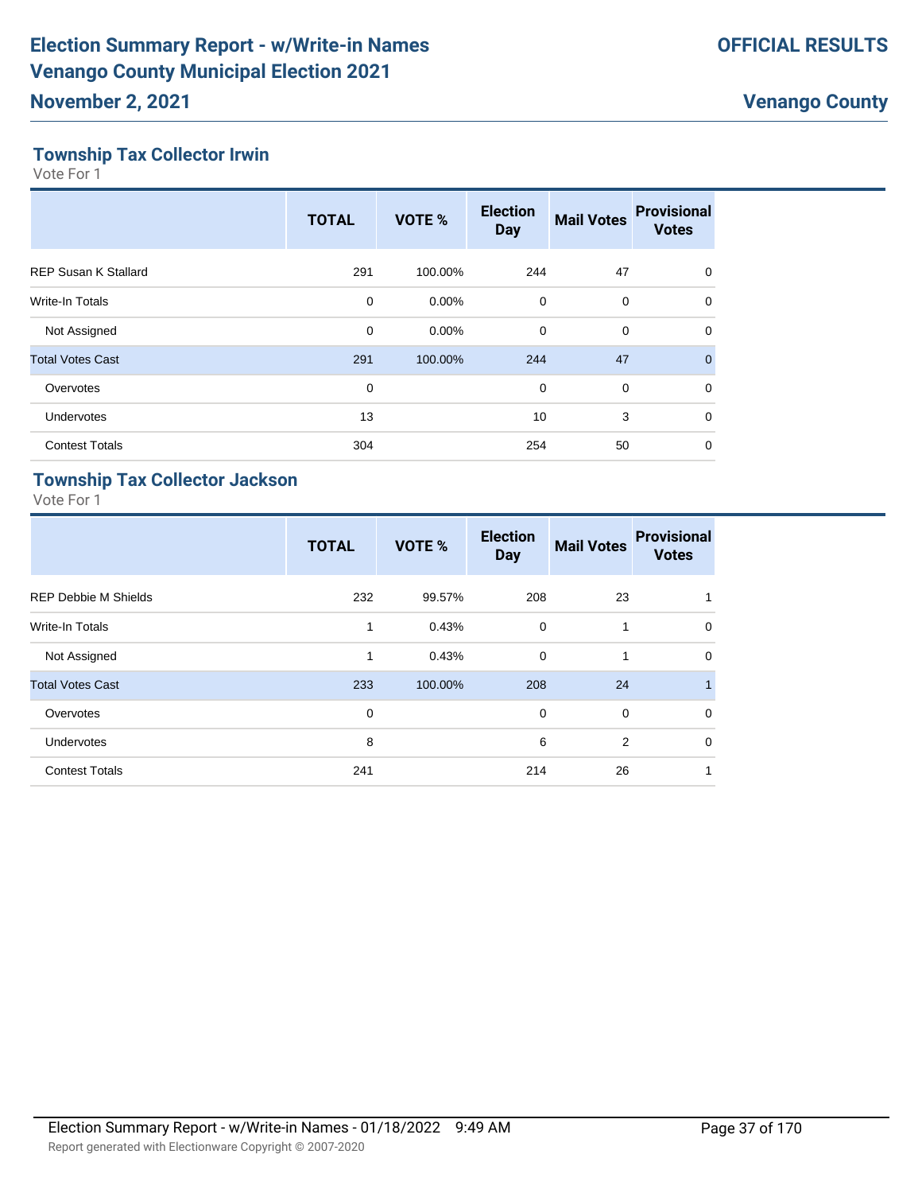## Township Tax Collector Irwin

Vote For 1

| | TOTAL | VOTE % | Election Day | Mail Votes | Provisional Votes |
|---|---|---|---|---|---|
| REP Susan K Stallard | 291 | 100.00% | 244 | 47 | 0 |
| Write-In Totals | 0 | 0.00% | 0 | 0 | 0 |
| Not Assigned | 0 | 0.00% | 0 | 0 | 0 |
| Total Votes Cast | 291 | 100.00% | 244 | 47 | 0 |
| Overvotes | 0 | | 0 | 0 | 0 |
| Undervotes | 13 | | 10 | 3 | 0 |
| Contest Totals | 304 | | 254 | 50 | 0 |

## Township Tax Collector Jackson

Vote For 1

| | TOTAL | VOTE % | Election Day | Mail Votes | Provisional Votes |
|---|---|---|---|---|---|
| REP Debbie M Shields | 232 | 99.57% | 208 | 23 | 1 |
| Write-In Totals | 1 | 0.43% | 0 | 1 | 0 |
| Not Assigned | 1 | 0.43% | 0 | 1 | 0 |
| Total Votes Cast | 233 | 100.00% | 208 | 24 | 1 |
| Overvotes | 0 | | 0 | 0 | 0 |
| Undervotes | 8 | | 6 | 2 | 0 |
| Contest Totals | 241 | | 214 | 26 | 1 |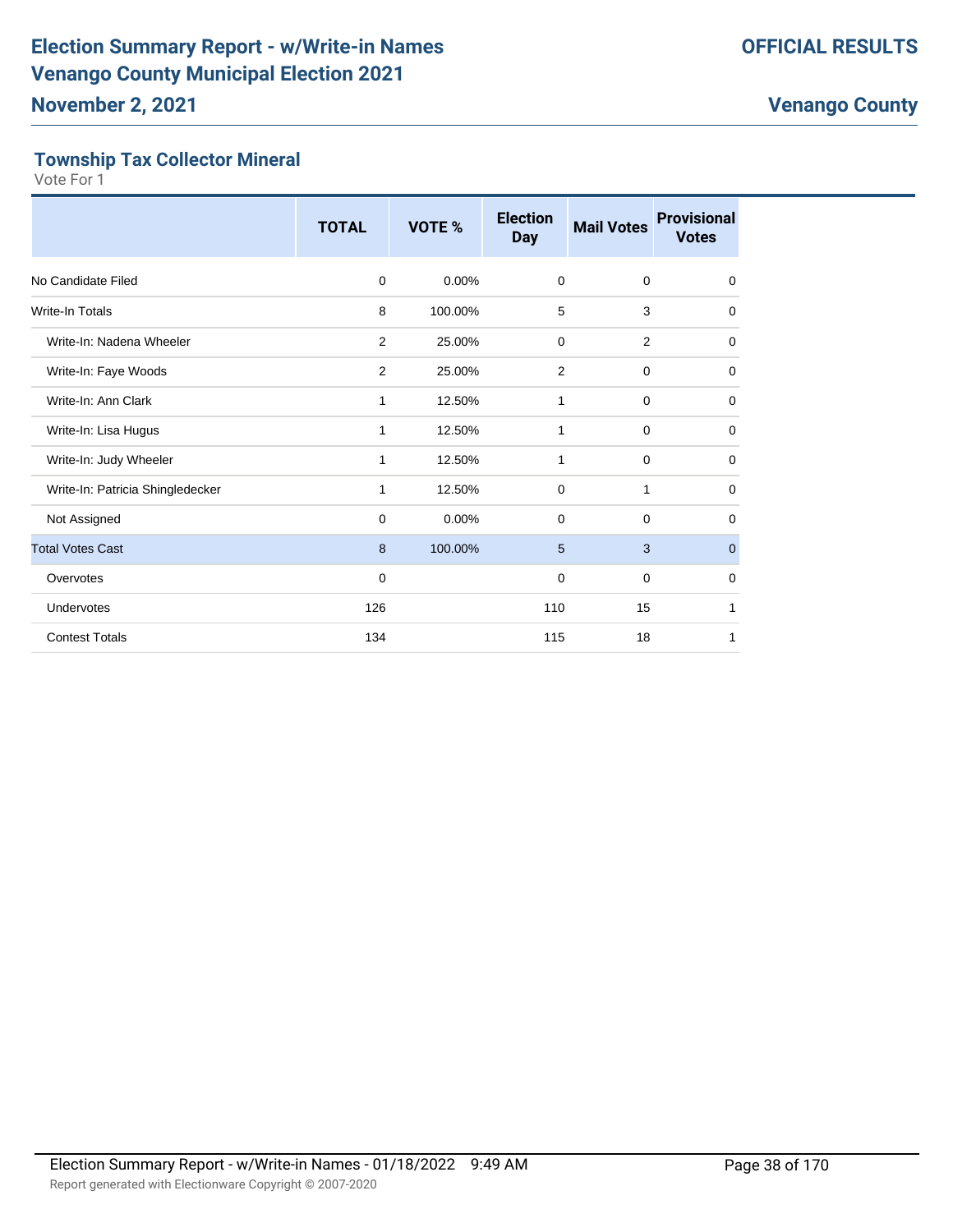## Township Tax Collector Mineral

Vote For 1

| | TOTAL | VOTE % | Election Day | Mail Votes | Provisional Votes |
|---|---|---|---|---|---|
| No Candidate Filed | 0 | 0.00% | 0 | 0 | 0 |
| Write-In Totals | 8 | 100.00% | 5 | 3 | 0 |
| Write-In: Nadena Wheeler | 2 | 25.00% | 0 | 2 | 0 |
| Write-In: Faye Woods | 2 | 25.00% | 2 | 0 | 0 |
| Write-In: Ann Clark | 1 | 12.50% | 1 | 0 | 0 |
| Write-In: Lisa Hugus | 1 | 12.50% | 1 | 0 | 0 |
| Write-In: Judy Wheeler | 1 | 12.50% | 1 | 0 | 0 |
| Write-In: Patricia Shingledecker | 1 | 12.50% | 0 | 1 | 0 |
| Not Assigned | 0 | 0.00% | 0 | 0 | 0 |
| Total Votes Cast | 8 | 100.00% | 5 | 3 | 0 |
| Overvotes | 0 | | 0 | 0 | 0 |
| Undervotes | 126 | | 110 | 15 | 1 |
| Contest Totals | 134 | | 115 | 18 | 1 |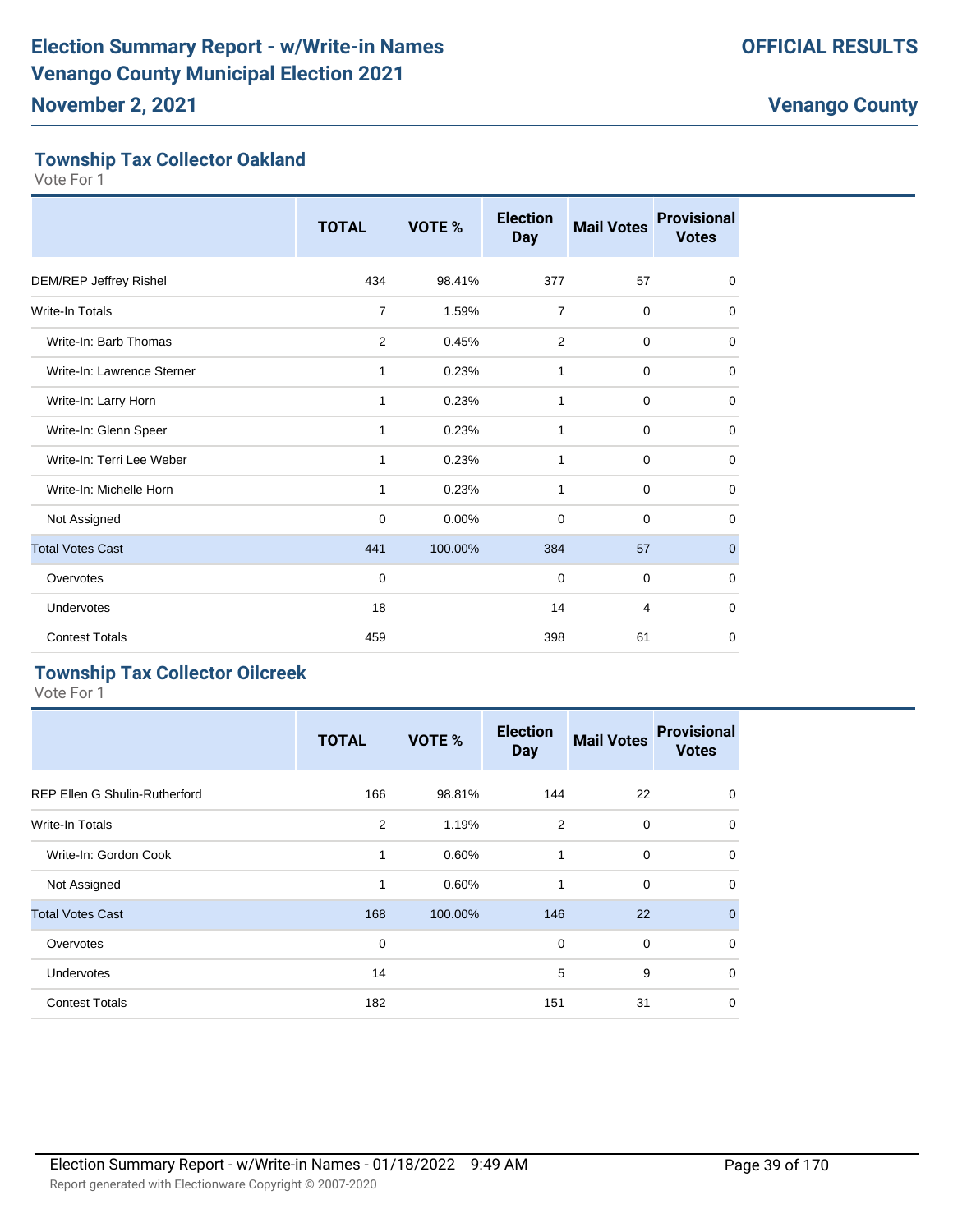## Township Tax Collector Oakland

Vote For 1

| | TOTAL | VOTE % | Election Day | Mail Votes | Provisional Votes |
|---|---|---|---|---|---|
| DEM/REP Jeffrey Rishel | 434 | 98.41% | 377 | 57 | 0 |
| Write-In Totals | 7 | 1.59% | 7 | 0 | 0 |
| Write-In: Barb Thomas | 2 | 0.45% | 2 | 0 | 0 |
| Write-In: Lawrence Sterner | 1 | 0.23% | 1 | 0 | 0 |
| Write-In: Larry Horn | 1 | 0.23% | 1 | 0 | 0 |
| Write-In: Glenn Speer | 1 | 0.23% | 1 | 0 | 0 |
| Write-In: Terri Lee Weber | 1 | 0.23% | 1 | 0 | 0 |
| Write-In: Michelle Horn | 1 | 0.23% | 1 | 0 | 0 |
| Not Assigned | 0 | 0.00% | 0 | 0 | 0 |
| Total Votes Cast | 441 | 100.00% | 384 | 57 | 0 |
| Overvotes | 0 | | 0 | 0 | 0 |
| Undervotes | 18 | | 14 | 4 | 0 |
| Contest Totals | 459 | | 398 | 61 | 0 |

## Township Tax Collector Oilcreek

Vote For 1

| | TOTAL | VOTE % | Election Day | Mail Votes | Provisional Votes |
|---|---|---|---|---|---|
| REP Ellen G Shulin-Rutherford | 166 | 98.81% | 144 | 22 | 0 |
| Write-In Totals | 2 | 1.19% | 2 | 0 | 0 |
| Write-In: Gordon Cook | 1 | 0.60% | 1 | 0 | 0 |
| Not Assigned | 1 | 0.60% | 1 | 0 | 0 |
| Total Votes Cast | 168 | 100.00% | 146 | 22 | 0 |
| Overvotes | 0 | | 0 | 0 | 0 |
| Undervotes | 14 | | 5 | 9 | 0 |
| Contest Totals | 182 | | 151 | 31 | 0 |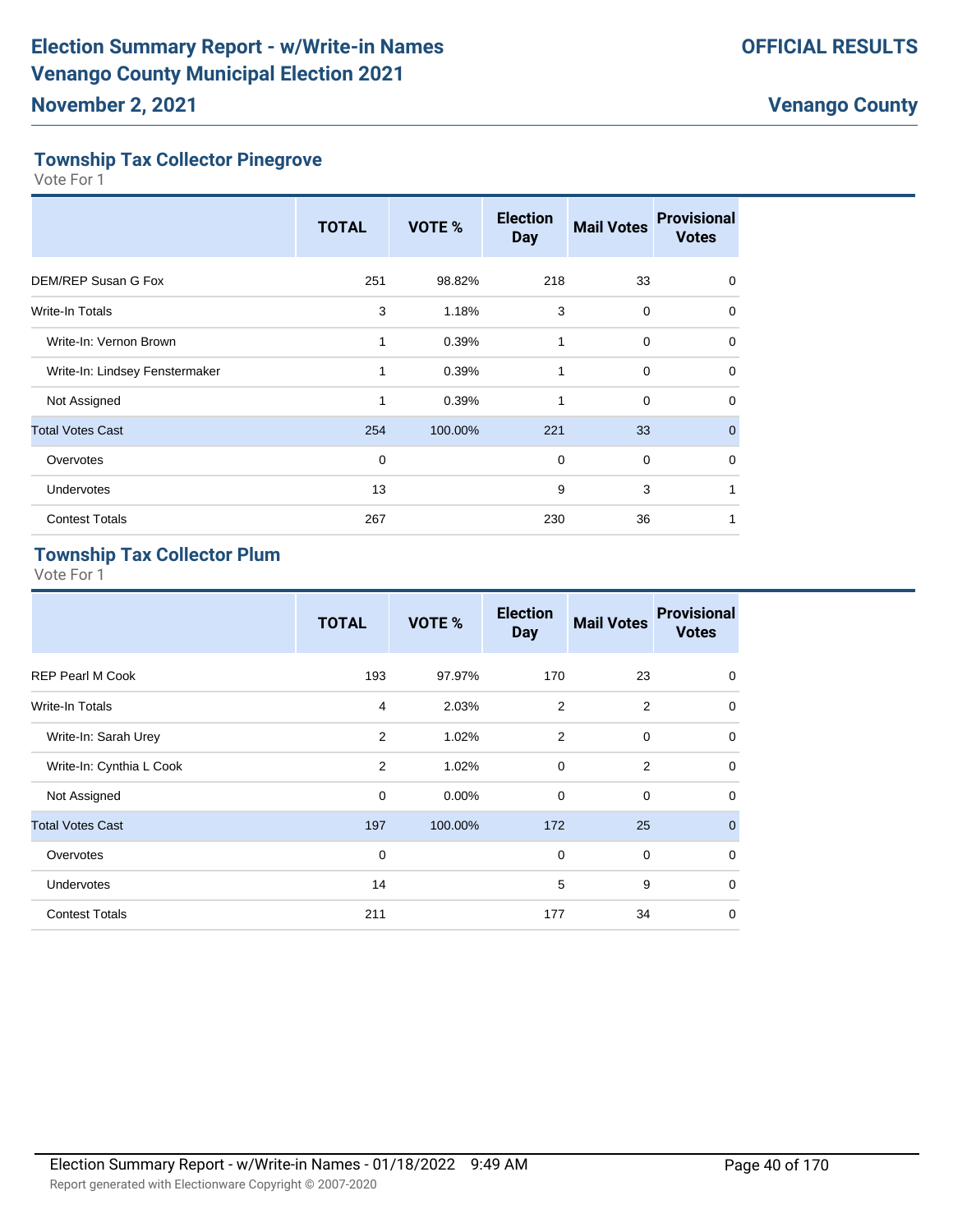## Township Tax Collector Pinegrove

Vote For 1

| | TOTAL | VOTE % | Election Day | Mail Votes | Provisional Votes |
|---|---|---|---|---|---|
| DEM/REP Susan G Fox | 251 | 98.82% | 218 | 33 | 0 |
| Write-In Totals | 3 | 1.18% | 3 | 0 | 0 |
| Write-In: Vernon Brown | 1 | 0.39% | 1 | 0 | 0 |
| Write-In: Lindsey Fenstermaker | 1 | 0.39% | 1 | 0 | 0 |
| Not Assigned | 1 | 0.39% | 1 | 0 | 0 |
| Total Votes Cast | 254 | 100.00% | 221 | 33 | 0 |
| Overvotes | 0 | | 0 | 0 | 0 |
| Undervotes | 13 | | 9 | 3 | 1 |
| Contest Totals | 267 | | 230 | 36 | 1 |

## Township Tax Collector Plum

Vote For 1

| | TOTAL | VOTE % | Election Day | Mail Votes | Provisional Votes |
|---|---|---|---|---|---|
| REP Pearl M Cook | 193 | 97.97% | 170 | 23 | 0 |
| Write-In Totals | 4 | 2.03% | 2 | 2 | 0 |
| Write-In: Sarah Urey | 2 | 1.02% | 2 | 0 | 0 |
| Write-In: Cynthia L Cook | 2 | 1.02% | 0 | 2 | 0 |
| Not Assigned | 0 | 0.00% | 0 | 0 | 0 |
| Total Votes Cast | 197 | 100.00% | 172 | 25 | 0 |
| Overvotes | 0 | | 0 | 0 | 0 |
| Undervotes | 14 | | 5 | 9 | 0 |
| Contest Totals | 211 | | 177 | 34 | 0 |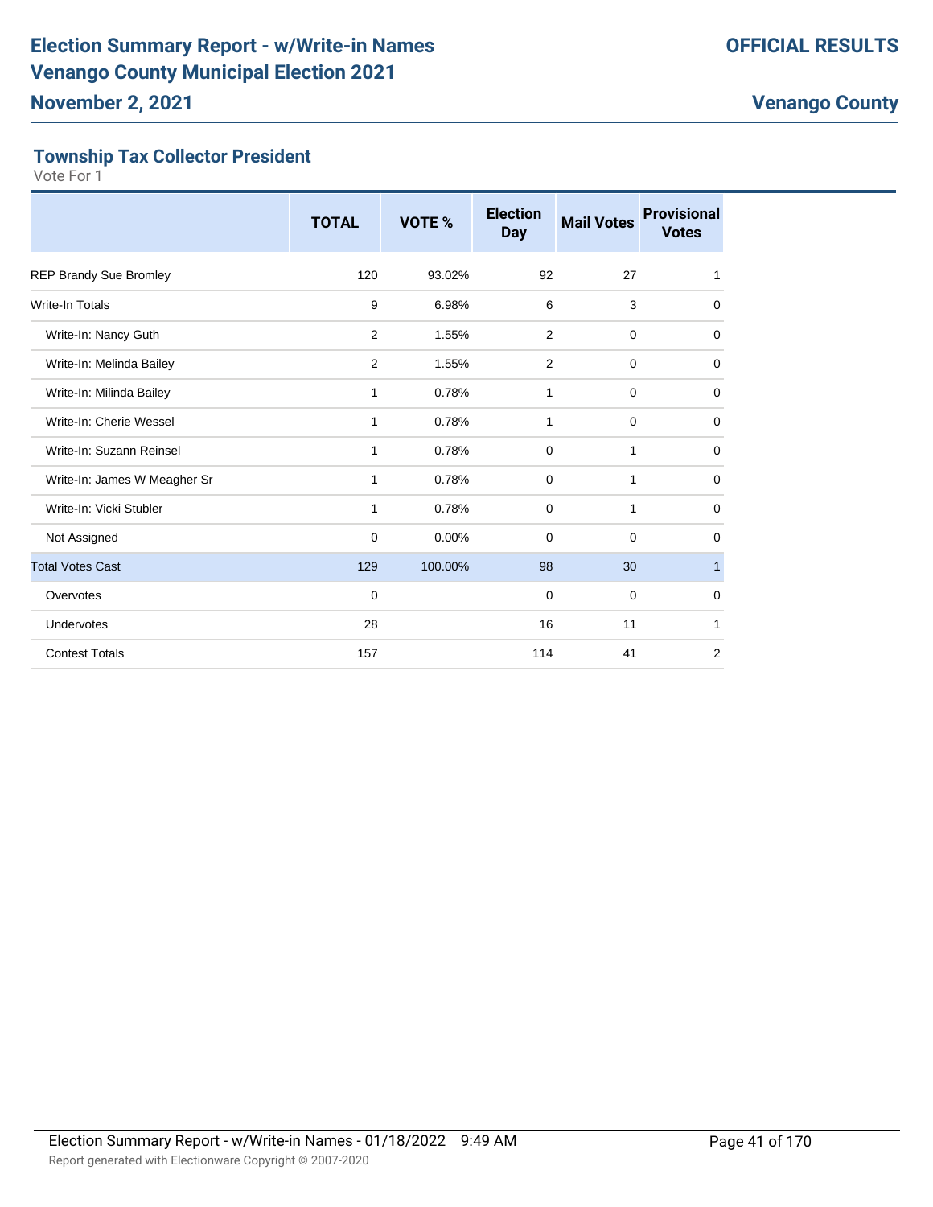## Township Tax Collector President

Vote For 1

| | TOTAL | VOTE % | Election Day | Mail Votes | Provisional Votes |
|---|---|---|---|---|---|
| REP Brandy Sue Bromley | 120 | 93.02% | 92 | 27 | 1 |
| Write-In Totals | 9 | 6.98% | 6 | 3 | 0 |
| Write-In: Nancy Guth | 2 | 1.55% | 2 | 0 | 0 |
| Write-In: Melinda Bailey | 2 | 1.55% | 2 | 0 | 0 |
| Write-In: Milinda Bailey | 1 | 0.78% | 1 | 0 | 0 |
| Write-In: Cherie Wessel | 1 | 0.78% | 1 | 0 | 0 |
| Write-In: Suzann Reinsel | 1 | 0.78% | 0 | 1 | 0 |
| Write-In: James W Meagher Sr | 1 | 0.78% | 0 | 1 | 0 |
| Write-In: Vicki Stubler | 1 | 0.78% | 0 | 1 | 0 |
| Not Assigned | 0 | 0.00% | 0 | 0 | 0 |
| Total Votes Cast | 129 | 100.00% | 98 | 30 | 1 |
| Overvotes | 0 | | 0 | 0 | 0 |
| Undervotes | 28 | | 16 | 11 | 1 |
| Contest Totals | 157 | | 114 | 41 | 2 |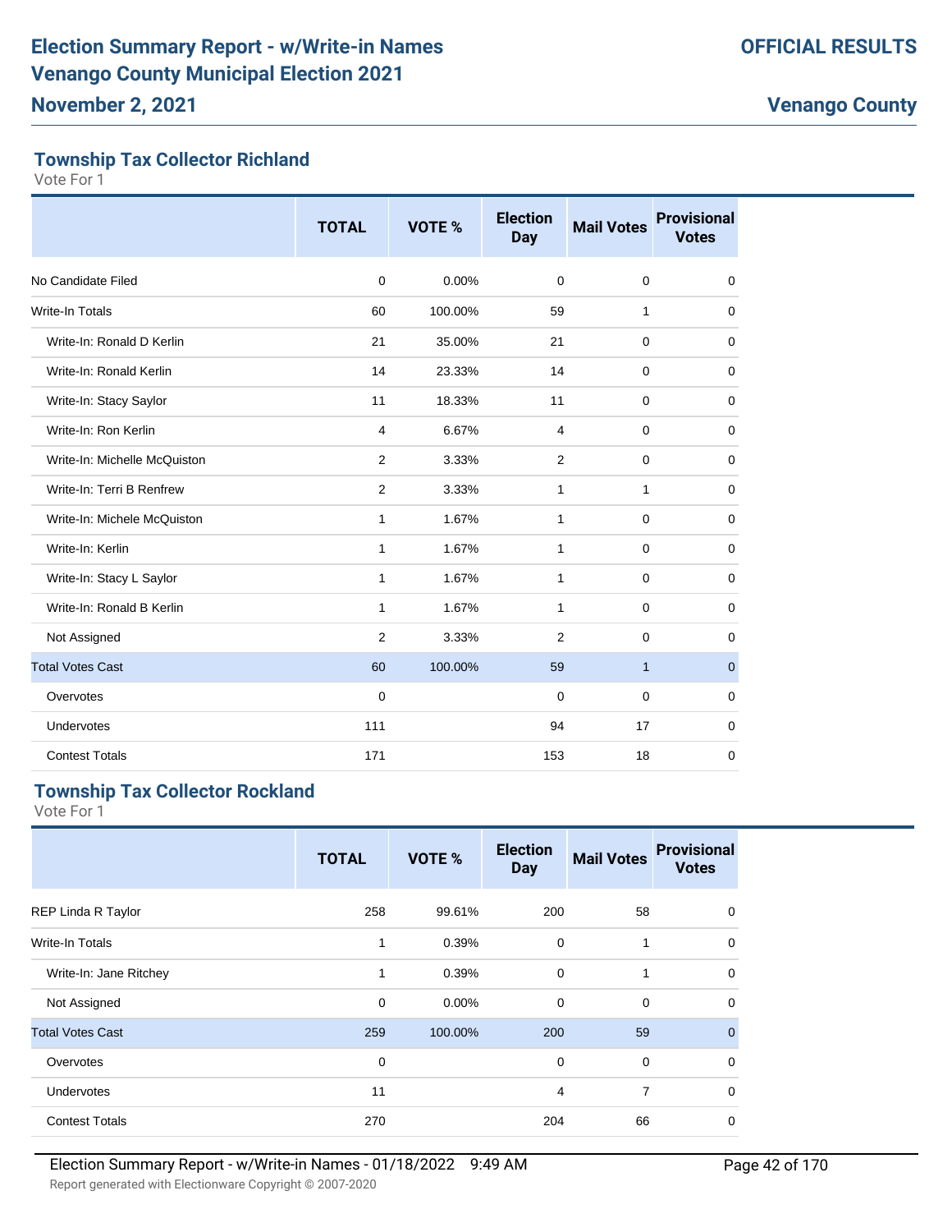## Township Tax Collector Richland

Vote For 1

| | TOTAL | VOTE % | Election Day | Mail Votes | Provisional Votes |
|---|---|---|---|---|---|
| No Candidate Filed | 0 | 0.00% | 0 | 0 | 0 |
| Write-In Totals | 60 | 100.00% | 59 | 1 | 0 |
| Write-In: Ronald D Kerlin | 21 | 35.00% | 21 | 0 | 0 |
| Write-In: Ronald Kerlin | 14 | 23.33% | 14 | 0 | 0 |
| Write-In: Stacy Saylor | 11 | 18.33% | 11 | 0 | 0 |
| Write-In: Ron Kerlin | 4 | 6.67% | 4 | 0 | 0 |
| Write-In: Michelle McQuiston | 2 | 3.33% | 2 | 0 | 0 |
| Write-In: Terri B Renfrew | 2 | 3.33% | 1 | 1 | 0 |
| Write-In: Michele McQuiston | 1 | 1.67% | 1 | 0 | 0 |
| Write-In: Kerlin | 1 | 1.67% | 1 | 0 | 0 |
| Write-In: Stacy L Saylor | 1 | 1.67% | 1 | 0 | 0 |
| Write-In: Ronald B Kerlin | 1 | 1.67% | 1 | 0 | 0 |
| Not Assigned | 2 | 3.33% | 2 | 0 | 0 |
| Total Votes Cast | 60 | 100.00% | 59 | 1 | 0 |
| Overvotes | 0 | | 0 | 0 | 0 |
| Undervotes | 111 | | 94 | 17 | 0 |
| Contest Totals | 171 | | 153 | 18 | 0 |

## Township Tax Collector Rockland

Vote For 1

| | TOTAL | VOTE % | Election Day | Mail Votes | Provisional Votes |
|---|---|---|---|---|---|
| REP Linda R Taylor | 258 | 99.61% | 200 | 58 | 0 |
| Write-In Totals | 1 | 0.39% | 0 | 1 | 0 |
| Write-In: Jane Ritchey | 1 | 0.39% | 0 | 1 | 0 |
| Not Assigned | 0 | 0.00% | 0 | 0 | 0 |
| Total Votes Cast | 259 | 100.00% | 200 | 59 | 0 |
| Overvotes | 0 | | 0 | 0 | 0 |
| Undervotes | 11 | | 4 | 7 | 0 |
| Contest Totals | 270 | | 204 | 66 | 0 |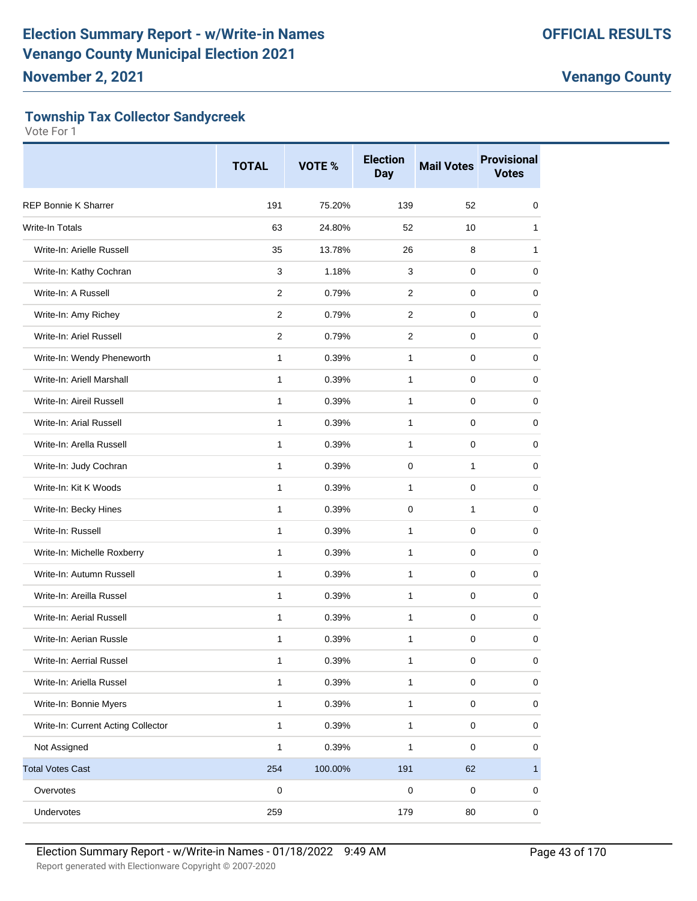# Election Summary Report - w/Write-in Names
# Venango County Municipal Election 2021
## November 2, 2021

**OFFICIAL RESULTS**

**Venango County**

### Township Tax Collector Sandycreek

Vote For 1

| | TOTAL | VOTE % | Election Day | Mail Votes | Provisional Votes |
|---|---|---|---|---|---|
| REP Bonnie K Sharrer | 191 | 75.20% | 139 | 52 | 0 |
| Write-In Totals | 63 | 24.80% | 52 | 10 | 1 |
| Write-In: Arielle Russell | 35 | 13.78% | 26 | 8 | 1 |
| Write-In: Kathy Cochran | 3 | 1.18% | 3 | 0 | 0 |
| Write-In: A Russell | 2 | 0.79% | 2 | 0 | 0 |
| Write-In: Amy Richey | 2 | 0.79% | 2 | 0 | 0 |
| Write-In: Ariel Russell | 2 | 0.79% | 2 | 0 | 0 |
| Write-In: Wendy Pheneworth | 1 | 0.39% | 1 | 0 | 0 |
| Write-In: Ariell Marshall | 1 | 0.39% | 1 | 0 | 0 |
| Write-In: Aireil Russell | 1 | 0.39% | 1 | 0 | 0 |
| Write-In: Arial Russell | 1 | 0.39% | 1 | 0 | 0 |
| Write-In: Arella Russell | 1 | 0.39% | 1 | 0 | 0 |
| Write-In: Judy Cochran | 1 | 0.39% | 0 | 1 | 0 |
| Write-In: Kit K Woods | 1 | 0.39% | 1 | 0 | 0 |
| Write-In: Becky Hines | 1 | 0.39% | 0 | 1 | 0 |
| Write-In: Russell | 1 | 0.39% | 1 | 0 | 0 |
| Write-In: Michelle Roxberry | 1 | 0.39% | 1 | 0 | 0 |
| Write-In: Autumn Russell | 1 | 0.39% | 1 | 0 | 0 |
| Write-In: Areilla Russel | 1 | 0.39% | 1 | 0 | 0 |
| Write-In: Aerial Russell | 1 | 0.39% | 1 | 0 | 0 |
| Write-In: Aerian Russle | 1 | 0.39% | 1 | 0 | 0 |
| Write-In: Aerrial Russel | 1 | 0.39% | 1 | 0 | 0 |
| Write-In: Ariella Russel | 1 | 0.39% | 1 | 0 | 0 |
| Write-In: Bonnie Myers | 1 | 0.39% | 1 | 0 | 0 |
| Write-In: Current Acting Collector | 1 | 0.39% | 1 | 0 | 0 |
| Not Assigned | 1 | 0.39% | 1 | 0 | 0 |
| Total Votes Cast | 254 | 100.00% | 191 | 62 | 1 |
| Overvotes | 0 | | 0 | 0 | 0 |
| Undervotes | 259 | | 179 | 80 | 0 |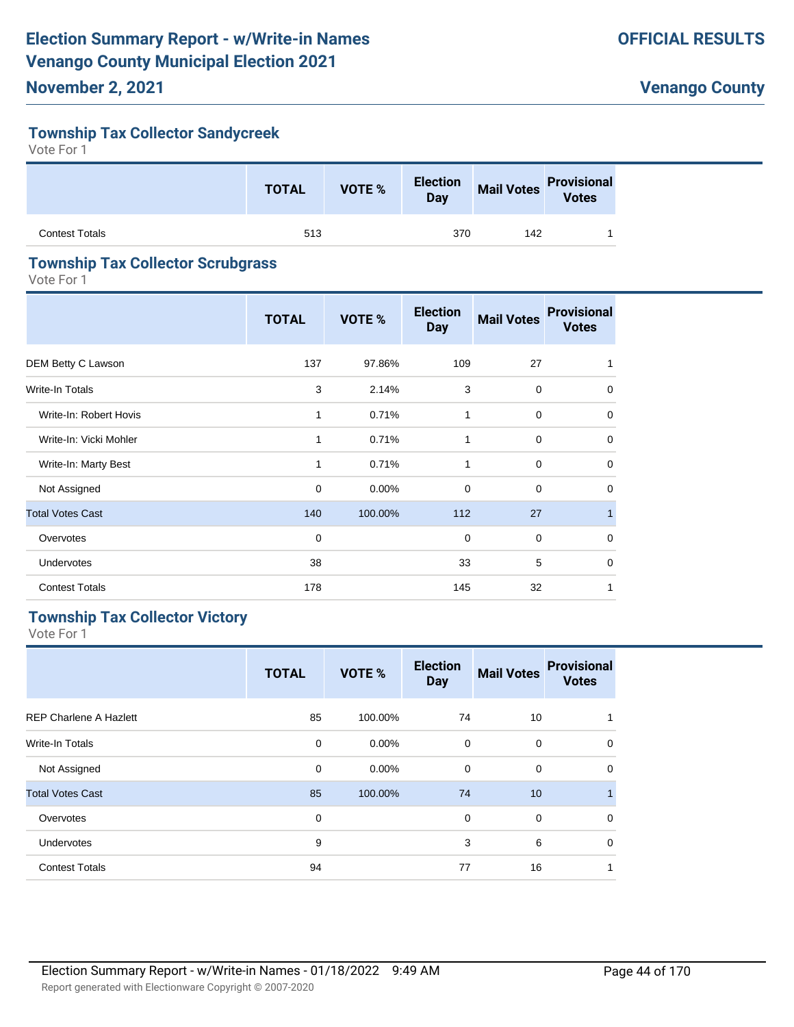### Township Tax Collector Sandycreek

Vote For 1

| | TOTAL | VOTE % | Election Day | Mail Votes | Provisional Votes |
|---|---|---|---|---|---|
| Contest Totals | 513 | | 370 | 142 | 1 |

### Township Tax Collector Scrubgrass

Vote For 1

| | TOTAL | VOTE % | Election Day | Mail Votes | Provisional Votes |
|---|---|---|---|---|---|
| DEM Betty C Lawson | 137 | 97.86% | 109 | 27 | 1 |
| Write-In Totals | 3 | 2.14% | 3 | 0 | 0 |
| Write-In: Robert Hovis | 1 | 0.71% | 1 | 0 | 0 |
| Write-In: Vicki Mohler | 1 | 0.71% | 1 | 0 | 0 |
| Write-In: Marty Best | 1 | 0.71% | 1 | 0 | 0 |
| Not Assigned | 0 | 0.00% | 0 | 0 | 0 |
| Total Votes Cast | 140 | 100.00% | 112 | 27 | 1 |
| Overvotes | 0 | | 0 | 0 | 0 |
| Undervotes | 38 | | 33 | 5 | 0 |
| Contest Totals | 178 | | 145 | 32 | 1 |

### Township Tax Collector Victory

Vote For 1

| | TOTAL | VOTE % | Election Day | Mail Votes | Provisional Votes |
|---|---|---|---|---|---|
| REP Charlene A Hazlett | 85 | 100.00% | 74 | 10 | 1 |
| Write-In Totals | 0 | 0.00% | 0 | 0 | 0 |
| Not Assigned | 0 | 0.00% | 0 | 0 | 0 |
| Total Votes Cast | 85 | 100.00% | 74 | 10 | 1 |
| Overvotes | 0 | | 0 | 0 | 0 |
| Undervotes | 9 | | 3 | 6 | 0 |
| Contest Totals | 94 | | 77 | 16 | 1 |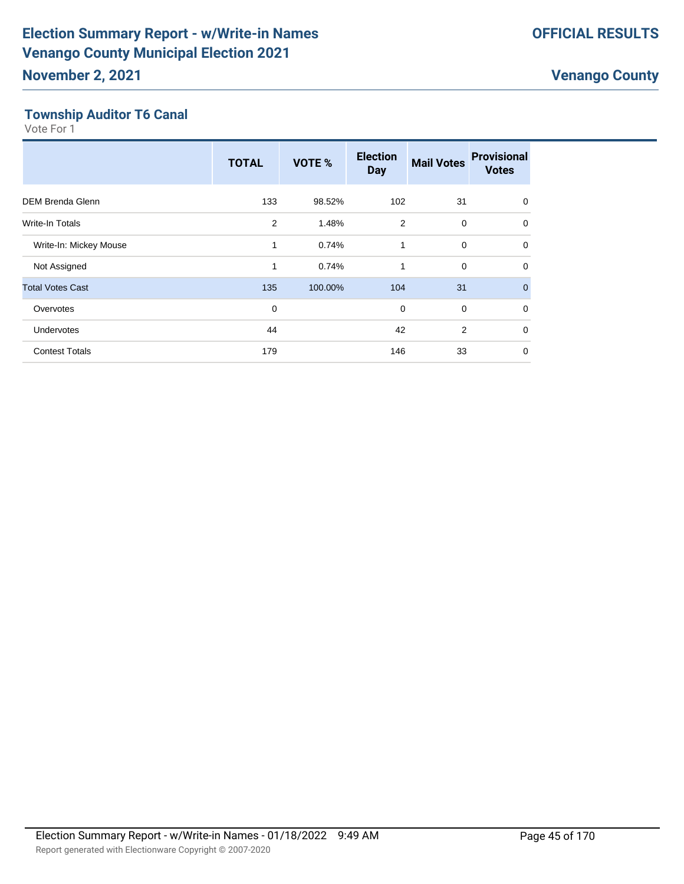# Election Summary Report - w/Write-in Names
# Venango County Municipal Election 2021
## November 2, 2021

**OFFICIAL RESULTS**

**Venango County**

### Township Auditor T6 Canal
Vote For 1

| | TOTAL | VOTE % | Election Day | Mail Votes | Provisional Votes |
|---|---|---|---|---|---|
| DEM Brenda Glenn | 133 | 98.52% | 102 | 31 | 0 |
| Write-In Totals | 2 | 1.48% | 2 | 0 | 0 |
| Write-In: Mickey Mouse | 1 | 0.74% | 1 | 0 | 0 |
| Not Assigned | 1 | 0.74% | 1 | 0 | 0 |
| Total Votes Cast | 135 | 100.00% | 104 | 31 | 0 |
| Overvotes | 0 | | 0 | 0 | 0 |
| Undervotes | 44 | | 42 | 2 | 0 |
| Contest Totals | 179 | | 146 | 33 | 0 |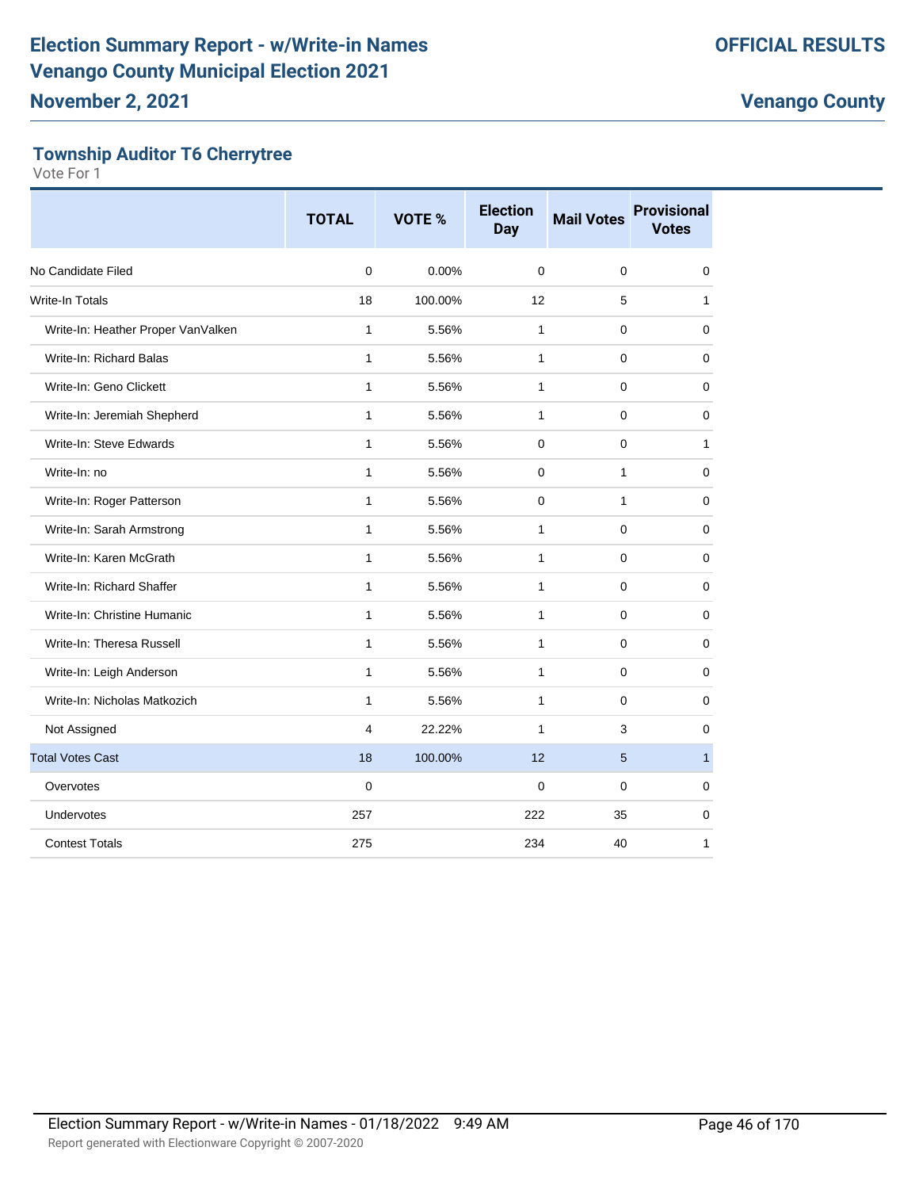# Election Summary Report - w/Write-in Names
# Venango County Municipal Election 2021

**November 2, 2021**

**OFFICIAL RESULTS**

**Venango County**

### Township Auditor T6 Cherrytree

Vote For 1

| | TOTAL | VOTE % | Election Day | Mail Votes | Provisional Votes |
|---|---|---|---|---|---|
| No Candidate Filed | 0 | 0.00% | 0 | 0 | 0 |
| Write-In Totals | 18 | 100.00% | 12 | 5 | 1 |
| Write-In: Heather Proper VanValken | 1 | 5.56% | 1 | 0 | 0 |
| Write-In: Richard Balas | 1 | 5.56% | 1 | 0 | 0 |
| Write-In: Geno Clickett | 1 | 5.56% | 1 | 0 | 0 |
| Write-In: Jeremiah Shepherd | 1 | 5.56% | 1 | 0 | 0 |
| Write-In: Steve Edwards | 1 | 5.56% | 0 | 0 | 1 |
| Write-In: no | 1 | 5.56% | 0 | 1 | 0 |
| Write-In: Roger Patterson | 1 | 5.56% | 0 | 1 | 0 |
| Write-In: Sarah Armstrong | 1 | 5.56% | 1 | 0 | 0 |
| Write-In: Karen McGrath | 1 | 5.56% | 1 | 0 | 0 |
| Write-In: Richard Shaffer | 1 | 5.56% | 1 | 0 | 0 |
| Write-In: Christine Humanic | 1 | 5.56% | 1 | 0 | 0 |
| Write-In: Theresa Russell | 1 | 5.56% | 1 | 0 | 0 |
| Write-In: Leigh Anderson | 1 | 5.56% | 1 | 0 | 0 |
| Write-In: Nicholas Matkozich | 1 | 5.56% | 1 | 0 | 0 |
| Not Assigned | 4 | 22.22% | 1 | 3 | 0 |
| Total Votes Cast | 18 | 100.00% | 12 | 5 | 1 |
| Overvotes | 0 | | 0 | 0 | 0 |
| Undervotes | 257 | | 222 | 35 | 0 |
| Contest Totals | 275 | | 234 | 40 | 1 |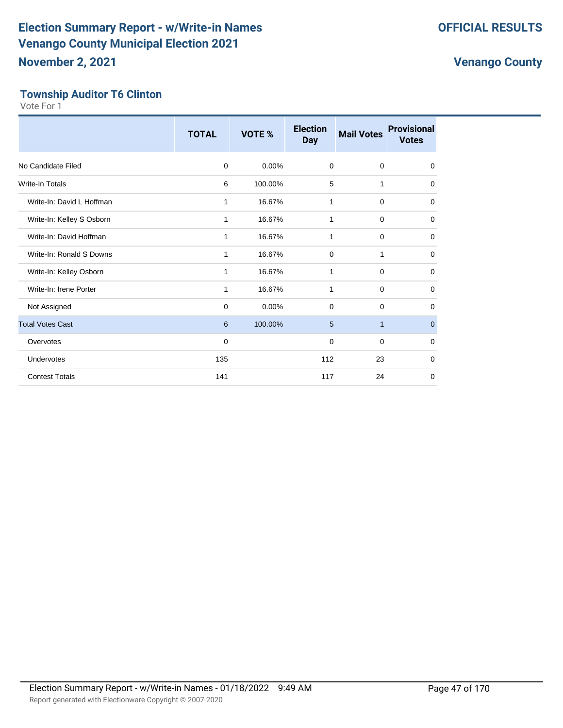# Election Summary Report - w/Write-in Names
# Venango County Municipal Election 2021
## November 2, 2021

**OFFICIAL RESULTS**

**Venango County**

### Township Auditor T6 Clinton

Vote For 1

| | TOTAL | VOTE % | Election Day | Mail Votes | Provisional Votes |
|---|---|---|---|---|---|
| No Candidate Filed | 0 | 0.00% | 0 | 0 | 0 |
| Write-In Totals | 6 | 100.00% | 5 | 1 | 0 |
| Write-In: David L Hoffman | 1 | 16.67% | 1 | 0 | 0 |
| Write-In: Kelley S Osborn | 1 | 16.67% | 1 | 0 | 0 |
| Write-In: David Hoffman | 1 | 16.67% | 1 | 0 | 0 |
| Write-In: Ronald S Downs | 1 | 16.67% | 0 | 1 | 0 |
| Write-In: Kelley Osborn | 1 | 16.67% | 1 | 0 | 0 |
| Write-In: Irene Porter | 1 | 16.67% | 1 | 0 | 0 |
| Not Assigned | 0 | 0.00% | 0 | 0 | 0 |
| Total Votes Cast | 6 | 100.00% | 5 | 1 | 0 |
| Overvotes | 0 | | 0 | 0 | 0 |
| Undervotes | 135 | | 112 | 23 | 0 |
| Contest Totals | 141 | | 117 | 24 | 0 |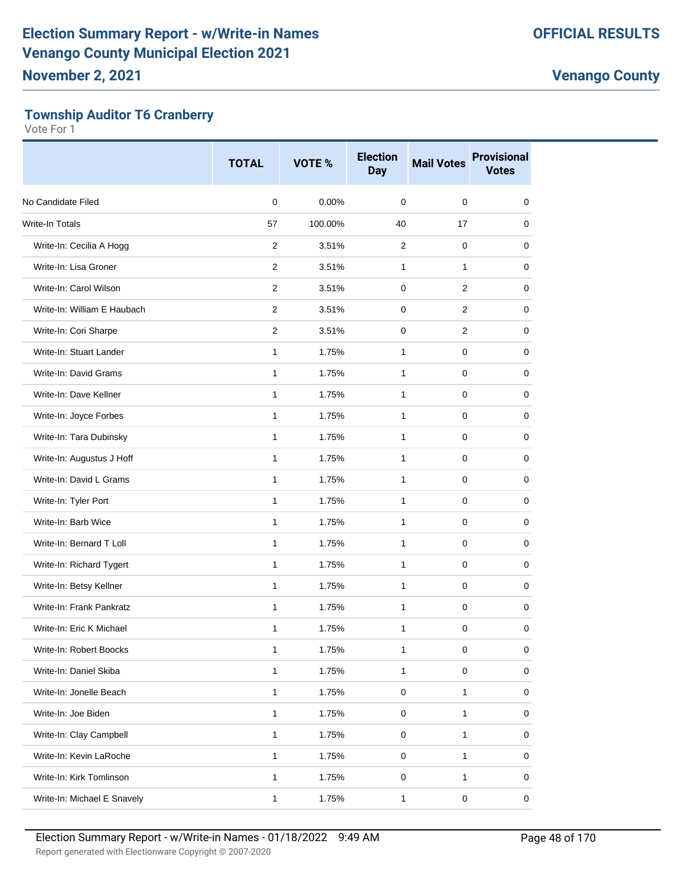# Election Summary Report - w/Write-in Names
# Venango County Municipal Election 2021
## November 2, 2021

**OFFICIAL RESULTS**

**Venango County**

### Township Auditor T6 Cranberry

Vote For 1

| | TOTAL | VOTE % | Election Day | Mail Votes | Provisional Votes |
|---|---|---|---|---|---|
| No Candidate Filed | 0 | 0.00% | 0 | 0 | 0 |
| Write-In Totals | 57 | 100.00% | 40 | 17 | 0 |
| Write-In: Cecilia A Hogg | 2 | 3.51% | 2 | 0 | 0 |
| Write-In: Lisa Groner | 2 | 3.51% | 1 | 1 | 0 |
| Write-In: Carol Wilson | 2 | 3.51% | 0 | 2 | 0 |
| Write-In: William E Haubach | 2 | 3.51% | 0 | 2 | 0 |
| Write-In: Cori Sharpe | 2 | 3.51% | 0 | 2 | 0 |
| Write-In: Stuart Lander | 1 | 1.75% | 1 | 0 | 0 |
| Write-In: David Grams | 1 | 1.75% | 1 | 0 | 0 |
| Write-In: Dave Kellner | 1 | 1.75% | 1 | 0 | 0 |
| Write-In: Joyce Forbes | 1 | 1.75% | 1 | 0 | 0 |
| Write-In: Tara Dubinsky | 1 | 1.75% | 1 | 0 | 0 |
| Write-In: Augustus J Hoff | 1 | 1.75% | 1 | 0 | 0 |
| Write-In: David L Grams | 1 | 1.75% | 1 | 0 | 0 |
| Write-In: Tyler Port | 1 | 1.75% | 1 | 0 | 0 |
| Write-In: Barb Wice | 1 | 1.75% | 1 | 0 | 0 |
| Write-In: Bernard T Loll | 1 | 1.75% | 1 | 0 | 0 |
| Write-In: Richard Tygert | 1 | 1.75% | 1 | 0 | 0 |
| Write-In: Betsy Kellner | 1 | 1.75% | 1 | 0 | 0 |
| Write-In: Frank Pankratz | 1 | 1.75% | 1 | 0 | 0 |
| Write-In: Eric K Michael | 1 | 1.75% | 1 | 0 | 0 |
| Write-In: Robert Boocks | 1 | 1.75% | 1 | 0 | 0 |
| Write-In: Daniel Skiba | 1 | 1.75% | 1 | 0 | 0 |
| Write-In: Jonelle Beach | 1 | 1.75% | 0 | 1 | 0 |
| Write-In: Joe Biden | 1 | 1.75% | 0 | 1 | 0 |
| Write-In: Clay Campbell | 1 | 1.75% | 0 | 1 | 0 |
| Write-In: Kevin LaRoche | 1 | 1.75% | 0 | 1 | 0 |
| Write-In: Kirk Tomlinson | 1 | 1.75% | 0 | 1 | 0 |
| Write-In: Michael E Snavely | 1 | 1.75% | 1 | 0 | 0 |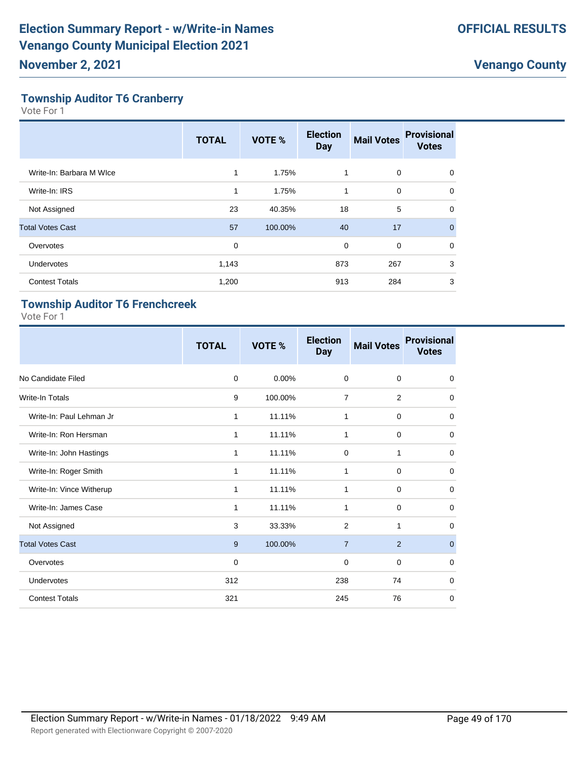## Township Auditor T6 Cranberry

Vote For 1

| | TOTAL | VOTE % | Election Day | Mail Votes | Provisional Votes |
|---|---|---|---|---|---|
| Write-In: Barbara M WIce | 1 | 1.75% | 1 | 0 | 0 |
| Write-In: IRS | 1 | 1.75% | 1 | 0 | 0 |
| Not Assigned | 23 | 40.35% | 18 | 5 | 0 |
| Total Votes Cast | 57 | 100.00% | 40 | 17 | 0 |
| Overvotes | 0 | | 0 | 0 | 0 |
| Undervotes | 1,143 | | 873 | 267 | 3 |
| Contest Totals | 1,200 | | 913 | 284 | 3 |

## Township Auditor T6 Frenchcreek

Vote For 1

| | TOTAL | VOTE % | Election Day | Mail Votes | Provisional Votes |
|---|---|---|---|---|---|
| No Candidate Filed | 0 | 0.00% | 0 | 0 | 0 |
| Write-In Totals | 9 | 100.00% | 7 | 2 | 0 |
| Write-In: Paul Lehman Jr | 1 | 11.11% | 1 | 0 | 0 |
| Write-In: Ron Hersman | 1 | 11.11% | 1 | 0 | 0 |
| Write-In: John Hastings | 1 | 11.11% | 0 | 1 | 0 |
| Write-In: Roger Smith | 1 | 11.11% | 1 | 0 | 0 |
| Write-In: Vince Witherup | 1 | 11.11% | 1 | 0 | 0 |
| Write-In: James Case | 1 | 11.11% | 1 | 0 | 0 |
| Not Assigned | 3 | 33.33% | 2 | 1 | 0 |
| Total Votes Cast | 9 | 100.00% | 7 | 2 | 0 |
| Overvotes | 0 | | 0 | 0 | 0 |
| Undervotes | 312 | | 238 | 74 | 0 |
| Contest Totals | 321 | | 245 | 76 | 0 |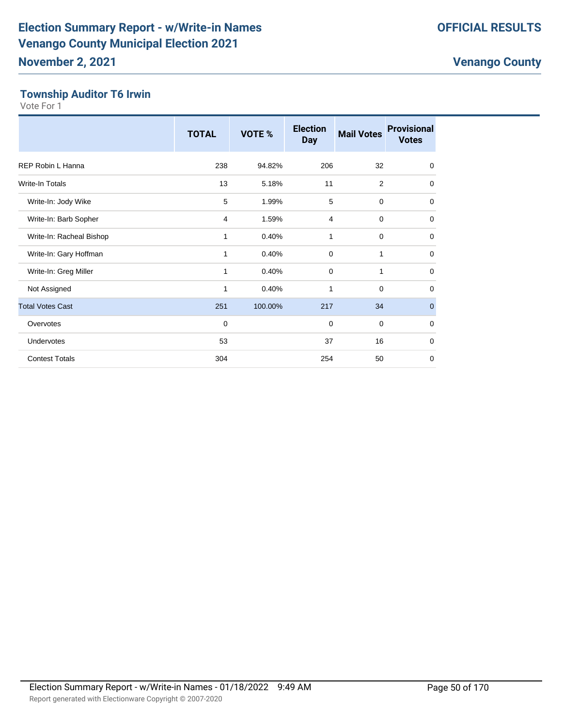## Township Auditor T6 Irwin

Vote For 1

| | TOTAL | VOTE % | Election Day | Mail Votes | Provisional Votes |
|---|---|---|---|---|---|
| REP Robin L Hanna | 238 | 94.82% | 206 | 32 | 0 |
| Write-In Totals | 13 | 5.18% | 11 | 2 | 0 |
| Write-In: Jody Wike | 5 | 1.99% | 5 | 0 | 0 |
| Write-In: Barb Sopher | 4 | 1.59% | 4 | 0 | 0 |
| Write-In: Racheal Bishop | 1 | 0.40% | 1 | 0 | 0 |
| Write-In: Gary Hoffman | 1 | 0.40% | 0 | 1 | 0 |
| Write-In: Greg Miller | 1 | 0.40% | 0 | 1 | 0 |
| Not Assigned | 1 | 0.40% | 1 | 0 | 0 |
| Total Votes Cast | 251 | 100.00% | 217 | 34 | 0 |
| Overvotes | 0 | | 0 | 0 | 0 |
| Undervotes | 53 | | 37 | 16 | 0 |
| Contest Totals | 304 | | 254 | 50 | 0 |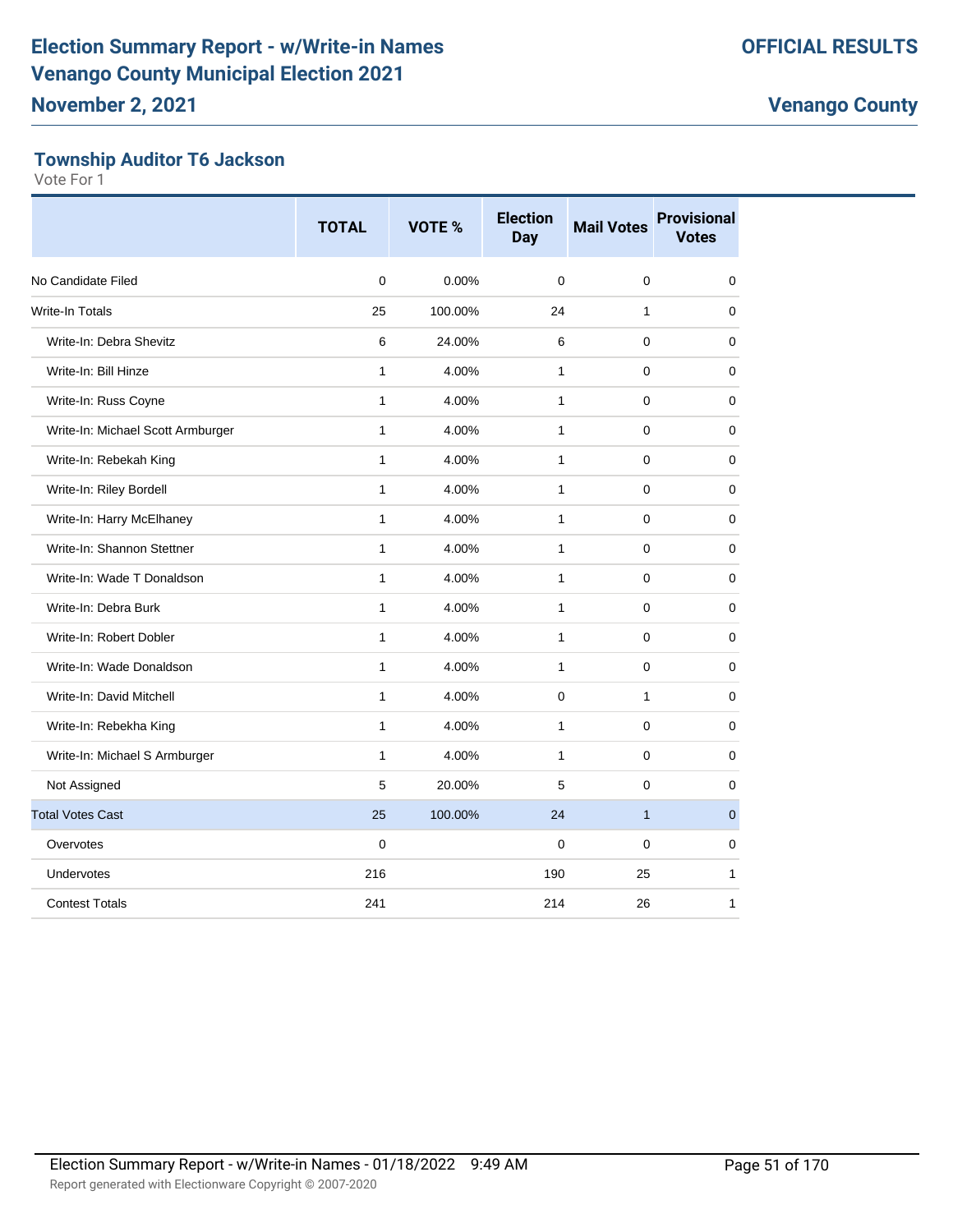# Election Summary Report - w/Write-in Names
# Venango County Municipal Election 2021
## November 2, 2021

**OFFICIAL RESULTS**

**Venango County**

### Township Auditor T6 Jackson

Vote For 1

| | TOTAL | VOTE % | Election Day | Mail Votes | Provisional Votes |
|---|---|---|---|---|---|
| No Candidate Filed | 0 | 0.00% | 0 | 0 | 0 |
| Write-In Totals | 25 | 100.00% | 24 | 1 | 0 |
| Write-In: Debra Shevitz | 6 | 24.00% | 6 | 0 | 0 |
| Write-In: Bill Hinze | 1 | 4.00% | 1 | 0 | 0 |
| Write-In: Russ Coyne | 1 | 4.00% | 1 | 0 | 0 |
| Write-In: Michael Scott Armburger | 1 | 4.00% | 1 | 0 | 0 |
| Write-In: Rebekah King | 1 | 4.00% | 1 | 0 | 0 |
| Write-In: Riley Bordell | 1 | 4.00% | 1 | 0 | 0 |
| Write-In: Harry McElhaney | 1 | 4.00% | 1 | 0 | 0 |
| Write-In: Shannon Stettner | 1 | 4.00% | 1 | 0 | 0 |
| Write-In: Wade T Donaldson | 1 | 4.00% | 1 | 0 | 0 |
| Write-In: Debra Burk | 1 | 4.00% | 1 | 0 | 0 |
| Write-In: Robert Dobler | 1 | 4.00% | 1 | 0 | 0 |
| Write-In: Wade Donaldson | 1 | 4.00% | 1 | 0 | 0 |
| Write-In: David Mitchell | 1 | 4.00% | 0 | 1 | 0 |
| Write-In: Rebekha King | 1 | 4.00% | 1 | 0 | 0 |
| Write-In: Michael S Armburger | 1 | 4.00% | 1 | 0 | 0 |
| Not Assigned | 5 | 20.00% | 5 | 0 | 0 |
| Total Votes Cast | 25 | 100.00% | 24 | 1 | 0 |
| Overvotes | 0 | | 0 | 0 | 0 |
| Undervotes | 216 | | 190 | 25 | 1 |
| Contest Totals | 241 | | 214 | 26 | 1 |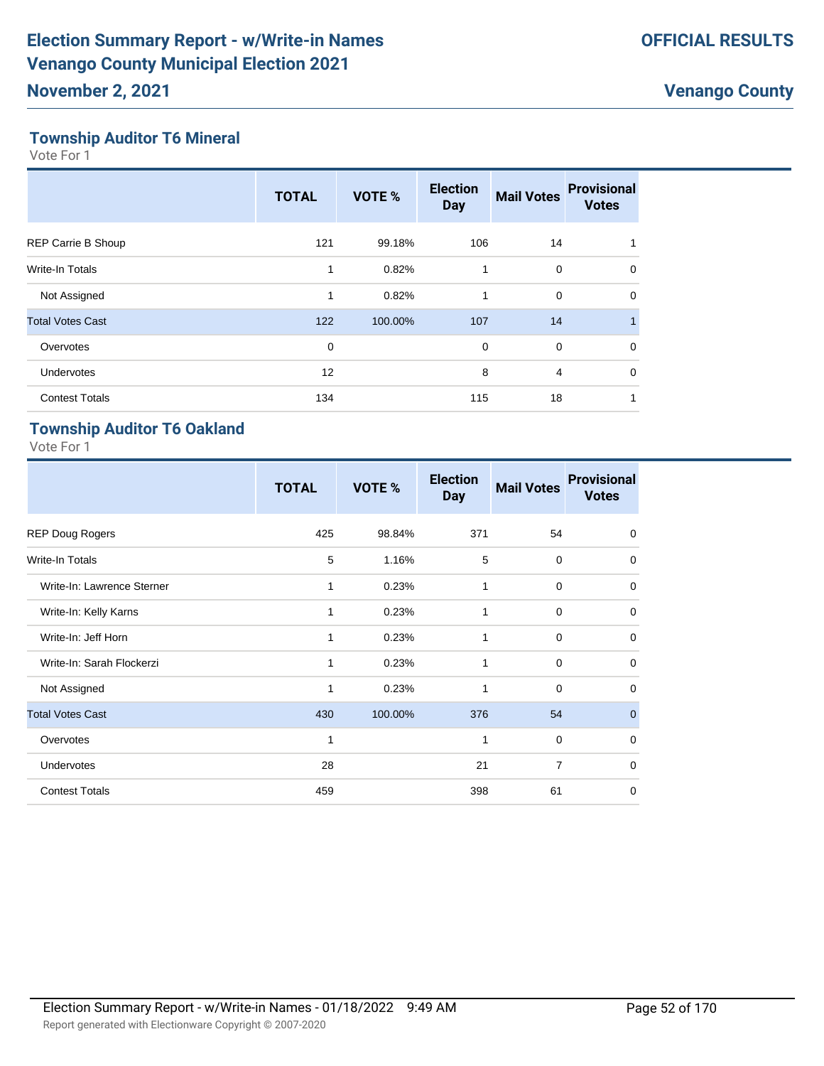# Election Summary Report - w/Write-in Names
# Venango County Municipal Election 2021

**OFFICIAL RESULTS**

**November 2, 2021**

**Venango County**

## Township Auditor T6 Mineral

Vote For 1

| | TOTAL | VOTE % | Election Day | Mail Votes | Provisional Votes |
|---|---|---|---|---|---|
| REP Carrie B Shoup | 121 | 99.18% | 106 | 14 | 1 |
| Write-In Totals | 1 | 0.82% | 1 | 0 | 0 |
| Not Assigned | 1 | 0.82% | 1 | 0 | 0 |
| Total Votes Cast | 122 | 100.00% | 107 | 14 | 1 |
| Overvotes | 0 | | 0 | 0 | 0 |
| Undervotes | 12 | | 8 | 4 | 0 |
| Contest Totals | 134 | | 115 | 18 | 1 |

## Township Auditor T6 Oakland

Vote For 1

| | TOTAL | VOTE % | Election Day | Mail Votes | Provisional Votes |
|---|---|---|---|---|---|
| REP Doug Rogers | 425 | 98.84% | 371 | 54 | 0 |
| Write-In Totals | 5 | 1.16% | 5 | 0 | 0 |
| Write-In: Lawrence Sterner | 1 | 0.23% | 1 | 0 | 0 |
| Write-In: Kelly Karns | 1 | 0.23% | 1 | 0 | 0 |
| Write-In: Jeff Horn | 1 | 0.23% | 1 | 0 | 0 |
| Write-In: Sarah Flockerzi | 1 | 0.23% | 1 | 0 | 0 |
| Not Assigned | 1 | 0.23% | 1 | 0 | 0 |
| Total Votes Cast | 430 | 100.00% | 376 | 54 | 0 |
| Overvotes | 1 | | 1 | 0 | 0 |
| Undervotes | 28 | | 21 | 7 | 0 |
| Contest Totals | 459 | | 398 | 61 | 0 |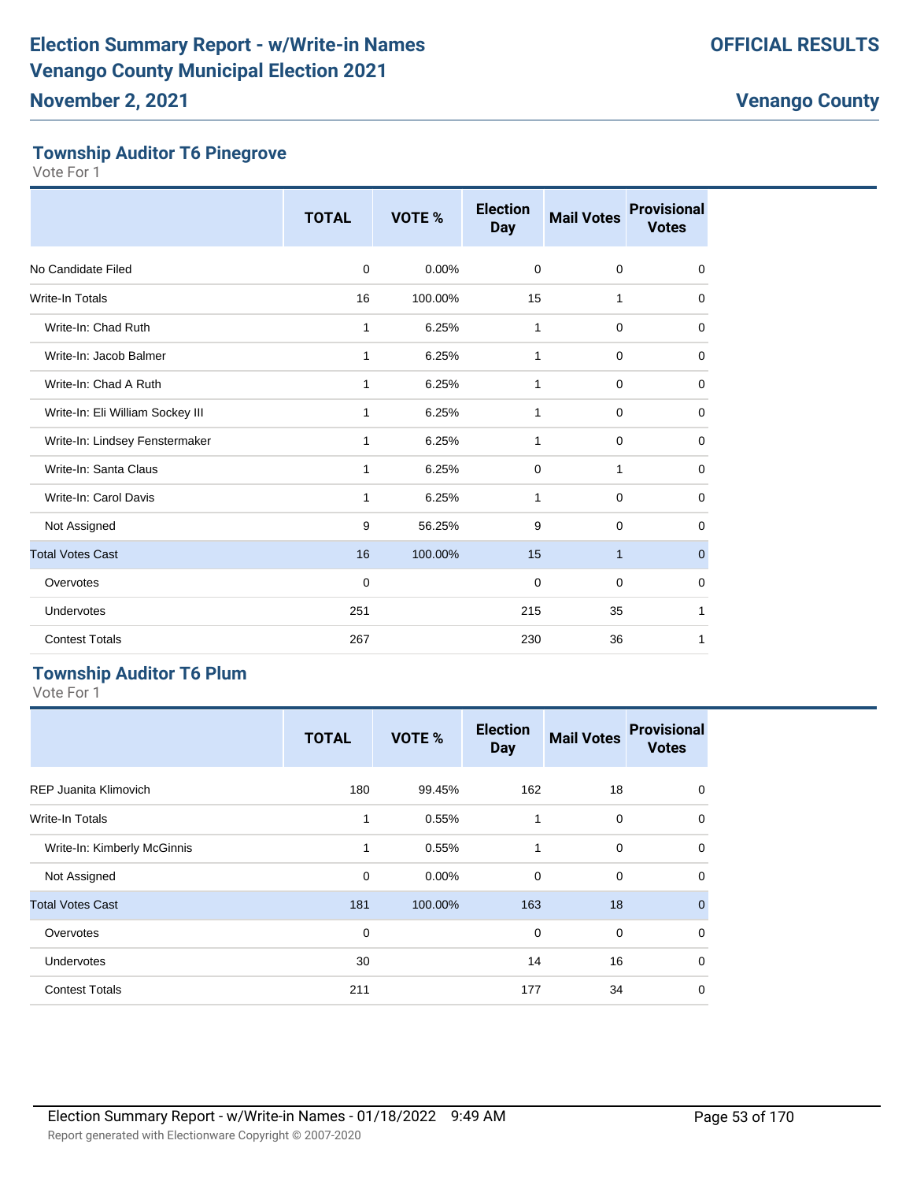## Township Auditor T6 Pinegrove

Vote For 1

| | TOTAL | VOTE % | Election Day | Mail Votes | Provisional Votes |
|---|---|---|---|---|---|
| No Candidate Filed | 0 | 0.00% | 0 | 0 | 0 |
| Write-In Totals | 16 | 100.00% | 15 | 1 | 0 |
| Write-In: Chad Ruth | 1 | 6.25% | 1 | 0 | 0 |
| Write-In: Jacob Balmer | 1 | 6.25% | 1 | 0 | 0 |
| Write-In: Chad A Ruth | 1 | 6.25% | 1 | 0 | 0 |
| Write-In: Eli William Sockey III | 1 | 6.25% | 1 | 0 | 0 |
| Write-In: Lindsey Fenstermaker | 1 | 6.25% | 1 | 0 | 0 |
| Write-In: Santa Claus | 1 | 6.25% | 0 | 1 | 0 |
| Write-In: Carol Davis | 1 | 6.25% | 1 | 0 | 0 |
| Not Assigned | 9 | 56.25% | 9 | 0 | 0 |
| Total Votes Cast | 16 | 100.00% | 15 | 1 | 0 |
| Overvotes | 0 | | 0 | 0 | 0 |
| Undervotes | 251 | | 215 | 35 | 1 |
| Contest Totals | 267 | | 230 | 36 | 1 |

## Township Auditor T6 Plum

Vote For 1

| | TOTAL | VOTE % | Election Day | Mail Votes | Provisional Votes |
|---|---|---|---|---|---|
| REP Juanita Klimovich | 180 | 99.45% | 162 | 18 | 0 |
| Write-In Totals | 1 | 0.55% | 1 | 0 | 0 |
| Write-In: Kimberly McGinnis | 1 | 0.55% | 1 | 0 | 0 |
| Not Assigned | 0 | 0.00% | 0 | 0 | 0 |
| Total Votes Cast | 181 | 100.00% | 163 | 18 | 0 |
| Overvotes | 0 | | 0 | 0 | 0 |
| Undervotes | 30 | | 14 | 16 | 0 |
| Contest Totals | 211 | | 177 | 34 | 0 |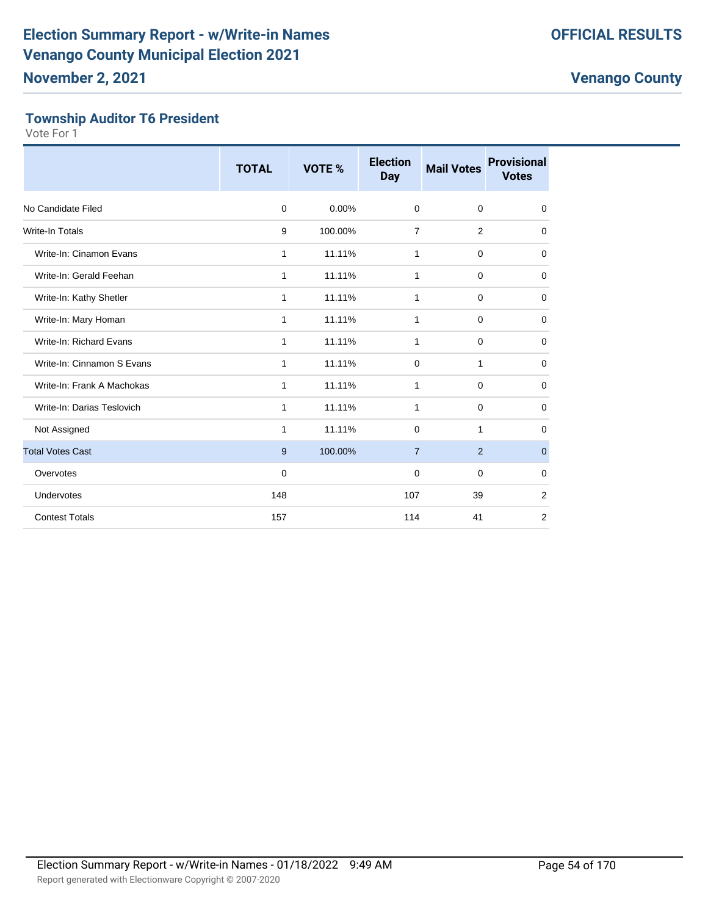## Township Auditor T6 President

Vote For 1

| | TOTAL | VOTE % | Election Day | Mail Votes | Provisional Votes |
|---|---|---|---|---|---|
| No Candidate Filed | 0 | 0.00% | 0 | 0 | 0 |
| Write-In Totals | 9 | 100.00% | 7 | 2 | 0 |
| Write-In: Cinamon Evans | 1 | 11.11% | 1 | 0 | 0 |
| Write-In: Gerald Feehan | 1 | 11.11% | 1 | 0 | 0 |
| Write-In: Kathy Shetler | 1 | 11.11% | 1 | 0 | 0 |
| Write-In: Mary Homan | 1 | 11.11% | 1 | 0 | 0 |
| Write-In: Richard Evans | 1 | 11.11% | 1 | 0 | 0 |
| Write-In: Cinnamon S Evans | 1 | 11.11% | 0 | 1 | 0 |
| Write-In: Frank A Machokas | 1 | 11.11% | 1 | 0 | 0 |
| Write-In: Darias Teslovich | 1 | 11.11% | 1 | 0 | 0 |
| Not Assigned | 1 | 11.11% | 0 | 1 | 0 |
| Total Votes Cast | 9 | 100.00% | 7 | 2 | 0 |
| Overvotes | 0 | | 0 | 0 | 0 |
| Undervotes | 148 | | 107 | 39 | 2 |
| Contest Totals | 157 | | 114 | 41 | 2 |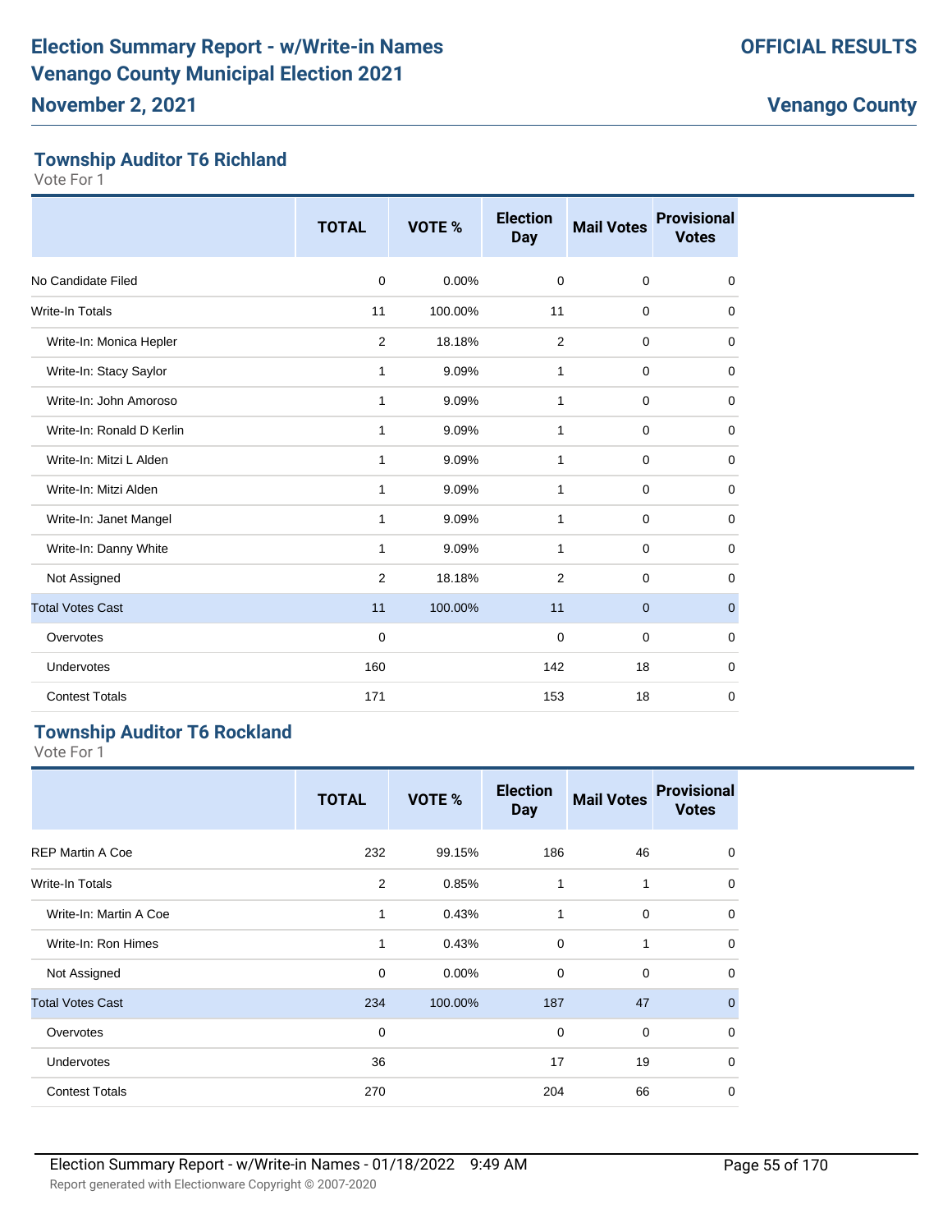## Township Auditor T6 Richland

Vote For 1

| | TOTAL | VOTE % | Election Day | Mail Votes | Provisional Votes |
|---|---|---|---|---|---|
| No Candidate Filed | 0 | 0.00% | 0 | 0 | 0 |
| Write-In Totals | 11 | 100.00% | 11 | 0 | 0 |
| Write-In: Monica Hepler | 2 | 18.18% | 2 | 0 | 0 |
| Write-In: Stacy Saylor | 1 | 9.09% | 1 | 0 | 0 |
| Write-In: John Amoroso | 1 | 9.09% | 1 | 0 | 0 |
| Write-In: Ronald D Kerlin | 1 | 9.09% | 1 | 0 | 0 |
| Write-In: Mitzi L Alden | 1 | 9.09% | 1 | 0 | 0 |
| Write-In: Mitzi Alden | 1 | 9.09% | 1 | 0 | 0 |
| Write-In: Janet Mangel | 1 | 9.09% | 1 | 0 | 0 |
| Write-In: Danny White | 1 | 9.09% | 1 | 0 | 0 |
| Not Assigned | 2 | 18.18% | 2 | 0 | 0 |
| Total Votes Cast | 11 | 100.00% | 11 | 0 | 0 |
| Overvotes | 0 | | 0 | 0 | 0 |
| Undervotes | 160 | | 142 | 18 | 0 |
| Contest Totals | 171 | | 153 | 18 | 0 |

## Township Auditor T6 Rockland

Vote For 1

| | TOTAL | VOTE % | Election Day | Mail Votes | Provisional Votes |
|---|---|---|---|---|---|
| REP Martin A Coe | 232 | 99.15% | 186 | 46 | 0 |
| Write-In Totals | 2 | 0.85% | 1 | 1 | 0 |
| Write-In: Martin A Coe | 1 | 0.43% | 1 | 0 | 0 |
| Write-In: Ron Himes | 1 | 0.43% | 0 | 1 | 0 |
| Not Assigned | 0 | 0.00% | 0 | 0 | 0 |
| Total Votes Cast | 234 | 100.00% | 187 | 47 | 0 |
| Overvotes | 0 | | 0 | 0 | 0 |
| Undervotes | 36 | | 17 | 19 | 0 |
| Contest Totals | 270 | | 204 | 66 | 0 |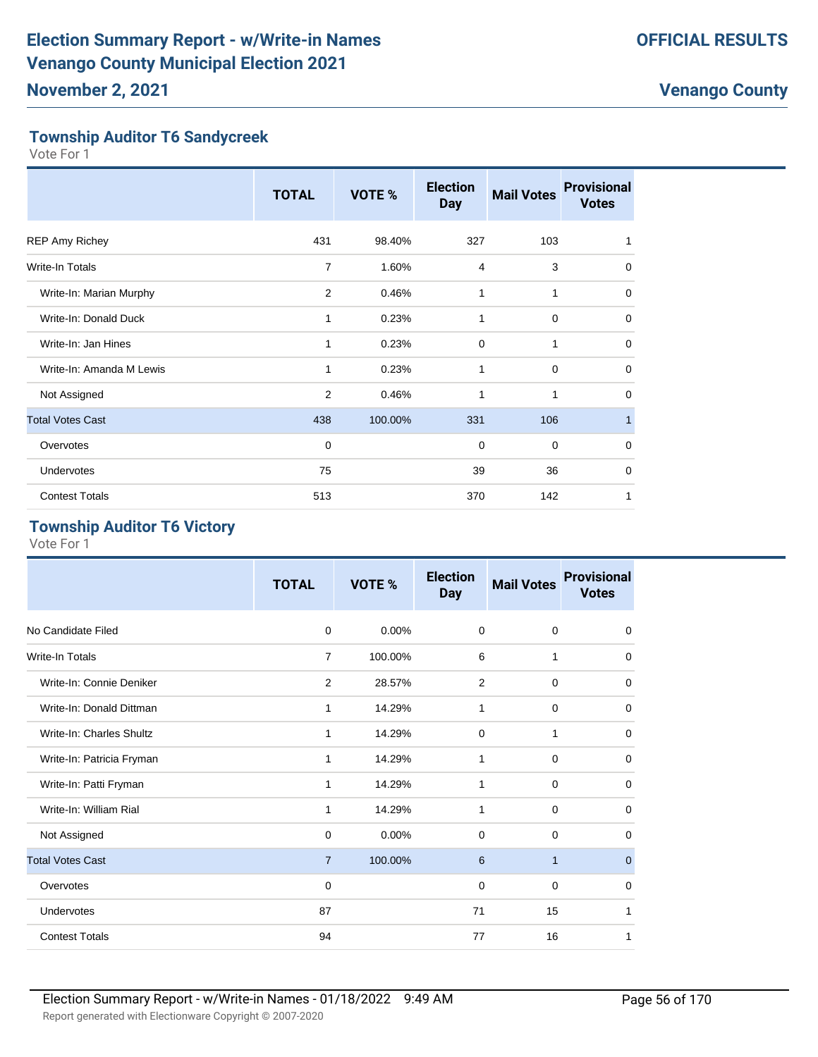# Election Summary Report - w/Write-in Names
# Venango County Municipal Election 2021
## November 2, 2021

**OFFICIAL RESULTS**

**Venango County**

### Township Auditor T6 Sandycreek

Vote For 1

| | TOTAL | VOTE % | Election Day | Mail Votes | Provisional Votes |
|---|---|---|---|---|---|
| REP Amy Richey | 431 | 98.40% | 327 | 103 | 1 |
| Write-In Totals | 7 | 1.60% | 4 | 3 | 0 |
| Write-In: Marian Murphy | 2 | 0.46% | 1 | 1 | 0 |
| Write-In: Donald Duck | 1 | 0.23% | 1 | 0 | 0 |
| Write-In: Jan Hines | 1 | 0.23% | 0 | 1 | 0 |
| Write-In: Amanda M Lewis | 1 | 0.23% | 1 | 0 | 0 |
| Not Assigned | 2 | 0.46% | 1 | 1 | 0 |
| Total Votes Cast | 438 | 100.00% | 331 | 106 | 1 |
| Overvotes | 0 | | 0 | 0 | 0 |
| Undervotes | 75 | | 39 | 36 | 0 |
| Contest Totals | 513 | | 370 | 142 | 1 |

### Township Auditor T6 Victory

Vote For 1

| | TOTAL | VOTE % | Election Day | Mail Votes | Provisional Votes |
|---|---|---|---|---|---|
| No Candidate Filed | 0 | 0.00% | 0 | 0 | 0 |
| Write-In Totals | 7 | 100.00% | 6 | 1 | 0 |
| Write-In: Connie Deniker | 2 | 28.57% | 2 | 0 | 0 |
| Write-In: Donald Dittman | 1 | 14.29% | 1 | 0 | 0 |
| Write-In: Charles Shultz | 1 | 14.29% | 0 | 1 | 0 |
| Write-In: Patricia Fryman | 1 | 14.29% | 1 | 0 | 0 |
| Write-In: Patti Fryman | 1 | 14.29% | 1 | 0 | 0 |
| Write-In: William Rial | 1 | 14.29% | 1 | 0 | 0 |
| Not Assigned | 0 | 0.00% | 0 | 0 | 0 |
| Total Votes Cast | 7 | 100.00% | 6 | 1 | 0 |
| Overvotes | 0 | | 0 | 0 | 0 |
| Undervotes | 87 | | 71 | 15 | 1 |
| Contest Totals | 94 | | 77 | 16 | 1 |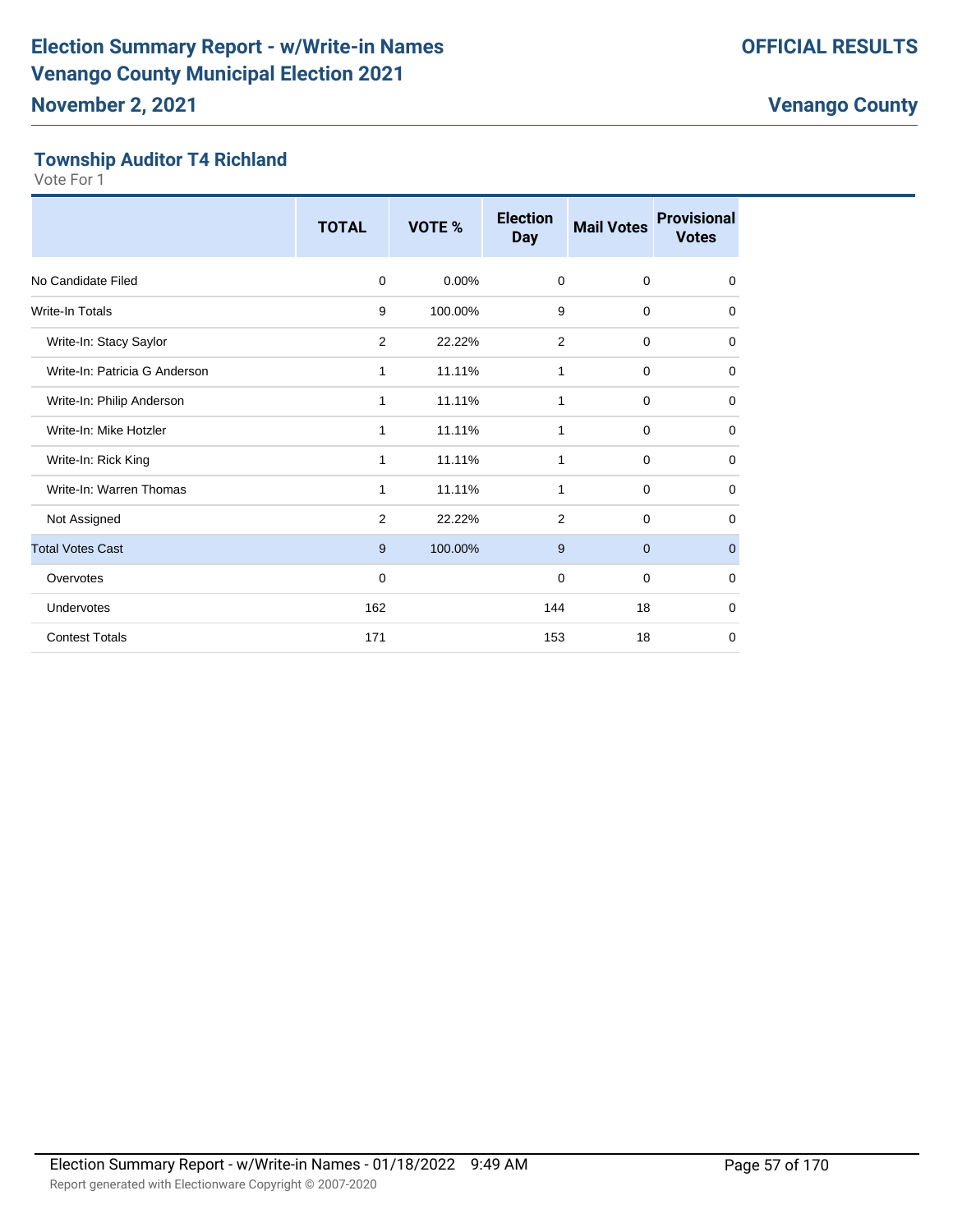## Township Auditor T4 Richland

Vote For 1

| | TOTAL | VOTE % | Election Day | Mail Votes | Provisional Votes |
|---|---|---|---|---|---|
| No Candidate Filed | 0 | 0.00% | 0 | 0 | 0 |
| Write-In Totals | 9 | 100.00% | 9 | 0 | 0 |
| Write-In: Stacy Saylor | 2 | 22.22% | 2 | 0 | 0 |
| Write-In: Patricia G Anderson | 1 | 11.11% | 1 | 0 | 0 |
| Write-In: Philip Anderson | 1 | 11.11% | 1 | 0 | 0 |
| Write-In: Mike Hotzler | 1 | 11.11% | 1 | 0 | 0 |
| Write-In: Rick King | 1 | 11.11% | 1 | 0 | 0 |
| Write-In: Warren Thomas | 1 | 11.11% | 1 | 0 | 0 |
| Not Assigned | 2 | 22.22% | 2 | 0 | 0 |
| Total Votes Cast | 9 | 100.00% | 9 | 0 | 0 |
| Overvotes | 0 | | 0 | 0 | 0 |
| Undervotes | 162 | | 144 | 18 | 0 |
| Contest Totals | 171 | | 153 | 18 | 0 |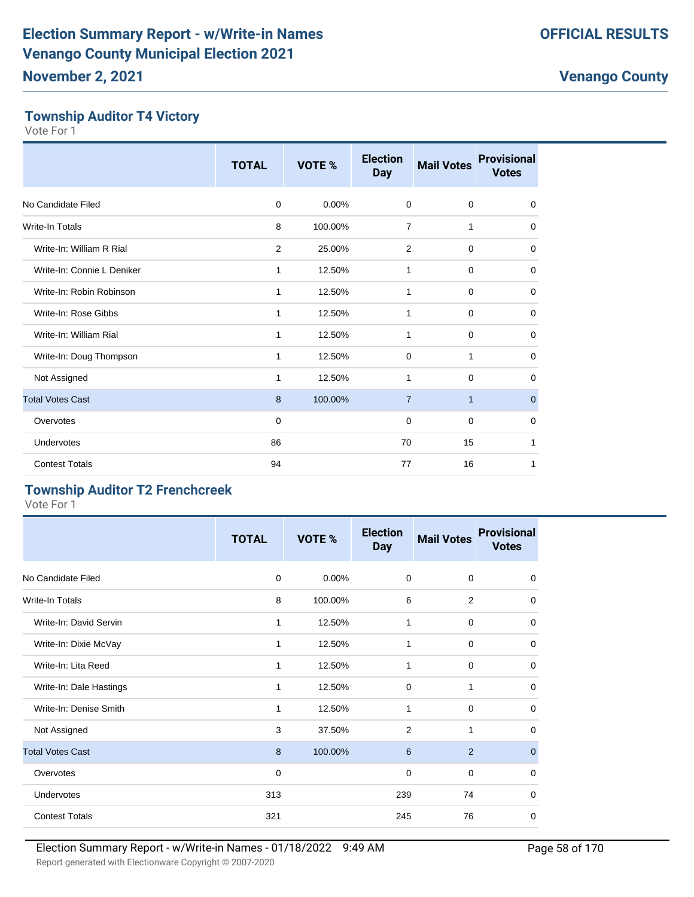# Election Summary Report - w/Write-in Names
# Venango County Municipal Election 2021
## November 2, 2021

**OFFICIAL RESULTS**

**Venango County**

### Township Auditor T4 Victory

Vote For 1

| | TOTAL | VOTE % | Election Day | Mail Votes | Provisional Votes |
|---|---|---|---|---|---|
| No Candidate Filed | 0 | 0.00% | 0 | 0 | 0 |
| Write-In Totals | 8 | 100.00% | 7 | 1 | 0 |
| Write-In: William R Rial | 2 | 25.00% | 2 | 0 | 0 |
| Write-In: Connie L Deniker | 1 | 12.50% | 1 | 0 | 0 |
| Write-In: Robin Robinson | 1 | 12.50% | 1 | 0 | 0 |
| Write-In: Rose Gibbs | 1 | 12.50% | 1 | 0 | 0 |
| Write-In: William Rial | 1 | 12.50% | 1 | 0 | 0 |
| Write-In: Doug Thompson | 1 | 12.50% | 0 | 1 | 0 |
| Not Assigned | 1 | 12.50% | 1 | 0 | 0 |
| Total Votes Cast | 8 | 100.00% | 7 | 1 | 0 |
| Overvotes | 0 | | 0 | 0 | 0 |
| Undervotes | 86 | | 70 | 15 | 1 |
| Contest Totals | 94 | | 77 | 16 | 1 |

### Township Auditor T2 Frenchcreek

Vote For 1

| | TOTAL | VOTE % | Election Day | Mail Votes | Provisional Votes |
|---|---|---|---|---|---|
| No Candidate Filed | 0 | 0.00% | 0 | 0 | 0 |
| Write-In Totals | 8 | 100.00% | 6 | 2 | 0 |
| Write-In: David Servin | 1 | 12.50% | 1 | 0 | 0 |
| Write-In: Dixie McVay | 1 | 12.50% | 1 | 0 | 0 |
| Write-In: Lita Reed | 1 | 12.50% | 1 | 0 | 0 |
| Write-In: Dale Hastings | 1 | 12.50% | 0 | 1 | 0 |
| Write-In: Denise Smith | 1 | 12.50% | 1 | 0 | 0 |
| Not Assigned | 3 | 37.50% | 2 | 1 | 0 |
| Total Votes Cast | 8 | 100.00% | 6 | 2 | 0 |
| Overvotes | 0 | | 0 | 0 | 0 |
| Undervotes | 313 | | 239 | 74 | 0 |
| Contest Totals | 321 | | 245 | 76 | 0 |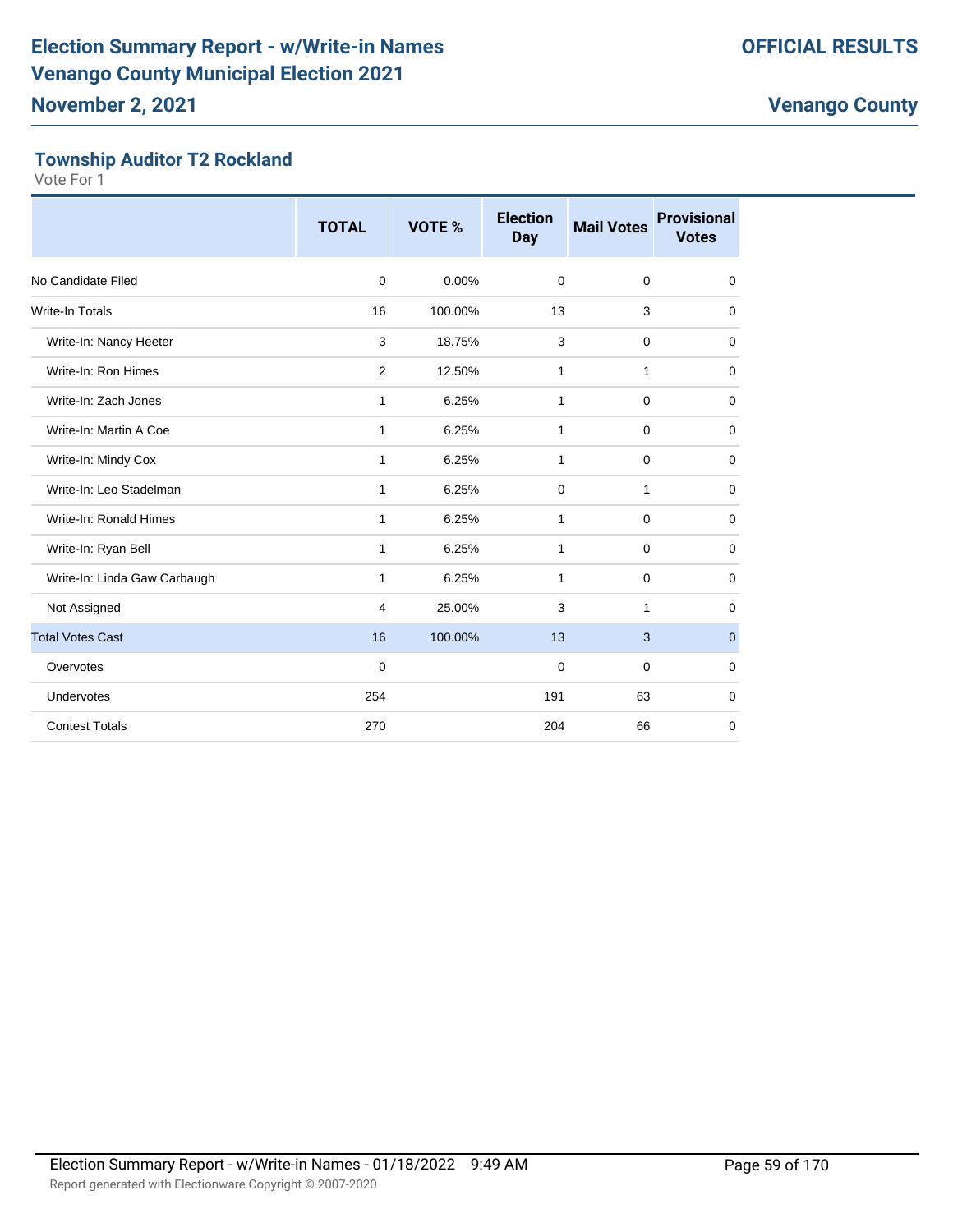# Election Summary Report - w/Write-in Names
# Venango County Municipal Election 2021
## November 2, 2021

**OFFICIAL RESULTS**

**Venango County**

### Township Auditor T2 Rockland

Vote For 1

| | TOTAL | VOTE % | Election Day | Mail Votes | Provisional Votes |
|---|---|---|---|---|---|
| No Candidate Filed | 0 | 0.00% | 0 | 0 | 0 |
| Write-In Totals | 16 | 100.00% | 13 | 3 | 0 |
| Write-In: Nancy Heeter | 3 | 18.75% | 3 | 0 | 0 |
| Write-In: Ron Himes | 2 | 12.50% | 1 | 1 | 0 |
| Write-In: Zach Jones | 1 | 6.25% | 1 | 0 | 0 |
| Write-In: Martin A Coe | 1 | 6.25% | 1 | 0 | 0 |
| Write-In: Mindy Cox | 1 | 6.25% | 1 | 0 | 0 |
| Write-In: Leo Stadelman | 1 | 6.25% | 0 | 1 | 0 |
| Write-In: Ronald Himes | 1 | 6.25% | 1 | 0 | 0 |
| Write-In: Ryan Bell | 1 | 6.25% | 1 | 0 | 0 |
| Write-In: Linda Gaw Carbaugh | 1 | 6.25% | 1 | 0 | 0 |
| Not Assigned | 4 | 25.00% | 3 | 1 | 0 |
| Total Votes Cast | 16 | 100.00% | 13 | 3 | 0 |
| Overvotes | 0 | | 0 | 0 | 0 |
| Undervotes | 254 | | 191 | 63 | 0 |
| Contest Totals | 270 | | 204 | 66 | 0 |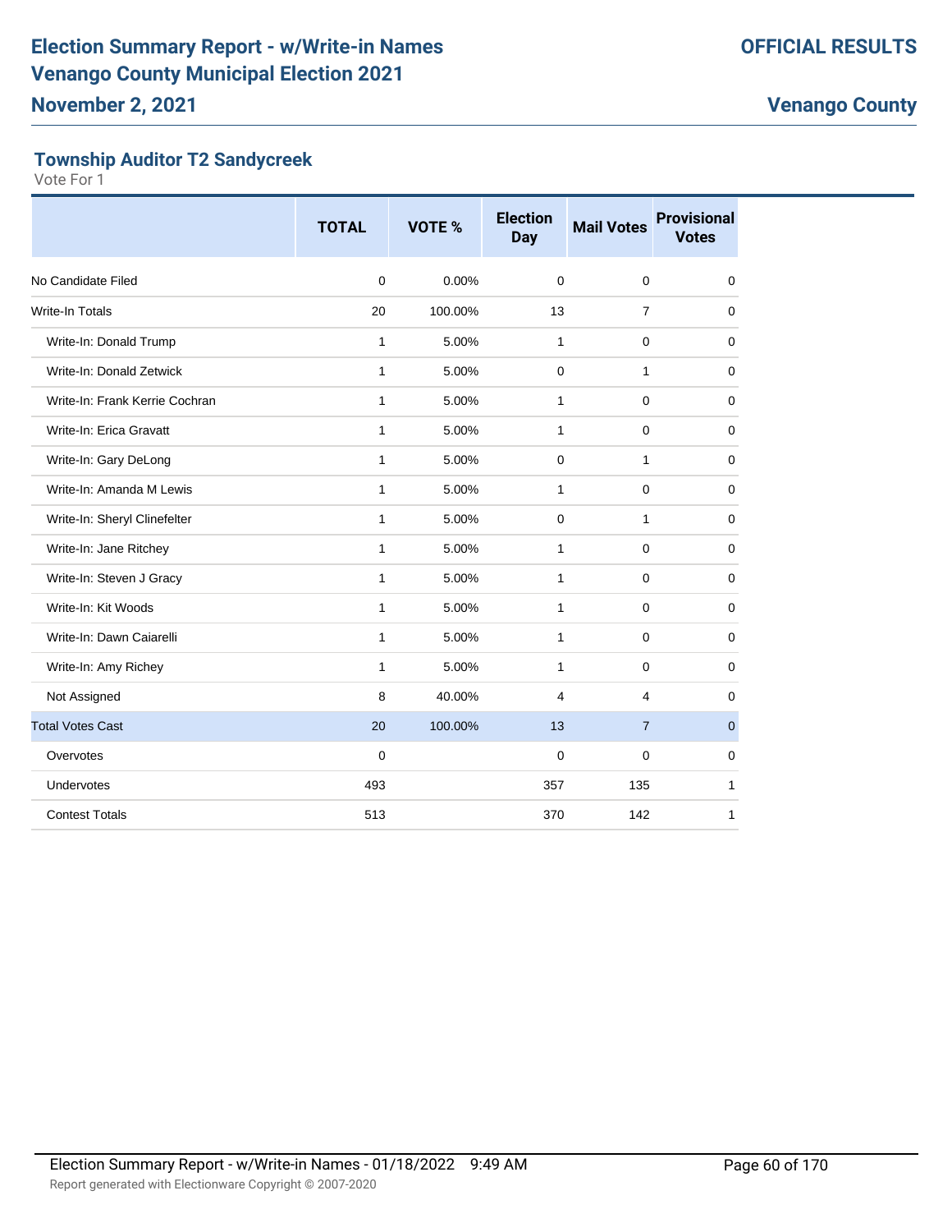# Election Summary Report - w/Write-in Names
# Venango County Municipal Election 2021

**November 2, 2021**

**OFFICIAL RESULTS**

**Venango County**

## Township Auditor T2 Sandycreek

Vote For 1

| | TOTAL | VOTE % | Election Day | Mail Votes | Provisional Votes |
|---|---|---|---|---|---|
| No Candidate Filed | 0 | 0.00% | 0 | 0 | 0 |
| Write-In Totals | 20 | 100.00% | 13 | 7 | 0 |
| Write-In: Donald Trump | 1 | 5.00% | 1 | 0 | 0 |
| Write-In: Donald Zetwick | 1 | 5.00% | 0 | 1 | 0 |
| Write-In: Frank Kerrie Cochran | 1 | 5.00% | 1 | 0 | 0 |
| Write-In: Erica Gravatt | 1 | 5.00% | 1 | 0 | 0 |
| Write-In: Gary DeLong | 1 | 5.00% | 0 | 1 | 0 |
| Write-In: Amanda M Lewis | 1 | 5.00% | 1 | 0 | 0 |
| Write-In: Sheryl Clinefelter | 1 | 5.00% | 0 | 1 | 0 |
| Write-In: Jane Ritchey | 1 | 5.00% | 1 | 0 | 0 |
| Write-In: Steven J Gracy | 1 | 5.00% | 1 | 0 | 0 |
| Write-In: Kit Woods | 1 | 5.00% | 1 | 0 | 0 |
| Write-In: Dawn Caiarelli | 1 | 5.00% | 1 | 0 | 0 |
| Write-In: Amy Richey | 1 | 5.00% | 1 | 0 | 0 |
| Not Assigned | 8 | 40.00% | 4 | 4 | 0 |
| Total Votes Cast | 20 | 100.00% | 13 | 7 | 0 |
| Overvotes | 0 | | 0 | 0 | 0 |
| Undervotes | 493 | | 357 | 135 | 1 |
| Contest Totals | 513 | | 370 | 142 | 1 |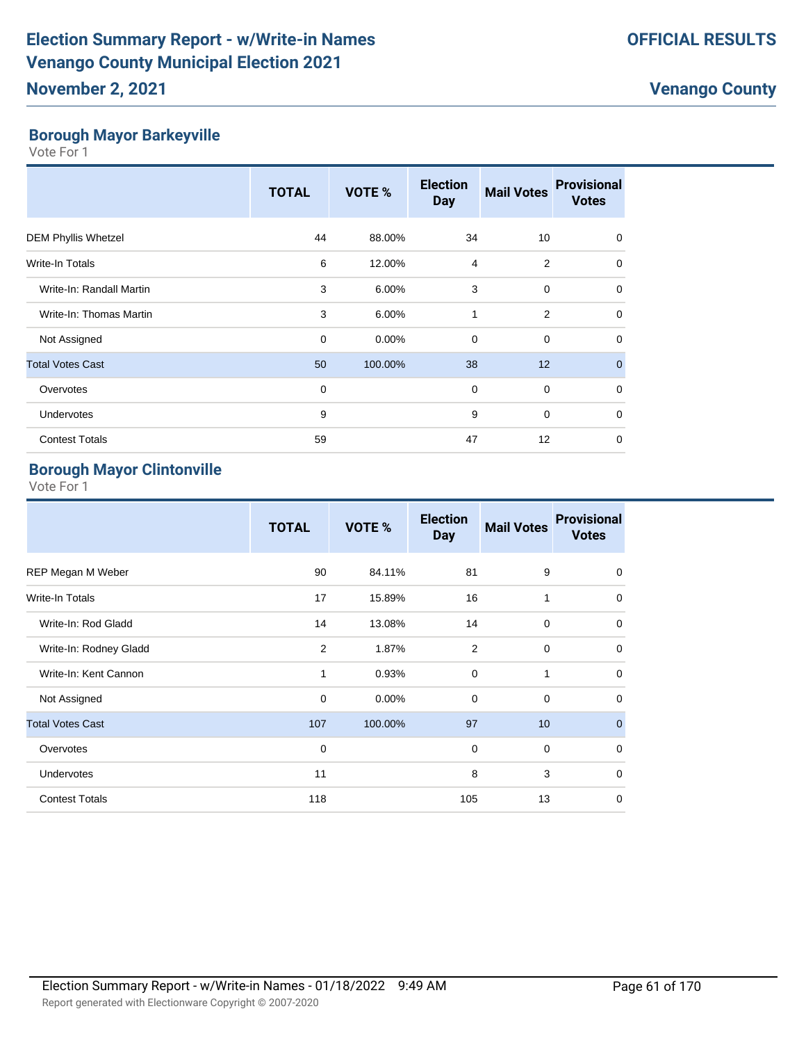# Election Summary Report - w/Write-in Names
# Venango County Municipal Election 2021
## November 2, 2021

**OFFICIAL RESULTS**

**Venango County**

### Borough Mayor Barkeyville

Vote For 1

| | TOTAL | VOTE % | Election Day | Mail Votes | Provisional Votes |
|---|---|---|---|---|---|
| DEM Phyllis Whetzel | 44 | 88.00% | 34 | 10 | 0 |
| Write-In Totals | 6 | 12.00% | 4 | 2 | 0 |
| Write-In: Randall Martin | 3 | 6.00% | 3 | 0 | 0 |
| Write-In: Thomas Martin | 3 | 6.00% | 1 | 2 | 0 |
| Not Assigned | 0 | 0.00% | 0 | 0 | 0 |
| Total Votes Cast | 50 | 100.00% | 38 | 12 | 0 |
| Overvotes | 0 | | 0 | 0 | 0 |
| Undervotes | 9 | | 9 | 0 | 0 |
| Contest Totals | 59 | | 47 | 12 | 0 |

### Borough Mayor Clintonville

Vote For 1

| | TOTAL | VOTE % | Election Day | Mail Votes | Provisional Votes |
|---|---|---|---|---|---|
| REP Megan M Weber | 90 | 84.11% | 81 | 9 | 0 |
| Write-In Totals | 17 | 15.89% | 16 | 1 | 0 |
| Write-In: Rod Gladd | 14 | 13.08% | 14 | 0 | 0 |
| Write-In: Rodney Gladd | 2 | 1.87% | 2 | 0 | 0 |
| Write-In: Kent Cannon | 1 | 0.93% | 0 | 1 | 0 |
| Not Assigned | 0 | 0.00% | 0 | 0 | 0 |
| Total Votes Cast | 107 | 100.00% | 97 | 10 | 0 |
| Overvotes | 0 | | 0 | 0 | 0 |
| Undervotes | 11 | | 8 | 3 | 0 |
| Contest Totals | 118 | | 105 | 13 | 0 |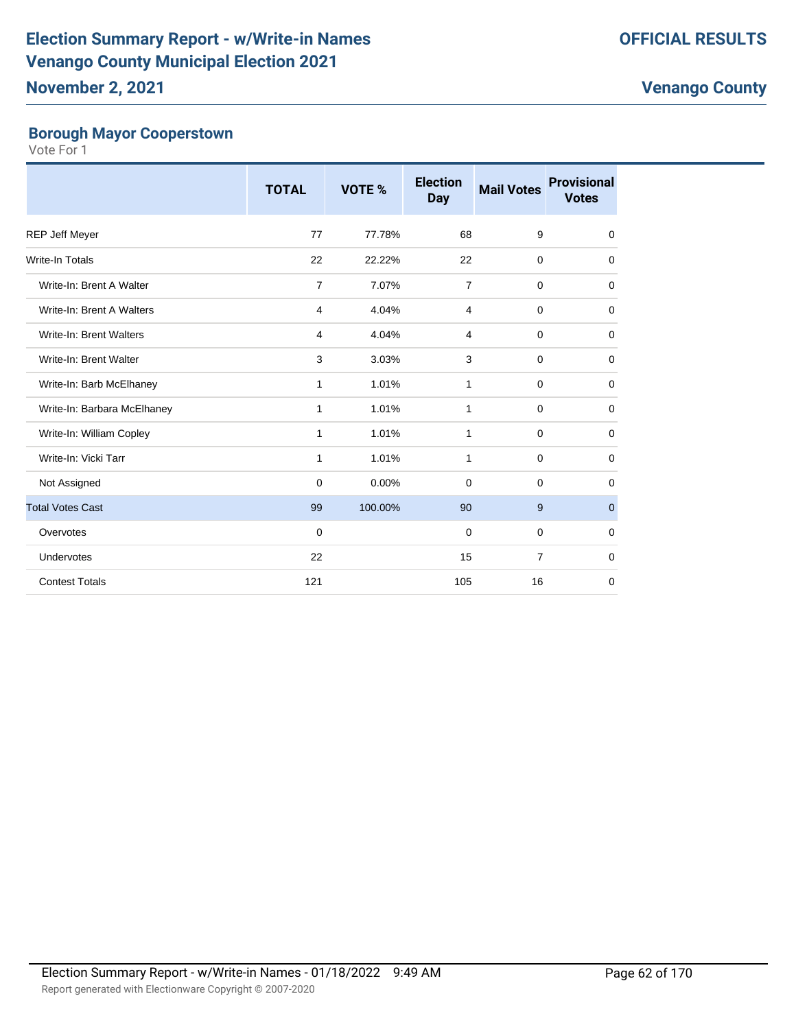## Borough Mayor Cooperstown

Vote For 1

| | TOTAL | VOTE % | Election Day | Mail Votes | Provisional Votes |
|---|---|---|---|---|---|
| REP Jeff Meyer | 77 | 77.78% | 68 | 9 | 0 |
| Write-In Totals | 22 | 22.22% | 22 | 0 | 0 |
| Write-In: Brent A Walter | 7 | 7.07% | 7 | 0 | 0 |
| Write-In: Brent A Walters | 4 | 4.04% | 4 | 0 | 0 |
| Write-In: Brent Walters | 4 | 4.04% | 4 | 0 | 0 |
| Write-In: Brent Walter | 3 | 3.03% | 3 | 0 | 0 |
| Write-In: Barb McElhaney | 1 | 1.01% | 1 | 0 | 0 |
| Write-In: Barbara McElhaney | 1 | 1.01% | 1 | 0 | 0 |
| Write-In: William Copley | 1 | 1.01% | 1 | 0 | 0 |
| Write-In: Vicki Tarr | 1 | 1.01% | 1 | 0 | 0 |
| Not Assigned | 0 | 0.00% | 0 | 0 | 0 |
| Total Votes Cast | 99 | 100.00% | 90 | 9 | 0 |
| Overvotes | 0 | | 0 | 0 | 0 |
| Undervotes | 22 | | 15 | 7 | 0 |
| Contest Totals | 121 | | 105 | 16 | 0 |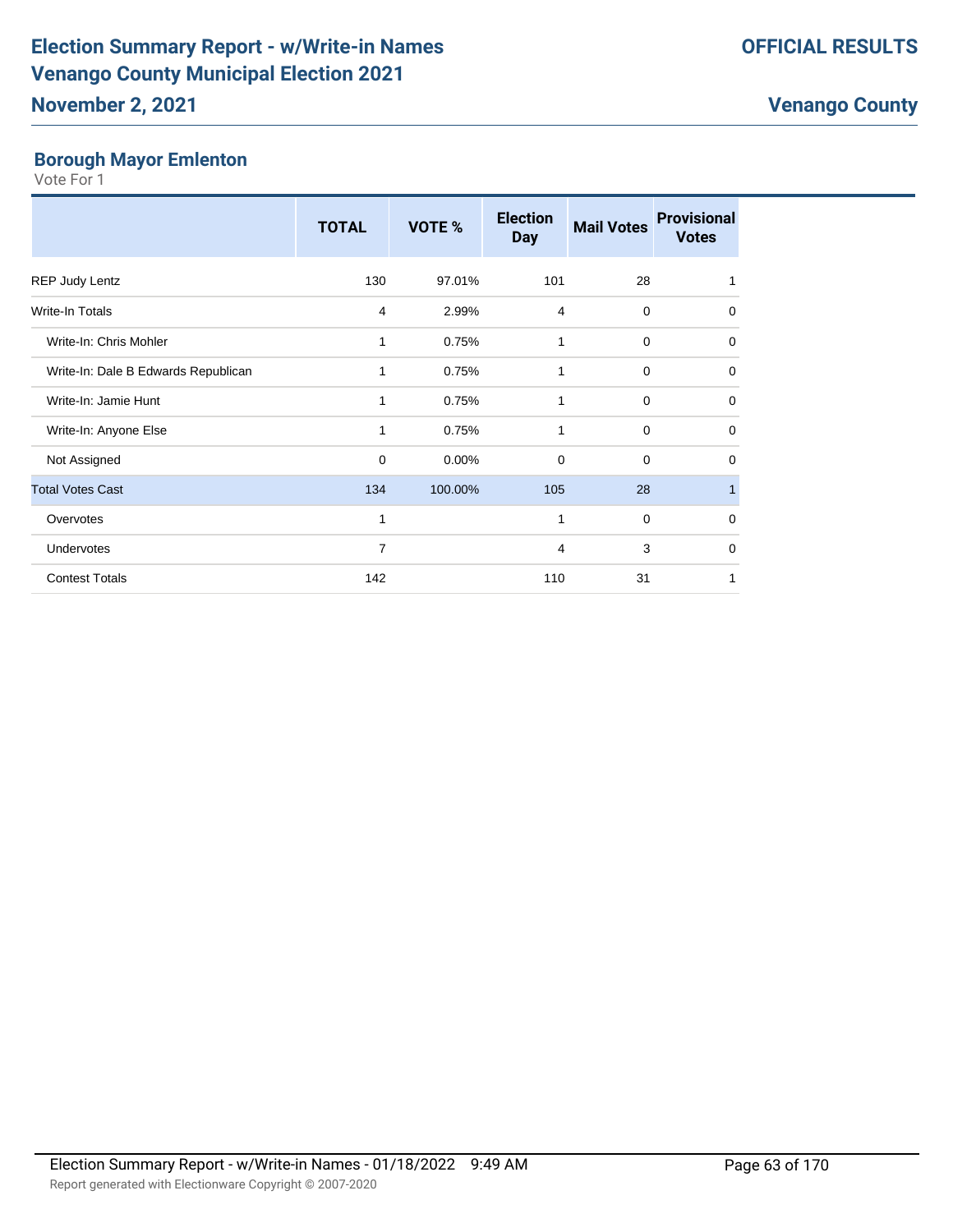# Election Summary Report - w/Write-in Names
# Venango County Municipal Election 2021

**OFFICIAL RESULTS**

**November 2, 2021**

**Venango County**

## Borough Mayor Emlenton

Vote For 1

| | TOTAL | VOTE % | Election Day | Mail Votes | Provisional Votes |
|---|---|---|---|---|---|
| REP Judy Lentz | 130 | 97.01% | 101 | 28 | 1 |
| Write-In Totals | 4 | 2.99% | 4 | 0 | 0 |
| Write-In: Chris Mohler | 1 | 0.75% | 1 | 0 | 0 |
| Write-In: Dale B Edwards Republican | 1 | 0.75% | 1 | 0 | 0 |
| Write-In: Jamie Hunt | 1 | 0.75% | 1 | 0 | 0 |
| Write-In: Anyone Else | 1 | 0.75% | 1 | 0 | 0 |
| Not Assigned | 0 | 0.00% | 0 | 0 | 0 |
| Total Votes Cast | 134 | 100.00% | 105 | 28 | 1 |
| Overvotes | 1 | | 1 | 0 | 0 |
| Undervotes | 7 | | 4 | 3 | 0 |
| Contest Totals | 142 | | 110 | 31 | 1 |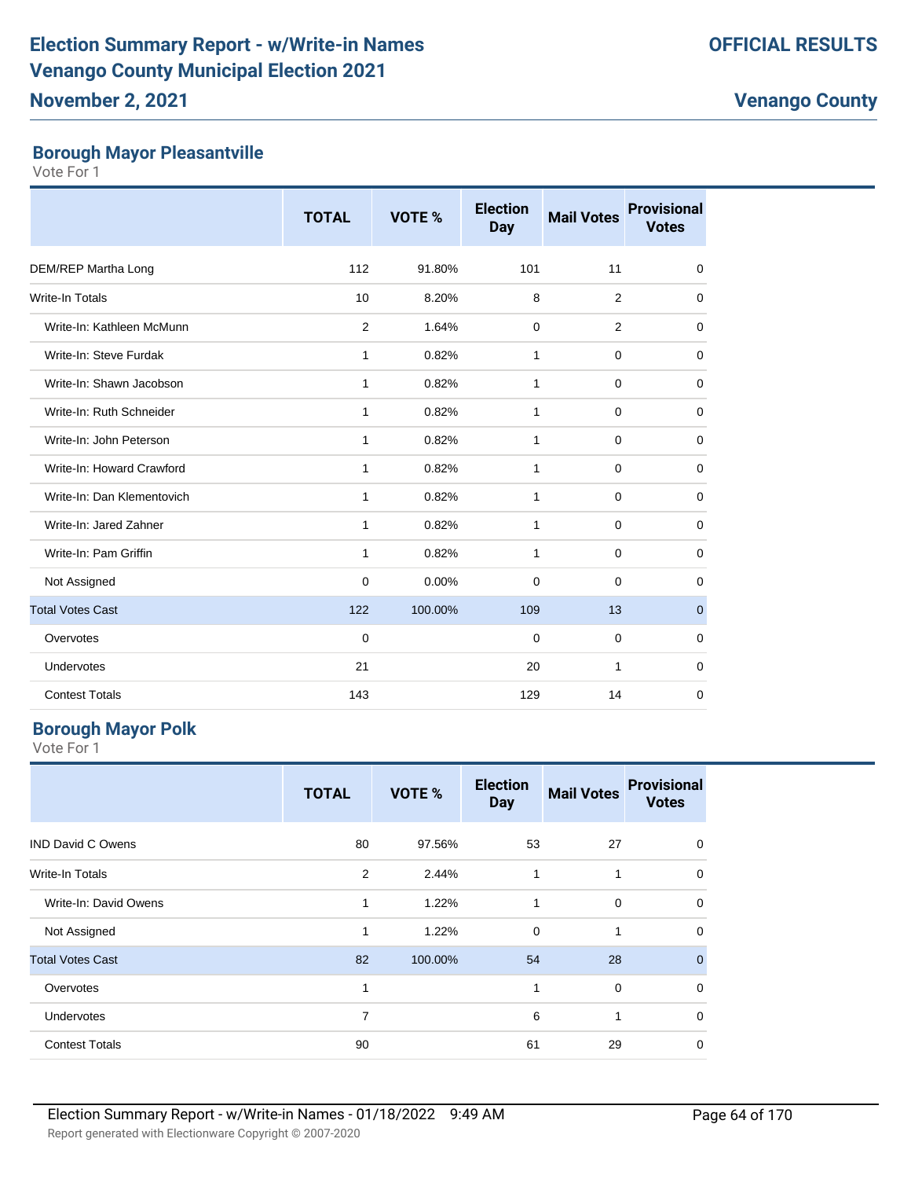# Election Summary Report - w/Write-in Names
# Venango County Municipal Election 2021
## November 2, 2021

**OFFICIAL RESULTS**

**Venango County**

### Borough Mayor Pleasantville

Vote For 1

| | TOTAL | VOTE % | Election Day | Mail Votes | Provisional Votes |
|---|---|---|---|---|---|
| DEM/REP Martha Long | 112 | 91.80% | 101 | 11 | 0 |
| Write-In Totals | 10 | 8.20% | 8 | 2 | 0 |
| Write-In: Kathleen McMunn | 2 | 1.64% | 0 | 2 | 0 |
| Write-In: Steve Furdak | 1 | 0.82% | 1 | 0 | 0 |
| Write-In: Shawn Jacobson | 1 | 0.82% | 1 | 0 | 0 |
| Write-In: Ruth Schneider | 1 | 0.82% | 1 | 0 | 0 |
| Write-In: John Peterson | 1 | 0.82% | 1 | 0 | 0 |
| Write-In: Howard Crawford | 1 | 0.82% | 1 | 0 | 0 |
| Write-In: Dan Klementovich | 1 | 0.82% | 1 | 0 | 0 |
| Write-In: Jared Zahner | 1 | 0.82% | 1 | 0 | 0 |
| Write-In: Pam Griffin | 1 | 0.82% | 1 | 0 | 0 |
| Not Assigned | 0 | 0.00% | 0 | 0 | 0 |
| Total Votes Cast | 122 | 100.00% | 109 | 13 | 0 |
| Overvotes | 0 | | 0 | 0 | 0 |
| Undervotes | 21 | | 20 | 1 | 0 |
| Contest Totals | 143 | | 129 | 14 | 0 |

### Borough Mayor Polk

Vote For 1

| | TOTAL | VOTE % | Election Day | Mail Votes | Provisional Votes |
|---|---|---|---|---|---|
| IND David C Owens | 80 | 97.56% | 53 | 27 | 0 |
| Write-In Totals | 2 | 2.44% | 1 | 1 | 0 |
| Write-In: David Owens | 1 | 1.22% | 1 | 0 | 0 |
| Not Assigned | 1 | 1.22% | 0 | 1 | 0 |
| Total Votes Cast | 82 | 100.00% | 54 | 28 | 0 |
| Overvotes | 1 | | 1 | 0 | 0 |
| Undervotes | 7 | | 6 | 1 | 0 |
| Contest Totals | 90 | | 61 | 29 | 0 |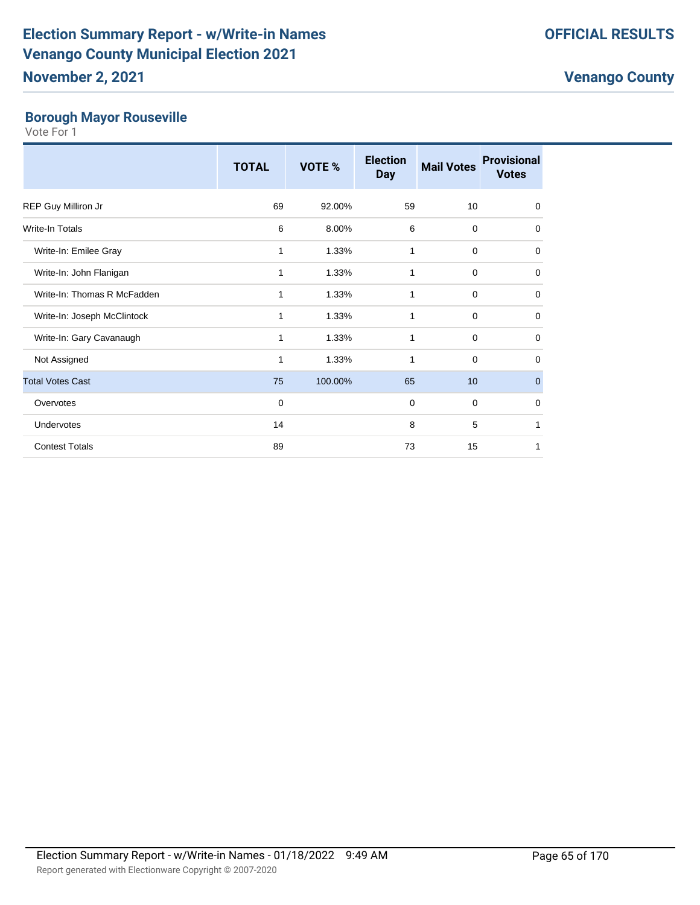# Election Summary Report - w/Write-in Names
# Venango County Municipal Election 2021
## November 2, 2021

**OFFICIAL RESULTS**

**Venango County**

### Borough Mayor Rouseville

Vote For 1

| | TOTAL | VOTE % | Election Day | Mail Votes | Provisional Votes |
|---|---|---|---|---|---|
| REP Guy Milliron Jr | 69 | 92.00% | 59 | 10 | 0 |
| Write-In Totals | 6 | 8.00% | 6 | 0 | 0 |
| Write-In: Emilee Gray | 1 | 1.33% | 1 | 0 | 0 |
| Write-In: John Flanigan | 1 | 1.33% | 1 | 0 | 0 |
| Write-In: Thomas R McFadden | 1 | 1.33% | 1 | 0 | 0 |
| Write-In: Joseph McClintock | 1 | 1.33% | 1 | 0 | 0 |
| Write-In: Gary Cavanaugh | 1 | 1.33% | 1 | 0 | 0 |
| Not Assigned | 1 | 1.33% | 1 | 0 | 0 |
| Total Votes Cast | 75 | 100.00% | 65 | 10 | 0 |
| Overvotes | 0 | | 0 | 0 | 0 |
| Undervotes | 14 | | 8 | 5 | 1 |
| Contest Totals | 89 | | 73 | 15 | 1 |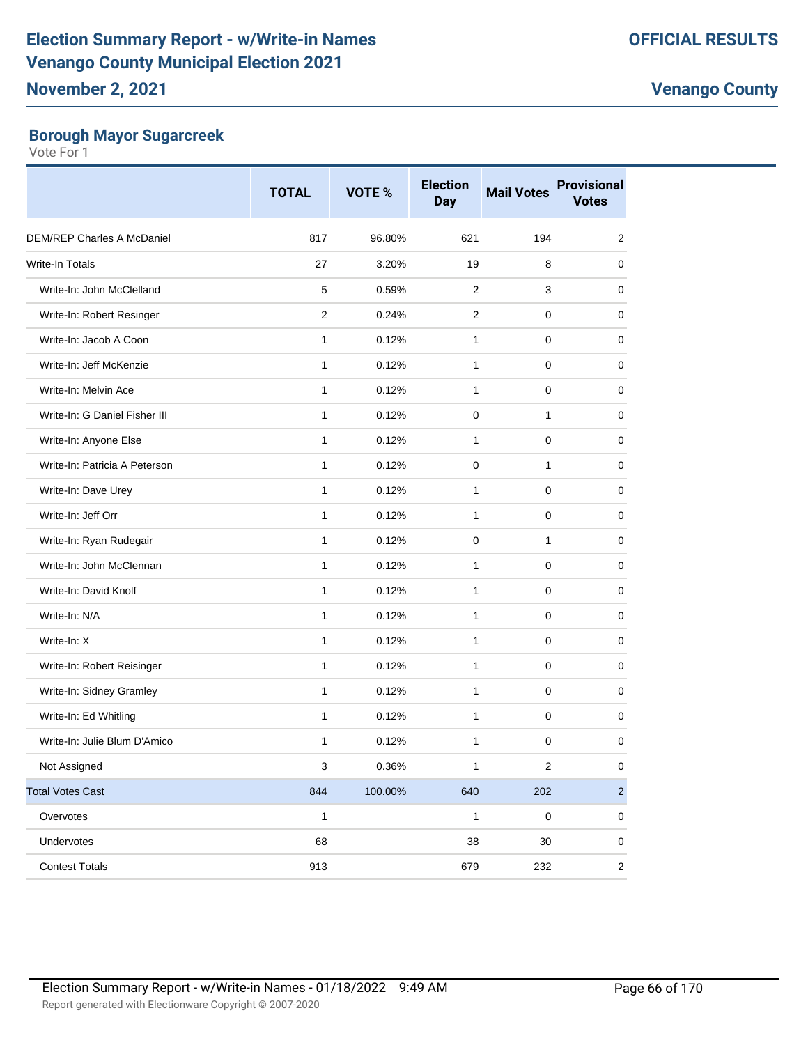# Election Summary Report - w/Write-in Names
# Venango County Municipal Election 2021
## November 2, 2021

**OFFICIAL RESULTS**

**Venango County**

### Borough Mayor Sugarcreek

Vote For 1

| | TOTAL | VOTE % | Election Day | Mail Votes | Provisional Votes |
|---|---|---|---|---|---|
| DEM/REP Charles A McDaniel | 817 | 96.80% | 621 | 194 | 2 |
| Write-In Totals | 27 | 3.20% | 19 | 8 | 0 |
| Write-In: John McClelland | 5 | 0.59% | 2 | 3 | 0 |
| Write-In: Robert Resinger | 2 | 0.24% | 2 | 0 | 0 |
| Write-In: Jacob A Coon | 1 | 0.12% | 1 | 0 | 0 |
| Write-In: Jeff McKenzie | 1 | 0.12% | 1 | 0 | 0 |
| Write-In: Melvin Ace | 1 | 0.12% | 1 | 0 | 0 |
| Write-In: G Daniel Fisher III | 1 | 0.12% | 0 | 1 | 0 |
| Write-In: Anyone Else | 1 | 0.12% | 1 | 0 | 0 |
| Write-In: Patricia A Peterson | 1 | 0.12% | 0 | 1 | 0 |
| Write-In: Dave Urey | 1 | 0.12% | 1 | 0 | 0 |
| Write-In: Jeff Orr | 1 | 0.12% | 1 | 0 | 0 |
| Write-In: Ryan Rudegair | 1 | 0.12% | 0 | 1 | 0 |
| Write-In: John McClennan | 1 | 0.12% | 1 | 0 | 0 |
| Write-In: David Knolf | 1 | 0.12% | 1 | 0 | 0 |
| Write-In: N/A | 1 | 0.12% | 1 | 0 | 0 |
| Write-In: X | 1 | 0.12% | 1 | 0 | 0 |
| Write-In: Robert Reisinger | 1 | 0.12% | 1 | 0 | 0 |
| Write-In: Sidney Gramley | 1 | 0.12% | 1 | 0 | 0 |
| Write-In: Ed Whitling | 1 | 0.12% | 1 | 0 | 0 |
| Write-In: Julie Blum D'Amico | 1 | 0.12% | 1 | 0 | 0 |
| Not Assigned | 3 | 0.36% | 1 | 2 | 0 |
| Total Votes Cast | 844 | 100.00% | 640 | 202 | 2 |
| Overvotes | 1 | | 1 | 0 | 0 |
| Undervotes | 68 | | 38 | 30 | 0 |
| Contest Totals | 913 | | 679 | 232 | 2 |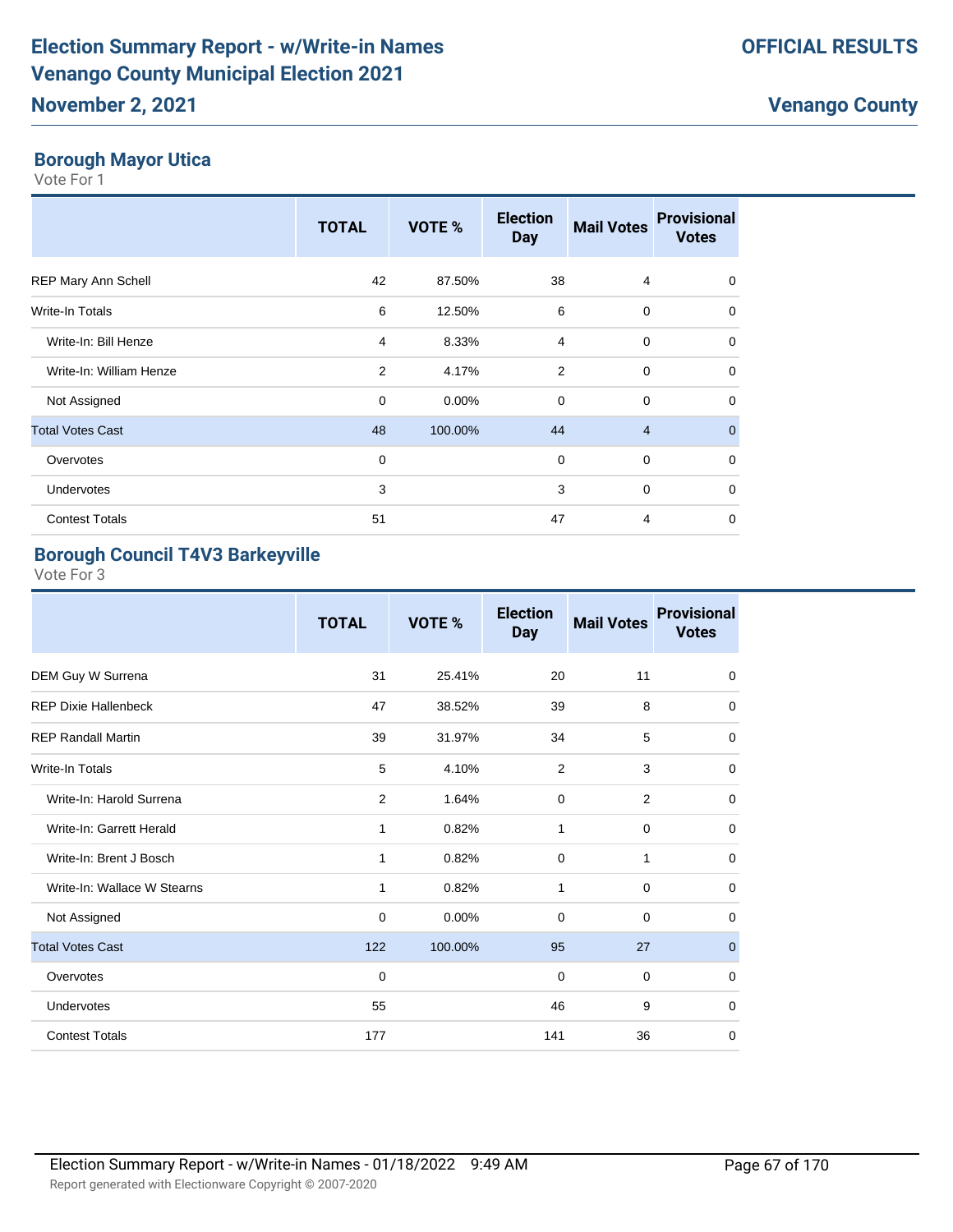## Borough Mayor Utica

Vote For 1

| | TOTAL | VOTE % | Election Day | Mail Votes | Provisional Votes |
|---|---|---|---|---|---|
| REP Mary Ann Schell | 42 | 87.50% | 38 | 4 | 0 |
| Write-In Totals | 6 | 12.50% | 6 | 0 | 0 |
| Write-In: Bill Henze | 4 | 8.33% | 4 | 0 | 0 |
| Write-In: William Henze | 2 | 4.17% | 2 | 0 | 0 |
| Not Assigned | 0 | 0.00% | 0 | 0 | 0 |
| Total Votes Cast | 48 | 100.00% | 44 | 4 | 0 |
| Overvotes | 0 | | 0 | 0 | 0 |
| Undervotes | 3 | | 3 | 0 | 0 |
| Contest Totals | 51 | | 47 | 4 | 0 |

## Borough Council T4V3 Barkeyville

Vote For 3

| | TOTAL | VOTE % | Election Day | Mail Votes | Provisional Votes |
|---|---|---|---|---|---|
| DEM Guy W Surrena | 31 | 25.41% | 20 | 11 | 0 |
| REP Dixie Hallenbeck | 47 | 38.52% | 39 | 8 | 0 |
| REP Randall Martin | 39 | 31.97% | 34 | 5 | 0 |
| Write-In Totals | 5 | 4.10% | 2 | 3 | 0 |
| Write-In: Harold Surrena | 2 | 1.64% | 0 | 2 | 0 |
| Write-In: Garrett Herald | 1 | 0.82% | 1 | 0 | 0 |
| Write-In: Brent J Bosch | 1 | 0.82% | 0 | 1 | 0 |
| Write-In: Wallace W Stearns | 1 | 0.82% | 1 | 0 | 0 |
| Not Assigned | 0 | 0.00% | 0 | 0 | 0 |
| Total Votes Cast | 122 | 100.00% | 95 | 27 | 0 |
| Overvotes | 0 | | 0 | 0 | 0 |
| Undervotes | 55 | | 46 | 9 | 0 |
| Contest Totals | 177 | | 141 | 36 | 0 |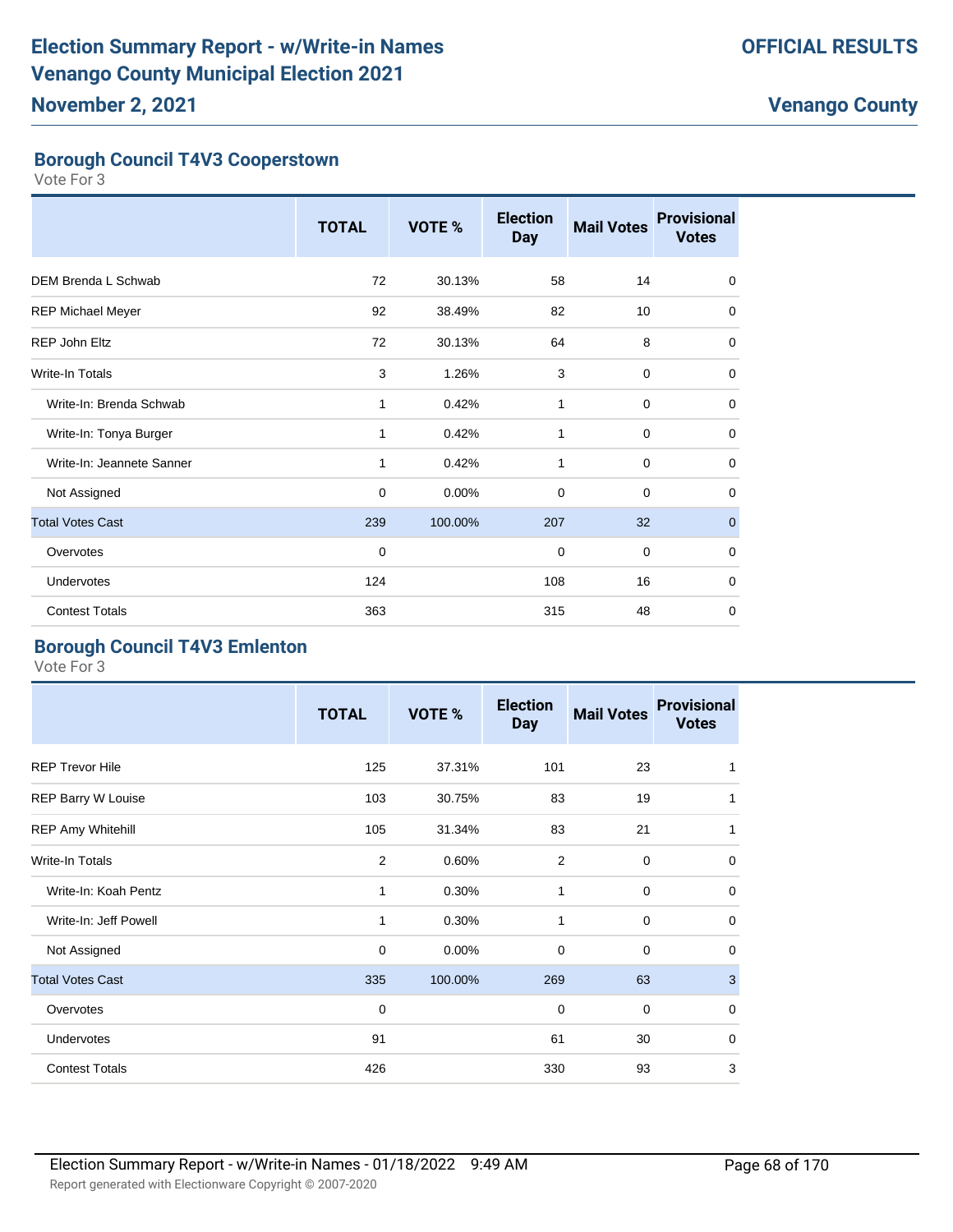## Borough Council T4V3 Cooperstown

Vote For 3

| | TOTAL | VOTE % | Election Day | Mail Votes | Provisional Votes |
|---|---|---|---|---|---|
| DEM Brenda L Schwab | 72 | 30.13% | 58 | 14 | 0 |
| REP Michael Meyer | 92 | 38.49% | 82 | 10 | 0 |
| REP John Eltz | 72 | 30.13% | 64 | 8 | 0 |
| Write-In Totals | 3 | 1.26% | 3 | 0 | 0 |
| Write-In: Brenda Schwab | 1 | 0.42% | 1 | 0 | 0 |
| Write-In: Tonya Burger | 1 | 0.42% | 1 | 0 | 0 |
| Write-In: Jeannete Sanner | 1 | 0.42% | 1 | 0 | 0 |
| Not Assigned | 0 | 0.00% | 0 | 0 | 0 |
| Total Votes Cast | 239 | 100.00% | 207 | 32 | 0 |
| Overvotes | 0 | | 0 | 0 | 0 |
| Undervotes | 124 | | 108 | 16 | 0 |
| Contest Totals | 363 | | 315 | 48 | 0 |

## Borough Council T4V3 Emlenton

Vote For 3

| | TOTAL | VOTE % | Election Day | Mail Votes | Provisional Votes |
|---|---|---|---|---|---|
| REP Trevor Hile | 125 | 37.31% | 101 | 23 | 1 |
| REP Barry W Louise | 103 | 30.75% | 83 | 19 | 1 |
| REP Amy Whitehill | 105 | 31.34% | 83 | 21 | 1 |
| Write-In Totals | 2 | 0.60% | 2 | 0 | 0 |
| Write-In: Koah Pentz | 1 | 0.30% | 1 | 0 | 0 |
| Write-In: Jeff Powell | 1 | 0.30% | 1 | 0 | 0 |
| Not Assigned | 0 | 0.00% | 0 | 0 | 0 |
| Total Votes Cast | 335 | 100.00% | 269 | 63 | 3 |
| Overvotes | 0 | | 0 | 0 | 0 |
| Undervotes | 91 | | 61 | 30 | 0 |
| Contest Totals | 426 | | 330 | 93 | 3 |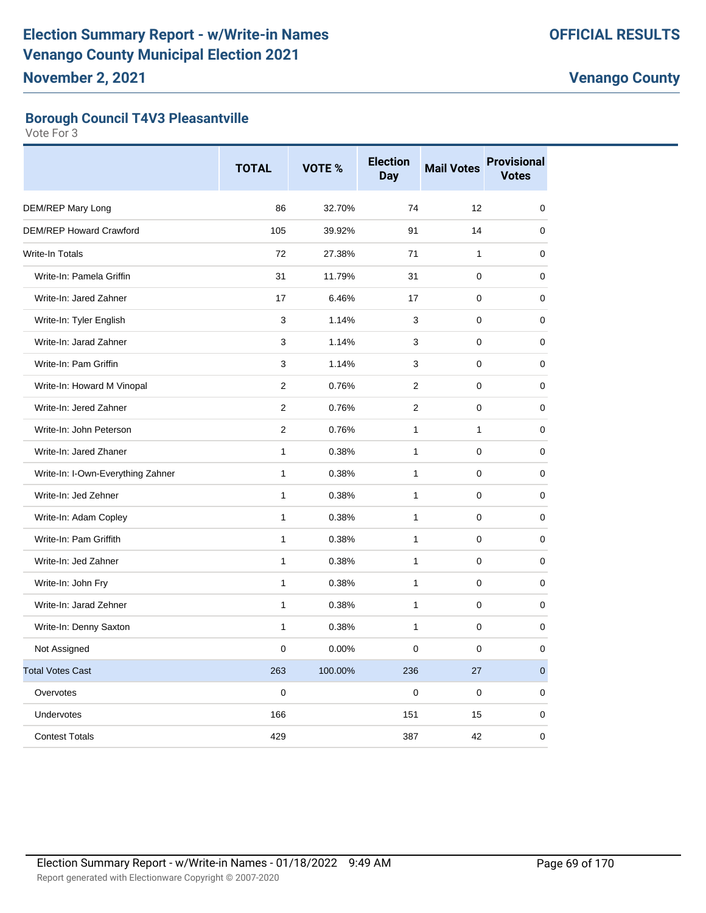# Election Summary Report - w/Write-in Names
# Venango County Municipal Election 2021
## November 2, 2021

**OFFICIAL RESULTS**

**Venango County**

### Borough Council T4V3 Pleasantville

Vote For 3

| | TOTAL | VOTE % | Election Day | Mail Votes | Provisional Votes |
|---|---|---|---|---|---|
| DEM/REP Mary Long | 86 | 32.70% | 74 | 12 | 0 |
| DEM/REP Howard Crawford | 105 | 39.92% | 91 | 14 | 0 |
| Write-In Totals | 72 | 27.38% | 71 | 1 | 0 |
| Write-In: Pamela Griffin | 31 | 11.79% | 31 | 0 | 0 |
| Write-In: Jared Zahner | 17 | 6.46% | 17 | 0 | 0 |
| Write-In: Tyler English | 3 | 1.14% | 3 | 0 | 0 |
| Write-In: Jarad Zahner | 3 | 1.14% | 3 | 0 | 0 |
| Write-In: Pam Griffin | 3 | 1.14% | 3 | 0 | 0 |
| Write-In: Howard M Vinopal | 2 | 0.76% | 2 | 0 | 0 |
| Write-In: Jered Zahner | 2 | 0.76% | 2 | 0 | 0 |
| Write-In: John Peterson | 2 | 0.76% | 1 | 1 | 0 |
| Write-In: Jared Zhaner | 1 | 0.38% | 1 | 0 | 0 |
| Write-In: I-Own-Everything Zahner | 1 | 0.38% | 1 | 0 | 0 |
| Write-In: Jed Zehner | 1 | 0.38% | 1 | 0 | 0 |
| Write-In: Adam Copley | 1 | 0.38% | 1 | 0 | 0 |
| Write-In: Pam Griffith | 1 | 0.38% | 1 | 0 | 0 |
| Write-In: Jed Zahner | 1 | 0.38% | 1 | 0 | 0 |
| Write-In: John Fry | 1 | 0.38% | 1 | 0 | 0 |
| Write-In: Jarad Zehner | 1 | 0.38% | 1 | 0 | 0 |
| Write-In: Denny Saxton | 1 | 0.38% | 1 | 0 | 0 |
| Not Assigned | 0 | 0.00% | 0 | 0 | 0 |
| Total Votes Cast | 263 | 100.00% | 236 | 27 | 0 |
| Overvotes | 0 | | 0 | 0 | 0 |
| Undervotes | 166 | | 151 | 15 | 0 |
| Contest Totals | 429 | | 387 | 42 | 0 |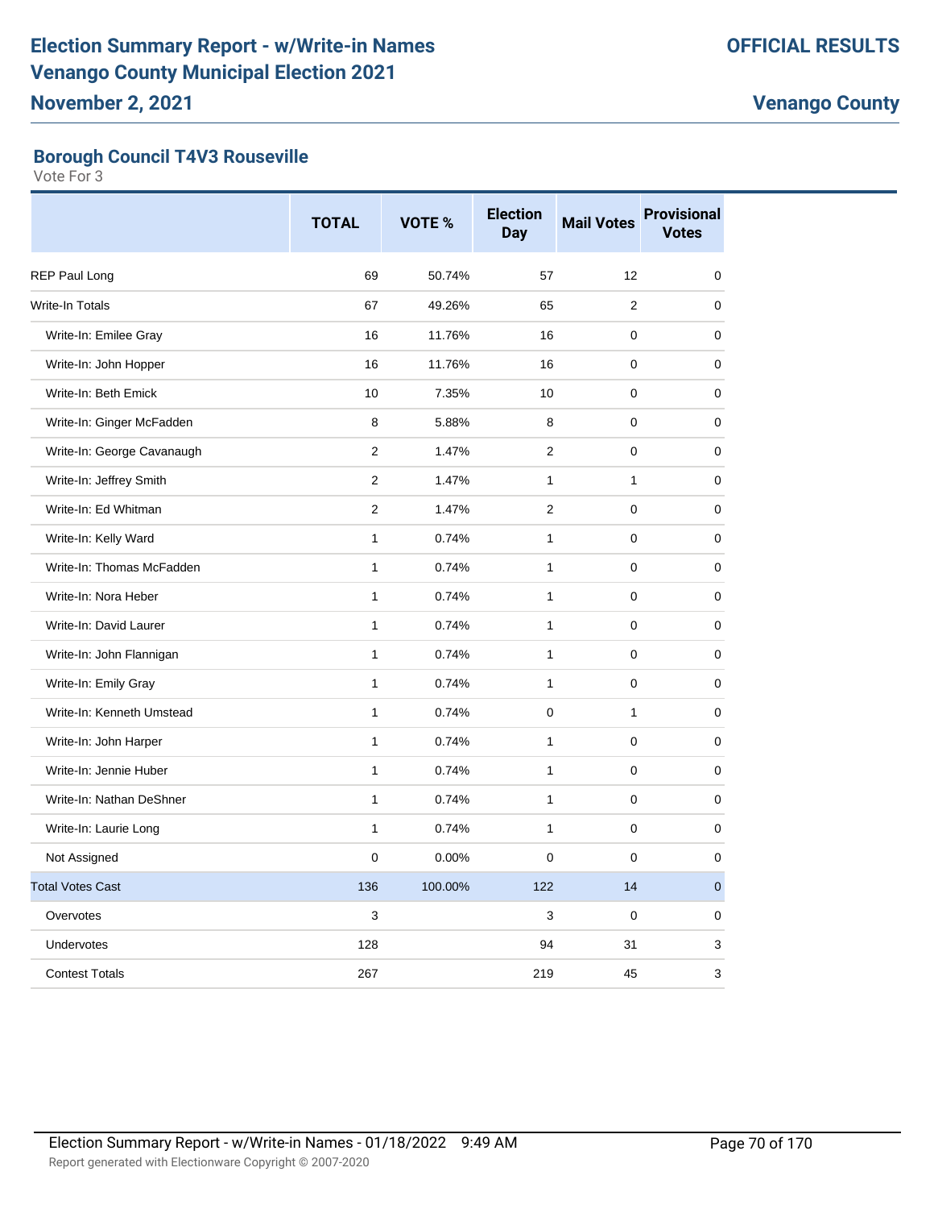## Borough Council T4V3 Rouseville

Vote For 3

| | TOTAL | VOTE % | Election Day | Mail Votes | Provisional Votes |
|---|---|---|---|---|---|
| REP Paul Long | 69 | 50.74% | 57 | 12 | 0 |
| Write-In Totals | 67 | 49.26% | 65 | 2 | 0 |
| Write-In: Emilee Gray | 16 | 11.76% | 16 | 0 | 0 |
| Write-In: John Hopper | 16 | 11.76% | 16 | 0 | 0 |
| Write-In: Beth Emick | 10 | 7.35% | 10 | 0 | 0 |
| Write-In: Ginger McFadden | 8 | 5.88% | 8 | 0 | 0 |
| Write-In: George Cavanaugh | 2 | 1.47% | 2 | 0 | 0 |
| Write-In: Jeffrey Smith | 2 | 1.47% | 1 | 1 | 0 |
| Write-In: Ed Whitman | 2 | 1.47% | 2 | 0 | 0 |
| Write-In: Kelly Ward | 1 | 0.74% | 1 | 0 | 0 |
| Write-In: Thomas McFadden | 1 | 0.74% | 1 | 0 | 0 |
| Write-In: Nora Heber | 1 | 0.74% | 1 | 0 | 0 |
| Write-In: David Laurer | 1 | 0.74% | 1 | 0 | 0 |
| Write-In: John Flannigan | 1 | 0.74% | 1 | 0 | 0 |
| Write-In: Emily Gray | 1 | 0.74% | 1 | 0 | 0 |
| Write-In: Kenneth Umstead | 1 | 0.74% | 0 | 1 | 0 |
| Write-In: John Harper | 1 | 0.74% | 1 | 0 | 0 |
| Write-In: Jennie Huber | 1 | 0.74% | 1 | 0 | 0 |
| Write-In: Nathan DeShner | 1 | 0.74% | 1 | 0 | 0 |
| Write-In: Laurie Long | 1 | 0.74% | 1 | 0 | 0 |
| Not Assigned | 0 | 0.00% | 0 | 0 | 0 |
| Total Votes Cast | 136 | 100.00% | 122 | 14 | 0 |
| Overvotes | 3 | | 3 | 0 | 0 |
| Undervotes | 128 | | 94 | 31 | 3 |
| Contest Totals | 267 | | 219 | 45 | 3 |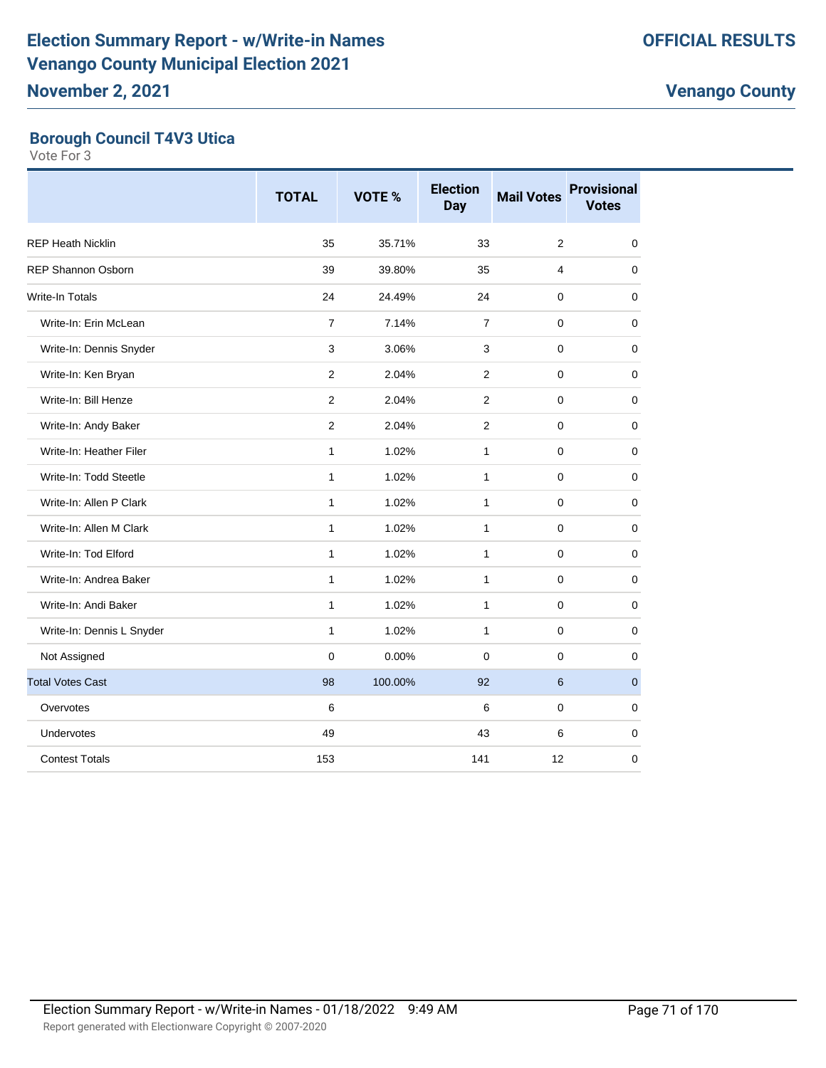# Election Summary Report - w/Write-in Names
# Venango County Municipal Election 2021

**November 2, 2021**

**OFFICIAL RESULTS**

**Venango County**

### Borough Council T4V3 Utica

Vote For 3

| | TOTAL | VOTE % | Election Day | Mail Votes | Provisional Votes |
|---|---|---|---|---|---|
| REP Heath Nicklin | 35 | 35.71% | 33 | 2 | 0 |
| REP Shannon Osborn | 39 | 39.80% | 35 | 4 | 0 |
| Write-In Totals | 24 | 24.49% | 24 | 0 | 0 |
| Write-In: Erin McLean | 7 | 7.14% | 7 | 0 | 0 |
| Write-In: Dennis Snyder | 3 | 3.06% | 3 | 0 | 0 |
| Write-In: Ken Bryan | 2 | 2.04% | 2 | 0 | 0 |
| Write-In: Bill Henze | 2 | 2.04% | 2 | 0 | 0 |
| Write-In: Andy Baker | 2 | 2.04% | 2 | 0 | 0 |
| Write-In: Heather Filer | 1 | 1.02% | 1 | 0 | 0 |
| Write-In: Todd Steetle | 1 | 1.02% | 1 | 0 | 0 |
| Write-In: Allen P Clark | 1 | 1.02% | 1 | 0 | 0 |
| Write-In: Allen M Clark | 1 | 1.02% | 1 | 0 | 0 |
| Write-In: Tod Elford | 1 | 1.02% | 1 | 0 | 0 |
| Write-In: Andrea Baker | 1 | 1.02% | 1 | 0 | 0 |
| Write-In: Andi Baker | 1 | 1.02% | 1 | 0 | 0 |
| Write-In: Dennis L Snyder | 1 | 1.02% | 1 | 0 | 0 |
| Not Assigned | 0 | 0.00% | 0 | 0 | 0 |
| Total Votes Cast | 98 | 100.00% | 92 | 6 | 0 |
| Overvotes | 6 | | 6 | 0 | 0 |
| Undervotes | 49 | | 43 | 6 | 0 |
| Contest Totals | 153 | | 141 | 12 | 0 |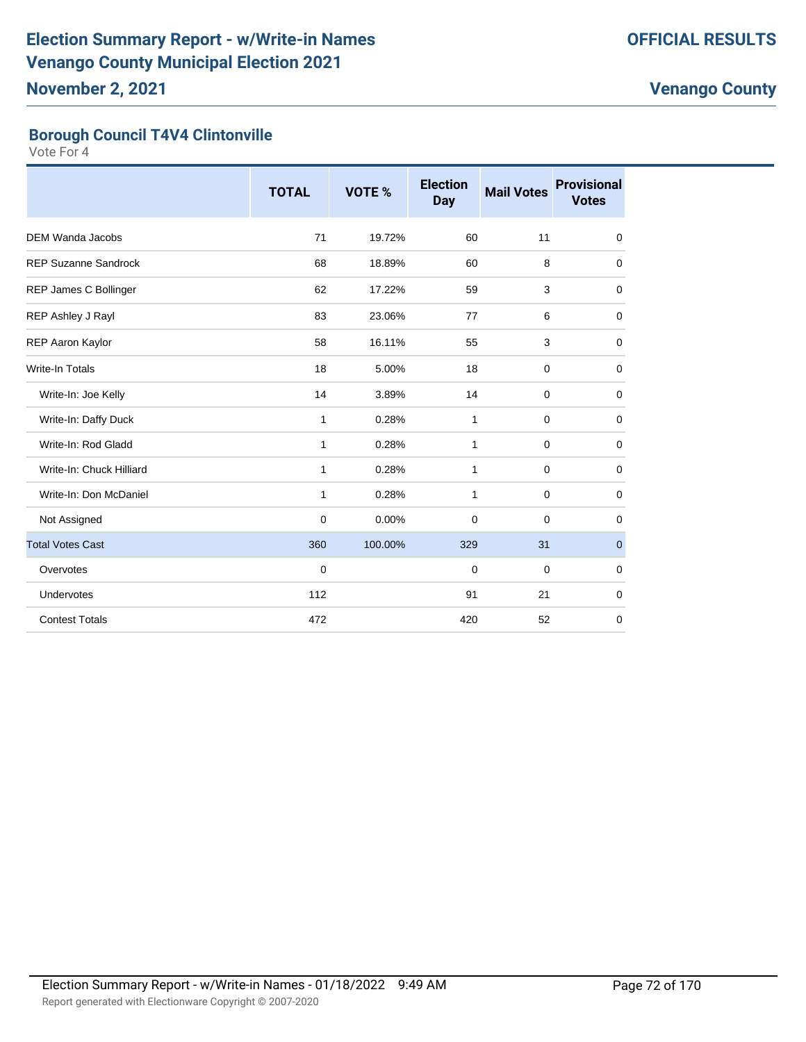# Election Summary Report - w/Write-in Names
# Venango County Municipal Election 2021

**November 2, 2021**

**OFFICIAL RESULTS**

**Venango County**

## Borough Council T4V4 Clintonville

Vote For 4

| | TOTAL | VOTE % | Election Day | Mail Votes | Provisional Votes |
|---|---|---|---|---|---|
| DEM Wanda Jacobs | 71 | 19.72% | 60 | 11 | 0 |
| REP Suzanne Sandrock | 68 | 18.89% | 60 | 8 | 0 |
| REP James C Bollinger | 62 | 17.22% | 59 | 3 | 0 |
| REP Ashley J Rayl | 83 | 23.06% | 77 | 6 | 0 |
| REP Aaron Kaylor | 58 | 16.11% | 55 | 3 | 0 |
| Write-In Totals | 18 | 5.00% | 18 | 0 | 0 |
| Write-In: Joe Kelly | 14 | 3.89% | 14 | 0 | 0 |
| Write-In: Daffy Duck | 1 | 0.28% | 1 | 0 | 0 |
| Write-In: Rod Gladd | 1 | 0.28% | 1 | 0 | 0 |
| Write-In: Chuck Hilliard | 1 | 0.28% | 1 | 0 | 0 |
| Write-In: Don McDaniel | 1 | 0.28% | 1 | 0 | 0 |
| Not Assigned | 0 | 0.00% | 0 | 0 | 0 |
| Total Votes Cast | 360 | 100.00% | 329 | 31 | 0 |
| Overvotes | 0 | | 0 | 0 | 0 |
| Undervotes | 112 | | 91 | 21 | 0 |
| Contest Totals | 472 | | 420 | 52 | 0 |

Election Summary Report - w/Write-in Names - 01/18/2022 9:49 AM

Report generated with Electionware Copyright © 2007-2020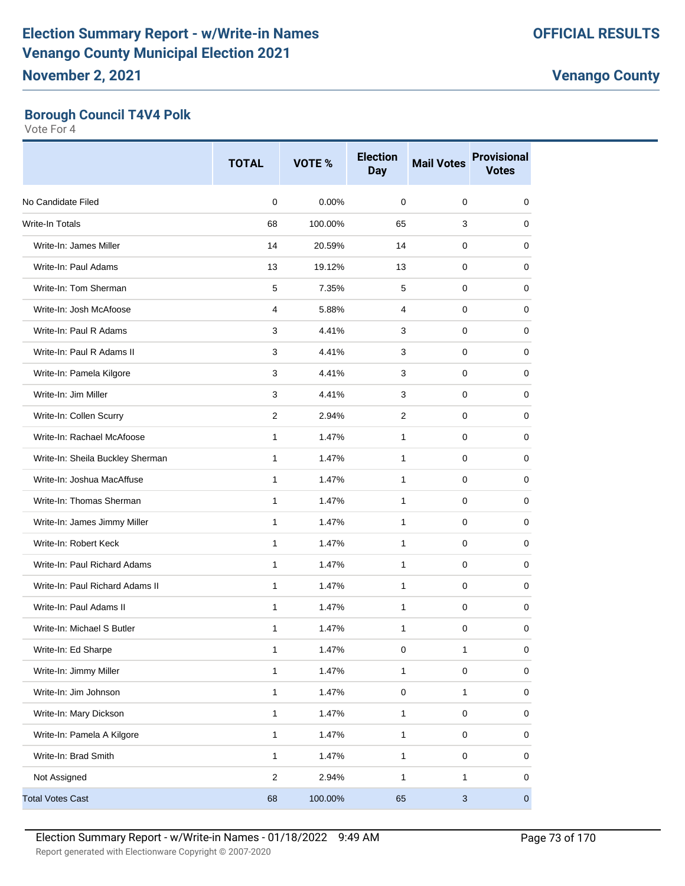# Election Summary Report - w/Write-in Names
# Venango County Municipal Election 2021

**November 2, 2021**

**OFFICIAL RESULTS**

**Venango County**

## Borough Council T4V4 Polk

Vote For 4

| | TOTAL | VOTE % | Election Day | Mail Votes | Provisional Votes |
|---|---|---|---|---|---|
| No Candidate Filed | 0 | 0.00% | 0 | 0 | 0 |
| Write-In Totals | 68 | 100.00% | 65 | 3 | 0 |
| Write-In: James Miller | 14 | 20.59% | 14 | 0 | 0 |
| Write-In: Paul Adams | 13 | 19.12% | 13 | 0 | 0 |
| Write-In: Tom Sherman | 5 | 7.35% | 5 | 0 | 0 |
| Write-In: Josh McAfoose | 4 | 5.88% | 4 | 0 | 0 |
| Write-In: Paul R Adams | 3 | 4.41% | 3 | 0 | 0 |
| Write-In: Paul R Adams II | 3 | 4.41% | 3 | 0 | 0 |
| Write-In: Pamela Kilgore | 3 | 4.41% | 3 | 0 | 0 |
| Write-In: Jim Miller | 3 | 4.41% | 3 | 0 | 0 |
| Write-In: Collen Scurry | 2 | 2.94% | 2 | 0 | 0 |
| Write-In: Rachael McAfoose | 1 | 1.47% | 1 | 0 | 0 |
| Write-In: Sheila Buckley Sherman | 1 | 1.47% | 1 | 0 | 0 |
| Write-In: Joshua MacAffuse | 1 | 1.47% | 1 | 0 | 0 |
| Write-In: Thomas Sherman | 1 | 1.47% | 1 | 0 | 0 |
| Write-In: James Jimmy Miller | 1 | 1.47% | 1 | 0 | 0 |
| Write-In: Robert Keck | 1 | 1.47% | 1 | 0 | 0 |
| Write-In: Paul Richard Adams | 1 | 1.47% | 1 | 0 | 0 |
| Write-In: Paul Richard Adams II | 1 | 1.47% | 1 | 0 | 0 |
| Write-In: Paul Adams II | 1 | 1.47% | 1 | 0 | 0 |
| Write-In: Michael S Butler | 1 | 1.47% | 1 | 0 | 0 |
| Write-In: Ed Sharpe | 1 | 1.47% | 0 | 1 | 0 |
| Write-In: Jimmy Miller | 1 | 1.47% | 1 | 0 | 0 |
| Write-In: Jim Johnson | 1 | 1.47% | 0 | 1 | 0 |
| Write-In: Mary Dickson | 1 | 1.47% | 1 | 0 | 0 |
| Write-In: Pamela A Kilgore | 1 | 1.47% | 1 | 0 | 0 |
| Write-In: Brad Smith | 1 | 1.47% | 1 | 0 | 0 |
| Not Assigned | 2 | 2.94% | 1 | 1 | 0 |
| Total Votes Cast | 68 | 100.00% | 65 | 3 | 0 |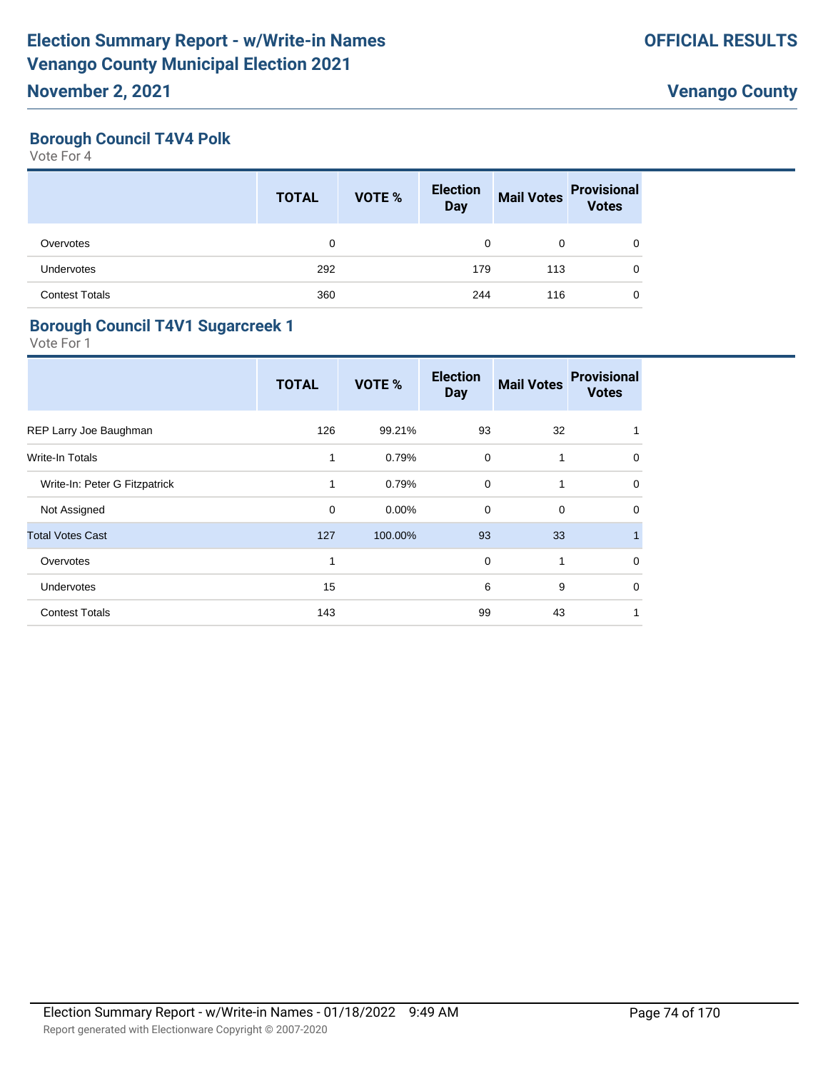## Borough Council T4V4 Polk

Vote For 4

| | TOTAL | VOTE % | Election Day | Mail Votes | Provisional Votes |
|---|---|---|---|---|---|
| Overvotes | 0 | | 0 | 0 | 0 |
| Undervotes | 292 | | 179 | 113 | 0 |
| Contest Totals | 360 | | 244 | 116 | 0 |

## Borough Council T4V1 Sugarcreek 1

Vote For 1

| | TOTAL | VOTE % | Election Day | Mail Votes | Provisional Votes |
|---|---|---|---|---|---|
| REP Larry Joe Baughman | 126 | 99.21% | 93 | 32 | 1 |
| Write-In Totals | 1 | 0.79% | 0 | 1 | 0 |
| Write-In: Peter G Fitzpatrick | 1 | 0.79% | 0 | 1 | 0 |
| Not Assigned | 0 | 0.00% | 0 | 0 | 0 |
| Total Votes Cast | 127 | 100.00% | 93 | 33 | 1 |
| Overvotes | 1 | | 0 | 1 | 0 |
| Undervotes | 15 | | 6 | 9 | 0 |
| Contest Totals | 143 | | 99 | 43 | 1 |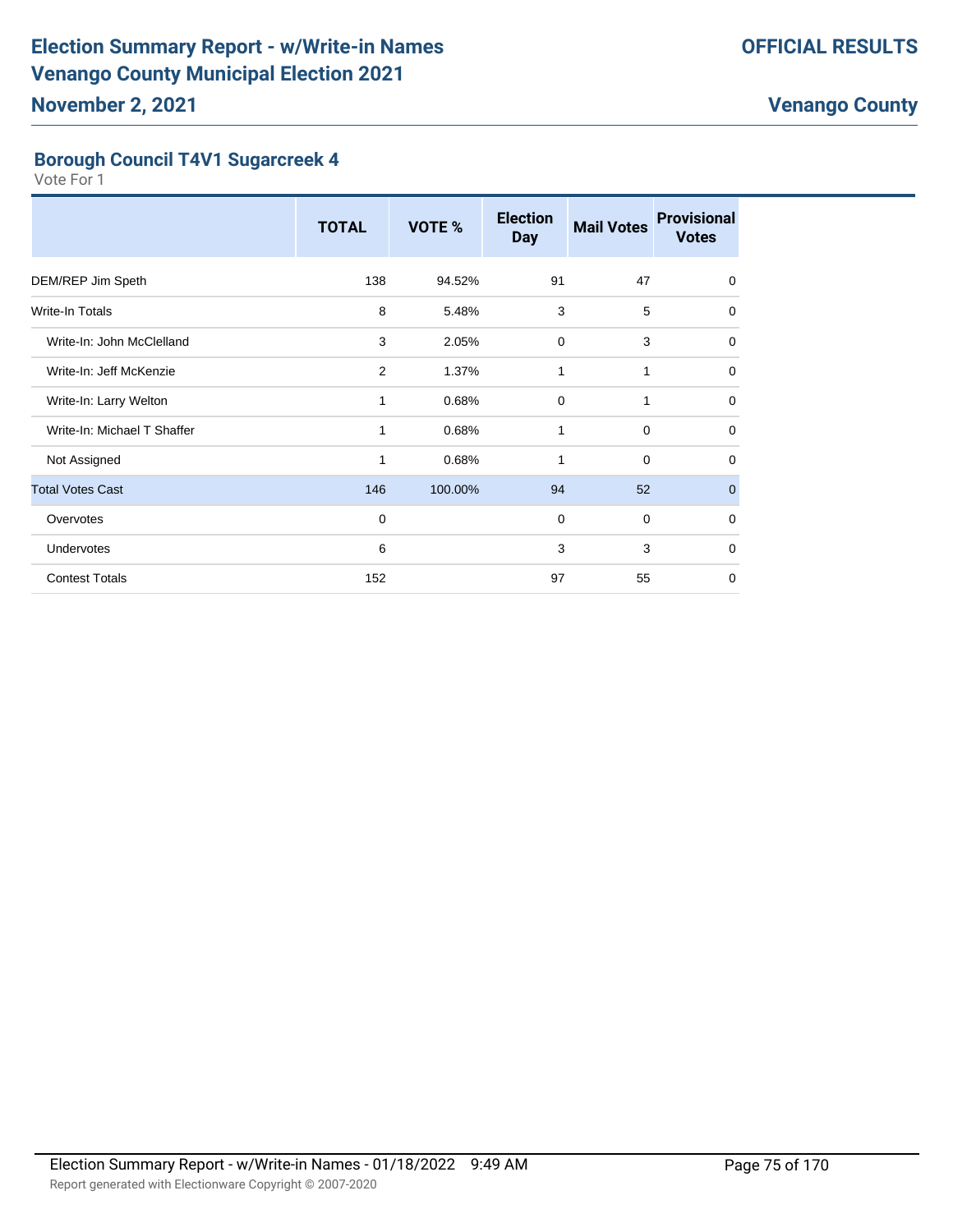## Borough Council T4V1 Sugarcreek 4

Vote For 1

| | TOTAL | VOTE % | Election Day | Mail Votes | Provisional Votes |
|---|---|---|---|---|---|
| DEM/REP Jim Speth | 138 | 94.52% | 91 | 47 | 0 |
| Write-In Totals | 8 | 5.48% | 3 | 5 | 0 |
| Write-In: John McClelland | 3 | 2.05% | 0 | 3 | 0 |
| Write-In: Jeff McKenzie | 2 | 1.37% | 1 | 1 | 0 |
| Write-In: Larry Welton | 1 | 0.68% | 0 | 1 | 0 |
| Write-In: Michael T Shaffer | 1 | 0.68% | 1 | 0 | 0 |
| Not Assigned | 1 | 0.68% | 1 | 0 | 0 |
| Total Votes Cast | 146 | 100.00% | 94 | 52 | 0 |
| Overvotes | 0 | | 0 | 0 | 0 |
| Undervotes | 6 | | 3 | 3 | 0 |
| Contest Totals | 152 | | 97 | 55 | 0 |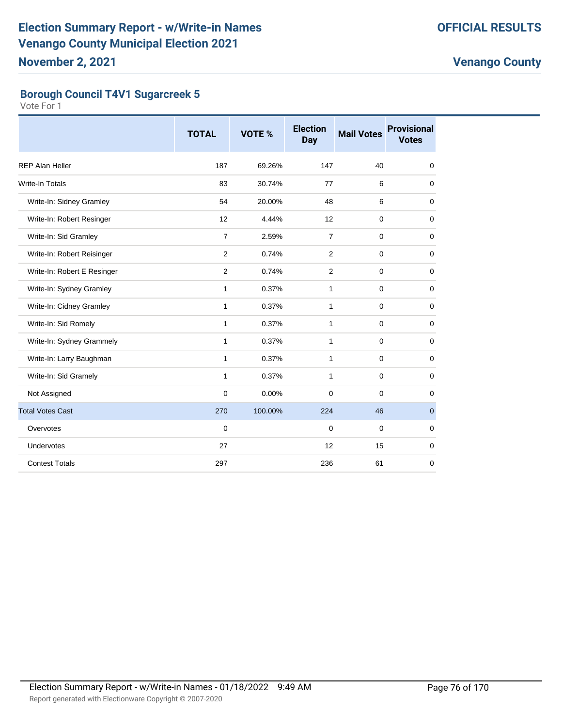# Election Summary Report - w/Write-in Names
# Venango County Municipal Election 2021
## November 2, 2021

**OFFICIAL RESULTS**

**Venango County**

### Borough Council T4V1 Sugarcreek 5

Vote For 1

| | TOTAL | VOTE % | Election Day | Mail Votes | Provisional Votes |
|---|---|---|---|---|---|
| REP Alan Heller | 187 | 69.26% | 147 | 40 | 0 |
| Write-In Totals | 83 | 30.74% | 77 | 6 | 0 |
| Write-In: Sidney Gramley | 54 | 20.00% | 48 | 6 | 0 |
| Write-In: Robert Resinger | 12 | 4.44% | 12 | 0 | 0 |
| Write-In: Sid Gramley | 7 | 2.59% | 7 | 0 | 0 |
| Write-In: Robert Reisinger | 2 | 0.74% | 2 | 0 | 0 |
| Write-In: Robert E Resinger | 2 | 0.74% | 2 | 0 | 0 |
| Write-In: Sydney Gramley | 1 | 0.37% | 1 | 0 | 0 |
| Write-In: Cidney Gramley | 1 | 0.37% | 1 | 0 | 0 |
| Write-In: Sid Romely | 1 | 0.37% | 1 | 0 | 0 |
| Write-In: Sydney Grammely | 1 | 0.37% | 1 | 0 | 0 |
| Write-In: Larry Baughman | 1 | 0.37% | 1 | 0 | 0 |
| Write-In: Sid Gramely | 1 | 0.37% | 1 | 0 | 0 |
| Not Assigned | 0 | 0.00% | 0 | 0 | 0 |
| Total Votes Cast | 270 | 100.00% | 224 | 46 | 0 |
| Overvotes | 0 | | 0 | 0 | 0 |
| Undervotes | 27 | | 12 | 15 | 0 |
| Contest Totals | 297 | | 236 | 61 | 0 |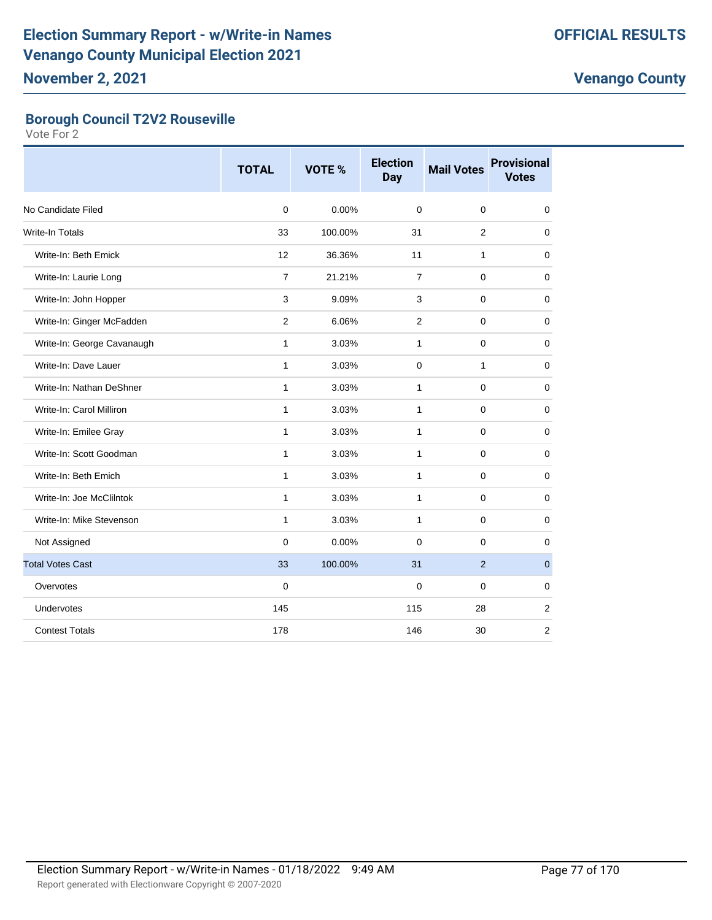# Election Summary Report - w/Write-in Names
# Venango County Municipal Election 2021
## November 2, 2021

**OFFICIAL RESULTS**

**Venango County**

### Borough Council T2V2 Rouseville

Vote For 2

| | TOTAL | VOTE % | Election Day | Mail Votes | Provisional Votes |
|---|---|---|---|---|---|
| No Candidate Filed | 0 | 0.00% | 0 | 0 | 0 |
| Write-In Totals | 33 | 100.00% | 31 | 2 | 0 |
| Write-In: Beth Emick | 12 | 36.36% | 11 | 1 | 0 |
| Write-In: Laurie Long | 7 | 21.21% | 7 | 0 | 0 |
| Write-In: John Hopper | 3 | 9.09% | 3 | 0 | 0 |
| Write-In: Ginger McFadden | 2 | 6.06% | 2 | 0 | 0 |
| Write-In: George Cavanaugh | 1 | 3.03% | 1 | 0 | 0 |
| Write-In: Dave Lauer | 1 | 3.03% | 0 | 1 | 0 |
| Write-In: Nathan DeShner | 1 | 3.03% | 1 | 0 | 0 |
| Write-In: Carol Milliron | 1 | 3.03% | 1 | 0 | 0 |
| Write-In: Emilee Gray | 1 | 3.03% | 1 | 0 | 0 |
| Write-In: Scott Goodman | 1 | 3.03% | 1 | 0 | 0 |
| Write-In: Beth Emich | 1 | 3.03% | 1 | 0 | 0 |
| Write-In: Joe McClilntok | 1 | 3.03% | 1 | 0 | 0 |
| Write-In: Mike Stevenson | 1 | 3.03% | 1 | 0 | 0 |
| Not Assigned | 0 | 0.00% | 0 | 0 | 0 |
| Total Votes Cast | 33 | 100.00% | 31 | 2 | 0 |
| Overvotes | 0 | | 0 | 0 | 0 |
| Undervotes | 145 | | 115 | 28 | 2 |
| Contest Totals | 178 | | 146 | 30 | 2 |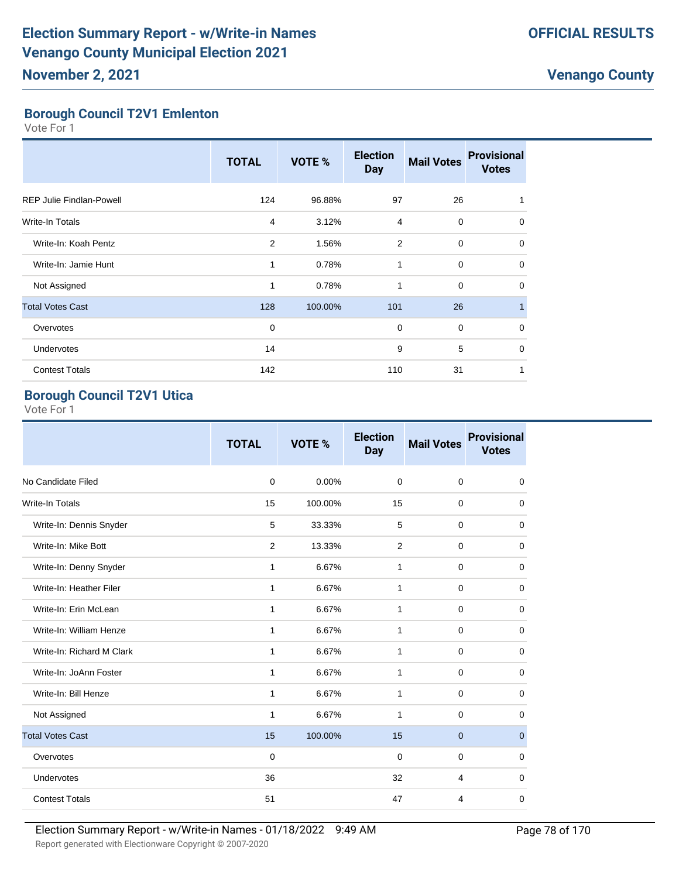# Election Summary Report - w/Write-in Names
# Venango County Municipal Election 2021
## November 2, 2021

**OFFICIAL RESULTS**

**Venango County**

### Borough Council T2V1 Emlenton

Vote For 1

| | TOTAL | VOTE % | Election Day | Mail Votes | Provisional Votes |
|---|---|---|---|---|---|
| REP Julie Findlan-Powell | 124 | 96.88% | 97 | 26 | 1 |
| Write-In Totals | 4 | 3.12% | 4 | 0 | 0 |
| Write-In: Koah Pentz | 2 | 1.56% | 2 | 0 | 0 |
| Write-In: Jamie Hunt | 1 | 0.78% | 1 | 0 | 0 |
| Not Assigned | 1 | 0.78% | 1 | 0 | 0 |
| Total Votes Cast | 128 | 100.00% | 101 | 26 | 1 |
| Overvotes | 0 | | 0 | 0 | 0 |
| Undervotes | 14 | | 9 | 5 | 0 |
| Contest Totals | 142 | | 110 | 31 | 1 |

### Borough Council T2V1 Utica

Vote For 1

| | TOTAL | VOTE % | Election Day | Mail Votes | Provisional Votes |
|---|---|---|---|---|---|
| No Candidate Filed | 0 | 0.00% | 0 | 0 | 0 |
| Write-In Totals | 15 | 100.00% | 15 | 0 | 0 |
| Write-In: Dennis Snyder | 5 | 33.33% | 5 | 0 | 0 |
| Write-In: Mike Bott | 2 | 13.33% | 2 | 0 | 0 |
| Write-In: Denny Snyder | 1 | 6.67% | 1 | 0 | 0 |
| Write-In: Heather Filer | 1 | 6.67% | 1 | 0 | 0 |
| Write-In: Erin McLean | 1 | 6.67% | 1 | 0 | 0 |
| Write-In: William Henze | 1 | 6.67% | 1 | 0 | 0 |
| Write-In: Richard M Clark | 1 | 6.67% | 1 | 0 | 0 |
| Write-In: JoAnn Foster | 1 | 6.67% | 1 | 0 | 0 |
| Write-In: Bill Henze | 1 | 6.67% | 1 | 0 | 0 |
| Not Assigned | 1 | 6.67% | 1 | 0 | 0 |
| Total Votes Cast | 15 | 100.00% | 15 | 0 | 0 |
| Overvotes | 0 | | 0 | 0 | 0 |
| Undervotes | 36 | | 32 | 4 | 0 |
| Contest Totals | 51 | | 47 | 4 | 0 |

Election Summary Report - w/Write-in Names - 01/18/2022 9:49 AM

Report generated with Electionware Copyright © 2007-2020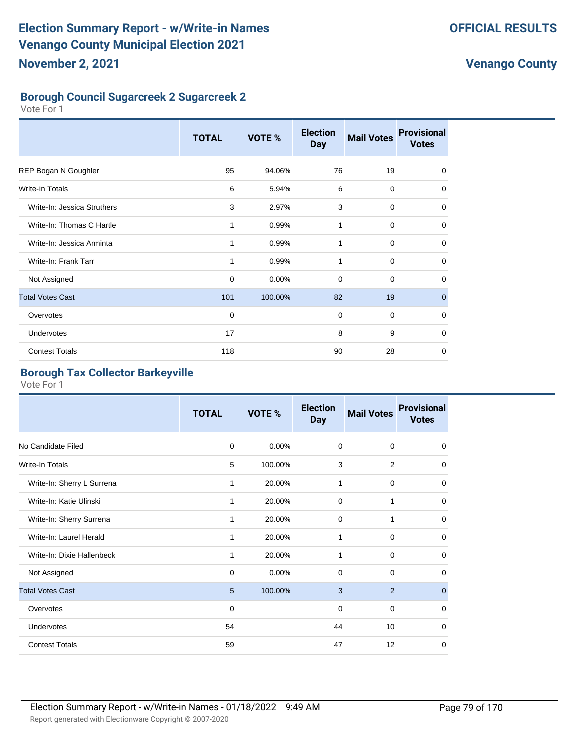## Borough Council Sugarcreek 2 Sugarcreek 2

Vote For 1

| | TOTAL | VOTE % | Election Day | Mail Votes | Provisional Votes |
|---|---|---|---|---|---|
| REP Bogan N Goughler | 95 | 94.06% | 76 | 19 | 0 |
| Write-In Totals | 6 | 5.94% | 6 | 0 | 0 |
| Write-In: Jessica Struthers | 3 | 2.97% | 3 | 0 | 0 |
| Write-In: Thomas C Hartle | 1 | 0.99% | 1 | 0 | 0 |
| Write-In: Jessica Arminta | 1 | 0.99% | 1 | 0 | 0 |
| Write-In: Frank Tarr | 1 | 0.99% | 1 | 0 | 0 |
| Not Assigned | 0 | 0.00% | 0 | 0 | 0 |
| Total Votes Cast | 101 | 100.00% | 82 | 19 | 0 |
| Overvotes | 0 | | 0 | 0 | 0 |
| Undervotes | 17 | | 8 | 9 | 0 |
| Contest Totals | 118 | | 90 | 28 | 0 |

## Borough Tax Collector Barkeyville

Vote For 1

| | TOTAL | VOTE % | Election Day | Mail Votes | Provisional Votes |
|---|---|---|---|---|---|
| No Candidate Filed | 0 | 0.00% | 0 | 0 | 0 |
| Write-In Totals | 5 | 100.00% | 3 | 2 | 0 |
| Write-In: Sherry L Surrena | 1 | 20.00% | 1 | 0 | 0 |
| Write-In: Katie Ulinski | 1 | 20.00% | 0 | 1 | 0 |
| Write-In: Sherry Surrena | 1 | 20.00% | 0 | 1 | 0 |
| Write-In: Laurel Herald | 1 | 20.00% | 1 | 0 | 0 |
| Write-In: Dixie Hallenbeck | 1 | 20.00% | 1 | 0 | 0 |
| Not Assigned | 0 | 0.00% | 0 | 0 | 0 |
| Total Votes Cast | 5 | 100.00% | 3 | 2 | 0 |
| Overvotes | 0 | | 0 | 0 | 0 |
| Undervotes | 54 | | 44 | 10 | 0 |
| Contest Totals | 59 | | 47 | 12 | 0 |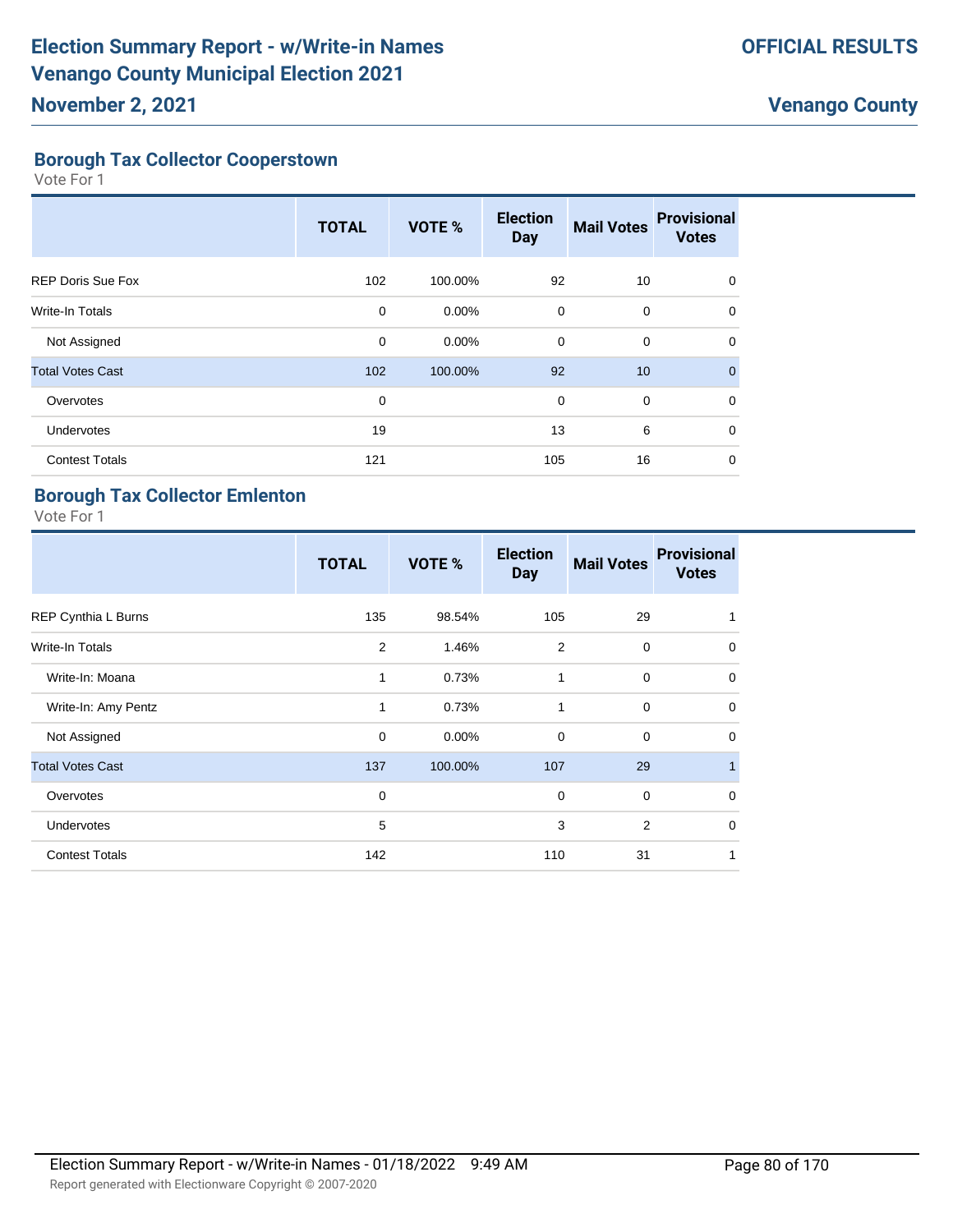## Borough Tax Collector Cooperstown

Vote For 1

| | TOTAL | VOTE % | Election Day | Mail Votes | Provisional Votes |
|---|---|---|---|---|---|
| REP Doris Sue Fox | 102 | 100.00% | 92 | 10 | 0 |
| Write-In Totals | 0 | 0.00% | 0 | 0 | 0 |
| Not Assigned | 0 | 0.00% | 0 | 0 | 0 |
| Total Votes Cast | 102 | 100.00% | 92 | 10 | 0 |
| Overvotes | 0 | | 0 | 0 | 0 |
| Undervotes | 19 | | 13 | 6 | 0 |
| Contest Totals | 121 | | 105 | 16 | 0 |

## Borough Tax Collector Emlenton

Vote For 1

| | TOTAL | VOTE % | Election Day | Mail Votes | Provisional Votes |
|---|---|---|---|---|---|
| REP Cynthia L Burns | 135 | 98.54% | 105 | 29 | 1 |
| Write-In Totals | 2 | 1.46% | 2 | 0 | 0 |
| Write-In: Moana | 1 | 0.73% | 1 | 0 | 0 |
| Write-In: Amy Pentz | 1 | 0.73% | 1 | 0 | 0 |
| Not Assigned | 0 | 0.00% | 0 | 0 | 0 |
| Total Votes Cast | 137 | 100.00% | 107 | 29 | 1 |
| Overvotes | 0 | | 0 | 0 | 0 |
| Undervotes | 5 | | 3 | 2 | 0 |
| Contest Totals | 142 | | 110 | 31 | 1 |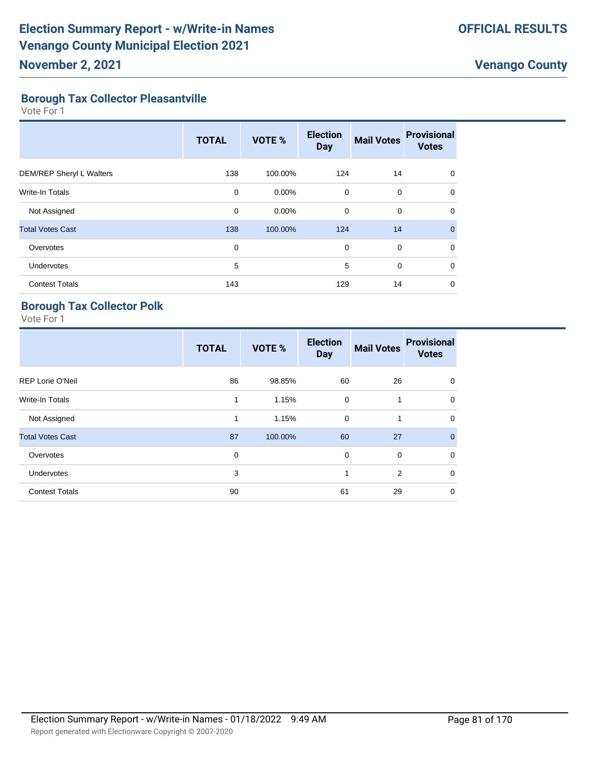# Election Summary Report - w/Write-in Names
# Venango County Municipal Election 2021

**November 2, 2021**

**OFFICIAL RESULTS**

**Venango County**

## Borough Tax Collector Pleasantville

Vote For 1

| | TOTAL | VOTE % | Election Day | Mail Votes | Provisional Votes |
|---|---|---|---|---|---|
| DEM/REP Sheryl L Walters | 138 | 100.00% | 124 | 14 | 0 |
| Write-In Totals | 0 | 0.00% | 0 | 0 | 0 |
| Not Assigned | 0 | 0.00% | 0 | 0 | 0 |
| Total Votes Cast | 138 | 100.00% | 124 | 14 | 0 |
| Overvotes | 0 | | 0 | 0 | 0 |
| Undervotes | 5 | | 5 | 0 | 0 |
| Contest Totals | 143 | | 129 | 14 | 0 |

## Borough Tax Collector Polk

Vote For 1

| | TOTAL | VOTE % | Election Day | Mail Votes | Provisional Votes |
|---|---|---|---|---|---|
| REP Lorie O'Neil | 86 | 98.85% | 60 | 26 | 0 |
| Write-In Totals | 1 | 1.15% | 0 | 1 | 0 |
| Not Assigned | 1 | 1.15% | 0 | 1 | 0 |
| Total Votes Cast | 87 | 100.00% | 60 | 27 | 0 |
| Overvotes | 0 | | 0 | 0 | 0 |
| Undervotes | 3 | | 1 | 2 | 0 |
| Contest Totals | 90 | | 61 | 29 | 0 |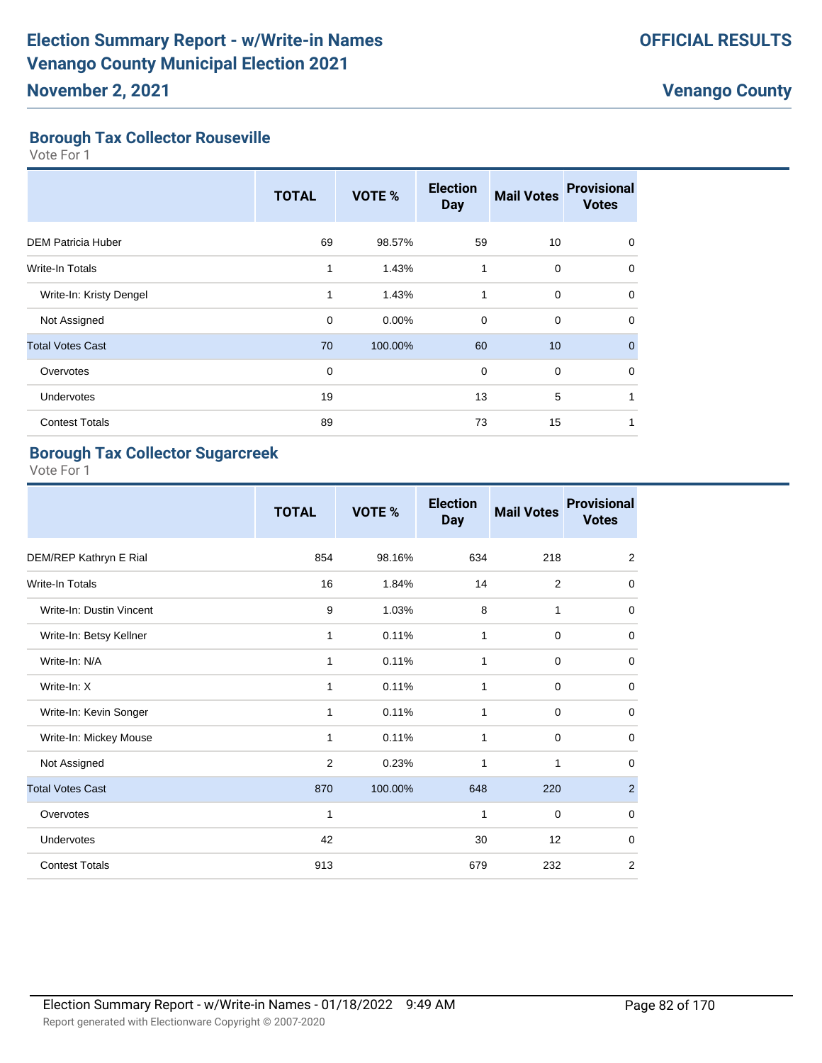# Election Summary Report - w/Write-in Names
# Venango County Municipal Election 2021
## November 2, 2021

**OFFICIAL RESULTS**

**Venango County**

### Borough Tax Collector Rouseville
Vote For 1

| | TOTAL | VOTE % | Election Day | Mail Votes | Provisional Votes |
|---|---|---|---|---|---|
| DEM Patricia Huber | 69 | 98.57% | 59 | 10 | 0 |
| Write-In Totals | 1 | 1.43% | 1 | 0 | 0 |
| Write-In: Kristy Dengel | 1 | 1.43% | 1 | 0 | 0 |
| Not Assigned | 0 | 0.00% | 0 | 0 | 0 |
| Total Votes Cast | 70 | 100.00% | 60 | 10 | 0 |
| Overvotes | 0 | | 0 | 0 | 0 |
| Undervotes | 19 | | 13 | 5 | 1 |
| Contest Totals | 89 | | 73 | 15 | 1 |

### Borough Tax Collector Sugarcreek
Vote For 1

| | TOTAL | VOTE % | Election Day | Mail Votes | Provisional Votes |
|---|---|---|---|---|---|
| DEM/REP Kathryn E Rial | 854 | 98.16% | 634 | 218 | 2 |
| Write-In Totals | 16 | 1.84% | 14 | 2 | 0 |
| Write-In: Dustin Vincent | 9 | 1.03% | 8 | 1 | 0 |
| Write-In: Betsy Kellner | 1 | 0.11% | 1 | 0 | 0 |
| Write-In: N/A | 1 | 0.11% | 1 | 0 | 0 |
| Write-In: X | 1 | 0.11% | 1 | 0 | 0 |
| Write-In: Kevin Songer | 1 | 0.11% | 1 | 0 | 0 |
| Write-In: Mickey Mouse | 1 | 0.11% | 1 | 0 | 0 |
| Not Assigned | 2 | 0.23% | 1 | 1 | 0 |
| Total Votes Cast | 870 | 100.00% | 648 | 220 | 2 |
| Overvotes | 1 | | 1 | 0 | 0 |
| Undervotes | 42 | | 30 | 12 | 0 |
| Contest Totals | 913 | | 679 | 232 | 2 |

Election Summary Report - w/Write-in Names - 01/18/2022 9:49 AM

Report generated with Electionware Copyright © 2007-2020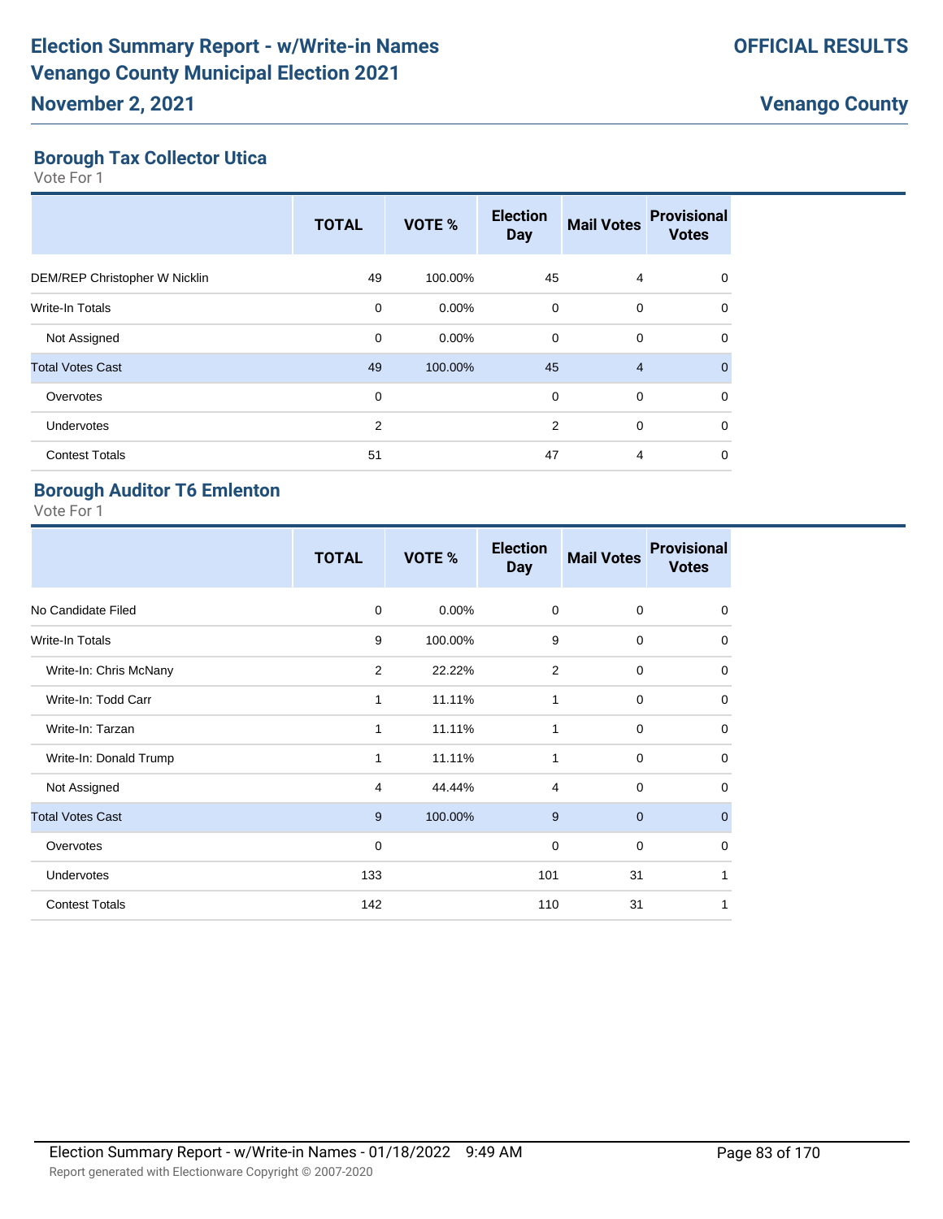## Borough Tax Collector Utica

Vote For 1

| | TOTAL | VOTE % | Election Day | Mail Votes | Provisional Votes |
|---|---|---|---|---|---|
| DEM/REP Christopher W Nicklin | 49 | 100.00% | 45 | 4 | 0 |
| Write-In Totals | 0 | 0.00% | 0 | 0 | 0 |
| Not Assigned | 0 | 0.00% | 0 | 0 | 0 |
| Total Votes Cast | 49 | 100.00% | 45 | 4 | 0 |
| Overvotes | 0 | | 0 | 0 | 0 |
| Undervotes | 2 | | 2 | 0 | 0 |
| Contest Totals | 51 | | 47 | 4 | 0 |

## Borough Auditor T6 Emlenton

Vote For 1

| | TOTAL | VOTE % | Election Day | Mail Votes | Provisional Votes |
|---|---|---|---|---|---|
| No Candidate Filed | 0 | 0.00% | 0 | 0 | 0 |
| Write-In Totals | 9 | 100.00% | 9 | 0 | 0 |
| Write-In: Chris McNany | 2 | 22.22% | 2 | 0 | 0 |
| Write-In: Todd Carr | 1 | 11.11% | 1 | 0 | 0 |
| Write-In: Tarzan | 1 | 11.11% | 1 | 0 | 0 |
| Write-In: Donald Trump | 1 | 11.11% | 1 | 0 | 0 |
| Not Assigned | 4 | 44.44% | 4 | 0 | 0 |
| Total Votes Cast | 9 | 100.00% | 9 | 0 | 0 |
| Overvotes | 0 | | 0 | 0 | 0 |
| Undervotes | 133 | | 101 | 31 | 1 |
| Contest Totals | 142 | | 110 | 31 | 1 |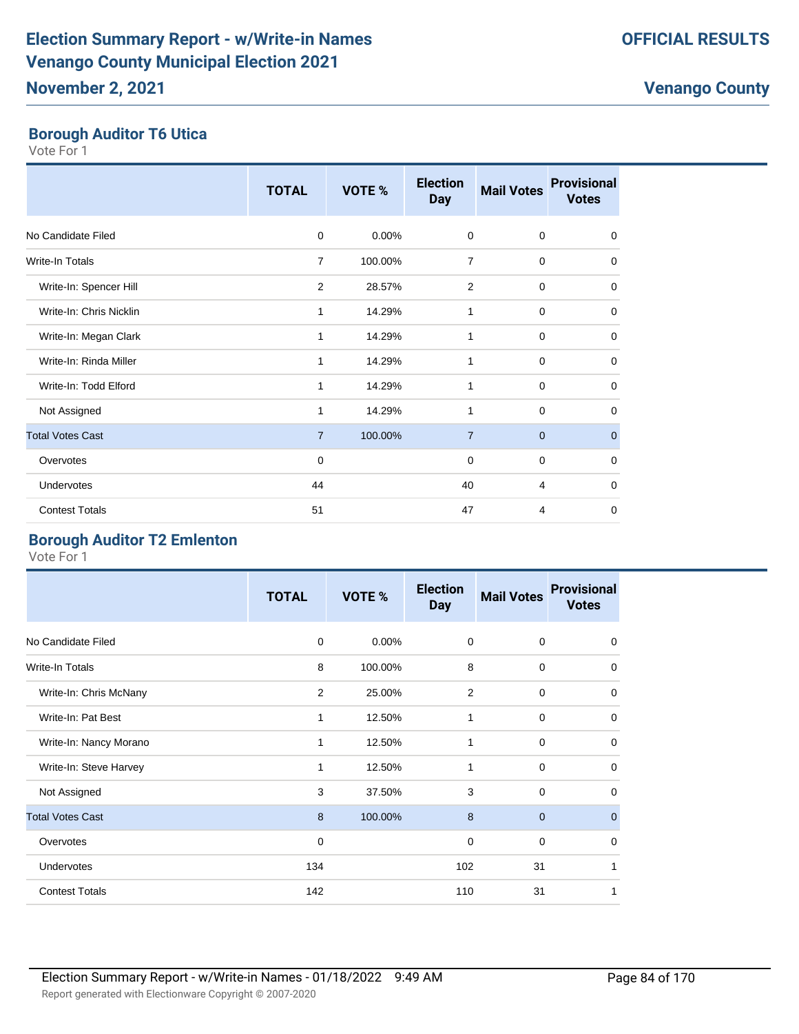# Election Summary Report - w/Write-in Names
# Venango County Municipal Election 2021
## November 2, 2021

**OFFICIAL RESULTS**

**Venango County**

### Borough Auditor T6 Utica
Vote For 1

| | TOTAL | VOTE % | Election Day | Mail Votes | Provisional Votes |
|---|---|---|---|---|---|
| No Candidate Filed | 0 | 0.00% | 0 | 0 | 0 |
| Write-In Totals | 7 | 100.00% | 7 | 0 | 0 |
| Write-In: Spencer Hill | 2 | 28.57% | 2 | 0 | 0 |
| Write-In: Chris Nicklin | 1 | 14.29% | 1 | 0 | 0 |
| Write-In: Megan Clark | 1 | 14.29% | 1 | 0 | 0 |
| Write-In: Rinda Miller | 1 | 14.29% | 1 | 0 | 0 |
| Write-In: Todd Elford | 1 | 14.29% | 1 | 0 | 0 |
| Not Assigned | 1 | 14.29% | 1 | 0 | 0 |
| Total Votes Cast | 7 | 100.00% | 7 | 0 | 0 |
| Overvotes | 0 | | 0 | 0 | 0 |
| Undervotes | 44 | | 40 | 4 | 0 |
| Contest Totals | 51 | | 47 | 4 | 0 |

### Borough Auditor T2 Emlenton
Vote For 1

| | TOTAL | VOTE % | Election Day | Mail Votes | Provisional Votes |
|---|---|---|---|---|---|
| No Candidate Filed | 0 | 0.00% | 0 | 0 | 0 |
| Write-In Totals | 8 | 100.00% | 8 | 0 | 0 |
| Write-In: Chris McNany | 2 | 25.00% | 2 | 0 | 0 |
| Write-In: Pat Best | 1 | 12.50% | 1 | 0 | 0 |
| Write-In: Nancy Morano | 1 | 12.50% | 1 | 0 | 0 |
| Write-In: Steve Harvey | 1 | 12.50% | 1 | 0 | 0 |
| Not Assigned | 3 | 37.50% | 3 | 0 | 0 |
| Total Votes Cast | 8 | 100.00% | 8 | 0 | 0 |
| Overvotes | 0 | | 0 | 0 | 0 |
| Undervotes | 134 | | 102 | 31 | 1 |
| Contest Totals | 142 | | 110 | 31 | 1 |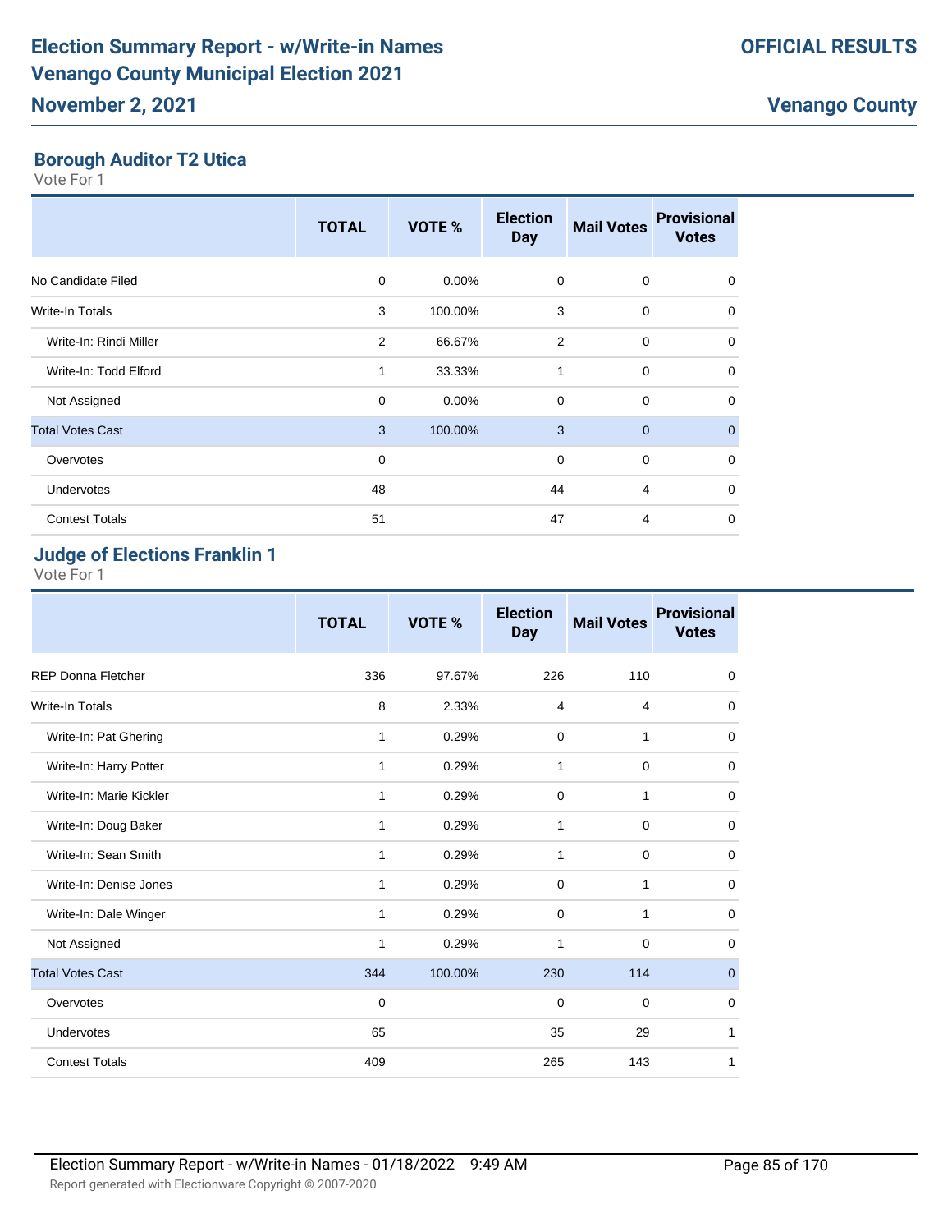## Borough Auditor T2 Utica

Vote For 1

| | TOTAL | VOTE % | Election Day | Mail Votes | Provisional Votes |
|---|---|---|---|---|---|
| No Candidate Filed | 0 | 0.00% | 0 | 0 | 0 |
| Write-In Totals | 3 | 100.00% | 3 | 0 | 0 |
| Write-In: Rindi Miller | 2 | 66.67% | 2 | 0 | 0 |
| Write-In: Todd Elford | 1 | 33.33% | 1 | 0 | 0 |
| Not Assigned | 0 | 0.00% | 0 | 0 | 0 |
| Total Votes Cast | 3 | 100.00% | 3 | 0 | 0 |
| Overvotes | 0 | | 0 | 0 | 0 |
| Undervotes | 48 | | 44 | 4 | 0 |
| Contest Totals | 51 | | 47 | 4 | 0 |

## Judge of Elections Franklin 1

Vote For 1

| | TOTAL | VOTE % | Election Day | Mail Votes | Provisional Votes |
|---|---|---|---|---|---|
| REP Donna Fletcher | 336 | 97.67% | 226 | 110 | 0 |
| Write-In Totals | 8 | 2.33% | 4 | 4 | 0 |
| Write-In: Pat Ghering | 1 | 0.29% | 0 | 1 | 0 |
| Write-In: Harry Potter | 1 | 0.29% | 1 | 0 | 0 |
| Write-In: Marie Kickler | 1 | 0.29% | 0 | 1 | 0 |
| Write-In: Doug Baker | 1 | 0.29% | 1 | 0 | 0 |
| Write-In: Sean Smith | 1 | 0.29% | 1 | 0 | 0 |
| Write-In: Denise Jones | 1 | 0.29% | 0 | 1 | 0 |
| Write-In: Dale Winger | 1 | 0.29% | 0 | 1 | 0 |
| Not Assigned | 1 | 0.29% | 1 | 0 | 0 |
| Total Votes Cast | 344 | 100.00% | 230 | 114 | 0 |
| Overvotes | 0 | | 0 | 0 | 0 |
| Undervotes | 65 | | 35 | 29 | 1 |
| Contest Totals | 409 | | 265 | 143 | 1 |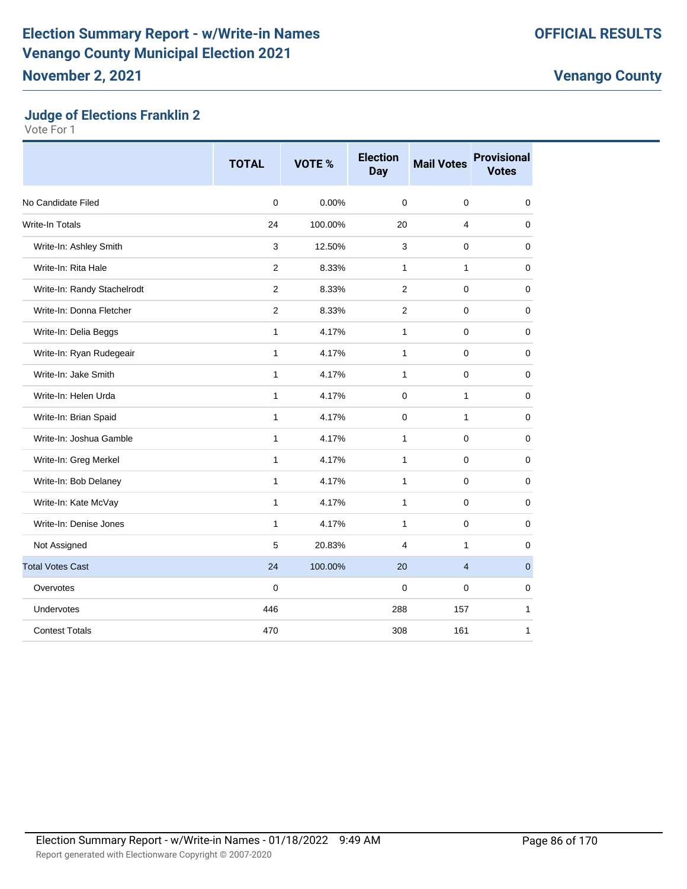# Election Summary Report - w/Write-in Names
# Venango County Municipal Election 2021
## November 2, 2021

**OFFICIAL RESULTS**

**Venango County**

### Judge of Elections Franklin 2

Vote For 1

| | TOTAL | VOTE % | Election Day | Mail Votes | Provisional Votes |
|---|---|---|---|---|---|
| No Candidate Filed | 0 | 0.00% | 0 | 0 | 0 |
| Write-In Totals | 24 | 100.00% | 20 | 4 | 0 |
| Write-In: Ashley Smith | 3 | 12.50% | 3 | 0 | 0 |
| Write-In: Rita Hale | 2 | 8.33% | 1 | 1 | 0 |
| Write-In: Randy Stachelrodt | 2 | 8.33% | 2 | 0 | 0 |
| Write-In: Donna Fletcher | 2 | 8.33% | 2 | 0 | 0 |
| Write-In: Delia Beggs | 1 | 4.17% | 1 | 0 | 0 |
| Write-In: Ryan Rudegeair | 1 | 4.17% | 1 | 0 | 0 |
| Write-In: Jake Smith | 1 | 4.17% | 1 | 0 | 0 |
| Write-In: Helen Urda | 1 | 4.17% | 0 | 1 | 0 |
| Write-In: Brian Spaid | 1 | 4.17% | 0 | 1 | 0 |
| Write-In: Joshua Gamble | 1 | 4.17% | 1 | 0 | 0 |
| Write-In: Greg Merkel | 1 | 4.17% | 1 | 0 | 0 |
| Write-In: Bob Delaney | 1 | 4.17% | 1 | 0 | 0 |
| Write-In: Kate McVay | 1 | 4.17% | 1 | 0 | 0 |
| Write-In: Denise Jones | 1 | 4.17% | 1 | 0 | 0 |
| Not Assigned | 5 | 20.83% | 4 | 1 | 0 |
| Total Votes Cast | 24 | 100.00% | 20 | 4 | 0 |
| Overvotes | 0 | | 0 | 0 | 0 |
| Undervotes | 446 | | 288 | 157 | 1 |
| Contest Totals | 470 | | 308 | 161 | 1 |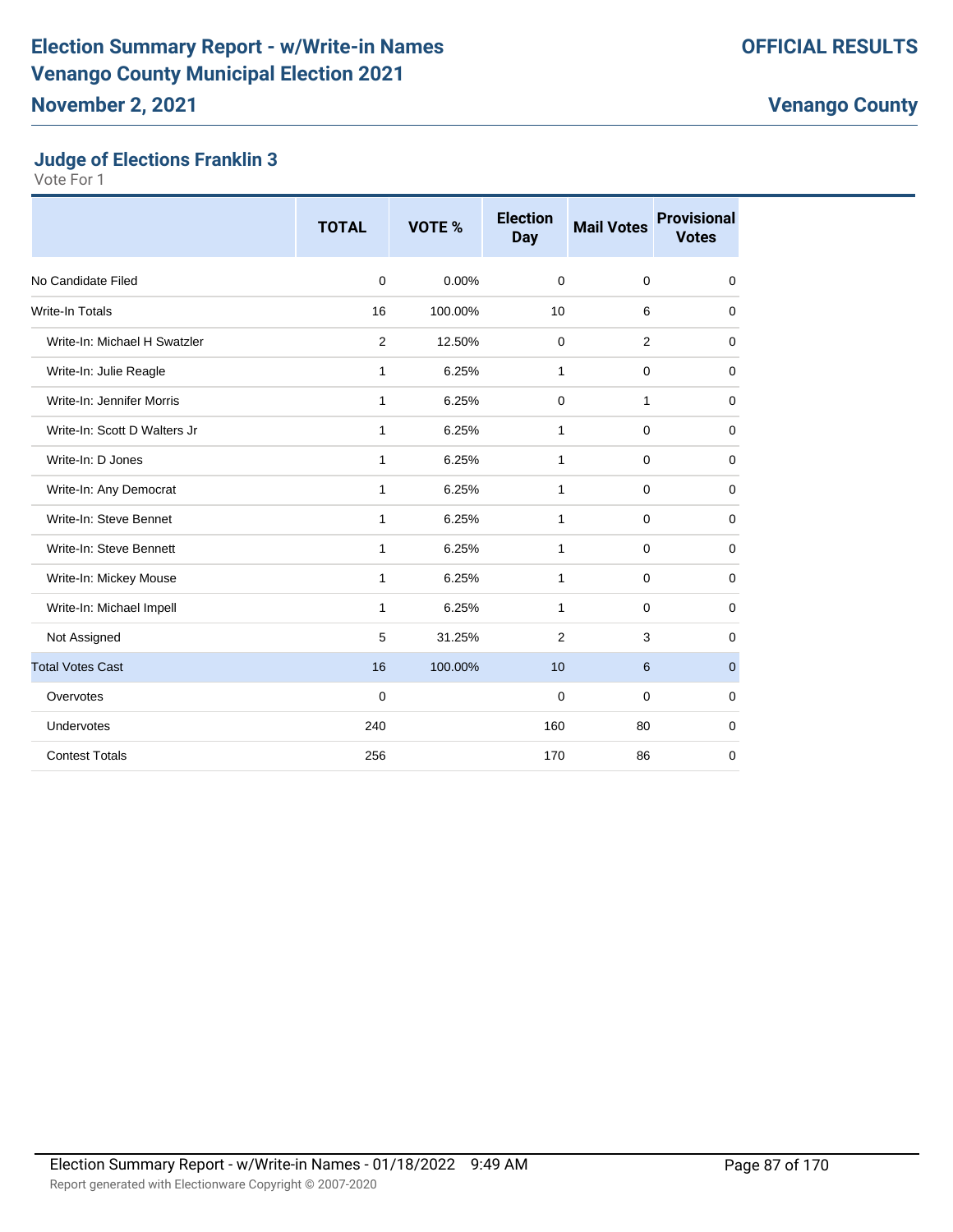# Election Summary Report - w/Write-in Names
# Venango County Municipal Election 2021
## November 2, 2021

**OFFICIAL RESULTS**

**Venango County**

### Judge of Elections Franklin 3

Vote For 1

| | TOTAL | VOTE % | Election Day | Mail Votes | Provisional Votes |
|---|---|---|---|---|---|
| No Candidate Filed | 0 | 0.00% | 0 | 0 | 0 |
| Write-In Totals | 16 | 100.00% | 10 | 6 | 0 |
| Write-In: Michael H Swatzler | 2 | 12.50% | 0 | 2 | 0 |
| Write-In: Julie Reagle | 1 | 6.25% | 1 | 0 | 0 |
| Write-In: Jennifer Morris | 1 | 6.25% | 0 | 1 | 0 |
| Write-In: Scott D Walters Jr | 1 | 6.25% | 1 | 0 | 0 |
| Write-In: D Jones | 1 | 6.25% | 1 | 0 | 0 |
| Write-In: Any Democrat | 1 | 6.25% | 1 | 0 | 0 |
| Write-In: Steve Bennet | 1 | 6.25% | 1 | 0 | 0 |
| Write-In: Steve Bennett | 1 | 6.25% | 1 | 0 | 0 |
| Write-In: Mickey Mouse | 1 | 6.25% | 1 | 0 | 0 |
| Write-In: Michael Impell | 1 | 6.25% | 1 | 0 | 0 |
| Not Assigned | 5 | 31.25% | 2 | 3 | 0 |
| Total Votes Cast | 16 | 100.00% | 10 | 6 | 0 |
| Overvotes | 0 | | 0 | 0 | 0 |
| Undervotes | 240 | | 160 | 80 | 0 |
| Contest Totals | 256 | | 170 | 86 | 0 |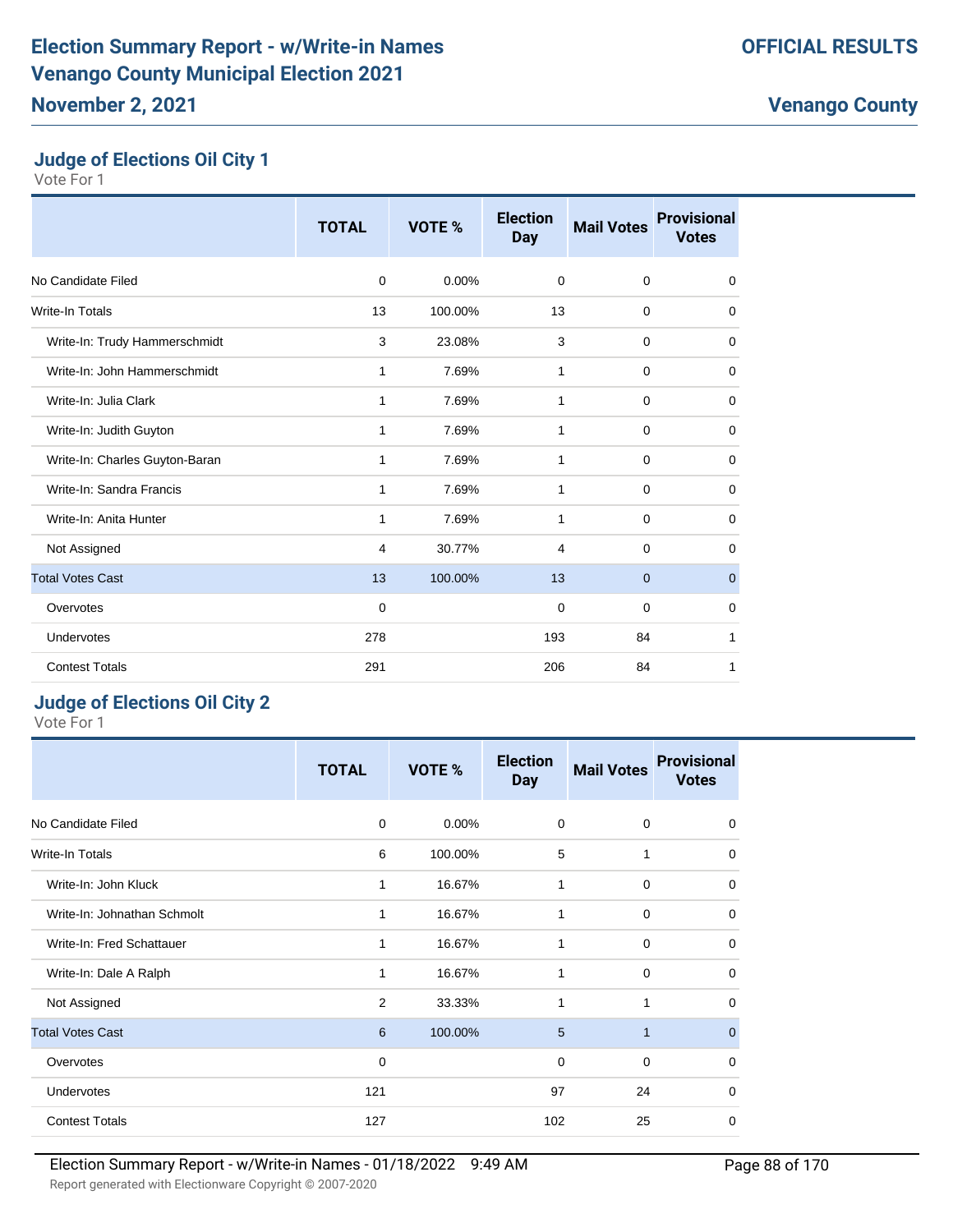# Election Summary Report - w/Write-in Names
# Venango County Municipal Election 2021
## November 2, 2021

**OFFICIAL RESULTS**

**Venango County**

### Judge of Elections Oil City 1

Vote For 1

| | TOTAL | VOTE % | Election Day | Mail Votes | Provisional Votes |
|---|---|---|---|---|---|
| No Candidate Filed | 0 | 0.00% | 0 | 0 | 0 |
| Write-In Totals | 13 | 100.00% | 13 | 0 | 0 |
| Write-In: Trudy Hammerschmidt | 3 | 23.08% | 3 | 0 | 0 |
| Write-In: John Hammerschmidt | 1 | 7.69% | 1 | 0 | 0 |
| Write-In: Julia Clark | 1 | 7.69% | 1 | 0 | 0 |
| Write-In: Judith Guyton | 1 | 7.69% | 1 | 0 | 0 |
| Write-In: Charles Guyton-Baran | 1 | 7.69% | 1 | 0 | 0 |
| Write-In: Sandra Francis | 1 | 7.69% | 1 | 0 | 0 |
| Write-In: Anita Hunter | 1 | 7.69% | 1 | 0 | 0 |
| Not Assigned | 4 | 30.77% | 4 | 0 | 0 |
| Total Votes Cast | 13 | 100.00% | 13 | 0 | 0 |
| Overvotes | 0 | | 0 | 0 | 0 |
| Undervotes | 278 | | 193 | 84 | 1 |
| Contest Totals | 291 | | 206 | 84 | 1 |

### Judge of Elections Oil City 2

Vote For 1

| | TOTAL | VOTE % | Election Day | Mail Votes | Provisional Votes |
|---|---|---|---|---|---|
| No Candidate Filed | 0 | 0.00% | 0 | 0 | 0 |
| Write-In Totals | 6 | 100.00% | 5 | 1 | 0 |
| Write-In: John Kluck | 1 | 16.67% | 1 | 0 | 0 |
| Write-In: Johnathan Schmolt | 1 | 16.67% | 1 | 0 | 0 |
| Write-In: Fred Schattauer | 1 | 16.67% | 1 | 0 | 0 |
| Write-In: Dale A Ralph | 1 | 16.67% | 1 | 0 | 0 |
| Not Assigned | 2 | 33.33% | 1 | 1 | 0 |
| Total Votes Cast | 6 | 100.00% | 5 | 1 | 0 |
| Overvotes | 0 | | 0 | 0 | 0 |
| Undervotes | 121 | | 97 | 24 | 0 |
| Contest Totals | 127 | | 102 | 25 | 0 |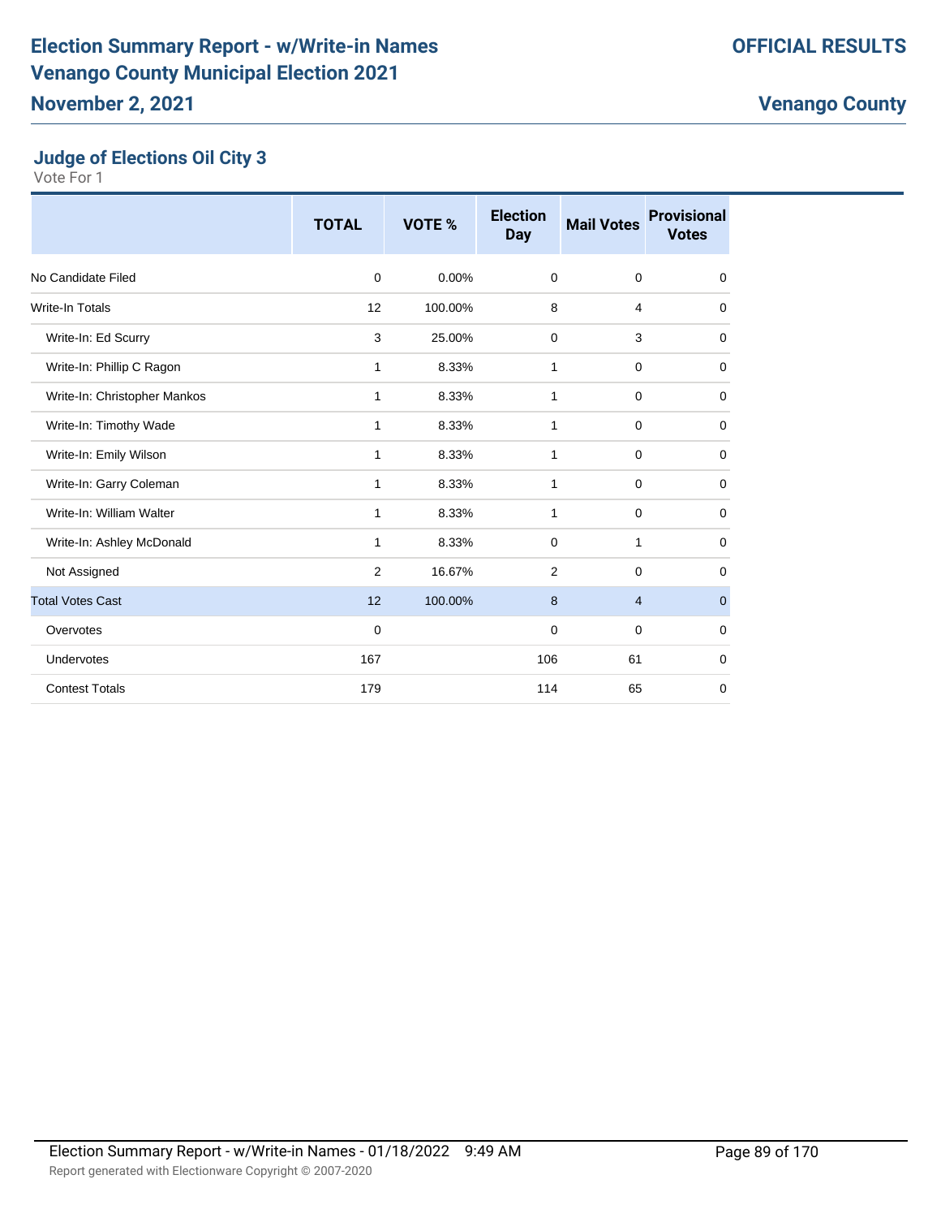## Judge of Elections Oil City 3

Vote For 1

| | TOTAL | VOTE % | Election Day | Mail Votes | Provisional Votes |
|---|---|---|---|---|---|
| No Candidate Filed | 0 | 0.00% | 0 | 0 | 0 |
| Write-In Totals | 12 | 100.00% | 8 | 4 | 0 |
| Write-In: Ed Scurry | 3 | 25.00% | 0 | 3 | 0 |
| Write-In: Phillip C Ragon | 1 | 8.33% | 1 | 0 | 0 |
| Write-In: Christopher Mankos | 1 | 8.33% | 1 | 0 | 0 |
| Write-In: Timothy Wade | 1 | 8.33% | 1 | 0 | 0 |
| Write-In: Emily Wilson | 1 | 8.33% | 1 | 0 | 0 |
| Write-In: Garry Coleman | 1 | 8.33% | 1 | 0 | 0 |
| Write-In: William Walter | 1 | 8.33% | 1 | 0 | 0 |
| Write-In: Ashley McDonald | 1 | 8.33% | 0 | 1 | 0 |
| Not Assigned | 2 | 16.67% | 2 | 0 | 0 |
| Total Votes Cast | 12 | 100.00% | 8 | 4 | 0 |
| Overvotes | 0 | | 0 | 0 | 0 |
| Undervotes | 167 | | 106 | 61 | 0 |
| Contest Totals | 179 | | 114 | 65 | 0 |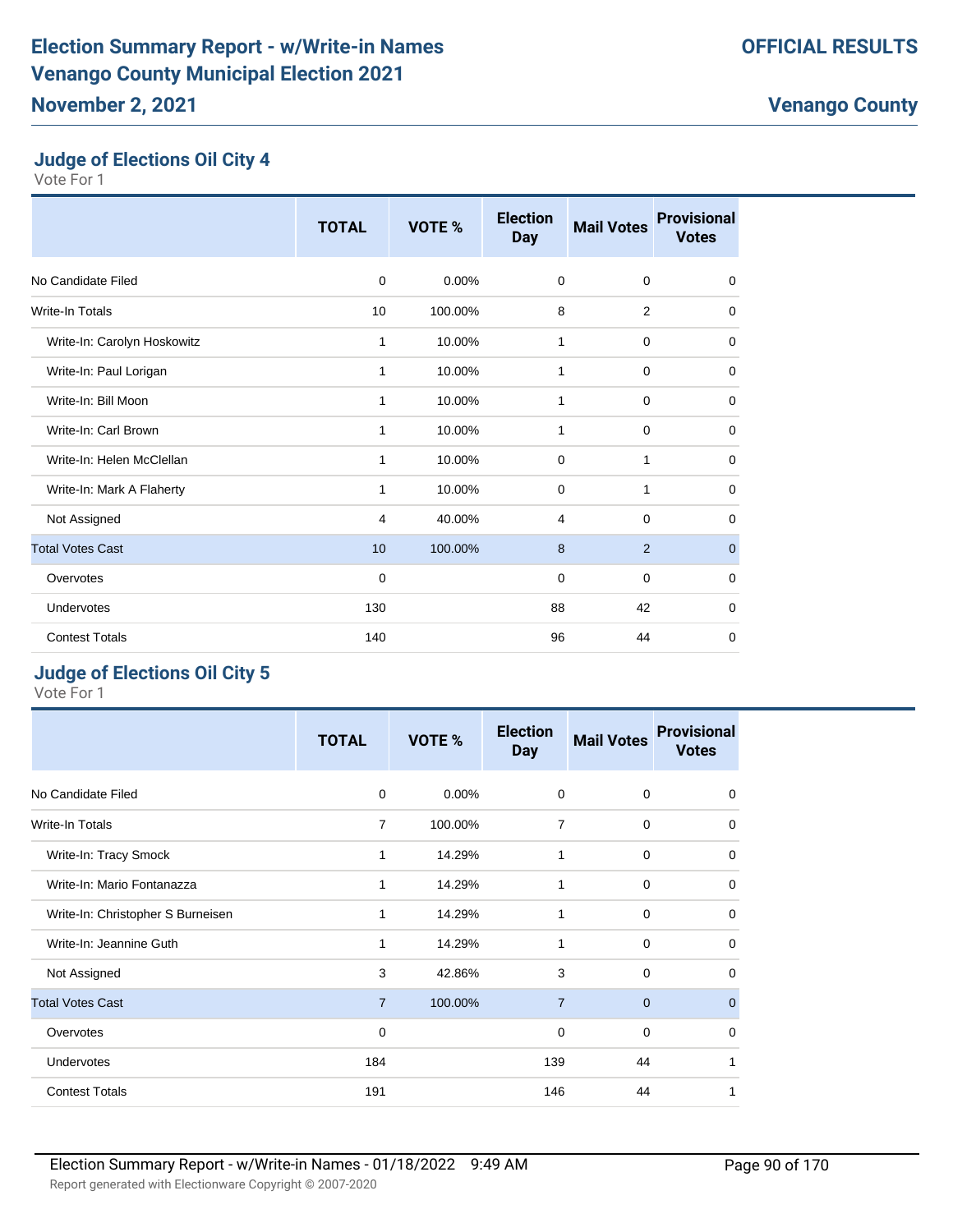## Judge of Elections Oil City 4

Vote For 1

| | TOTAL | VOTE % | Election Day | Mail Votes | Provisional Votes |
|---|---|---|---|---|---|
| No Candidate Filed | 0 | 0.00% | 0 | 0 | 0 |
| Write-In Totals | 10 | 100.00% | 8 | 2 | 0 |
| Write-In: Carolyn Hoskowitz | 1 | 10.00% | 1 | 0 | 0 |
| Write-In: Paul Lorigan | 1 | 10.00% | 1 | 0 | 0 |
| Write-In: Bill Moon | 1 | 10.00% | 1 | 0 | 0 |
| Write-In: Carl Brown | 1 | 10.00% | 1 | 0 | 0 |
| Write-In: Helen McClellan | 1 | 10.00% | 0 | 1 | 0 |
| Write-In: Mark A Flaherty | 1 | 10.00% | 0 | 1 | 0 |
| Not Assigned | 4 | 40.00% | 4 | 0 | 0 |
| Total Votes Cast | 10 | 100.00% | 8 | 2 | 0 |
| Overvotes | 0 | | 0 | 0 | 0 |
| Undervotes | 130 | | 88 | 42 | 0 |
| Contest Totals | 140 | | 96 | 44 | 0 |

## Judge of Elections Oil City 5

Vote For 1

| | TOTAL | VOTE % | Election Day | Mail Votes | Provisional Votes |
|---|---|---|---|---|---|
| No Candidate Filed | 0 | 0.00% | 0 | 0 | 0 |
| Write-In Totals | 7 | 100.00% | 7 | 0 | 0 |
| Write-In: Tracy Smock | 1 | 14.29% | 1 | 0 | 0 |
| Write-In: Mario Fontanazza | 1 | 14.29% | 1 | 0 | 0 |
| Write-In: Christopher S Burneisen | 1 | 14.29% | 1 | 0 | 0 |
| Write-In: Jeannine Guth | 1 | 14.29% | 1 | 0 | 0 |
| Not Assigned | 3 | 42.86% | 3 | 0 | 0 |
| Total Votes Cast | 7 | 100.00% | 7 | 0 | 0 |
| Overvotes | 0 | | 0 | 0 | 0 |
| Undervotes | 184 | | 139 | 44 | 1 |
| Contest Totals | 191 | | 146 | 44 | 1 |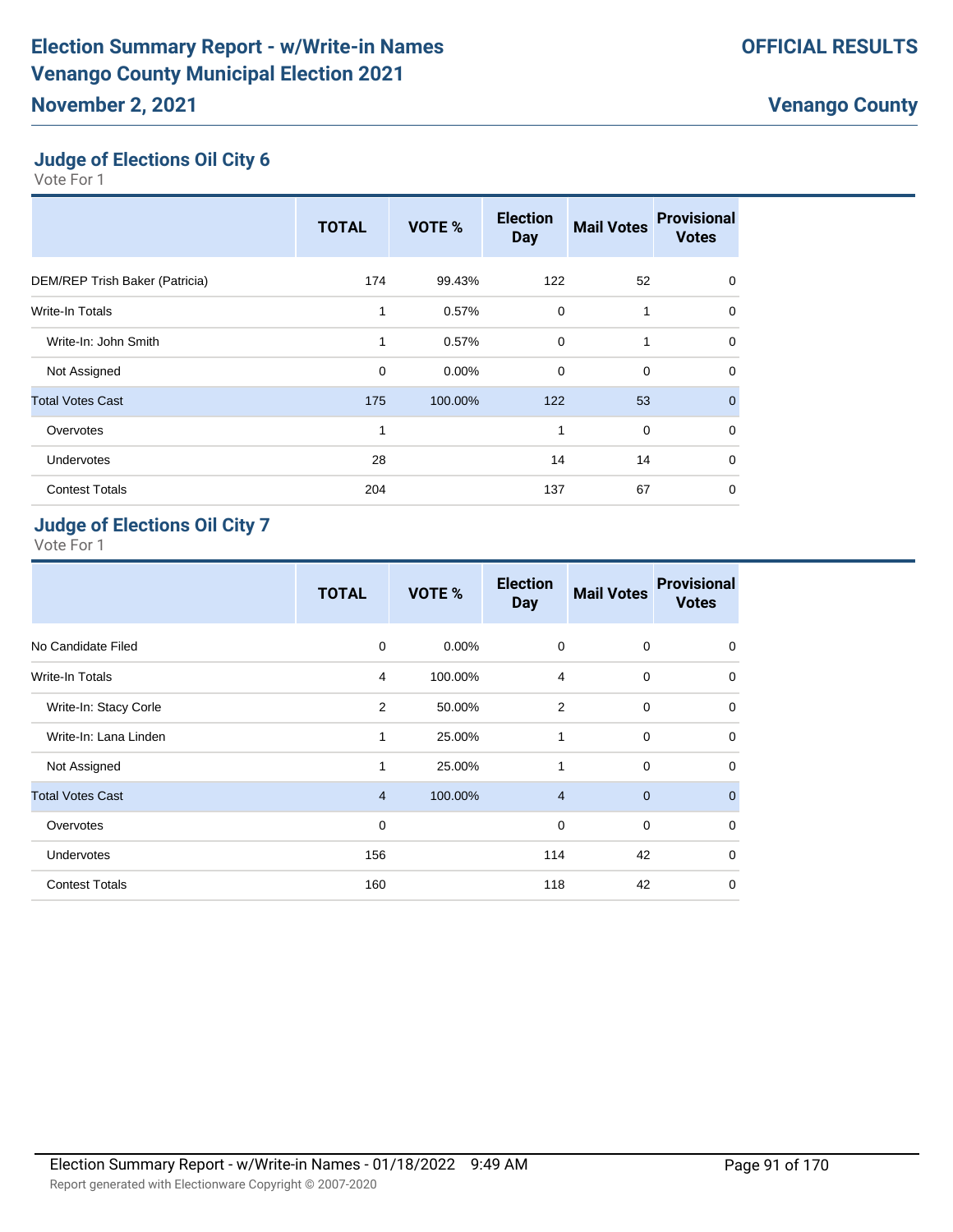# Election Summary Report - w/Write-in Names
# Venango County Municipal Election 2021

**OFFICIAL RESULTS**

**November 2, 2021**

**Venango County**

### Judge of Elections Oil City 6

Vote For 1

| | TOTAL | VOTE % | Election Day | Mail Votes | Provisional Votes |
|---|---|---|---|---|---|
| DEM/REP Trish Baker (Patricia) | 174 | 99.43% | 122 | 52 | 0 |
| Write-In Totals | 1 | 0.57% | 0 | 1 | 0 |
| Write-In: John Smith | 1 | 0.57% | 0 | 1 | 0 |
| Not Assigned | 0 | 0.00% | 0 | 0 | 0 |
| Total Votes Cast | 175 | 100.00% | 122 | 53 | 0 |
| Overvotes | 1 | | 1 | 0 | 0 |
| Undervotes | 28 | | 14 | 14 | 0 |
| Contest Totals | 204 | | 137 | 67 | 0 |

### Judge of Elections Oil City 7

Vote For 1

| | TOTAL | VOTE % | Election Day | Mail Votes | Provisional Votes |
|---|---|---|---|---|---|
| No Candidate Filed | 0 | 0.00% | 0 | 0 | 0 |
| Write-In Totals | 4 | 100.00% | 4 | 0 | 0 |
| Write-In: Stacy Corle | 2 | 50.00% | 2 | 0 | 0 |
| Write-In: Lana Linden | 1 | 25.00% | 1 | 0 | 0 |
| Not Assigned | 1 | 25.00% | 1 | 0 | 0 |
| Total Votes Cast | 4 | 100.00% | 4 | 0 | 0 |
| Overvotes | 0 | | 0 | 0 | 0 |
| Undervotes | 156 | | 114 | 42 | 0 |
| Contest Totals | 160 | | 118 | 42 | 0 |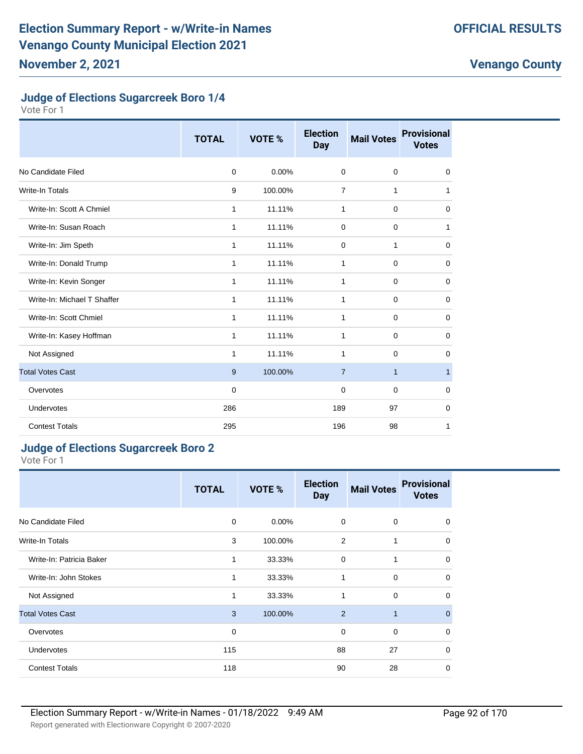# Election Summary Report - w/Write-in Names
# Venango County Municipal Election 2021
## November 2, 2021

**OFFICIAL RESULTS**

**Venango County**

### Judge of Elections Sugarcreek Boro 1/4

Vote For 1

| | TOTAL | VOTE % | Election Day | Mail Votes | Provisional Votes |
|---|---|---|---|---|---|
| No Candidate Filed | 0 | 0.00% | 0 | 0 | 0 |
| Write-In Totals | 9 | 100.00% | 7 | 1 | 1 |
| Write-In: Scott A Chmiel | 1 | 11.11% | 1 | 0 | 0 |
| Write-In: Susan Roach | 1 | 11.11% | 0 | 0 | 1 |
| Write-In: Jim Speth | 1 | 11.11% | 0 | 1 | 0 |
| Write-In: Donald Trump | 1 | 11.11% | 1 | 0 | 0 |
| Write-In: Kevin Songer | 1 | 11.11% | 1 | 0 | 0 |
| Write-In: Michael T Shaffer | 1 | 11.11% | 1 | 0 | 0 |
| Write-In: Scott Chmiel | 1 | 11.11% | 1 | 0 | 0 |
| Write-In: Kasey Hoffman | 1 | 11.11% | 1 | 0 | 0 |
| Not Assigned | 1 | 11.11% | 1 | 0 | 0 |
| Total Votes Cast | 9 | 100.00% | 7 | 1 | 1 |
| Overvotes | 0 | | 0 | 0 | 0 |
| Undervotes | 286 | | 189 | 97 | 0 |
| Contest Totals | 295 | | 196 | 98 | 1 |

### Judge of Elections Sugarcreek Boro 2

Vote For 1

| | TOTAL | VOTE % | Election Day | Mail Votes | Provisional Votes |
|---|---|---|---|---|---|
| No Candidate Filed | 0 | 0.00% | 0 | 0 | 0 |
| Write-In Totals | 3 | 100.00% | 2 | 1 | 0 |
| Write-In: Patricia Baker | 1 | 33.33% | 0 | 1 | 0 |
| Write-In: John Stokes | 1 | 33.33% | 1 | 0 | 0 |
| Not Assigned | 1 | 33.33% | 1 | 0 | 0 |
| Total Votes Cast | 3 | 100.00% | 2 | 1 | 0 |
| Overvotes | 0 | | 0 | 0 | 0 |
| Undervotes | 115 | | 88 | 27 | 0 |
| Contest Totals | 118 | | 90 | 28 | 0 |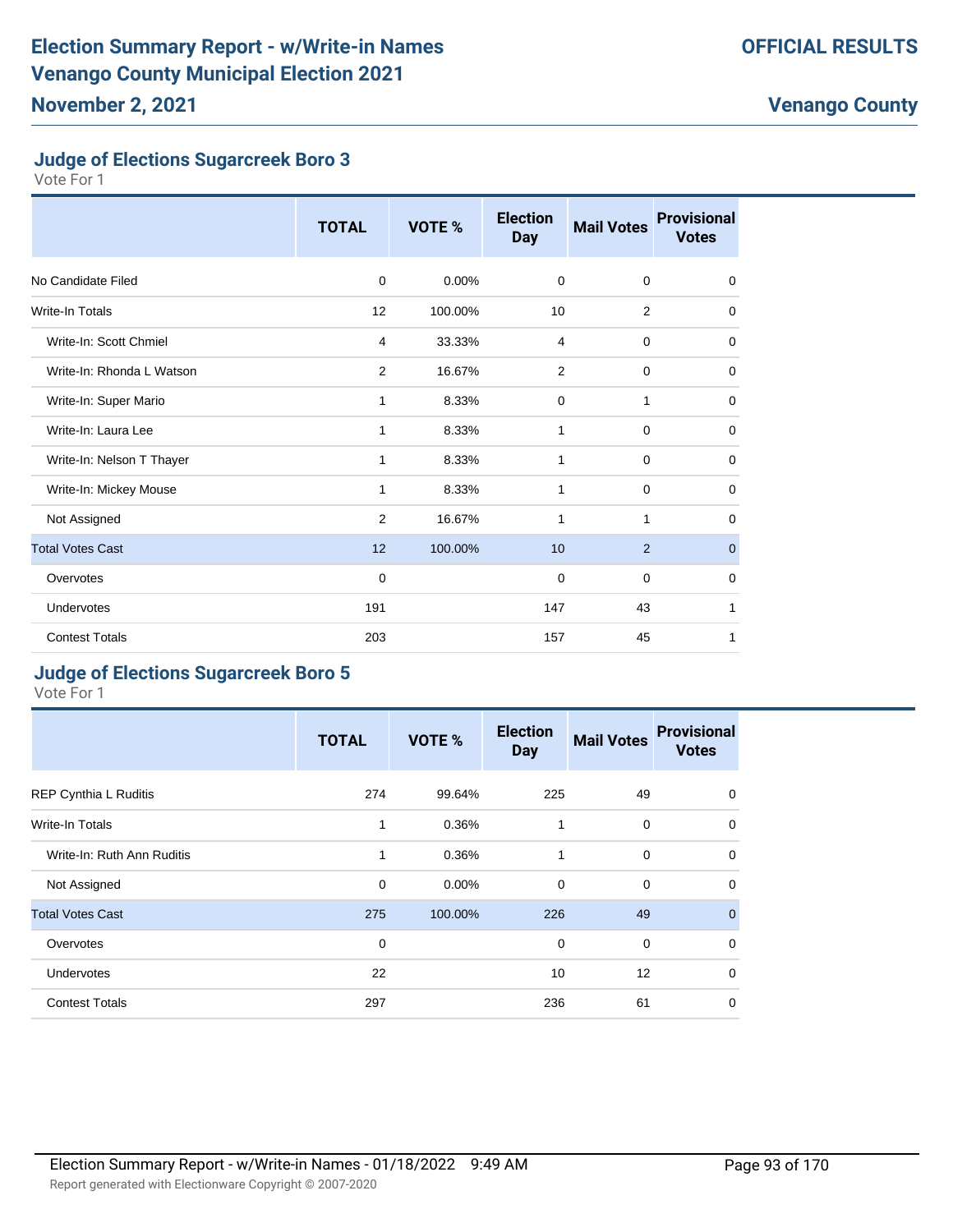## Judge of Elections Sugarcreek Boro 3

Vote For 1

| | TOTAL | VOTE % | Election Day | Mail Votes | Provisional Votes |
|---|---|---|---|---|---|
| No Candidate Filed | 0 | 0.00% | 0 | 0 | 0 |
| Write-In Totals | 12 | 100.00% | 10 | 2 | 0 |
| Write-In: Scott Chmiel | 4 | 33.33% | 4 | 0 | 0 |
| Write-In: Rhonda L Watson | 2 | 16.67% | 2 | 0 | 0 |
| Write-In: Super Mario | 1 | 8.33% | 0 | 1 | 0 |
| Write-In: Laura Lee | 1 | 8.33% | 1 | 0 | 0 |
| Write-In: Nelson T Thayer | 1 | 8.33% | 1 | 0 | 0 |
| Write-In: Mickey Mouse | 1 | 8.33% | 1 | 0 | 0 |
| Not Assigned | 2 | 16.67% | 1 | 1 | 0 |
| Total Votes Cast | 12 | 100.00% | 10 | 2 | 0 |
| Overvotes | 0 | | 0 | 0 | 0 |
| Undervotes | 191 | | 147 | 43 | 1 |
| Contest Totals | 203 | | 157 | 45 | 1 |

## Judge of Elections Sugarcreek Boro 5

Vote For 1

| | TOTAL | VOTE % | Election Day | Mail Votes | Provisional Votes |
|---|---|---|---|---|---|
| REP Cynthia L Ruditis | 274 | 99.64% | 225 | 49 | 0 |
| Write-In Totals | 1 | 0.36% | 1 | 0 | 0 |
| Write-In: Ruth Ann Ruditis | 1 | 0.36% | 1 | 0 | 0 |
| Not Assigned | 0 | 0.00% | 0 | 0 | 0 |
| Total Votes Cast | 275 | 100.00% | 226 | 49 | 0 |
| Overvotes | 0 | | 0 | 0 | 0 |
| Undervotes | 22 | | 10 | 12 | 0 |
| Contest Totals | 297 | | 236 | 61 | 0 |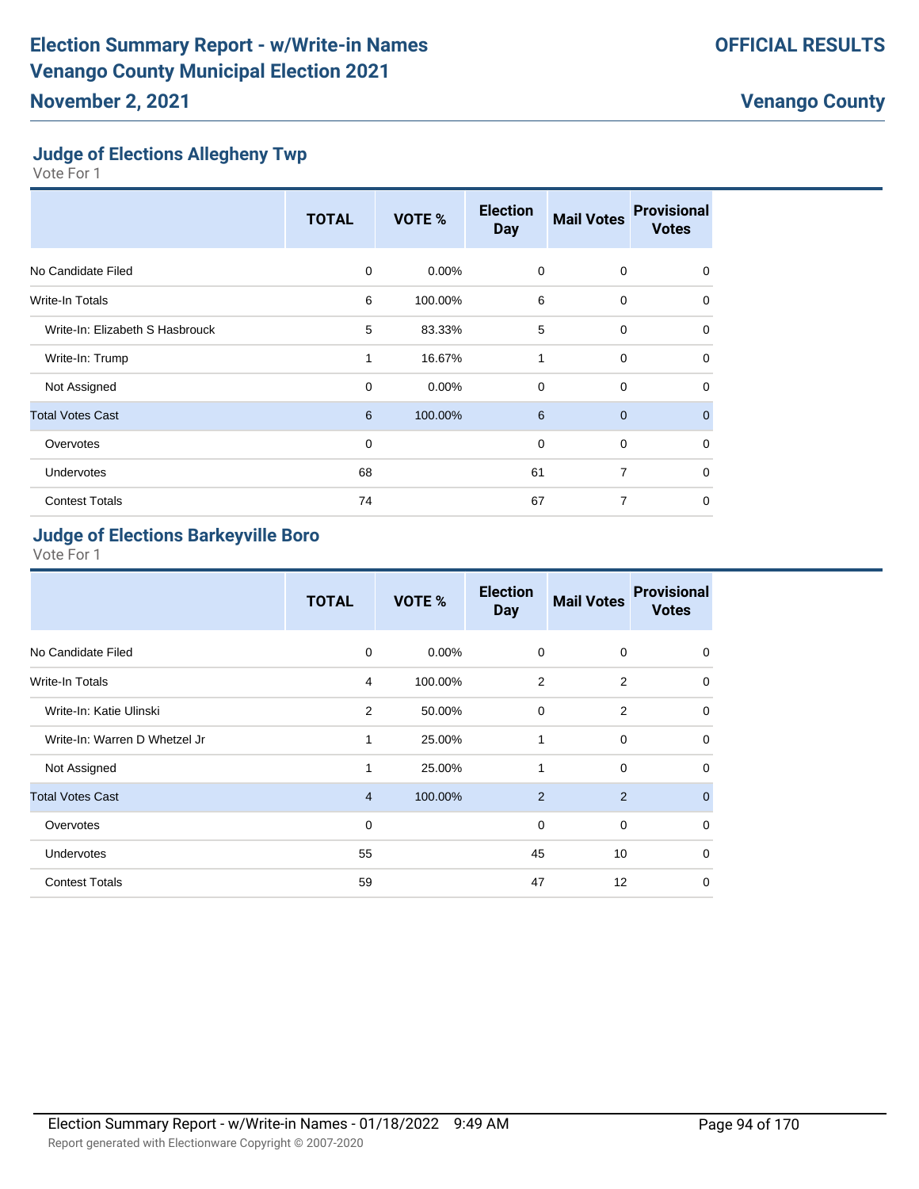# Election Summary Report - w/Write-in Names
# Venango County Municipal Election 2021
## November 2, 2021

**OFFICIAL RESULTS**

**Venango County**

### Judge of Elections Allegheny Twp

Vote For 1

| | TOTAL | VOTE % | Election Day | Mail Votes | Provisional Votes |
|---|---|---|---|---|---|
| No Candidate Filed | 0 | 0.00% | 0 | 0 | 0 |
| Write-In Totals | 6 | 100.00% | 6 | 0 | 0 |
| Write-In: Elizabeth S Hasbrouck | 5 | 83.33% | 5 | 0 | 0 |
| Write-In: Trump | 1 | 16.67% | 1 | 0 | 0 |
| Not Assigned | 0 | 0.00% | 0 | 0 | 0 |
| Total Votes Cast | 6 | 100.00% | 6 | 0 | 0 |
| Overvotes | 0 | | 0 | 0 | 0 |
| Undervotes | 68 | | 61 | 7 | 0 |
| Contest Totals | 74 | | 67 | 7 | 0 |

### Judge of Elections Barkeyville Boro

Vote For 1

| | TOTAL | VOTE % | Election Day | Mail Votes | Provisional Votes |
|---|---|---|---|---|---|
| No Candidate Filed | 0 | 0.00% | 0 | 0 | 0 |
| Write-In Totals | 4 | 100.00% | 2 | 2 | 0 |
| Write-In: Katie Ulinski | 2 | 50.00% | 0 | 2 | 0 |
| Write-In: Warren D Whetzel Jr | 1 | 25.00% | 1 | 0 | 0 |
| Not Assigned | 1 | 25.00% | 1 | 0 | 0 |
| Total Votes Cast | 4 | 100.00% | 2 | 2 | 0 |
| Overvotes | 0 | | 0 | 0 | 0 |
| Undervotes | 55 | | 45 | 10 | 0 |
| Contest Totals | 59 | | 47 | 12 | 0 |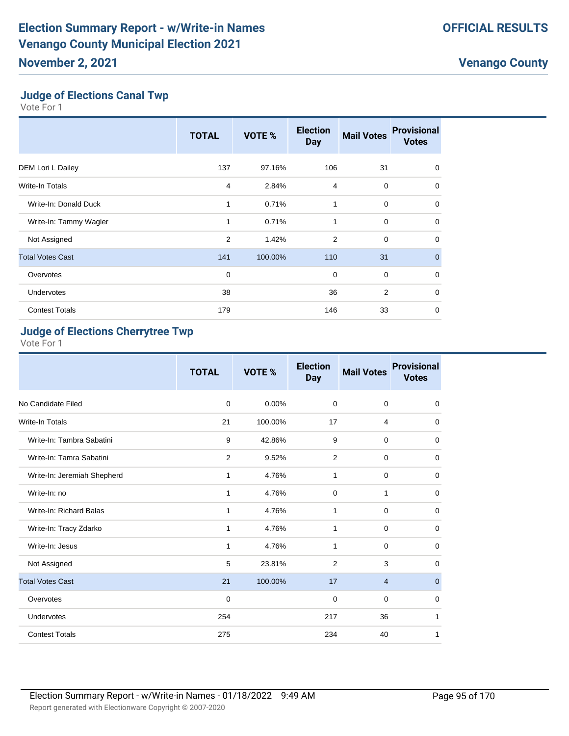# Election Summary Report - w/Write-in Names
# Venango County Municipal Election 2021
## November 2, 2021

**OFFICIAL RESULTS**

**Venango County**

### Judge of Elections Canal Twp

Vote For 1

| | TOTAL | VOTE % | Election Day | Mail Votes | Provisional Votes |
|---|---|---|---|---|---|
| DEM Lori L Dailey | 137 | 97.16% | 106 | 31 | 0 |
| Write-In Totals | 4 | 2.84% | 4 | 0 | 0 |
| Write-In: Donald Duck | 1 | 0.71% | 1 | 0 | 0 |
| Write-In: Tammy Wagler | 1 | 0.71% | 1 | 0 | 0 |
| Not Assigned | 2 | 1.42% | 2 | 0 | 0 |
| Total Votes Cast | 141 | 100.00% | 110 | 31 | 0 |
| Overvotes | 0 | | 0 | 0 | 0 |
| Undervotes | 38 | | 36 | 2 | 0 |
| Contest Totals | 179 | | 146 | 33 | 0 |

### Judge of Elections Cherrytree Twp

Vote For 1

| | TOTAL | VOTE % | Election Day | Mail Votes | Provisional Votes |
|---|---|---|---|---|---|
| No Candidate Filed | 0 | 0.00% | 0 | 0 | 0 |
| Write-In Totals | 21 | 100.00% | 17 | 4 | 0 |
| Write-In: Tambra Sabatini | 9 | 42.86% | 9 | 0 | 0 |
| Write-In: Tamra Sabatini | 2 | 9.52% | 2 | 0 | 0 |
| Write-In: Jeremiah Shepherd | 1 | 4.76% | 1 | 0 | 0 |
| Write-In: no | 1 | 4.76% | 0 | 1 | 0 |
| Write-In: Richard Balas | 1 | 4.76% | 1 | 0 | 0 |
| Write-In: Tracy Zdarko | 1 | 4.76% | 1 | 0 | 0 |
| Write-In: Jesus | 1 | 4.76% | 1 | 0 | 0 |
| Not Assigned | 5 | 23.81% | 2 | 3 | 0 |
| Total Votes Cast | 21 | 100.00% | 17 | 4 | 0 |
| Overvotes | 0 | | 0 | 0 | 0 |
| Undervotes | 254 | | 217 | 36 | 1 |
| Contest Totals | 275 | | 234 | 40 | 1 |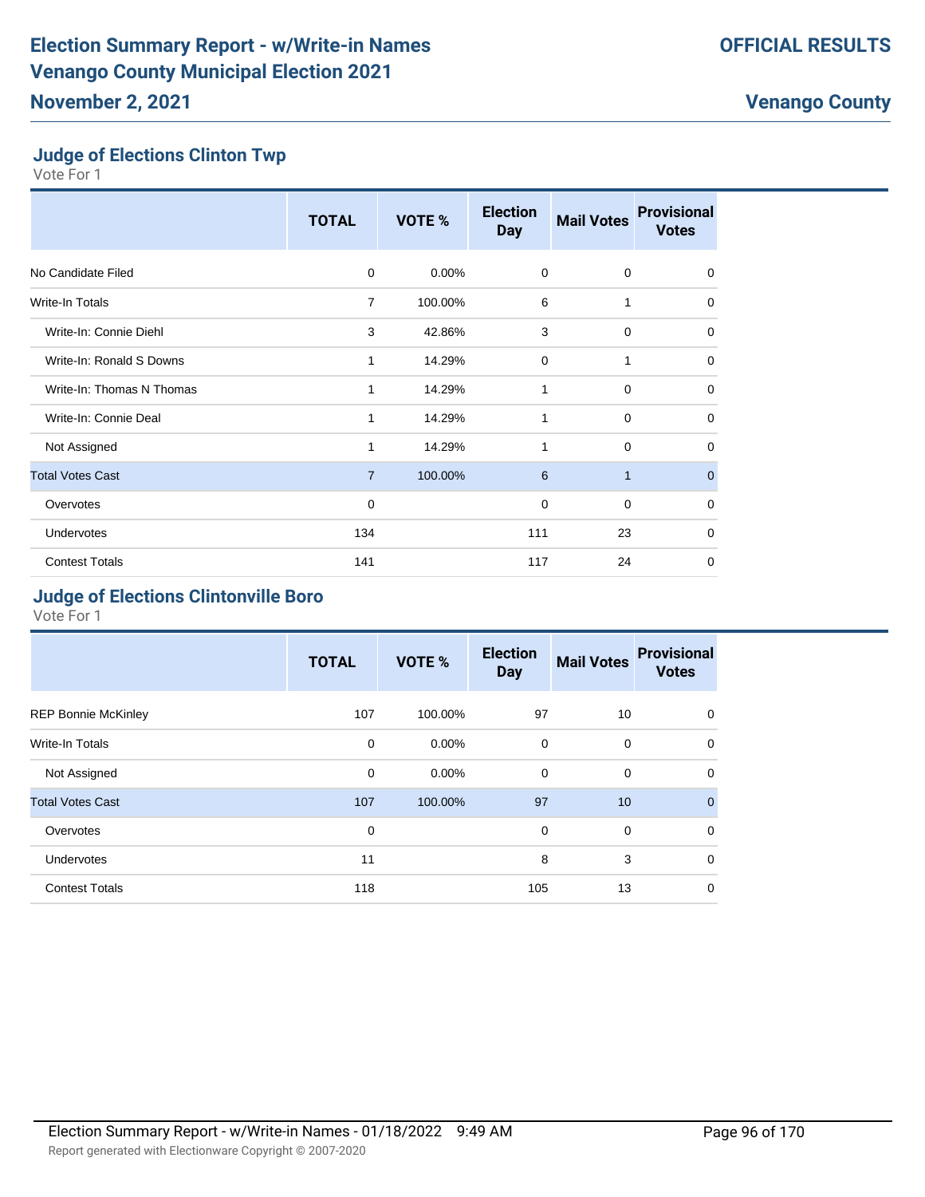# Election Summary Report - w/Write-in Names
# Venango County Municipal Election 2021
## November 2, 2021

**OFFICIAL RESULTS**

**Venango County**

### Judge of Elections Clinton Twp

Vote For 1

| | TOTAL | VOTE % | Election Day | Mail Votes | Provisional Votes |
|---|---|---|---|---|---|
| No Candidate Filed | 0 | 0.00% | 0 | 0 | 0 |
| Write-In Totals | 7 | 100.00% | 6 | 1 | 0 |
| Write-In: Connie Diehl | 3 | 42.86% | 3 | 0 | 0 |
| Write-In: Ronald S Downs | 1 | 14.29% | 0 | 1 | 0 |
| Write-In: Thomas N Thomas | 1 | 14.29% | 1 | 0 | 0 |
| Write-In: Connie Deal | 1 | 14.29% | 1 | 0 | 0 |
| Not Assigned | 1 | 14.29% | 1 | 0 | 0 |
| Total Votes Cast | 7 | 100.00% | 6 | 1 | 0 |
| Overvotes | 0 | | 0 | 0 | 0 |
| Undervotes | 134 | | 111 | 23 | 0 |
| Contest Totals | 141 | | 117 | 24 | 0 |

### Judge of Elections Clintonville Boro

Vote For 1

| | TOTAL | VOTE % | Election Day | Mail Votes | Provisional Votes |
|---|---|---|---|---|---|
| REP Bonnie McKinley | 107 | 100.00% | 97 | 10 | 0 |
| Write-In Totals | 0 | 0.00% | 0 | 0 | 0 |
| Not Assigned | 0 | 0.00% | 0 | 0 | 0 |
| Total Votes Cast | 107 | 100.00% | 97 | 10 | 0 |
| Overvotes | 0 | | 0 | 0 | 0 |
| Undervotes | 11 | | 8 | 3 | 0 |
| Contest Totals | 118 | | 105 | 13 | 0 |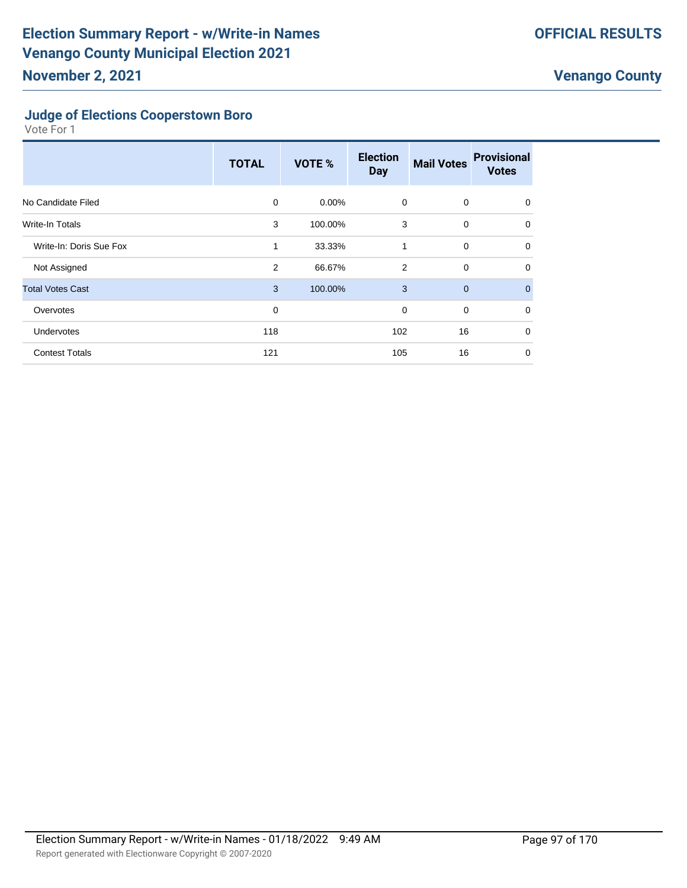## Judge of Elections Cooperstown Boro

Vote For 1

| | TOTAL | VOTE % | Election Day | Mail Votes | Provisional Votes |
|---|---|---|---|---|---|
| No Candidate Filed | 0 | 0.00% | 0 | 0 | 0 |
| Write-In Totals | 3 | 100.00% | 3 | 0 | 0 |
| Write-In: Doris Sue Fox | 1 | 33.33% | 1 | 0 | 0 |
| Not Assigned | 2 | 66.67% | 2 | 0 | 0 |
| Total Votes Cast | 3 | 100.00% | 3 | 0 | 0 |
| Overvotes | 0 | | 0 | 0 | 0 |
| Undervotes | 118 | | 102 | 16 | 0 |
| Contest Totals | 121 | | 105 | 16 | 0 |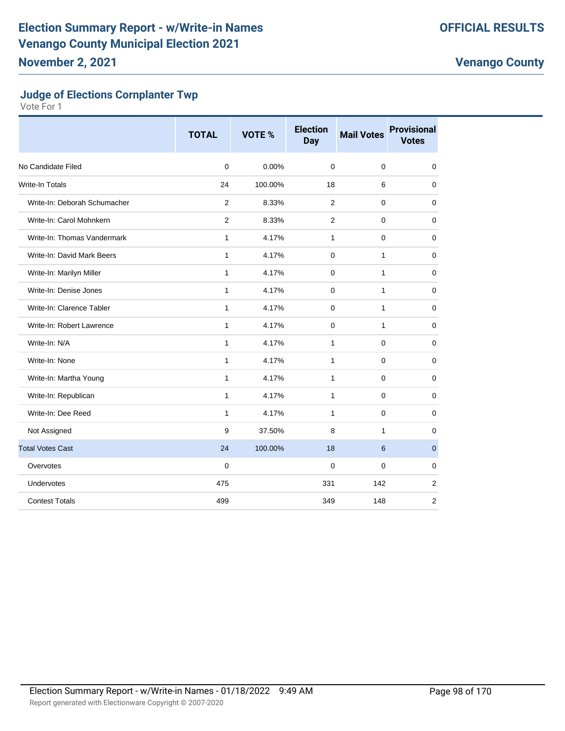# Election Summary Report - w/Write-in Names
# Venango County Municipal Election 2021
## November 2, 2021

**OFFICIAL RESULTS**

**Venango County**

### Judge of Elections Cornplanter Twp

Vote For 1

| | TOTAL | VOTE % | Election Day | Mail Votes | Provisional Votes |
|---|---|---|---|---|---|
| No Candidate Filed | 0 | 0.00% | 0 | 0 | 0 |
| Write-In Totals | 24 | 100.00% | 18 | 6 | 0 |
| Write-In: Deborah Schumacher | 2 | 8.33% | 2 | 0 | 0 |
| Write-In: Carol Mohnkern | 2 | 8.33% | 2 | 0 | 0 |
| Write-In: Thomas Vandermark | 1 | 4.17% | 1 | 0 | 0 |
| Write-In: David Mark Beers | 1 | 4.17% | 0 | 1 | 0 |
| Write-In: Marilyn Miller | 1 | 4.17% | 0 | 1 | 0 |
| Write-In: Denise Jones | 1 | 4.17% | 0 | 1 | 0 |
| Write-In: Clarence Tabler | 1 | 4.17% | 0 | 1 | 0 |
| Write-In: Robert Lawrence | 1 | 4.17% | 0 | 1 | 0 |
| Write-In: N/A | 1 | 4.17% | 1 | 0 | 0 |
| Write-In: None | 1 | 4.17% | 1 | 0 | 0 |
| Write-In: Martha Young | 1 | 4.17% | 1 | 0 | 0 |
| Write-In: Republican | 1 | 4.17% | 1 | 0 | 0 |
| Write-In: Dee Reed | 1 | 4.17% | 1 | 0 | 0 |
| Not Assigned | 9 | 37.50% | 8 | 1 | 0 |
| Total Votes Cast | 24 | 100.00% | 18 | 6 | 0 |
| Overvotes | 0 | | 0 | 0 | 0 |
| Undervotes | 475 | | 331 | 142 | 2 |
| Contest Totals | 499 | | 349 | 148 | 2 |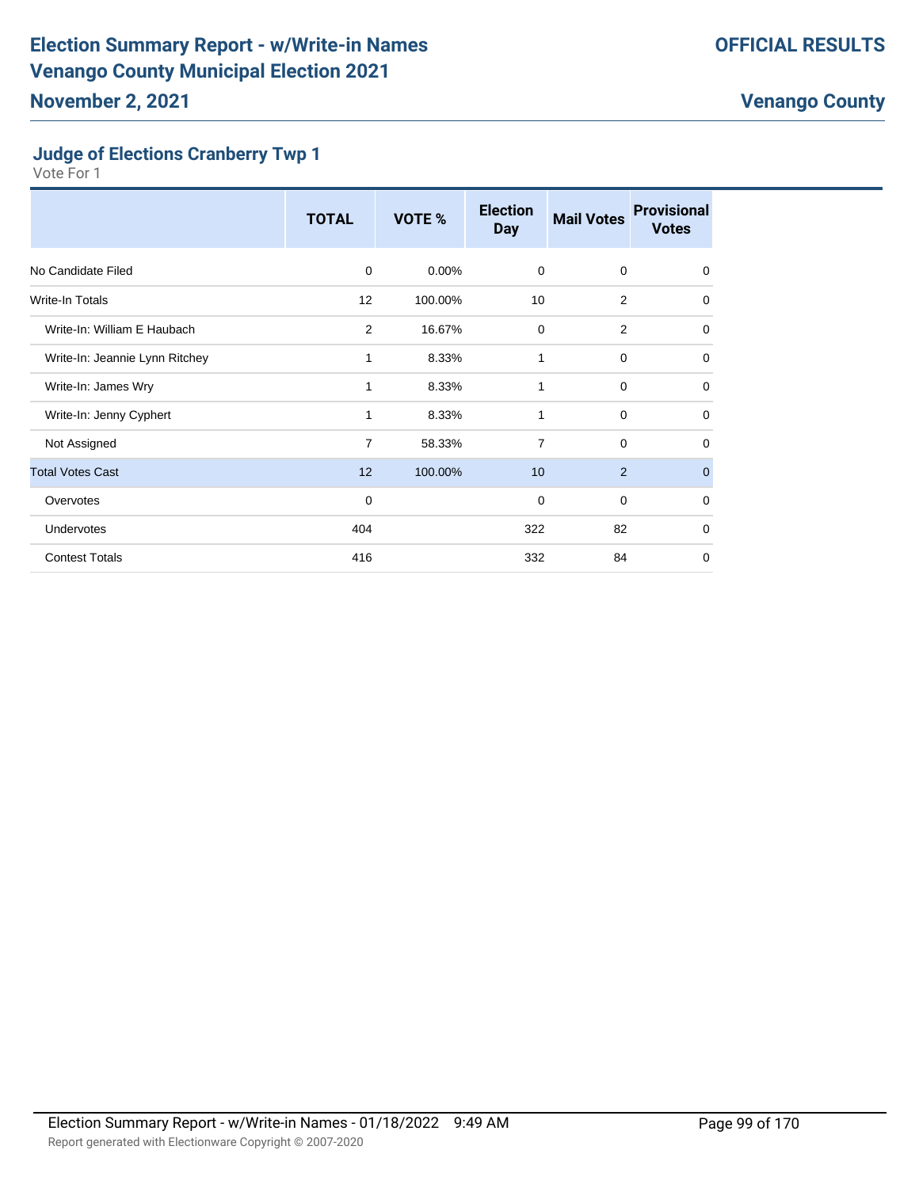# Election Summary Report - w/Write-in Names
# Venango County Municipal Election 2021
## November 2, 2021

**OFFICIAL RESULTS**

**Venango County**

### Judge of Elections Cranberry Twp 1

Vote For 1

| | TOTAL | VOTE % | Election Day | Mail Votes | Provisional Votes |
|---|---|---|---|---|---|
| No Candidate Filed | 0 | 0.00% | 0 | 0 | 0 |
| Write-In Totals | 12 | 100.00% | 10 | 2 | 0 |
| Write-In: William E Haubach | 2 | 16.67% | 0 | 2 | 0 |
| Write-In: Jeannie Lynn Ritchey | 1 | 8.33% | 1 | 0 | 0 |
| Write-In: James Wry | 1 | 8.33% | 1 | 0 | 0 |
| Write-In: Jenny Cyphert | 1 | 8.33% | 1 | 0 | 0 |
| Not Assigned | 7 | 58.33% | 7 | 0 | 0 |
| Total Votes Cast | 12 | 100.00% | 10 | 2 | 0 |
| Overvotes | 0 | | 0 | 0 | 0 |
| Undervotes | 404 | | 322 | 82 | 0 |
| Contest Totals | 416 | | 332 | 84 | 0 |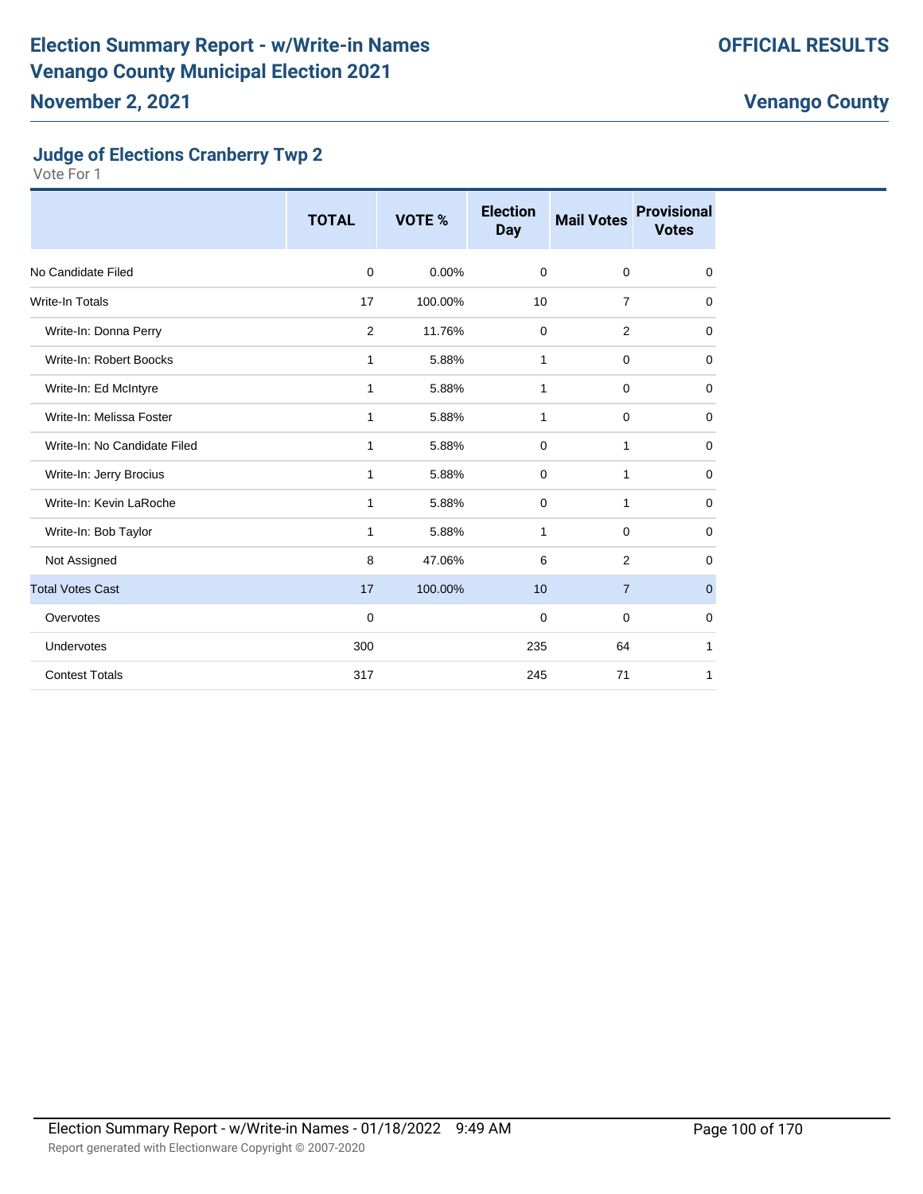## Judge of Elections Cranberry Twp 2

Vote For 1

| | TOTAL | VOTE % | Election Day | Mail Votes | Provisional Votes |
|---|---|---|---|---|---|
| No Candidate Filed | 0 | 0.00% | 0 | 0 | 0 |
| Write-In Totals | 17 | 100.00% | 10 | 7 | 0 |
| Write-In: Donna Perry | 2 | 11.76% | 0 | 2 | 0 |
| Write-In: Robert Boocks | 1 | 5.88% | 1 | 0 | 0 |
| Write-In: Ed McIntyre | 1 | 5.88% | 1 | 0 | 0 |
| Write-In: Melissa Foster | 1 | 5.88% | 1 | 0 | 0 |
| Write-In: No Candidate Filed | 1 | 5.88% | 0 | 1 | 0 |
| Write-In: Jerry Brocius | 1 | 5.88% | 0 | 1 | 0 |
| Write-In: Kevin LaRoche | 1 | 5.88% | 0 | 1 | 0 |
| Write-In: Bob Taylor | 1 | 5.88% | 1 | 0 | 0 |
| Not Assigned | 8 | 47.06% | 6 | 2 | 0 |
| Total Votes Cast | 17 | 100.00% | 10 | 7 | 0 |
| Overvotes | 0 | | 0 | 0 | 0 |
| Undervotes | 300 | | 235 | 64 | 1 |
| Contest Totals | 317 | | 245 | 71 | 1 |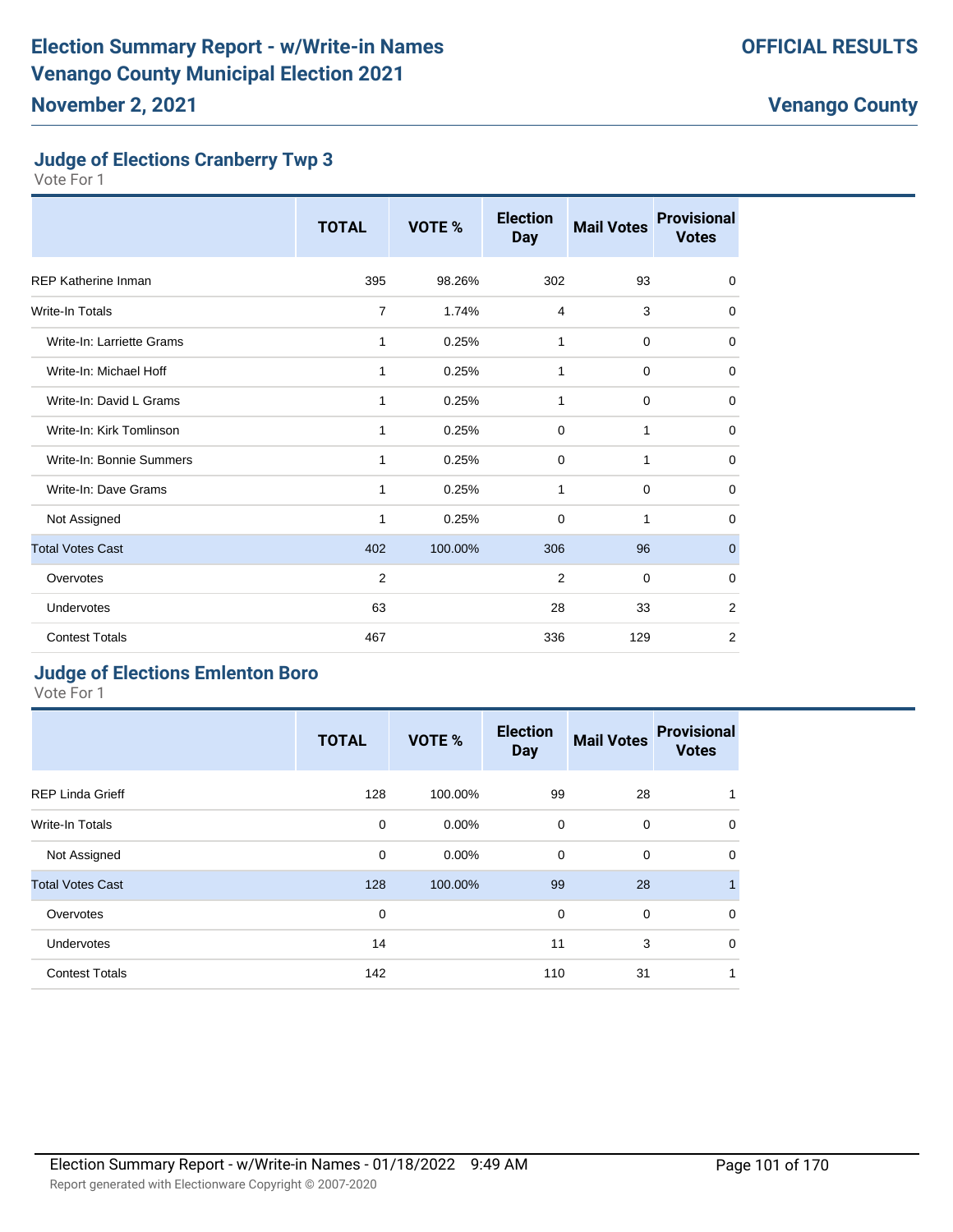# Election Summary Report - w/Write-in Names
# Venango County Municipal Election 2021
## November 2, 2021

**OFFICIAL RESULTS**

**Venango County**

### Judge of Elections Cranberry Twp 3

Vote For 1

| | TOTAL | VOTE % | Election Day | Mail Votes | Provisional Votes |
|---|---|---|---|---|---|
| REP Katherine Inman | 395 | 98.26% | 302 | 93 | 0 |
| Write-In Totals | 7 | 1.74% | 4 | 3 | 0 |
| Write-In: Larriette Grams | 1 | 0.25% | 1 | 0 | 0 |
| Write-In: Michael Hoff | 1 | 0.25% | 1 | 0 | 0 |
| Write-In: David L Grams | 1 | 0.25% | 1 | 0 | 0 |
| Write-In: Kirk Tomlinson | 1 | 0.25% | 0 | 1 | 0 |
| Write-In: Bonnie Summers | 1 | 0.25% | 0 | 1 | 0 |
| Write-In: Dave Grams | 1 | 0.25% | 1 | 0 | 0 |
| Not Assigned | 1 | 0.25% | 0 | 1 | 0 |
| Total Votes Cast | 402 | 100.00% | 306 | 96 | 0 |
| Overvotes | 2 | | 2 | 0 | 0 |
| Undervotes | 63 | | 28 | 33 | 2 |
| Contest Totals | 467 | | 336 | 129 | 2 |

### Judge of Elections Emlenton Boro

Vote For 1

| | TOTAL | VOTE % | Election Day | Mail Votes | Provisional Votes |
|---|---|---|---|---|---|
| REP Linda Grieff | 128 | 100.00% | 99 | 28 | 1 |
| Write-In Totals | 0 | 0.00% | 0 | 0 | 0 |
| Not Assigned | 0 | 0.00% | 0 | 0 | 0 |
| Total Votes Cast | 128 | 100.00% | 99 | 28 | 1 |
| Overvotes | 0 | | 0 | 0 | 0 |
| Undervotes | 14 | | 11 | 3 | 0 |
| Contest Totals | 142 | | 110 | 31 | 1 |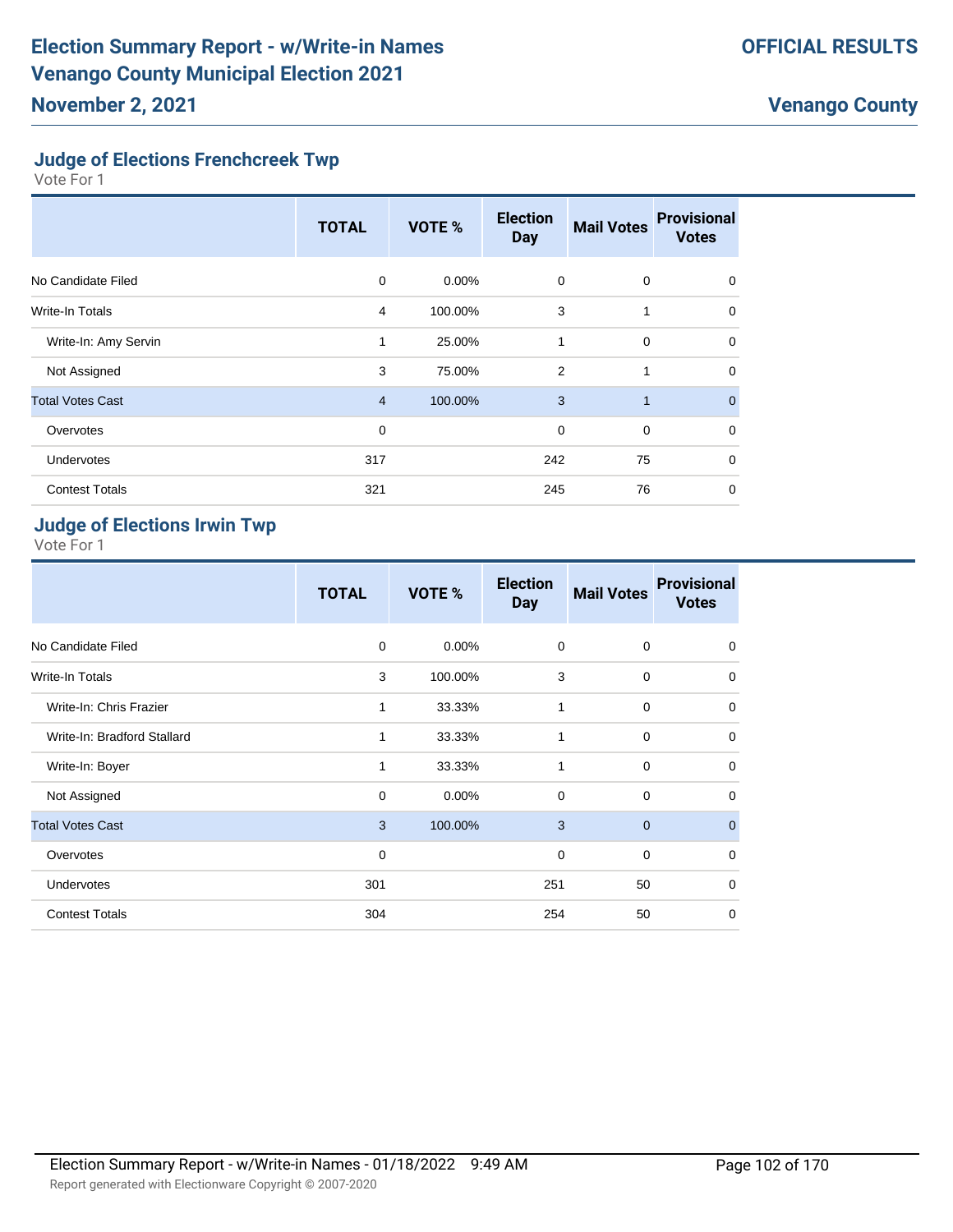# Election Summary Report - w/Write-in Names
# Venango County Municipal Election 2021
## November 2, 2021

**OFFICIAL RESULTS**

**Venango County**

### Judge of Elections Frenchcreek Twp

Vote For 1

| | TOTAL | VOTE % | Election Day | Mail Votes | Provisional Votes |
|---|---|---|---|---|---|
| No Candidate Filed | 0 | 0.00% | 0 | 0 | 0 |
| Write-In Totals | 4 | 100.00% | 3 | 1 | 0 |
| Write-In: Amy Servin | 1 | 25.00% | 1 | 0 | 0 |
| Not Assigned | 3 | 75.00% | 2 | 1 | 0 |
| Total Votes Cast | 4 | 100.00% | 3 | 1 | 0 |
| Overvotes | 0 | | 0 | 0 | 0 |
| Undervotes | 317 | | 242 | 75 | 0 |
| Contest Totals | 321 | | 245 | 76 | 0 |

### Judge of Elections Irwin Twp

Vote For 1

| | TOTAL | VOTE % | Election Day | Mail Votes | Provisional Votes |
|---|---|---|---|---|---|
| No Candidate Filed | 0 | 0.00% | 0 | 0 | 0 |
| Write-In Totals | 3 | 100.00% | 3 | 0 | 0 |
| Write-In: Chris Frazier | 1 | 33.33% | 1 | 0 | 0 |
| Write-In: Bradford Stallard | 1 | 33.33% | 1 | 0 | 0 |
| Write-In: Boyer | 1 | 33.33% | 1 | 0 | 0 |
| Not Assigned | 0 | 0.00% | 0 | 0 | 0 |
| Total Votes Cast | 3 | 100.00% | 3 | 0 | 0 |
| Overvotes | 0 | | 0 | 0 | 0 |
| Undervotes | 301 | | 251 | 50 | 0 |
| Contest Totals | 304 | | 254 | 50 | 0 |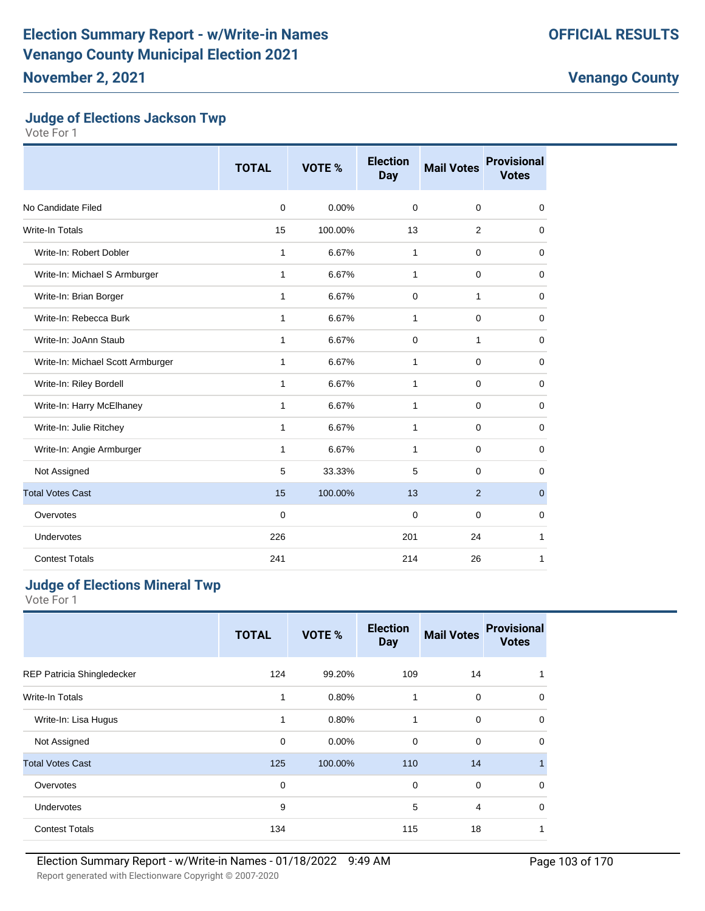# Election Summary Report - w/Write-in Names
# Venango County Municipal Election 2021
## November 2, 2021

**OFFICIAL RESULTS**

**Venango County**

### Judge of Elections Jackson Twp

Vote For 1

| | TOTAL | VOTE % | Election Day | Mail Votes | Provisional Votes |
|---|---|---|---|---|---|
| No Candidate Filed | 0 | 0.00% | 0 | 0 | 0 |
| Write-In Totals | 15 | 100.00% | 13 | 2 | 0 |
| Write-In: Robert Dobler | 1 | 6.67% | 1 | 0 | 0 |
| Write-In: Michael S Armburger | 1 | 6.67% | 1 | 0 | 0 |
| Write-In: Brian Borger | 1 | 6.67% | 0 | 1 | 0 |
| Write-In: Rebecca Burk | 1 | 6.67% | 1 | 0 | 0 |
| Write-In: JoAnn Staub | 1 | 6.67% | 0 | 1 | 0 |
| Write-In: Michael Scott Armburger | 1 | 6.67% | 1 | 0 | 0 |
| Write-In: Riley Bordell | 1 | 6.67% | 1 | 0 | 0 |
| Write-In: Harry McElhaney | 1 | 6.67% | 1 | 0 | 0 |
| Write-In: Julie Ritchey | 1 | 6.67% | 1 | 0 | 0 |
| Write-In: Angie Armburger | 1 | 6.67% | 1 | 0 | 0 |
| Not Assigned | 5 | 33.33% | 5 | 0 | 0 |
| Total Votes Cast | 15 | 100.00% | 13 | 2 | 0 |
| Overvotes | 0 | | 0 | 0 | 0 |
| Undervotes | 226 | | 201 | 24 | 1 |
| Contest Totals | 241 | | 214 | 26 | 1 |

### Judge of Elections Mineral Twp

Vote For 1

| | TOTAL | VOTE % | Election Day | Mail Votes | Provisional Votes |
|---|---|---|---|---|---|
| REP Patricia Shingledecker | 124 | 99.20% | 109 | 14 | 1 |
| Write-In Totals | 1 | 0.80% | 1 | 0 | 0 |
| Write-In: Lisa Hugus | 1 | 0.80% | 1 | 0 | 0 |
| Not Assigned | 0 | 0.00% | 0 | 0 | 0 |
| Total Votes Cast | 125 | 100.00% | 110 | 14 | 1 |
| Overvotes | 0 | | 0 | 0 | 0 |
| Undervotes | 9 | | 5 | 4 | 0 |
| Contest Totals | 134 | | 115 | 18 | 1 |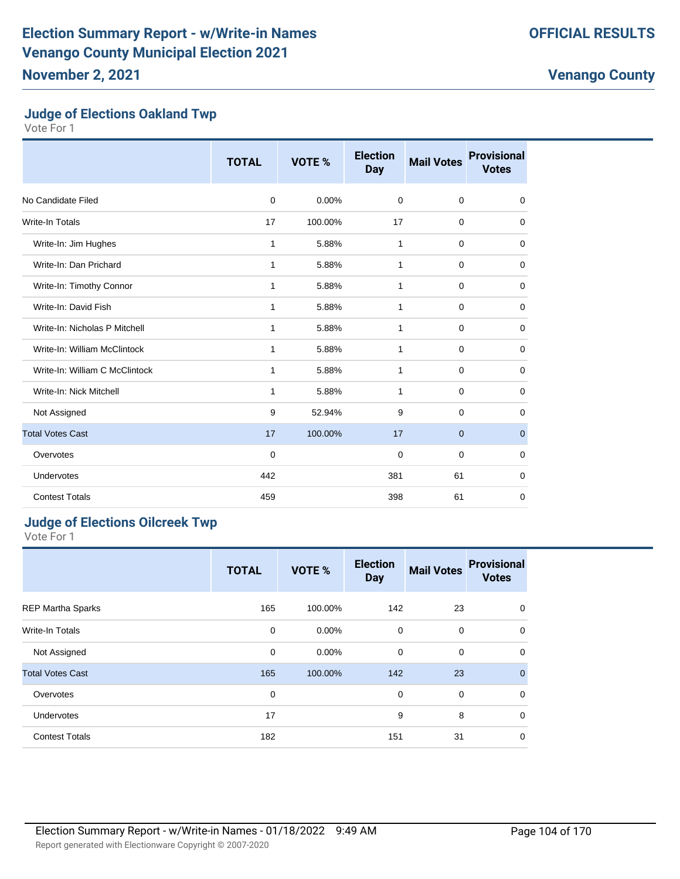# Election Summary Report - w/Write-in Names
# Venango County Municipal Election 2021
## November 2, 2021

**OFFICIAL RESULTS**

**Venango County**

### Judge of Elections Oakland Twp

Vote For 1

| | TOTAL | VOTE % | Election Day | Mail Votes | Provisional Votes |
|---|---|---|---|---|---|
| No Candidate Filed | 0 | 0.00% | 0 | 0 | 0 |
| Write-In Totals | 17 | 100.00% | 17 | 0 | 0 |
| Write-In: Jim Hughes | 1 | 5.88% | 1 | 0 | 0 |
| Write-In: Dan Prichard | 1 | 5.88% | 1 | 0 | 0 |
| Write-In: Timothy Connor | 1 | 5.88% | 1 | 0 | 0 |
| Write-In: David Fish | 1 | 5.88% | 1 | 0 | 0 |
| Write-In: Nicholas P Mitchell | 1 | 5.88% | 1 | 0 | 0 |
| Write-In: William McClintock | 1 | 5.88% | 1 | 0 | 0 |
| Write-In: William C McClintock | 1 | 5.88% | 1 | 0 | 0 |
| Write-In: Nick Mitchell | 1 | 5.88% | 1 | 0 | 0 |
| Not Assigned | 9 | 52.94% | 9 | 0 | 0 |
| Total Votes Cast | 17 | 100.00% | 17 | 0 | 0 |
| Overvotes | 0 | | 0 | 0 | 0 |
| Undervotes | 442 | | 381 | 61 | 0 |
| Contest Totals | 459 | | 398 | 61 | 0 |

### Judge of Elections Oilcreek Twp

Vote For 1

| | TOTAL | VOTE % | Election Day | Mail Votes | Provisional Votes |
|---|---|---|---|---|---|
| REP Martha Sparks | 165 | 100.00% | 142 | 23 | 0 |
| Write-In Totals | 0 | 0.00% | 0 | 0 | 0 |
| Not Assigned | 0 | 0.00% | 0 | 0 | 0 |
| Total Votes Cast | 165 | 100.00% | 142 | 23 | 0 |
| Overvotes | 0 | | 0 | 0 | 0 |
| Undervotes | 17 | | 9 | 8 | 0 |
| Contest Totals | 182 | | 151 | 31 | 0 |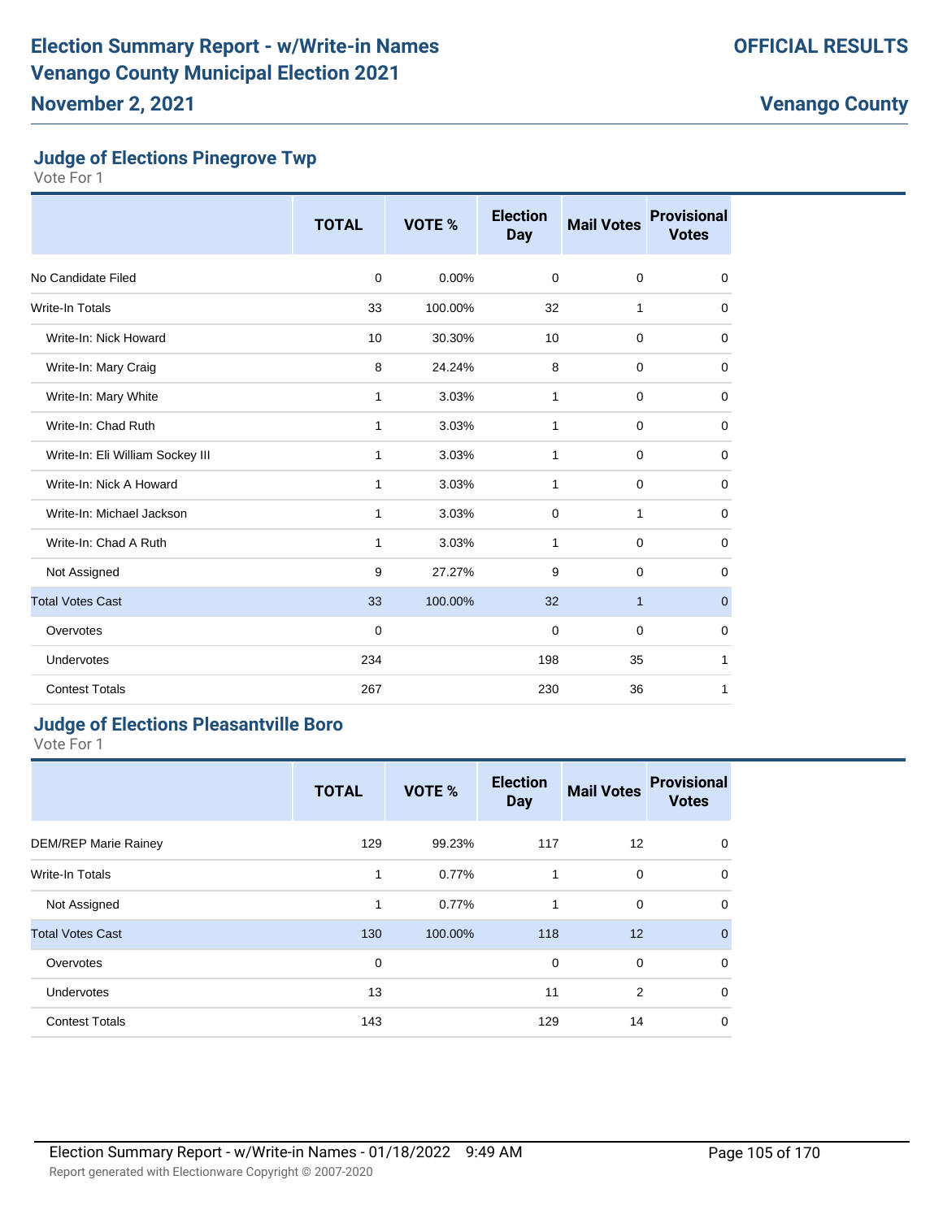## Judge of Elections Pinegrove Twp

Vote For 1

| | TOTAL | VOTE % | Election Day | Mail Votes | Provisional Votes |
|---|---|---|---|---|---|
| No Candidate Filed | 0 | 0.00% | 0 | 0 | 0 |
| Write-In Totals | 33 | 100.00% | 32 | 1 | 0 |
| Write-In: Nick Howard | 10 | 30.30% | 10 | 0 | 0 |
| Write-In: Mary Craig | 8 | 24.24% | 8 | 0 | 0 |
| Write-In: Mary White | 1 | 3.03% | 1 | 0 | 0 |
| Write-In: Chad Ruth | 1 | 3.03% | 1 | 0 | 0 |
| Write-In: Eli William Sockey III | 1 | 3.03% | 1 | 0 | 0 |
| Write-In: Nick A Howard | 1 | 3.03% | 1 | 0 | 0 |
| Write-In: Michael Jackson | 1 | 3.03% | 0 | 1 | 0 |
| Write-In: Chad A Ruth | 1 | 3.03% | 1 | 0 | 0 |
| Not Assigned | 9 | 27.27% | 9 | 0 | 0 |
| Total Votes Cast | 33 | 100.00% | 32 | 1 | 0 |
| Overvotes | 0 | | 0 | 0 | 0 |
| Undervotes | 234 | | 198 | 35 | 1 |
| Contest Totals | 267 | | 230 | 36 | 1 |

## Judge of Elections Pleasantville Boro

Vote For 1

| | TOTAL | VOTE % | Election Day | Mail Votes | Provisional Votes |
|---|---|---|---|---|---|
| DEM/REP Marie Rainey | 129 | 99.23% | 117 | 12 | 0 |
| Write-In Totals | 1 | 0.77% | 1 | 0 | 0 |
| Not Assigned | 1 | 0.77% | 1 | 0 | 0 |
| Total Votes Cast | 130 | 100.00% | 118 | 12 | 0 |
| Overvotes | 0 | | 0 | 0 | 0 |
| Undervotes | 13 | | 11 | 2 | 0 |
| Contest Totals | 143 | | 129 | 14 | 0 |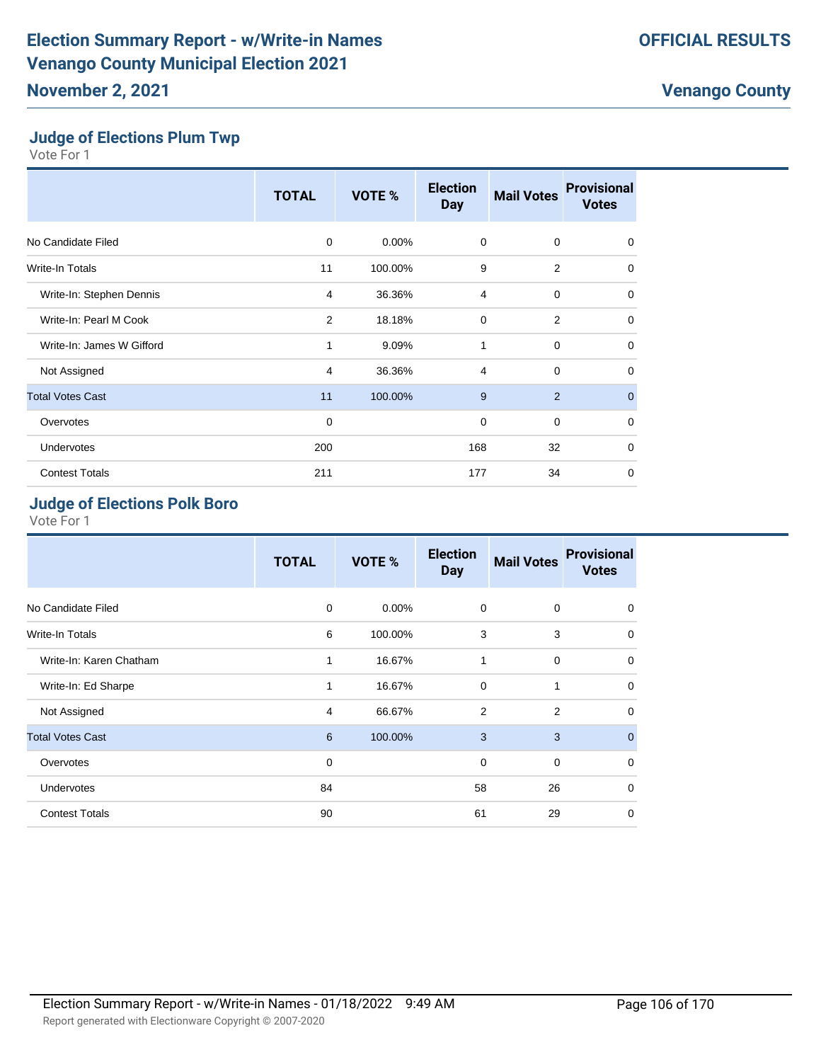## Judge of Elections Plum Twp

Vote For 1

| | TOTAL | VOTE % | Election Day | Mail Votes | Provisional Votes |
|---|---|---|---|---|---|
| No Candidate Filed | 0 | 0.00% | 0 | 0 | 0 |
| Write-In Totals | 11 | 100.00% | 9 | 2 | 0 |
| Write-In: Stephen Dennis | 4 | 36.36% | 4 | 0 | 0 |
| Write-In: Pearl M Cook | 2 | 18.18% | 0 | 2 | 0 |
| Write-In: James W Gifford | 1 | 9.09% | 1 | 0 | 0 |
| Not Assigned | 4 | 36.36% | 4 | 0 | 0 |
| Total Votes Cast | 11 | 100.00% | 9 | 2 | 0 |
| Overvotes | 0 | | 0 | 0 | 0 |
| Undervotes | 200 | | 168 | 32 | 0 |
| Contest Totals | 211 | | 177 | 34 | 0 |

## Judge of Elections Polk Boro

Vote For 1

| | TOTAL | VOTE % | Election Day | Mail Votes | Provisional Votes |
|---|---|---|---|---|---|
| No Candidate Filed | 0 | 0.00% | 0 | 0 | 0 |
| Write-In Totals | 6 | 100.00% | 3 | 3 | 0 |
| Write-In: Karen Chatham | 1 | 16.67% | 1 | 0 | 0 |
| Write-In: Ed Sharpe | 1 | 16.67% | 0 | 1 | 0 |
| Not Assigned | 4 | 66.67% | 2 | 2 | 0 |
| Total Votes Cast | 6 | 100.00% | 3 | 3 | 0 |
| Overvotes | 0 | | 0 | 0 | 0 |
| Undervotes | 84 | | 58 | 26 | 0 |
| Contest Totals | 90 | | 61 | 29 | 0 |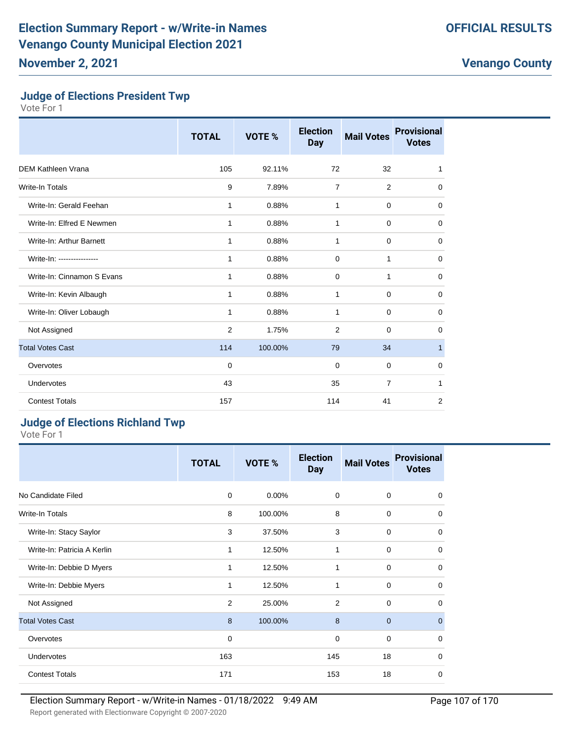# Election Summary Report - w/Write-in Names
## Venango County Municipal Election 2021
### November 2, 2021

**OFFICIAL RESULTS**

**Venango County**

### Judge of Elections President Twp

Vote For 1

| | TOTAL | VOTE % | Election Day | Mail Votes | Provisional Votes |
|---|---|---|---|---|---|
| DEM Kathleen Vrana | 105 | 92.11% | 72 | 32 | 1 |
| Write-In Totals | 9 | 7.89% | 7 | 2 | 0 |
| Write-In: Gerald Feehan | 1 | 0.88% | 1 | 0 | 0 |
| Write-In: Elfred E Newmen | 1 | 0.88% | 1 | 0 | 0 |
| Write-In: Arthur Barnett | 1 | 0.88% | 1 | 0 | 0 |
| Write-In: ---------------- | 1 | 0.88% | 0 | 1 | 0 |
| Write-In: Cinnamon S Evans | 1 | 0.88% | 0 | 1 | 0 |
| Write-In: Kevin Albaugh | 1 | 0.88% | 1 | 0 | 0 |
| Write-In: Oliver Lobaugh | 1 | 0.88% | 1 | 0 | 0 |
| Not Assigned | 2 | 1.75% | 2 | 0 | 0 |
| Total Votes Cast | 114 | 100.00% | 79 | 34 | 1 |
| Overvotes | 0 | | 0 | 0 | 0 |
| Undervotes | 43 | | 35 | 7 | 1 |
| Contest Totals | 157 | | 114 | 41 | 2 |

### Judge of Elections Richland Twp

Vote For 1

| | TOTAL | VOTE % | Election Day | Mail Votes | Provisional Votes |
|---|---|---|---|---|---|
| No Candidate Filed | 0 | 0.00% | 0 | 0 | 0 |
| Write-In Totals | 8 | 100.00% | 8 | 0 | 0 |
| Write-In: Stacy Saylor | 3 | 37.50% | 3 | 0 | 0 |
| Write-In: Patricia A Kerlin | 1 | 12.50% | 1 | 0 | 0 |
| Write-In: Debbie D Myers | 1 | 12.50% | 1 | 0 | 0 |
| Write-In: Debbie Myers | 1 | 12.50% | 1 | 0 | 0 |
| Not Assigned | 2 | 25.00% | 2 | 0 | 0 |
| Total Votes Cast | 8 | 100.00% | 8 | 0 | 0 |
| Overvotes | 0 | | 0 | 0 | 0 |
| Undervotes | 163 | | 145 | 18 | 0 |
| Contest Totals | 171 | | 153 | 18 | 0 |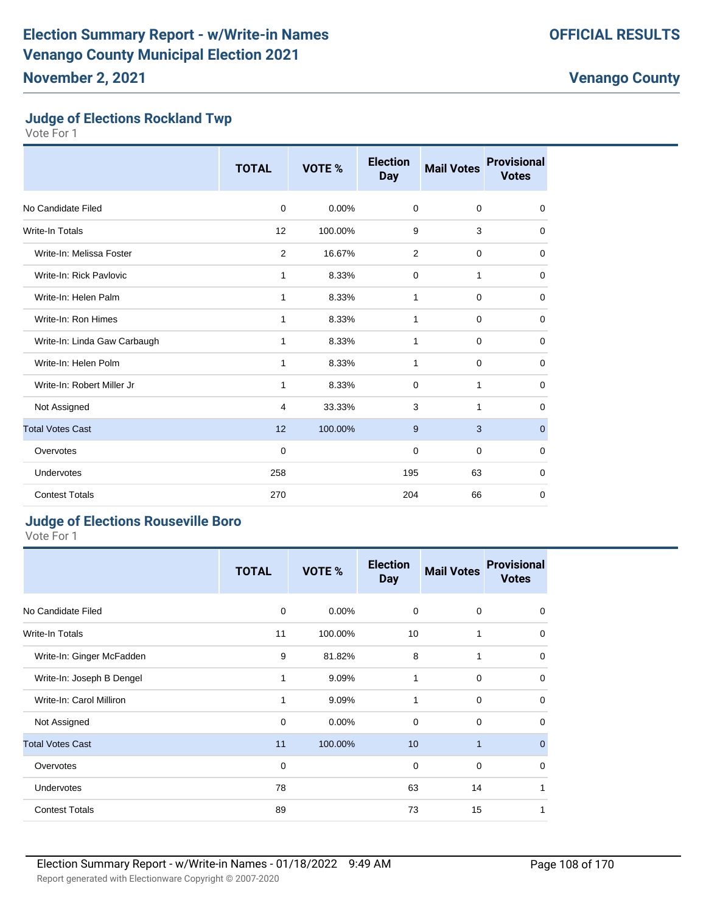# Election Summary Report - w/Write-in Names
# Venango County Municipal Election 2021
## November 2, 2021

**OFFICIAL RESULTS**

**Venango County**

### Judge of Elections Rockland Twp

Vote For 1

| | TOTAL | VOTE % | Election Day | Mail Votes | Provisional Votes |
|---|---|---|---|---|---|
| No Candidate Filed | 0 | 0.00% | 0 | 0 | 0 |
| Write-In Totals | 12 | 100.00% | 9 | 3 | 0 |
| Write-In: Melissa Foster | 2 | 16.67% | 2 | 0 | 0 |
| Write-In: Rick Pavlovic | 1 | 8.33% | 0 | 1 | 0 |
| Write-In: Helen Palm | 1 | 8.33% | 1 | 0 | 0 |
| Write-In: Ron Himes | 1 | 8.33% | 1 | 0 | 0 |
| Write-In: Linda Gaw Carbaugh | 1 | 8.33% | 1 | 0 | 0 |
| Write-In: Helen Polm | 1 | 8.33% | 1 | 0 | 0 |
| Write-In: Robert Miller Jr | 1 | 8.33% | 0 | 1 | 0 |
| Not Assigned | 4 | 33.33% | 3 | 1 | 0 |
| Total Votes Cast | 12 | 100.00% | 9 | 3 | 0 |
| Overvotes | 0 | | 0 | 0 | 0 |
| Undervotes | 258 | | 195 | 63 | 0 |
| Contest Totals | 270 | | 204 | 66 | 0 |

### Judge of Elections Rouseville Boro

Vote For 1

| | TOTAL | VOTE % | Election Day | Mail Votes | Provisional Votes |
|---|---|---|---|---|---|
| No Candidate Filed | 0 | 0.00% | 0 | 0 | 0 |
| Write-In Totals | 11 | 100.00% | 10 | 1 | 0 |
| Write-In: Ginger McFadden | 9 | 81.82% | 8 | 1 | 0 |
| Write-In: Joseph B Dengel | 1 | 9.09% | 1 | 0 | 0 |
| Write-In: Carol Milliron | 1 | 9.09% | 1 | 0 | 0 |
| Not Assigned | 0 | 0.00% | 0 | 0 | 0 |
| Total Votes Cast | 11 | 100.00% | 10 | 1 | 0 |
| Overvotes | 0 | | 0 | 0 | 0 |
| Undervotes | 78 | | 63 | 14 | 1 |
| Contest Totals | 89 | | 73 | 15 | 1 |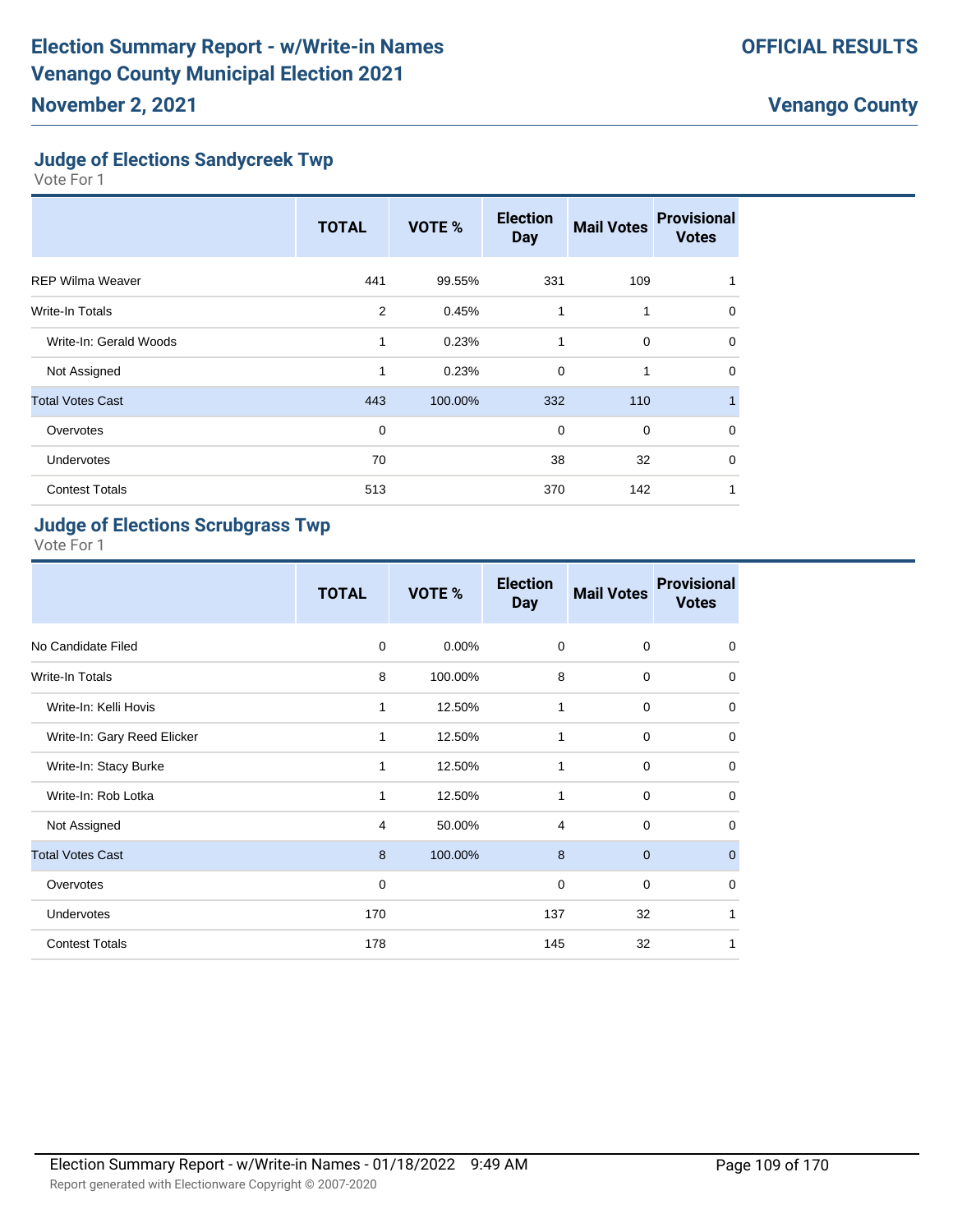## Judge of Elections Sandycreek Twp

Vote For 1

| | TOTAL | VOTE % | Election Day | Mail Votes | Provisional Votes |
|---|---|---|---|---|---|
| REP Wilma Weaver | 441 | 99.55% | 331 | 109 | 1 |
| Write-In Totals | 2 | 0.45% | 1 | 1 | 0 |
| Write-In: Gerald Woods | 1 | 0.23% | 1 | 0 | 0 |
| Not Assigned | 1 | 0.23% | 0 | 1 | 0 |
| Total Votes Cast | 443 | 100.00% | 332 | 110 | 1 |
| Overvotes | 0 | | 0 | 0 | 0 |
| Undervotes | 70 | | 38 | 32 | 0 |
| Contest Totals | 513 | | 370 | 142 | 1 |

## Judge of Elections Scrubgrass Twp

Vote For 1

| | TOTAL | VOTE % | Election Day | Mail Votes | Provisional Votes |
|---|---|---|---|---|---|
| No Candidate Filed | 0 | 0.00% | 0 | 0 | 0 |
| Write-In Totals | 8 | 100.00% | 8 | 0 | 0 |
| Write-In: Kelli Hovis | 1 | 12.50% | 1 | 0 | 0 |
| Write-In: Gary Reed Elicker | 1 | 12.50% | 1 | 0 | 0 |
| Write-In: Stacy Burke | 1 | 12.50% | 1 | 0 | 0 |
| Write-In: Rob Lotka | 1 | 12.50% | 1 | 0 | 0 |
| Not Assigned | 4 | 50.00% | 4 | 0 | 0 |
| Total Votes Cast | 8 | 100.00% | 8 | 0 | 0 |
| Overvotes | 0 | | 0 | 0 | 0 |
| Undervotes | 170 | | 137 | 32 | 1 |
| Contest Totals | 178 | | 145 | 32 | 1 |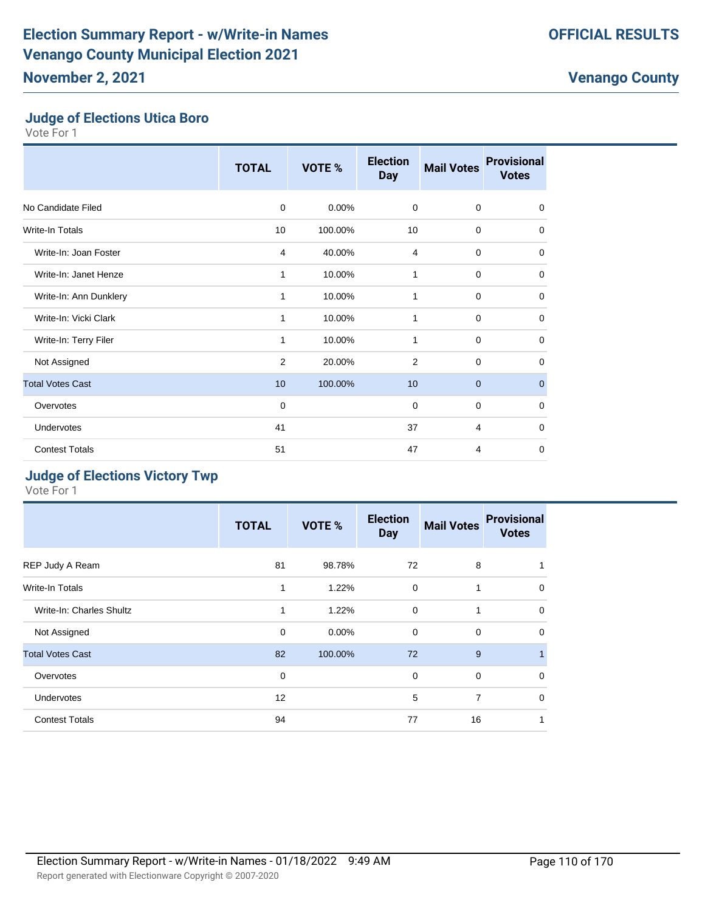## Judge of Elections Utica Boro

Vote For 1

| | TOTAL | VOTE % | Election Day | Mail Votes | Provisional Votes |
|---|---|---|---|---|---|
| No Candidate Filed | 0 | 0.00% | 0 | 0 | 0 |
| Write-In Totals | 10 | 100.00% | 10 | 0 | 0 |
| Write-In: Joan Foster | 4 | 40.00% | 4 | 0 | 0 |
| Write-In: Janet Henze | 1 | 10.00% | 1 | 0 | 0 |
| Write-In: Ann Dunklery | 1 | 10.00% | 1 | 0 | 0 |
| Write-In: Vicki Clark | 1 | 10.00% | 1 | 0 | 0 |
| Write-In: Terry Filer | 1 | 10.00% | 1 | 0 | 0 |
| Not Assigned | 2 | 20.00% | 2 | 0 | 0 |
| Total Votes Cast | 10 | 100.00% | 10 | 0 | 0 |
| Overvotes | 0 | | 0 | 0 | 0 |
| Undervotes | 41 | | 37 | 4 | 0 |
| Contest Totals | 51 | | 47 | 4 | 0 |

## Judge of Elections Victory Twp

Vote For 1

| | TOTAL | VOTE % | Election Day | Mail Votes | Provisional Votes |
|---|---|---|---|---|---|
| REP Judy A Ream | 81 | 98.78% | 72 | 8 | 1 |
| Write-In Totals | 1 | 1.22% | 0 | 1 | 0 |
| Write-In: Charles Shultz | 1 | 1.22% | 0 | 1 | 0 |
| Not Assigned | 0 | 0.00% | 0 | 0 | 0 |
| Total Votes Cast | 82 | 100.00% | 72 | 9 | 1 |
| Overvotes | 0 | | 0 | 0 | 0 |
| Undervotes | 12 | | 5 | 7 | 0 |
| Contest Totals | 94 | | 77 | 16 | 1 |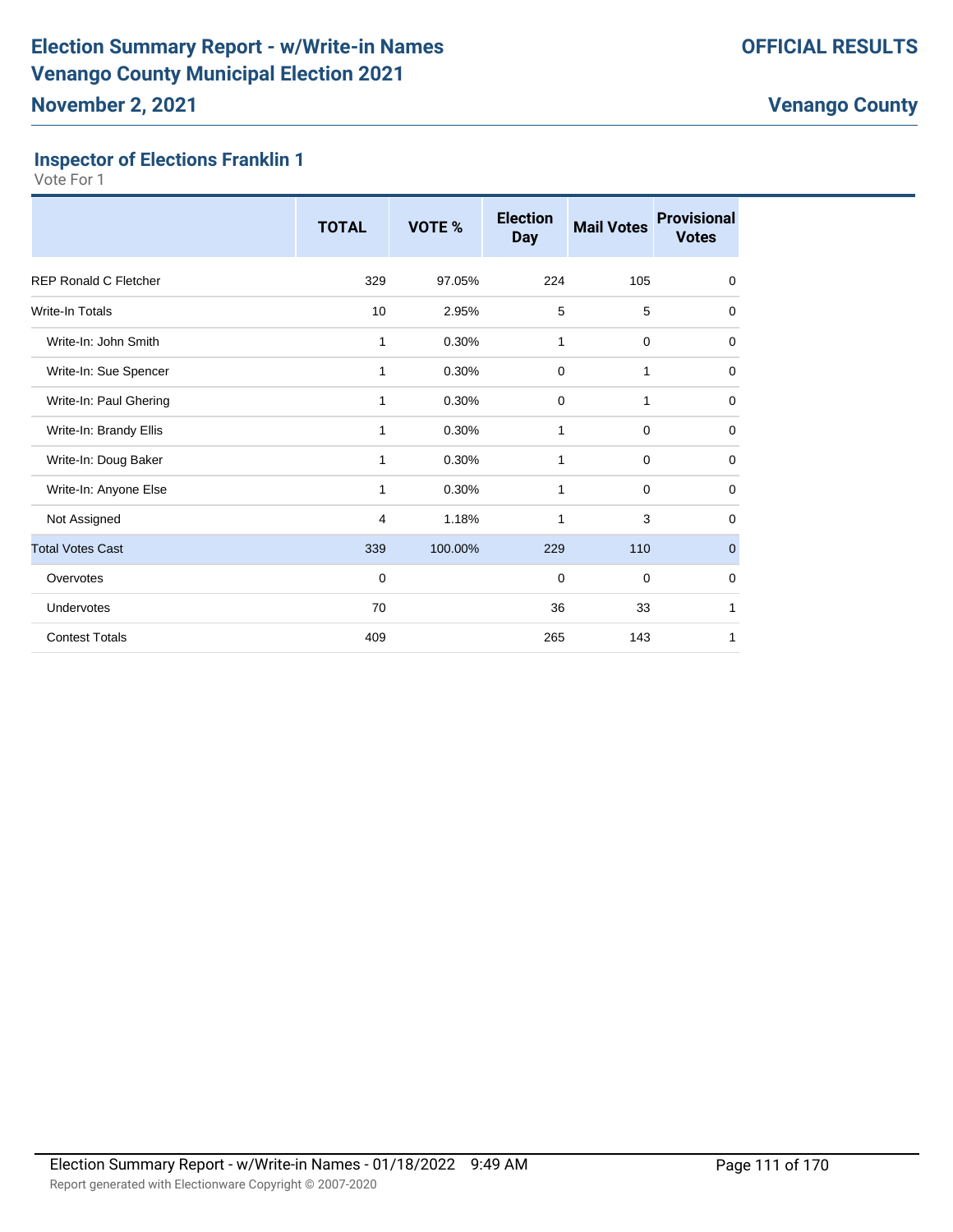# Election Summary Report - w/Write-in Names
# Venango County Municipal Election 2021

**November 2, 2021**

**OFFICIAL RESULTS**

**Venango County**

## Inspector of Elections Franklin 1

Vote For 1

| | TOTAL | VOTE % | Election Day | Mail Votes | Provisional Votes |
|---|---|---|---|---|---|
| REP Ronald C Fletcher | 329 | 97.05% | 224 | 105 | 0 |
| Write-In Totals | 10 | 2.95% | 5 | 5 | 0 |
| Write-In: John Smith | 1 | 0.30% | 1 | 0 | 0 |
| Write-In: Sue Spencer | 1 | 0.30% | 0 | 1 | 0 |
| Write-In: Paul Ghering | 1 | 0.30% | 0 | 1 | 0 |
| Write-In: Brandy Ellis | 1 | 0.30% | 1 | 0 | 0 |
| Write-In: Doug Baker | 1 | 0.30% | 1 | 0 | 0 |
| Write-In: Anyone Else | 1 | 0.30% | 1 | 0 | 0 |
| Not Assigned | 4 | 1.18% | 1 | 3 | 0 |
| Total Votes Cast | 339 | 100.00% | 229 | 110 | 0 |
| Overvotes | 0 | | 0 | 0 | 0 |
| Undervotes | 70 | | 36 | 33 | 1 |
| Contest Totals | 409 | | 265 | 143 | 1 |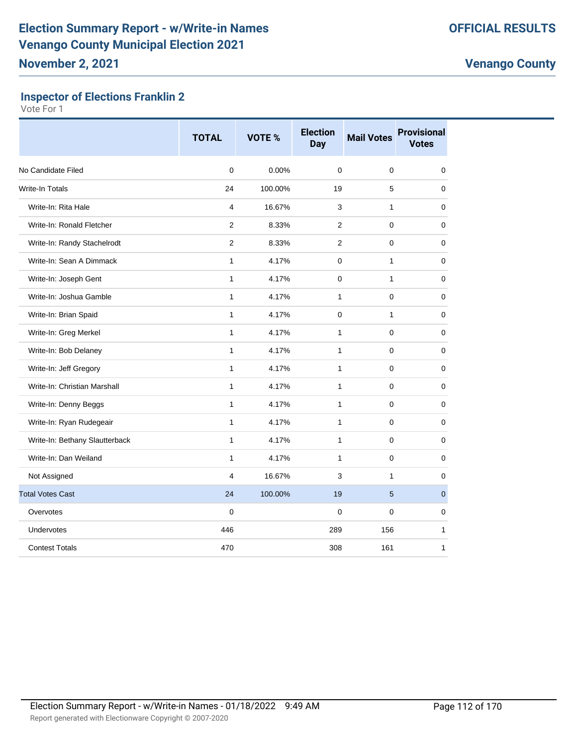# Election Summary Report - w/Write-in Names
# Venango County Municipal Election 2021

**OFFICIAL RESULTS**

**November 2, 2021**

**Venango County**

### Inspector of Elections Franklin 2

Vote For 1

| | TOTAL | VOTE % | Election Day | Mail Votes | Provisional Votes |
|---|---|---|---|---|---|
| No Candidate Filed | 0 | 0.00% | 0 | 0 | 0 |
| Write-In Totals | 24 | 100.00% | 19 | 5 | 0 |
| Write-In: Rita Hale | 4 | 16.67% | 3 | 1 | 0 |
| Write-In: Ronald Fletcher | 2 | 8.33% | 2 | 0 | 0 |
| Write-In: Randy Stachelrodt | 2 | 8.33% | 2 | 0 | 0 |
| Write-In: Sean A Dimmack | 1 | 4.17% | 0 | 1 | 0 |
| Write-In: Joseph Gent | 1 | 4.17% | 0 | 1 | 0 |
| Write-In: Joshua Gamble | 1 | 4.17% | 1 | 0 | 0 |
| Write-In: Brian Spaid | 1 | 4.17% | 0 | 1 | 0 |
| Write-In: Greg Merkel | 1 | 4.17% | 1 | 0 | 0 |
| Write-In: Bob Delaney | 1 | 4.17% | 1 | 0 | 0 |
| Write-In: Jeff Gregory | 1 | 4.17% | 1 | 0 | 0 |
| Write-In: Christian Marshall | 1 | 4.17% | 1 | 0 | 0 |
| Write-In: Denny Beggs | 1 | 4.17% | 1 | 0 | 0 |
| Write-In: Ryan Rudegeair | 1 | 4.17% | 1 | 0 | 0 |
| Write-In: Bethany Slautterback | 1 | 4.17% | 1 | 0 | 0 |
| Write-In: Dan Weiland | 1 | 4.17% | 1 | 0 | 0 |
| Not Assigned | 4 | 16.67% | 3 | 1 | 0 |
| Total Votes Cast | 24 | 100.00% | 19 | 5 | 0 |
| Overvotes | 0 | | 0 | 0 | 0 |
| Undervotes | 446 | | 289 | 156 | 1 |
| Contest Totals | 470 | | 308 | 161 | 1 |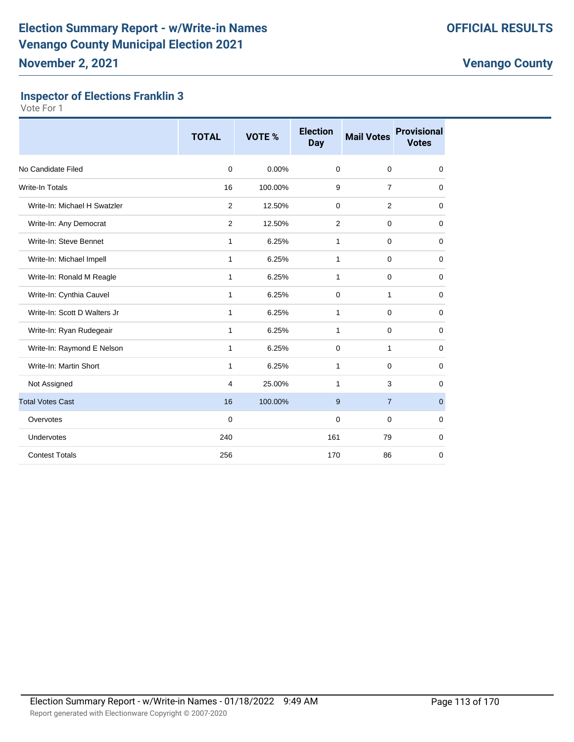## Inspector of Elections Franklin 3

Vote For 1

| | TOTAL | VOTE % | Election Day | Mail Votes | Provisional Votes |
|---|---|---|---|---|---|
| No Candidate Filed | 0 | 0.00% | 0 | 0 | 0 |
| Write-In Totals | 16 | 100.00% | 9 | 7 | 0 |
| Write-In: Michael H Swatzler | 2 | 12.50% | 0 | 2 | 0 |
| Write-In: Any Democrat | 2 | 12.50% | 2 | 0 | 0 |
| Write-In: Steve Bennet | 1 | 6.25% | 1 | 0 | 0 |
| Write-In: Michael Impell | 1 | 6.25% | 1 | 0 | 0 |
| Write-In: Ronald M Reagle | 1 | 6.25% | 1 | 0 | 0 |
| Write-In: Cynthia Cauvel | 1 | 6.25% | 0 | 1 | 0 |
| Write-In: Scott D Walters Jr | 1 | 6.25% | 1 | 0 | 0 |
| Write-In: Ryan Rudegeair | 1 | 6.25% | 1 | 0 | 0 |
| Write-In: Raymond E Nelson | 1 | 6.25% | 0 | 1 | 0 |
| Write-In: Martin Short | 1 | 6.25% | 1 | 0 | 0 |
| Not Assigned | 4 | 25.00% | 1 | 3 | 0 |
| Total Votes Cast | 16 | 100.00% | 9 | 7 | 0 |
| Overvotes | 0 | | 0 | 0 | 0 |
| Undervotes | 240 | | 161 | 79 | 0 |
| Contest Totals | 256 | | 170 | 86 | 0 |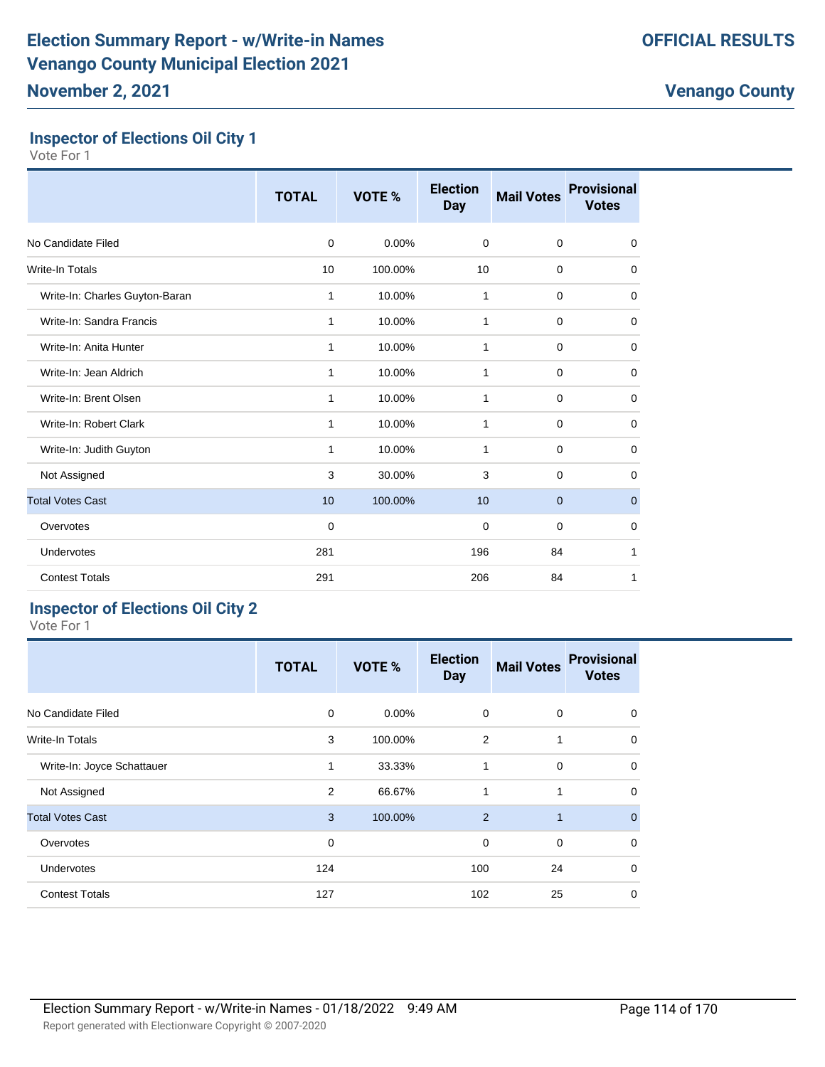## Inspector of Elections Oil City 1

Vote For 1

| | TOTAL | VOTE % | Election Day | Mail Votes | Provisional Votes |
|---|---|---|---|---|---|
| No Candidate Filed | 0 | 0.00% | 0 | 0 | 0 |
| Write-In Totals | 10 | 100.00% | 10 | 0 | 0 |
| Write-In: Charles Guyton-Baran | 1 | 10.00% | 1 | 0 | 0 |
| Write-In: Sandra Francis | 1 | 10.00% | 1 | 0 | 0 |
| Write-In: Anita Hunter | 1 | 10.00% | 1 | 0 | 0 |
| Write-In: Jean Aldrich | 1 | 10.00% | 1 | 0 | 0 |
| Write-In: Brent Olsen | 1 | 10.00% | 1 | 0 | 0 |
| Write-In: Robert Clark | 1 | 10.00% | 1 | 0 | 0 |
| Write-In: Judith Guyton | 1 | 10.00% | 1 | 0 | 0 |
| Not Assigned | 3 | 30.00% | 3 | 0 | 0 |
| Total Votes Cast | 10 | 100.00% | 10 | 0 | 0 |
| Overvotes | 0 | | 0 | 0 | 0 |
| Undervotes | 281 | | 196 | 84 | 1 |
| Contest Totals | 291 | | 206 | 84 | 1 |

## Inspector of Elections Oil City 2

Vote For 1

| | TOTAL | VOTE % | Election Day | Mail Votes | Provisional Votes |
|---|---|---|---|---|---|
| No Candidate Filed | 0 | 0.00% | 0 | 0 | 0 |
| Write-In Totals | 3 | 100.00% | 2 | 1 | 0 |
| Write-In: Joyce Schattauer | 1 | 33.33% | 1 | 0 | 0 |
| Not Assigned | 2 | 66.67% | 1 | 1 | 0 |
| Total Votes Cast | 3 | 100.00% | 2 | 1 | 0 |
| Overvotes | 0 | | 0 | 0 | 0 |
| Undervotes | 124 | | 100 | 24 | 0 |
| Contest Totals | 127 | | 102 | 25 | 0 |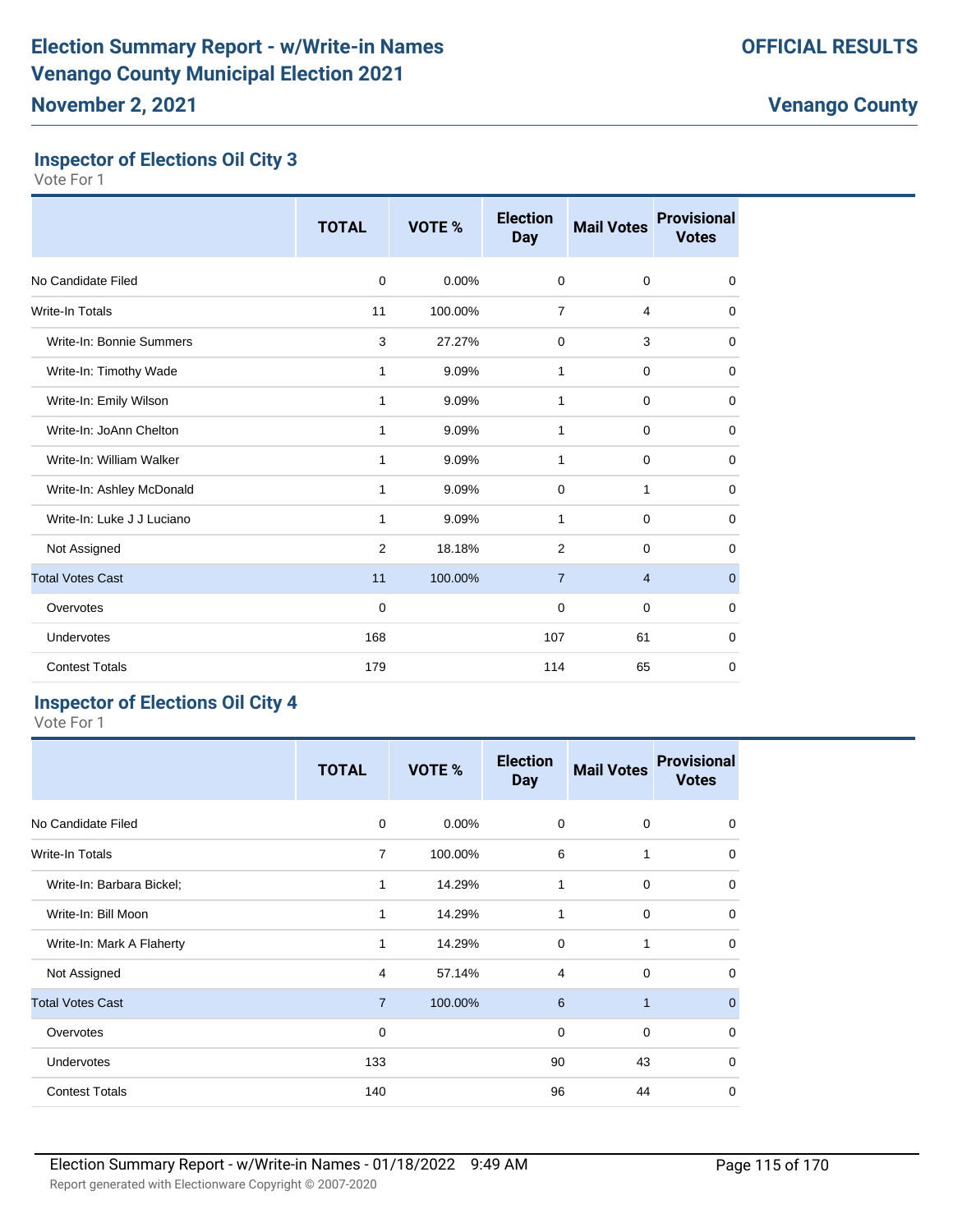## Inspector of Elections Oil City 3

Vote For 1

| | TOTAL | VOTE % | Election Day | Mail Votes | Provisional Votes |
|---|---|---|---|---|---|
| No Candidate Filed | 0 | 0.00% | 0 | 0 | 0 |
| Write-In Totals | 11 | 100.00% | 7 | 4 | 0 |
| Write-In: Bonnie Summers | 3 | 27.27% | 0 | 3 | 0 |
| Write-In: Timothy Wade | 1 | 9.09% | 1 | 0 | 0 |
| Write-In: Emily Wilson | 1 | 9.09% | 1 | 0 | 0 |
| Write-In: JoAnn Chelton | 1 | 9.09% | 1 | 0 | 0 |
| Write-In: William Walker | 1 | 9.09% | 1 | 0 | 0 |
| Write-In: Ashley McDonald | 1 | 9.09% | 0 | 1 | 0 |
| Write-In: Luke J J Luciano | 1 | 9.09% | 1 | 0 | 0 |
| Not Assigned | 2 | 18.18% | 2 | 0 | 0 |
| Total Votes Cast | 11 | 100.00% | 7 | 4 | 0 |
| Overvotes | 0 | | 0 | 0 | 0 |
| Undervotes | 168 | | 107 | 61 | 0 |
| Contest Totals | 179 | | 114 | 65 | 0 |

## Inspector of Elections Oil City 4

Vote For 1

| | TOTAL | VOTE % | Election Day | Mail Votes | Provisional Votes |
|---|---|---|---|---|---|
| No Candidate Filed | 0 | 0.00% | 0 | 0 | 0 |
| Write-In Totals | 7 | 100.00% | 6 | 1 | 0 |
| Write-In: Barbara Bickel; | 1 | 14.29% | 1 | 0 | 0 |
| Write-In: Bill Moon | 1 | 14.29% | 1 | 0 | 0 |
| Write-In: Mark A Flaherty | 1 | 14.29% | 0 | 1 | 0 |
| Not Assigned | 4 | 57.14% | 4 | 0 | 0 |
| Total Votes Cast | 7 | 100.00% | 6 | 1 | 0 |
| Overvotes | 0 | | 0 | 0 | 0 |
| Undervotes | 133 | | 90 | 43 | 0 |
| Contest Totals | 140 | | 96 | 44 | 0 |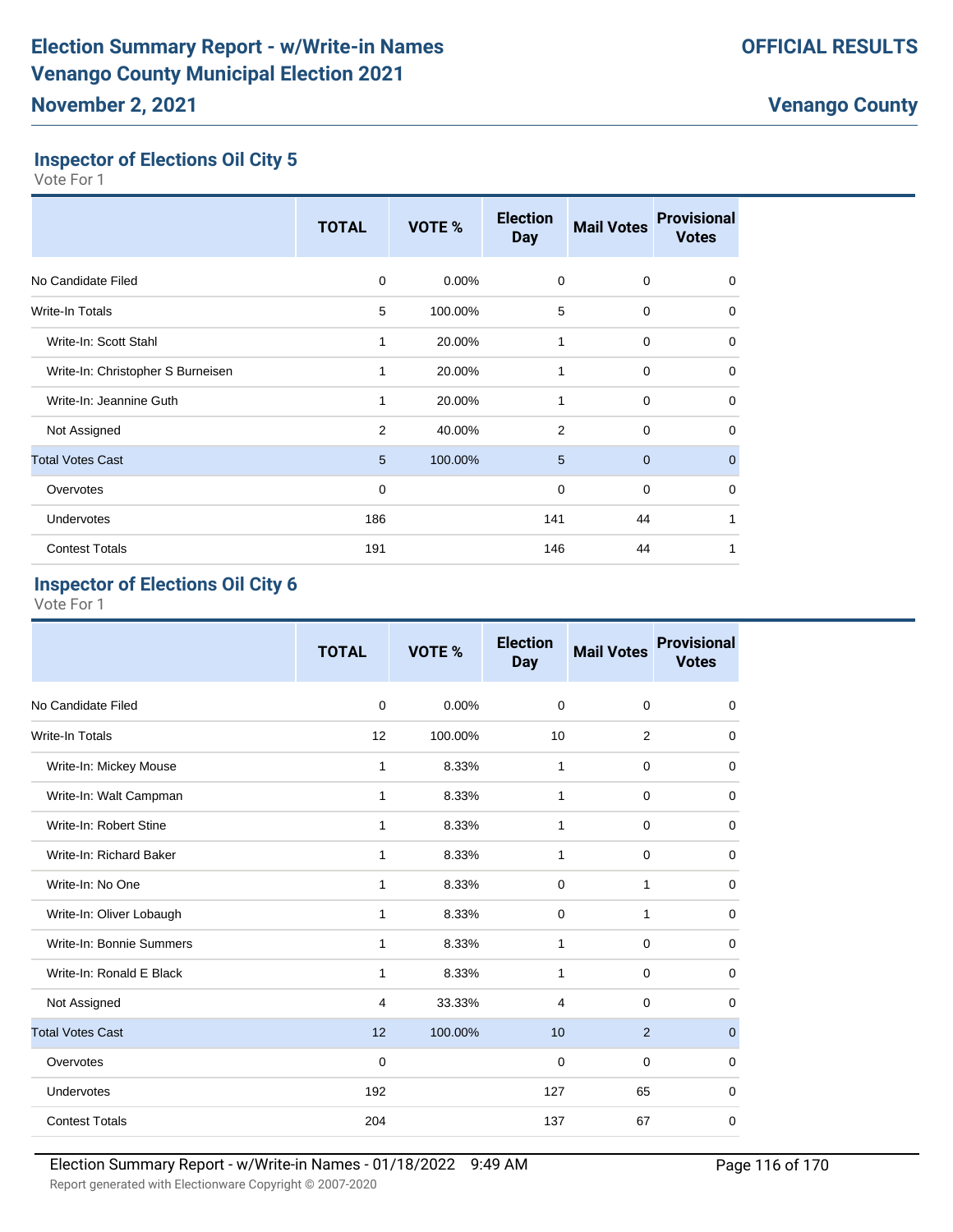# Election Summary Report - w/Write-in Names
# Venango County Municipal Election 2021
## November 2, 2021

**OFFICIAL RESULTS**

**Venango County**

### Inspector of Elections Oil City 5

Vote For 1

| | TOTAL | VOTE % | Election Day | Mail Votes | Provisional Votes |
|---|---|---|---|---|---|
| No Candidate Filed | 0 | 0.00% | 0 | 0 | 0 |
| Write-In Totals | 5 | 100.00% | 5 | 0 | 0 |
| Write-In: Scott Stahl | 1 | 20.00% | 1 | 0 | 0 |
| Write-In: Christopher S Burneisen | 1 | 20.00% | 1 | 0 | 0 |
| Write-In: Jeannine Guth | 1 | 20.00% | 1 | 0 | 0 |
| Not Assigned | 2 | 40.00% | 2 | 0 | 0 |
| Total Votes Cast | 5 | 100.00% | 5 | 0 | 0 |
| Overvotes | 0 | | 0 | 0 | 0 |
| Undervotes | 186 | | 141 | 44 | 1 |
| Contest Totals | 191 | | 146 | 44 | 1 |

### Inspector of Elections Oil City 6

Vote For 1

| | TOTAL | VOTE % | Election Day | Mail Votes | Provisional Votes |
|---|---|---|---|---|---|
| No Candidate Filed | 0 | 0.00% | 0 | 0 | 0 |
| Write-In Totals | 12 | 100.00% | 10 | 2 | 0 |
| Write-In: Mickey Mouse | 1 | 8.33% | 1 | 0 | 0 |
| Write-In: Walt Campman | 1 | 8.33% | 1 | 0 | 0 |
| Write-In: Robert Stine | 1 | 8.33% | 1 | 0 | 0 |
| Write-In: Richard Baker | 1 | 8.33% | 1 | 0 | 0 |
| Write-In: No One | 1 | 8.33% | 0 | 1 | 0 |
| Write-In: Oliver Lobaugh | 1 | 8.33% | 0 | 1 | 0 |
| Write-In: Bonnie Summers | 1 | 8.33% | 1 | 0 | 0 |
| Write-In: Ronald E Black | 1 | 8.33% | 1 | 0 | 0 |
| Not Assigned | 4 | 33.33% | 4 | 0 | 0 |
| Total Votes Cast | 12 | 100.00% | 10 | 2 | 0 |
| Overvotes | 0 | | 0 | 0 | 0 |
| Undervotes | 192 | | 127 | 65 | 0 |
| Contest Totals | 204 | | 137 | 67 | 0 |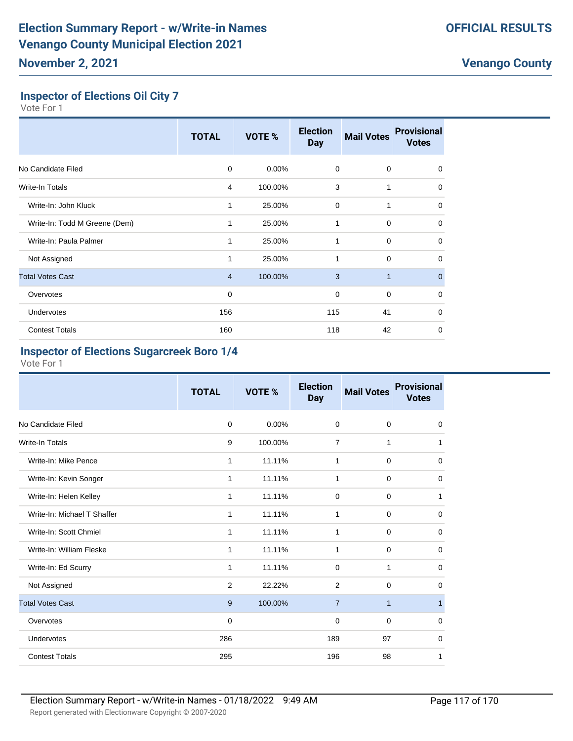# Election Summary Report - w/Write-in Names
# Venango County Municipal Election 2021
## November 2, 2021

**OFFICIAL RESULTS**

**Venango County**

### Inspector of Elections Oil City 7

Vote For 1

| | TOTAL | VOTE % | Election Day | Mail Votes | Provisional Votes |
|---|---|---|---|---|---|
| No Candidate Filed | 0 | 0.00% | 0 | 0 | 0 |
| Write-In Totals | 4 | 100.00% | 3 | 1 | 0 |
| Write-In: John Kluck | 1 | 25.00% | 0 | 1 | 0 |
| Write-In: Todd M Greene (Dem) | 1 | 25.00% | 1 | 0 | 0 |
| Write-In: Paula Palmer | 1 | 25.00% | 1 | 0 | 0 |
| Not Assigned | 1 | 25.00% | 1 | 0 | 0 |
| Total Votes Cast | 4 | 100.00% | 3 | 1 | 0 |
| Overvotes | 0 | | 0 | 0 | 0 |
| Undervotes | 156 | | 115 | 41 | 0 |
| Contest Totals | 160 | | 118 | 42 | 0 |

### Inspector of Elections Sugarcreek Boro 1/4

Vote For 1

| | TOTAL | VOTE % | Election Day | Mail Votes | Provisional Votes |
|---|---|---|---|---|---|
| No Candidate Filed | 0 | 0.00% | 0 | 0 | 0 |
| Write-In Totals | 9 | 100.00% | 7 | 1 | 1 |
| Write-In: Mike Pence | 1 | 11.11% | 1 | 0 | 0 |
| Write-In: Kevin Songer | 1 | 11.11% | 1 | 0 | 0 |
| Write-In: Helen Kelley | 1 | 11.11% | 0 | 0 | 1 |
| Write-In: Michael T Shaffer | 1 | 11.11% | 1 | 0 | 0 |
| Write-In: Scott Chmiel | 1 | 11.11% | 1 | 0 | 0 |
| Write-In: William Fleske | 1 | 11.11% | 1 | 0 | 0 |
| Write-In: Ed Scurry | 1 | 11.11% | 0 | 1 | 0 |
| Not Assigned | 2 | 22.22% | 2 | 0 | 0 |
| Total Votes Cast | 9 | 100.00% | 7 | 1 | 1 |
| Overvotes | 0 | | 0 | 0 | 0 |
| Undervotes | 286 | | 189 | 97 | 0 |
| Contest Totals | 295 | | 196 | 98 | 1 |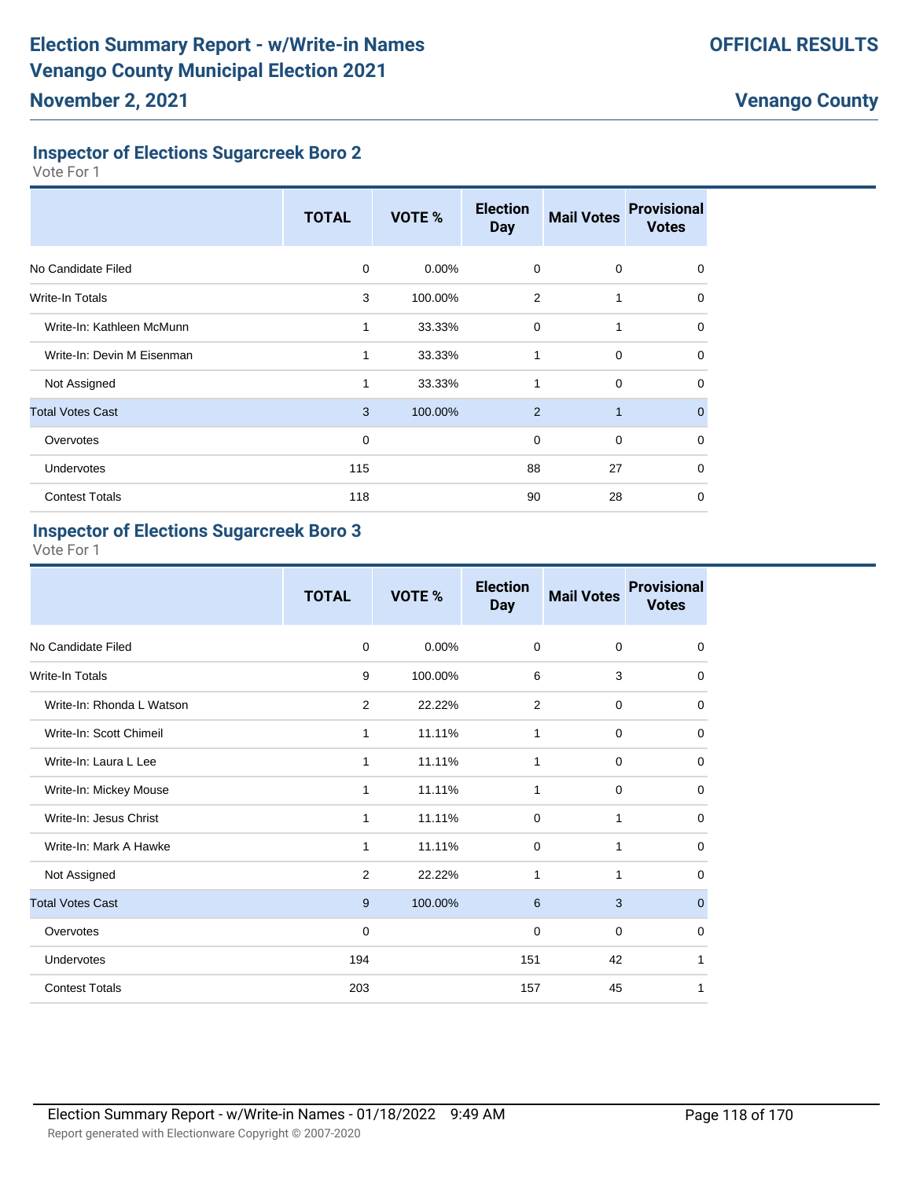## Inspector of Elections Sugarcreek Boro 2

Vote For 1

| | TOTAL | VOTE % | Election Day | Mail Votes | Provisional Votes |
|---|---|---|---|---|---|
| No Candidate Filed | 0 | 0.00% | 0 | 0 | 0 |
| Write-In Totals | 3 | 100.00% | 2 | 1 | 0 |
| Write-In: Kathleen McMunn | 1 | 33.33% | 0 | 1 | 0 |
| Write-In: Devin M Eisenman | 1 | 33.33% | 1 | 0 | 0 |
| Not Assigned | 1 | 33.33% | 1 | 0 | 0 |
| Total Votes Cast | 3 | 100.00% | 2 | 1 | 0 |
| Overvotes | 0 | | 0 | 0 | 0 |
| Undervotes | 115 | | 88 | 27 | 0 |
| Contest Totals | 118 | | 90 | 28 | 0 |

## Inspector of Elections Sugarcreek Boro 3

Vote For 1

| | TOTAL | VOTE % | Election Day | Mail Votes | Provisional Votes |
|---|---|---|---|---|---|
| No Candidate Filed | 0 | 0.00% | 0 | 0 | 0 |
| Write-In Totals | 9 | 100.00% | 6 | 3 | 0 |
| Write-In: Rhonda L Watson | 2 | 22.22% | 2 | 0 | 0 |
| Write-In: Scott Chimeil | 1 | 11.11% | 1 | 0 | 0 |
| Write-In: Laura L Lee | 1 | 11.11% | 1 | 0 | 0 |
| Write-In: Mickey Mouse | 1 | 11.11% | 1 | 0 | 0 |
| Write-In: Jesus Christ | 1 | 11.11% | 0 | 1 | 0 |
| Write-In: Mark A Hawke | 1 | 11.11% | 0 | 1 | 0 |
| Not Assigned | 2 | 22.22% | 1 | 1 | 0 |
| Total Votes Cast | 9 | 100.00% | 6 | 3 | 0 |
| Overvotes | 0 | | 0 | 0 | 0 |
| Undervotes | 194 | | 151 | 42 | 1 |
| Contest Totals | 203 | | 157 | 45 | 1 |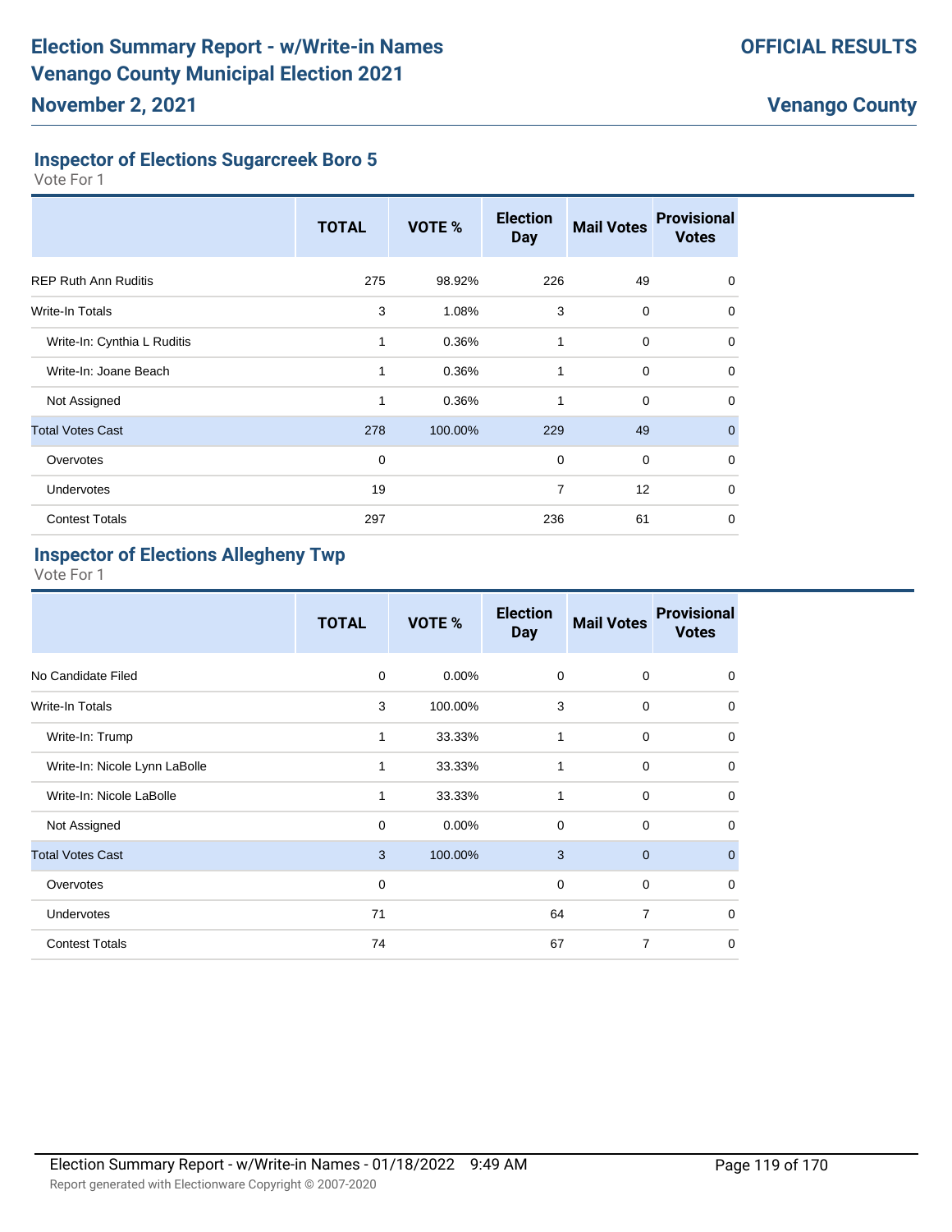# Election Summary Report - w/Write-in Names
# Venango County Municipal Election 2021
## November 2, 2021

**OFFICIAL RESULTS**

**Venango County**

### Inspector of Elections Sugarcreek Boro 5

Vote For 1

| | TOTAL | VOTE % | Election Day | Mail Votes | Provisional Votes |
|---|---|---|---|---|---|
| REP Ruth Ann Ruditis | 275 | 98.92% | 226 | 49 | 0 |
| Write-In Totals | 3 | 1.08% | 3 | 0 | 0 |
| Write-In: Cynthia L Ruditis | 1 | 0.36% | 1 | 0 | 0 |
| Write-In: Joane Beach | 1 | 0.36% | 1 | 0 | 0 |
| Not Assigned | 1 | 0.36% | 1 | 0 | 0 |
| Total Votes Cast | 278 | 100.00% | 229 | 49 | 0 |
| Overvotes | 0 | | 0 | 0 | 0 |
| Undervotes | 19 | | 7 | 12 | 0 |
| Contest Totals | 297 | | 236 | 61 | 0 |

### Inspector of Elections Allegheny Twp

Vote For 1

| | TOTAL | VOTE % | Election Day | Mail Votes | Provisional Votes |
|---|---|---|---|---|---|
| No Candidate Filed | 0 | 0.00% | 0 | 0 | 0 |
| Write-In Totals | 3 | 100.00% | 3 | 0 | 0 |
| Write-In: Trump | 1 | 33.33% | 1 | 0 | 0 |
| Write-In: Nicole Lynn LaBolle | 1 | 33.33% | 1 | 0 | 0 |
| Write-In: Nicole LaBolle | 1 | 33.33% | 1 | 0 | 0 |
| Not Assigned | 0 | 0.00% | 0 | 0 | 0 |
| Total Votes Cast | 3 | 100.00% | 3 | 0 | 0 |
| Overvotes | 0 | | 0 | 0 | 0 |
| Undervotes | 71 | | 64 | 7 | 0 |
| Contest Totals | 74 | | 67 | 7 | 0 |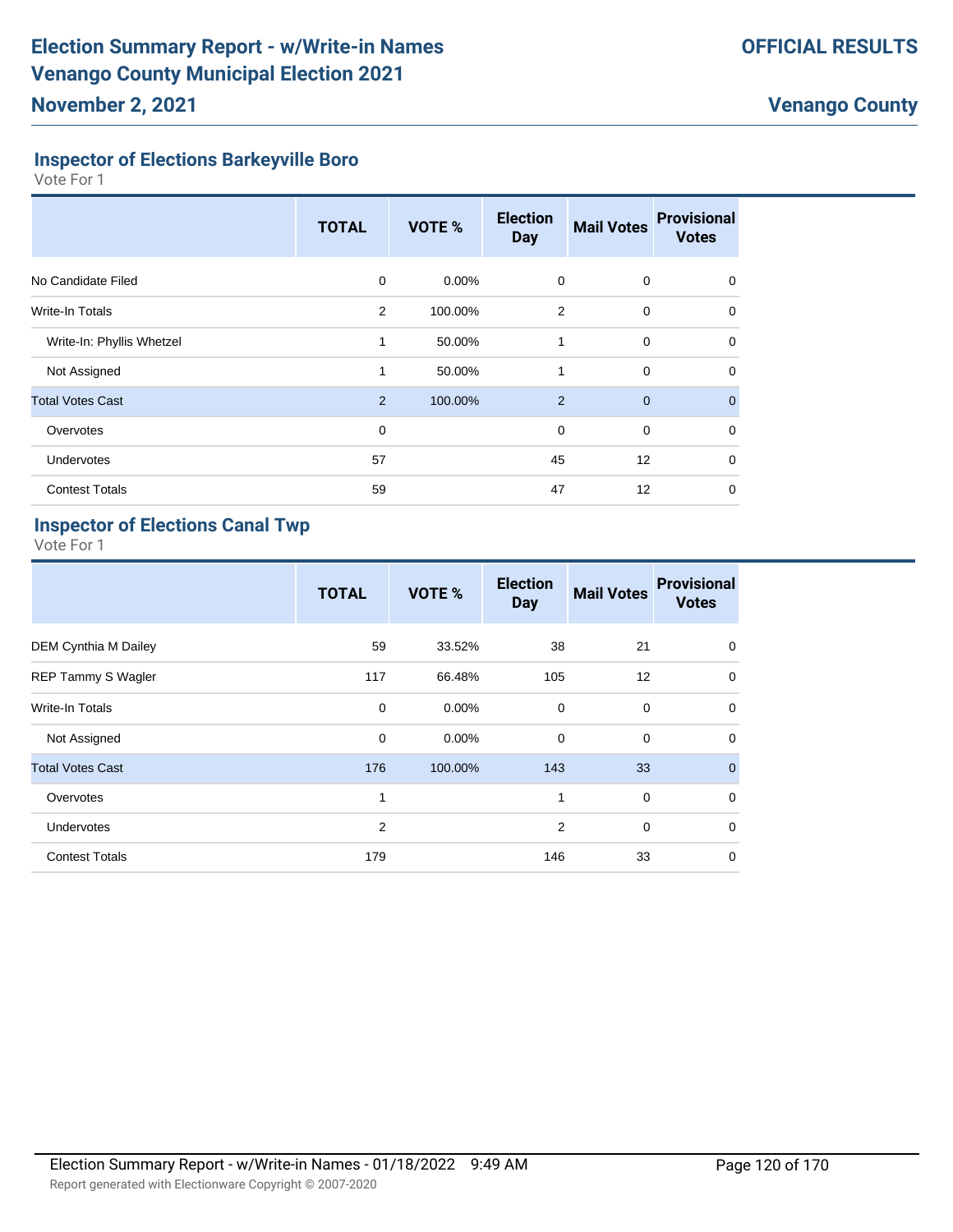# Election Summary Report - w/Write-in Names
# Venango County Municipal Election 2021
## November 2, 2021

**OFFICIAL RESULTS**

**Venango County**

### Inspector of Elections Barkeyville Boro

Vote For 1

| | TOTAL | VOTE % | Election Day | Mail Votes | Provisional Votes |
|---|---|---|---|---|---|
| No Candidate Filed | 0 | 0.00% | 0 | 0 | 0 |
| Write-In Totals | 2 | 100.00% | 2 | 0 | 0 |
| Write-In: Phyllis Whetzel | 1 | 50.00% | 1 | 0 | 0 |
| Not Assigned | 1 | 50.00% | 1 | 0 | 0 |
| Total Votes Cast | 2 | 100.00% | 2 | 0 | 0 |
| Overvotes | 0 | | 0 | 0 | 0 |
| Undervotes | 57 | | 45 | 12 | 0 |
| Contest Totals | 59 | | 47 | 12 | 0 |

### Inspector of Elections Canal Twp

Vote For 1

| | TOTAL | VOTE % | Election Day | Mail Votes | Provisional Votes |
|---|---|---|---|---|---|
| DEM Cynthia M Dailey | 59 | 33.52% | 38 | 21 | 0 |
| REP Tammy S Wagler | 117 | 66.48% | 105 | 12 | 0 |
| Write-In Totals | 0 | 0.00% | 0 | 0 | 0 |
| Not Assigned | 0 | 0.00% | 0 | 0 | 0 |
| Total Votes Cast | 176 | 100.00% | 143 | 33 | 0 |
| Overvotes | 1 | | 1 | 0 | 0 |
| Undervotes | 2 | | 2 | 0 | 0 |
| Contest Totals | 179 | | 146 | 33 | 0 |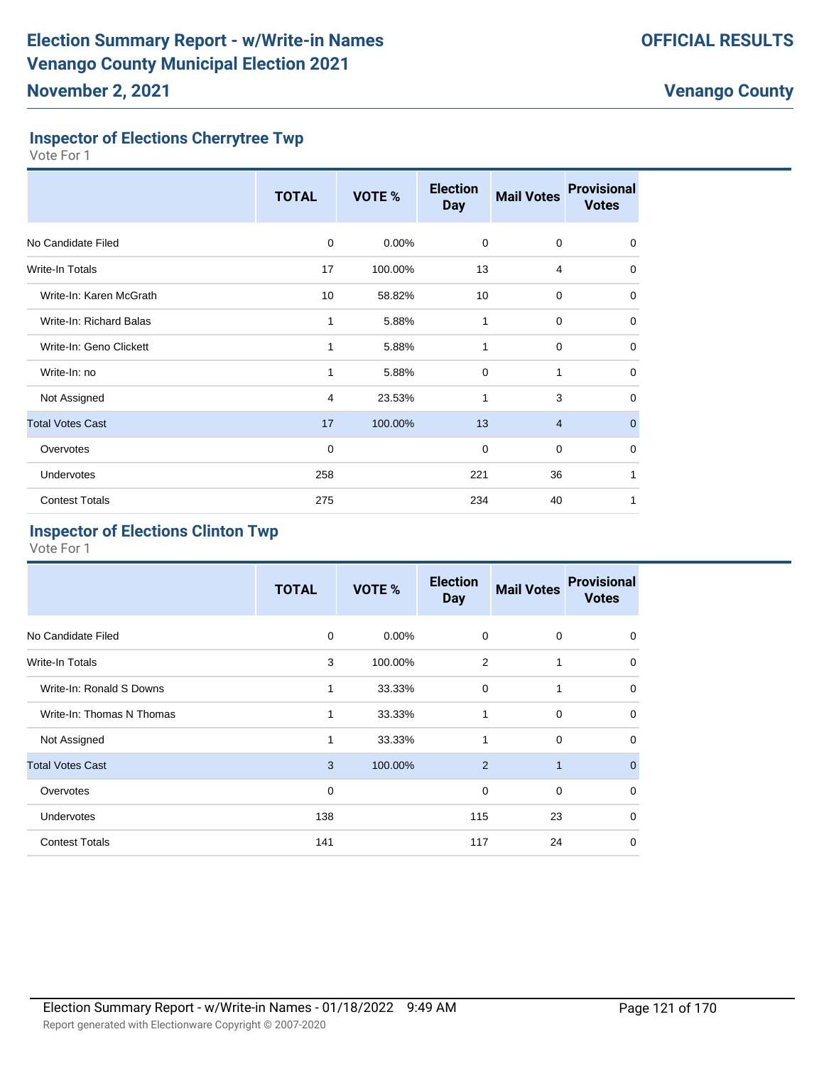# Election Summary Report - w/Write-in Names
# Venango County Municipal Election 2021
## November 2, 2021

**OFFICIAL RESULTS**

**Venango County**

### Inspector of Elections Cherrytree Twp

Vote For 1

| | TOTAL | VOTE % | Election Day | Mail Votes | Provisional Votes |
|---|---|---|---|---|---|
| No Candidate Filed | 0 | 0.00% | 0 | 0 | 0 |
| Write-In Totals | 17 | 100.00% | 13 | 4 | 0 |
| Write-In: Karen McGrath | 10 | 58.82% | 10 | 0 | 0 |
| Write-In: Richard Balas | 1 | 5.88% | 1 | 0 | 0 |
| Write-In: Geno Clickett | 1 | 5.88% | 1 | 0 | 0 |
| Write-In: no | 1 | 5.88% | 0 | 1 | 0 |
| Not Assigned | 4 | 23.53% | 1 | 3 | 0 |
| Total Votes Cast | 17 | 100.00% | 13 | 4 | 0 |
| Overvotes | 0 | | 0 | 0 | 0 |
| Undervotes | 258 | | 221 | 36 | 1 |
| Contest Totals | 275 | | 234 | 40 | 1 |

### Inspector of Elections Clinton Twp

Vote For 1

| | TOTAL | VOTE % | Election Day | Mail Votes | Provisional Votes |
|---|---|---|---|---|---|
| No Candidate Filed | 0 | 0.00% | 0 | 0 | 0 |
| Write-In Totals | 3 | 100.00% | 2 | 1 | 0 |
| Write-In: Ronald S Downs | 1 | 33.33% | 0 | 1 | 0 |
| Write-In: Thomas N Thomas | 1 | 33.33% | 1 | 0 | 0 |
| Not Assigned | 1 | 33.33% | 1 | 0 | 0 |
| Total Votes Cast | 3 | 100.00% | 2 | 1 | 0 |
| Overvotes | 0 | | 0 | 0 | 0 |
| Undervotes | 138 | | 115 | 23 | 0 |
| Contest Totals | 141 | | 117 | 24 | 0 |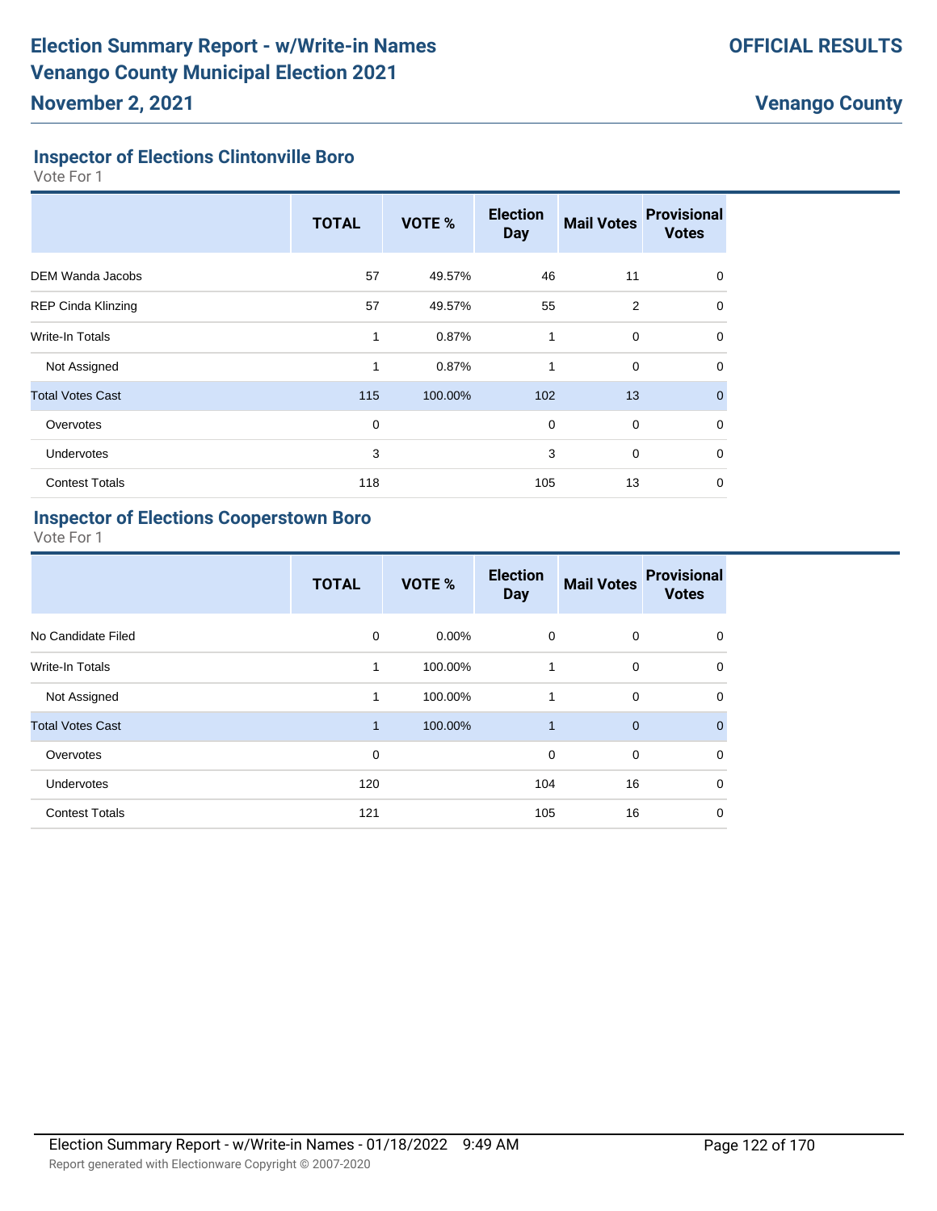## Inspector of Elections Clintonville Boro

Vote For 1

| | TOTAL | VOTE % | Election Day | Mail Votes | Provisional Votes |
|---|---|---|---|---|---|
| DEM Wanda Jacobs | 57 | 49.57% | 46 | 11 | 0 |
| REP Cinda Klinzing | 57 | 49.57% | 55 | 2 | 0 |
| Write-In Totals | 1 | 0.87% | 1 | 0 | 0 |
| Not Assigned | 1 | 0.87% | 1 | 0 | 0 |
| Total Votes Cast | 115 | 100.00% | 102 | 13 | 0 |
| Overvotes | 0 | | 0 | 0 | 0 |
| Undervotes | 3 | | 3 | 0 | 0 |
| Contest Totals | 118 | | 105 | 13 | 0 |

## Inspector of Elections Cooperstown Boro

Vote For 1

| | TOTAL | VOTE % | Election Day | Mail Votes | Provisional Votes |
|---|---|---|---|---|---|
| No Candidate Filed | 0 | 0.00% | 0 | 0 | 0 |
| Write-In Totals | 1 | 100.00% | 1 | 0 | 0 |
| Not Assigned | 1 | 100.00% | 1 | 0 | 0 |
| Total Votes Cast | 1 | 100.00% | 1 | 0 | 0 |
| Overvotes | 0 | | 0 | 0 | 0 |
| Undervotes | 120 | | 104 | 16 | 0 |
| Contest Totals | 121 | | 105 | 16 | 0 |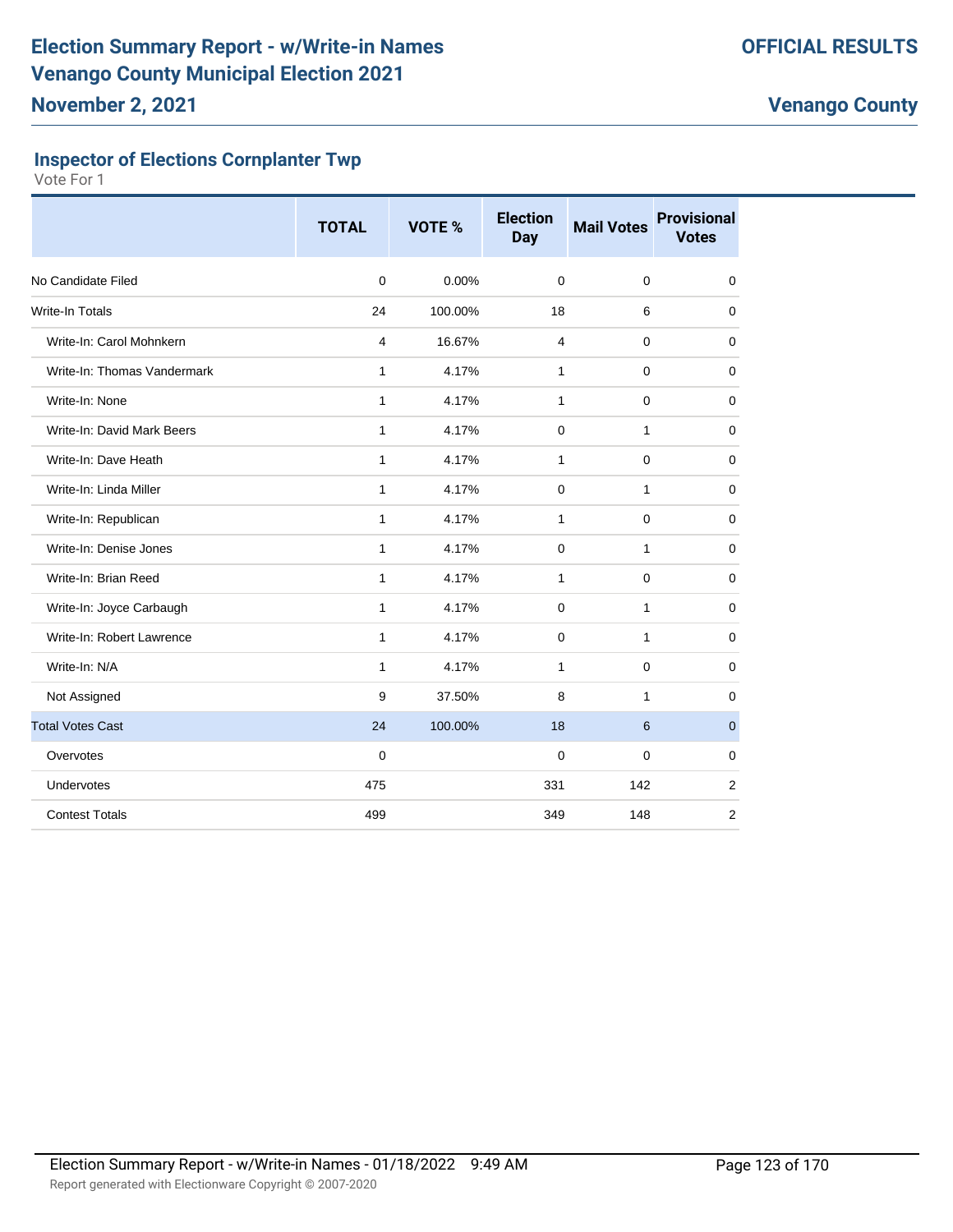# Election Summary Report - w/Write-in Names
# Venango County Municipal Election 2021
## November 2, 2021

**OFFICIAL RESULTS**

**Venango County**

### Inspector of Elections Cornplanter Twp

Vote For 1

| | TOTAL | VOTE % | Election Day | Mail Votes | Provisional Votes |
|---|---|---|---|---|---|
| No Candidate Filed | 0 | 0.00% | 0 | 0 | 0 |
| Write-In Totals | 24 | 100.00% | 18 | 6 | 0 |
| Write-In: Carol Mohnkern | 4 | 16.67% | 4 | 0 | 0 |
| Write-In: Thomas Vandermark | 1 | 4.17% | 1 | 0 | 0 |
| Write-In: None | 1 | 4.17% | 1 | 0 | 0 |
| Write-In: David Mark Beers | 1 | 4.17% | 0 | 1 | 0 |
| Write-In: Dave Heath | 1 | 4.17% | 1 | 0 | 0 |
| Write-In: Linda Miller | 1 | 4.17% | 0 | 1 | 0 |
| Write-In: Republican | 1 | 4.17% | 1 | 0 | 0 |
| Write-In: Denise Jones | 1 | 4.17% | 0 | 1 | 0 |
| Write-In: Brian Reed | 1 | 4.17% | 1 | 0 | 0 |
| Write-In: Joyce Carbaugh | 1 | 4.17% | 0 | 1 | 0 |
| Write-In: Robert Lawrence | 1 | 4.17% | 0 | 1 | 0 |
| Write-In: N/A | 1 | 4.17% | 1 | 0 | 0 |
| Not Assigned | 9 | 37.50% | 8 | 1 | 0 |
| Total Votes Cast | 24 | 100.00% | 18 | 6 | 0 |
| Overvotes | 0 | | 0 | 0 | 0 |
| Undervotes | 475 | | 331 | 142 | 2 |
| Contest Totals | 499 | | 349 | 148 | 2 |

Election Summary Report - w/Write-in Names - 01/18/2022 9:49 AM

Report generated with Electionware Copyright © 2007-2020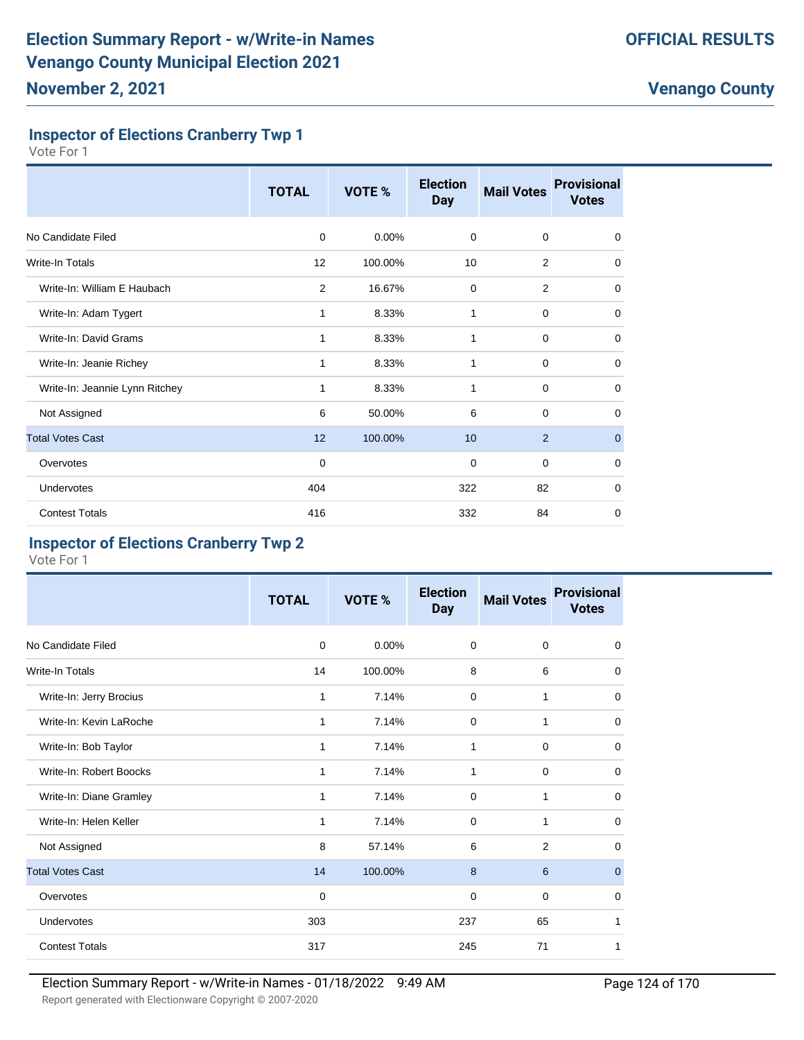### Inspector of Elections Cranberry Twp 1

Vote For 1

| | TOTAL | VOTE % | Election Day | Mail Votes | Provisional Votes |
|---|---|---|---|---|---|
| No Candidate Filed | 0 | 0.00% | 0 | 0 | 0 |
| Write-In Totals | 12 | 100.00% | 10 | 2 | 0 |
| Write-In: William E Haubach | 2 | 16.67% | 0 | 2 | 0 |
| Write-In: Adam Tygert | 1 | 8.33% | 1 | 0 | 0 |
| Write-In: David Grams | 1 | 8.33% | 1 | 0 | 0 |
| Write-In: Jeanie Richey | 1 | 8.33% | 1 | 0 | 0 |
| Write-In: Jeannie Lynn Ritchey | 1 | 8.33% | 1 | 0 | 0 |
| Not Assigned | 6 | 50.00% | 6 | 0 | 0 |
| Total Votes Cast | 12 | 100.00% | 10 | 2 | 0 |
| Overvotes | 0 | | 0 | 0 | 0 |
| Undervotes | 404 | | 322 | 82 | 0 |
| Contest Totals | 416 | | 332 | 84 | 0 |

### Inspector of Elections Cranberry Twp 2

Vote For 1

| | TOTAL | VOTE % | Election Day | Mail Votes | Provisional Votes |
|---|---|---|---|---|---|
| No Candidate Filed | 0 | 0.00% | 0 | 0 | 0 |
| Write-In Totals | 14 | 100.00% | 8 | 6 | 0 |
| Write-In: Jerry Brocius | 1 | 7.14% | 0 | 1 | 0 |
| Write-In: Kevin LaRoche | 1 | 7.14% | 0 | 1 | 0 |
| Write-In: Bob Taylor | 1 | 7.14% | 1 | 0 | 0 |
| Write-In: Robert Boocks | 1 | 7.14% | 1 | 0 | 0 |
| Write-In: Diane Gramley | 1 | 7.14% | 0 | 1 | 0 |
| Write-In: Helen Keller | 1 | 7.14% | 0 | 1 | 0 |
| Not Assigned | 8 | 57.14% | 6 | 2 | 0 |
| Total Votes Cast | 14 | 100.00% | 8 | 6 | 0 |
| Overvotes | 0 | | 0 | 0 | 0 |
| Undervotes | 303 | | 237 | 65 | 1 |
| Contest Totals | 317 | | 245 | 71 | 1 |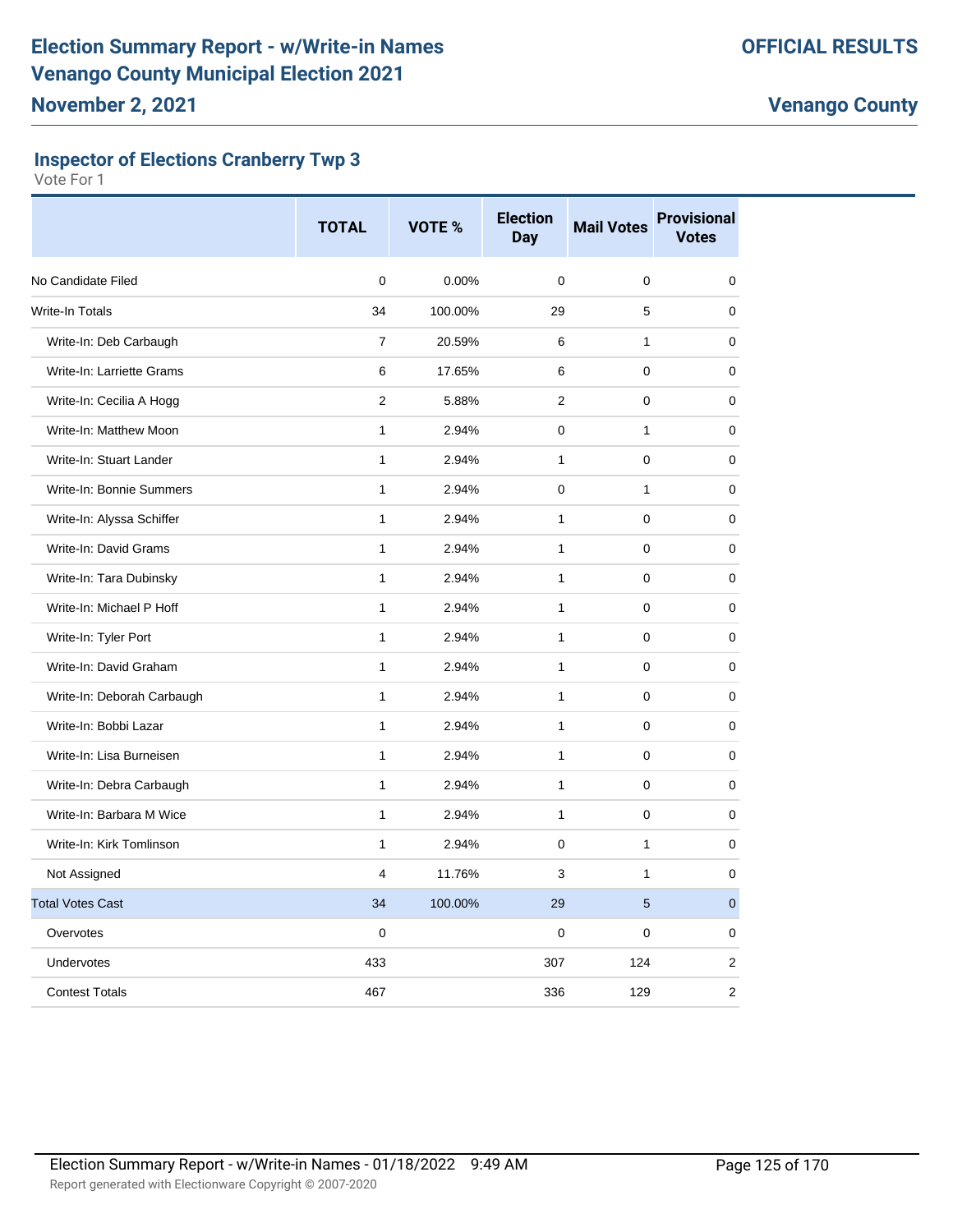# Election Summary Report - w/Write-in Names
# Venango County Municipal Election 2021

**OFFICIAL RESULTS**

**November 2, 2021**

**Venango County**

### Inspector of Elections Cranberry Twp 3

Vote For 1

| | TOTAL | VOTE % | Election Day | Mail Votes | Provisional Votes |
|---|---|---|---|---|---|
| No Candidate Filed | 0 | 0.00% | 0 | 0 | 0 |
| Write-In Totals | 34 | 100.00% | 29 | 5 | 0 |
| Write-In: Deb Carbaugh | 7 | 20.59% | 6 | 1 | 0 |
| Write-In: Larriette Grams | 6 | 17.65% | 6 | 0 | 0 |
| Write-In: Cecilia A Hogg | 2 | 5.88% | 2 | 0 | 0 |
| Write-In: Matthew Moon | 1 | 2.94% | 0 | 1 | 0 |
| Write-In: Stuart Lander | 1 | 2.94% | 1 | 0 | 0 |
| Write-In: Bonnie Summers | 1 | 2.94% | 0 | 1 | 0 |
| Write-In: Alyssa Schiffer | 1 | 2.94% | 1 | 0 | 0 |
| Write-In: David Grams | 1 | 2.94% | 1 | 0 | 0 |
| Write-In: Tara Dubinsky | 1 | 2.94% | 1 | 0 | 0 |
| Write-In: Michael P Hoff | 1 | 2.94% | 1 | 0 | 0 |
| Write-In: Tyler Port | 1 | 2.94% | 1 | 0 | 0 |
| Write-In: David Graham | 1 | 2.94% | 1 | 0 | 0 |
| Write-In: Deborah Carbaugh | 1 | 2.94% | 1 | 0 | 0 |
| Write-In: Bobbi Lazar | 1 | 2.94% | 1 | 0 | 0 |
| Write-In: Lisa Burneisen | 1 | 2.94% | 1 | 0 | 0 |
| Write-In: Debra Carbaugh | 1 | 2.94% | 1 | 0 | 0 |
| Write-In: Barbara M Wice | 1 | 2.94% | 1 | 0 | 0 |
| Write-In: Kirk Tomlinson | 1 | 2.94% | 0 | 1 | 0 |
| Not Assigned | 4 | 11.76% | 3 | 1 | 0 |
| Total Votes Cast | 34 | 100.00% | 29 | 5 | 0 |
| Overvotes | 0 | | 0 | 0 | 0 |
| Undervotes | 433 | | 307 | 124 | 2 |
| Contest Totals | 467 | | 336 | 129 | 2 |

Election Summary Report - w/Write-in Names - 01/18/2022 9:49 AM

Report generated with Electionware Copyright © 2007-2020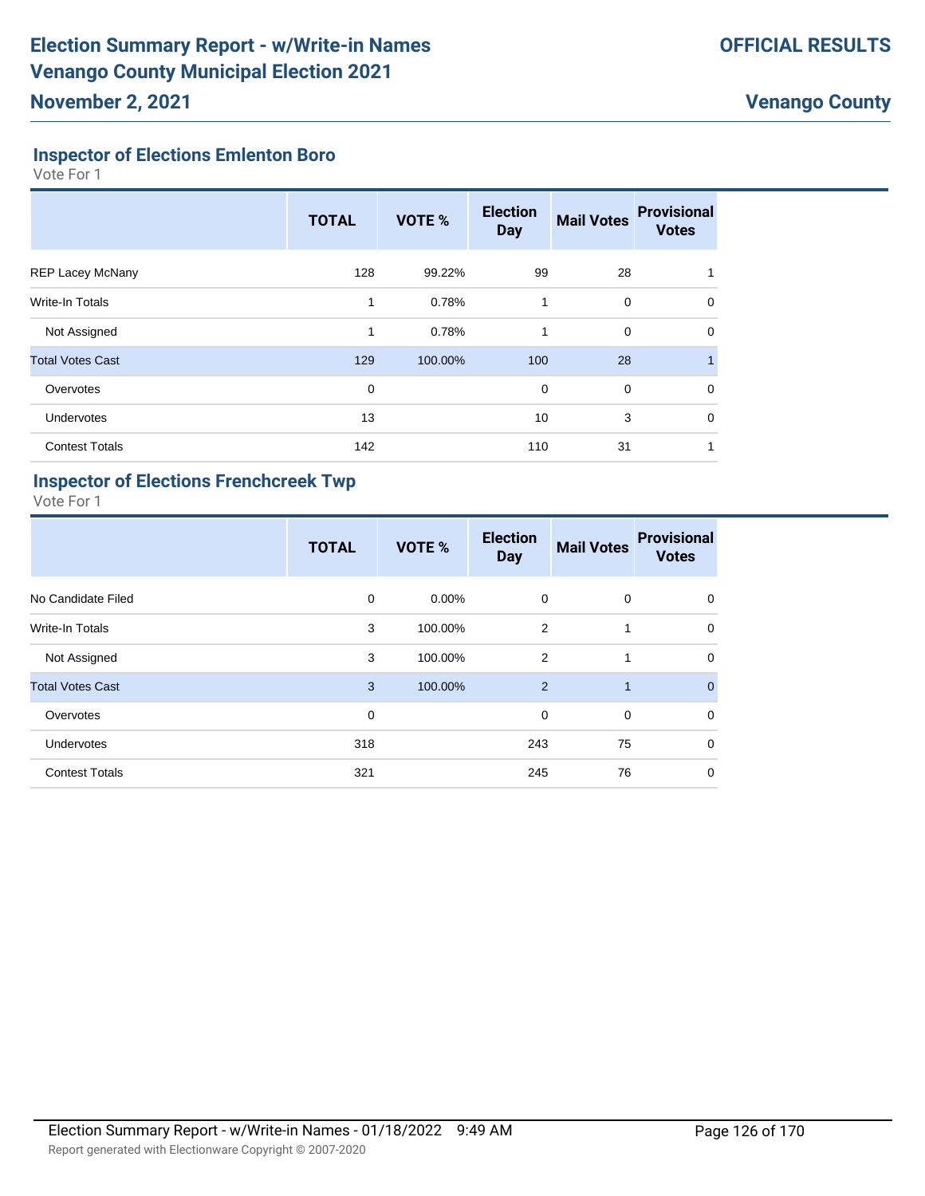## Inspector of Elections Emlenton Boro

Vote For 1

| | TOTAL | VOTE % | Election Day | Mail Votes | Provisional Votes |
|---|---|---|---|---|---|
| REP Lacey McNany | 128 | 99.22% | 99 | 28 | 1 |
| Write-In Totals | 1 | 0.78% | 1 | 0 | 0 |
| Not Assigned | 1 | 0.78% | 1 | 0 | 0 |
| Total Votes Cast | 129 | 100.00% | 100 | 28 | 1 |
| Overvotes | 0 | | 0 | 0 | 0 |
| Undervotes | 13 | | 10 | 3 | 0 |
| Contest Totals | 142 | | 110 | 31 | 1 |

## Inspector of Elections Frenchcreek Twp

Vote For 1

| | TOTAL | VOTE % | Election Day | Mail Votes | Provisional Votes |
|---|---|---|---|---|---|
| No Candidate Filed | 0 | 0.00% | 0 | 0 | 0 |
| Write-In Totals | 3 | 100.00% | 2 | 1 | 0 |
| Not Assigned | 3 | 100.00% | 2 | 1 | 0 |
| Total Votes Cast | 3 | 100.00% | 2 | 1 | 0 |
| Overvotes | 0 | | 0 | 0 | 0 |
| Undervotes | 318 | | 243 | 75 | 0 |
| Contest Totals | 321 | | 245 | 76 | 0 |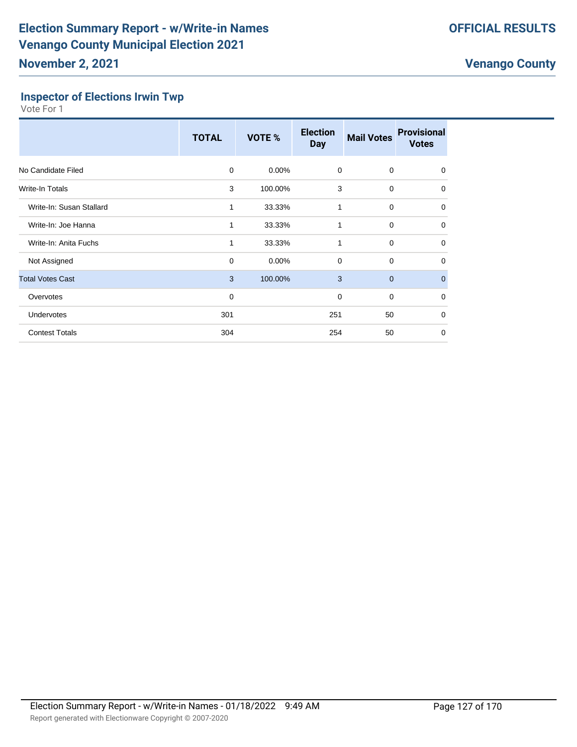# Election Summary Report - w/Write-in Names
# Venango County Municipal Election 2021

**November 2, 2021**

**OFFICIAL RESULTS**

**Venango County**

### Inspector of Elections Irwin Twp

Vote For 1

| | TOTAL | VOTE % | Election Day | Mail Votes | Provisional Votes |
|---|---|---|---|---|---|
| No Candidate Filed | 0 | 0.00% | 0 | 0 | 0 |
| Write-In Totals | 3 | 100.00% | 3 | 0 | 0 |
| Write-In: Susan Stallard | 1 | 33.33% | 1 | 0 | 0 |
| Write-In: Joe Hanna | 1 | 33.33% | 1 | 0 | 0 |
| Write-In: Anita Fuchs | 1 | 33.33% | 1 | 0 | 0 |
| Not Assigned | 0 | 0.00% | 0 | 0 | 0 |
| Total Votes Cast | 3 | 100.00% | 3 | 0 | 0 |
| Overvotes | 0 | | 0 | 0 | 0 |
| Undervotes | 301 | | 251 | 50 | 0 |
| Contest Totals | 304 | | 254 | 50 | 0 |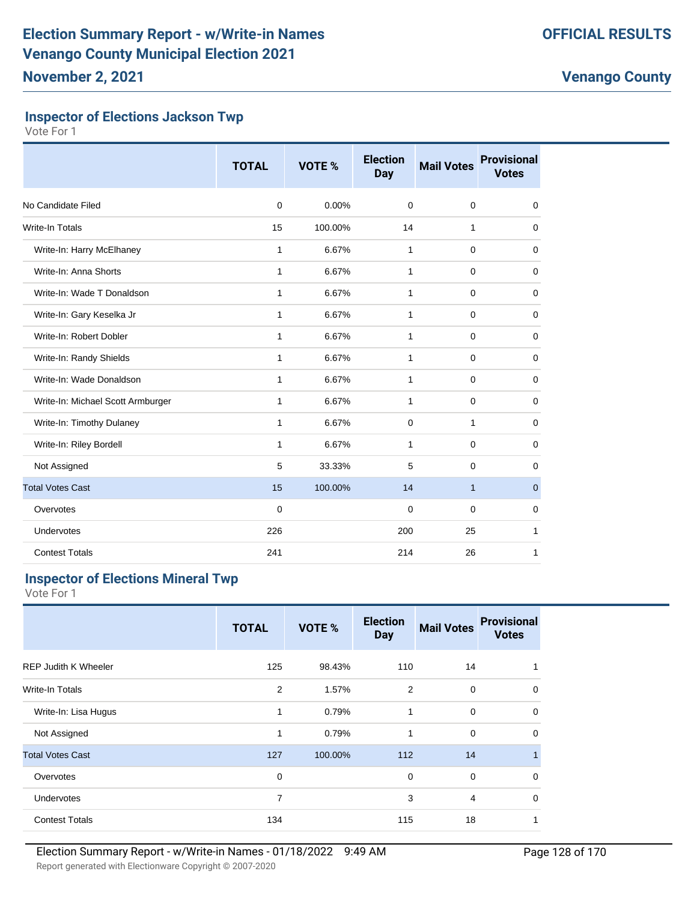# Election Summary Report - w/Write-in Names
# Venango County Municipal Election 2021
## November 2, 2021

**OFFICIAL RESULTS**

**Venango County**

### Inspector of Elections Jackson Twp

Vote For 1

| | TOTAL | VOTE % | Election Day | Mail Votes | Provisional Votes |
|---|---|---|---|---|---|
| No Candidate Filed | 0 | 0.00% | 0 | 0 | 0 |
| Write-In Totals | 15 | 100.00% | 14 | 1 | 0 |
| Write-In: Harry McElhaney | 1 | 6.67% | 1 | 0 | 0 |
| Write-In: Anna Shorts | 1 | 6.67% | 1 | 0 | 0 |
| Write-In: Wade T Donaldson | 1 | 6.67% | 1 | 0 | 0 |
| Write-In: Gary Keselka Jr | 1 | 6.67% | 1 | 0 | 0 |
| Write-In: Robert Dobler | 1 | 6.67% | 1 | 0 | 0 |
| Write-In: Randy Shields | 1 | 6.67% | 1 | 0 | 0 |
| Write-In: Wade Donaldson | 1 | 6.67% | 1 | 0 | 0 |
| Write-In: Michael Scott Armburger | 1 | 6.67% | 1 | 0 | 0 |
| Write-In: Timothy Dulaney | 1 | 6.67% | 0 | 1 | 0 |
| Write-In: Riley Bordell | 1 | 6.67% | 1 | 0 | 0 |
| Not Assigned | 5 | 33.33% | 5 | 0 | 0 |
| Total Votes Cast | 15 | 100.00% | 14 | 1 | 0 |
| Overvotes | 0 | | 0 | 0 | 0 |
| Undervotes | 226 | | 200 | 25 | 1 |
| Contest Totals | 241 | | 214 | 26 | 1 |

### Inspector of Elections Mineral Twp

Vote For 1

| | TOTAL | VOTE % | Election Day | Mail Votes | Provisional Votes |
|---|---|---|---|---|---|
| REP Judith K Wheeler | 125 | 98.43% | 110 | 14 | 1 |
| Write-In Totals | 2 | 1.57% | 2 | 0 | 0 |
| Write-In: Lisa Hugus | 1 | 0.79% | 1 | 0 | 0 |
| Not Assigned | 1 | 0.79% | 1 | 0 | 0 |
| Total Votes Cast | 127 | 100.00% | 112 | 14 | 1 |
| Overvotes | 0 | | 0 | 0 | 0 |
| Undervotes | 7 | | 3 | 4 | 0 |
| Contest Totals | 134 | | 115 | 18 | 1 |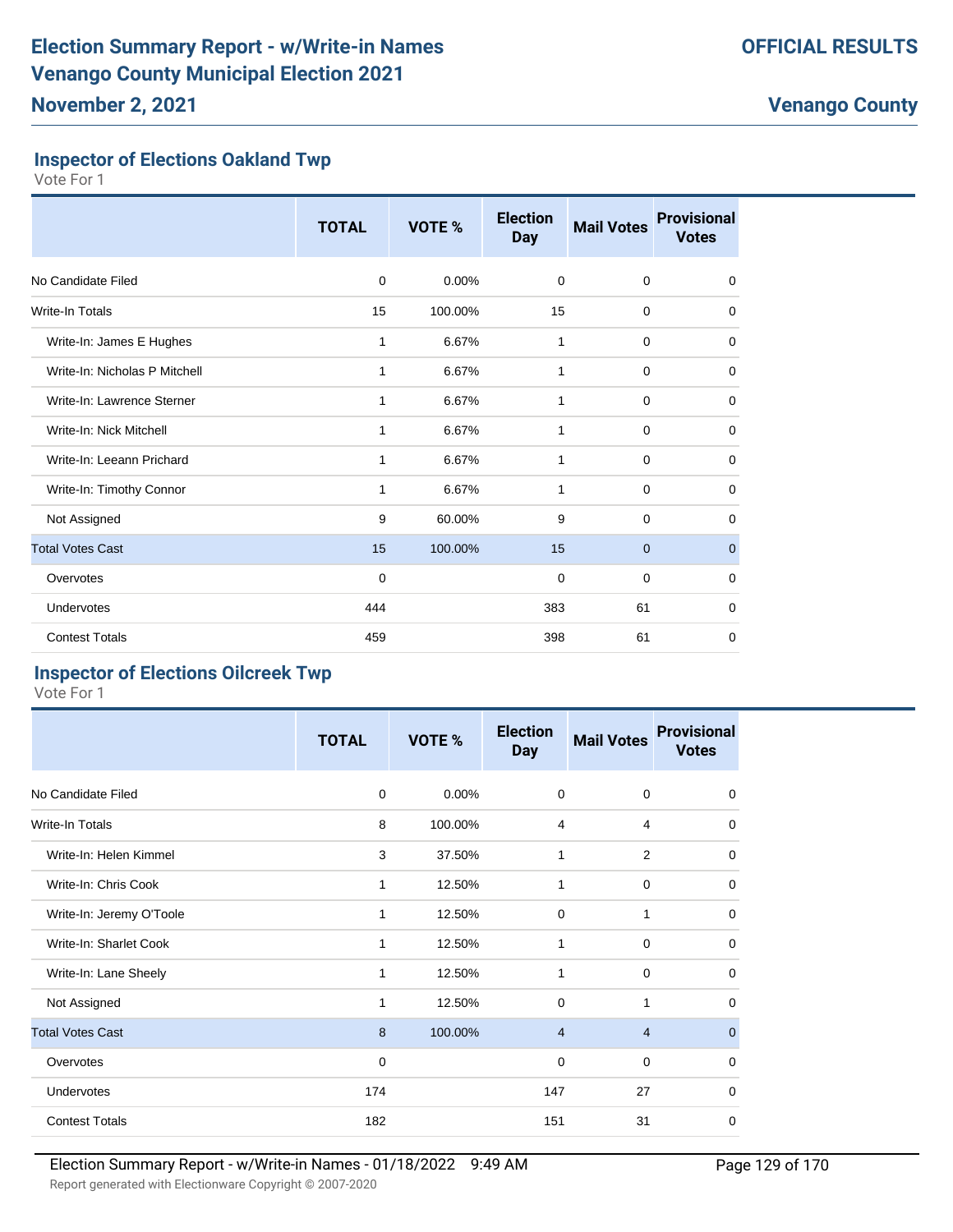# Election Summary Report - w/Write-in Names
# Venango County Municipal Election 2021
## November 2, 2021

**OFFICIAL RESULTS**

**Venango County**

### Inspector of Elections Oakland Twp

Vote For 1

| | TOTAL | VOTE % | Election Day | Mail Votes | Provisional Votes |
|---|---|---|---|---|---|
| No Candidate Filed | 0 | 0.00% | 0 | 0 | 0 |
| Write-In Totals | 15 | 100.00% | 15 | 0 | 0 |
| Write-In: James E Hughes | 1 | 6.67% | 1 | 0 | 0 |
| Write-In: Nicholas P Mitchell | 1 | 6.67% | 1 | 0 | 0 |
| Write-In: Lawrence Sterner | 1 | 6.67% | 1 | 0 | 0 |
| Write-In: Nick Mitchell | 1 | 6.67% | 1 | 0 | 0 |
| Write-In: Leeann Prichard | 1 | 6.67% | 1 | 0 | 0 |
| Write-In: Timothy Connor | 1 | 6.67% | 1 | 0 | 0 |
| Not Assigned | 9 | 60.00% | 9 | 0 | 0 |
| Total Votes Cast | 15 | 100.00% | 15 | 0 | 0 |
| Overvotes | 0 | | 0 | 0 | 0 |
| Undervotes | 444 | | 383 | 61 | 0 |
| Contest Totals | 459 | | 398 | 61 | 0 |

### Inspector of Elections Oilcreek Twp

Vote For 1

| | TOTAL | VOTE % | Election Day | Mail Votes | Provisional Votes |
|---|---|---|---|---|---|
| No Candidate Filed | 0 | 0.00% | 0 | 0 | 0 |
| Write-In Totals | 8 | 100.00% | 4 | 4 | 0 |
| Write-In: Helen Kimmel | 3 | 37.50% | 1 | 2 | 0 |
| Write-In: Chris Cook | 1 | 12.50% | 1 | 0 | 0 |
| Write-In: Jeremy O'Toole | 1 | 12.50% | 0 | 1 | 0 |
| Write-In: Sharlet Cook | 1 | 12.50% | 1 | 0 | 0 |
| Write-In: Lane Sheely | 1 | 12.50% | 1 | 0 | 0 |
| Not Assigned | 1 | 12.50% | 0 | 1 | 0 |
| Total Votes Cast | 8 | 100.00% | 4 | 4 | 0 |
| Overvotes | 0 | | 0 | 0 | 0 |
| Undervotes | 174 | | 147 | 27 | 0 |
| Contest Totals | 182 | | 151 | 31 | 0 |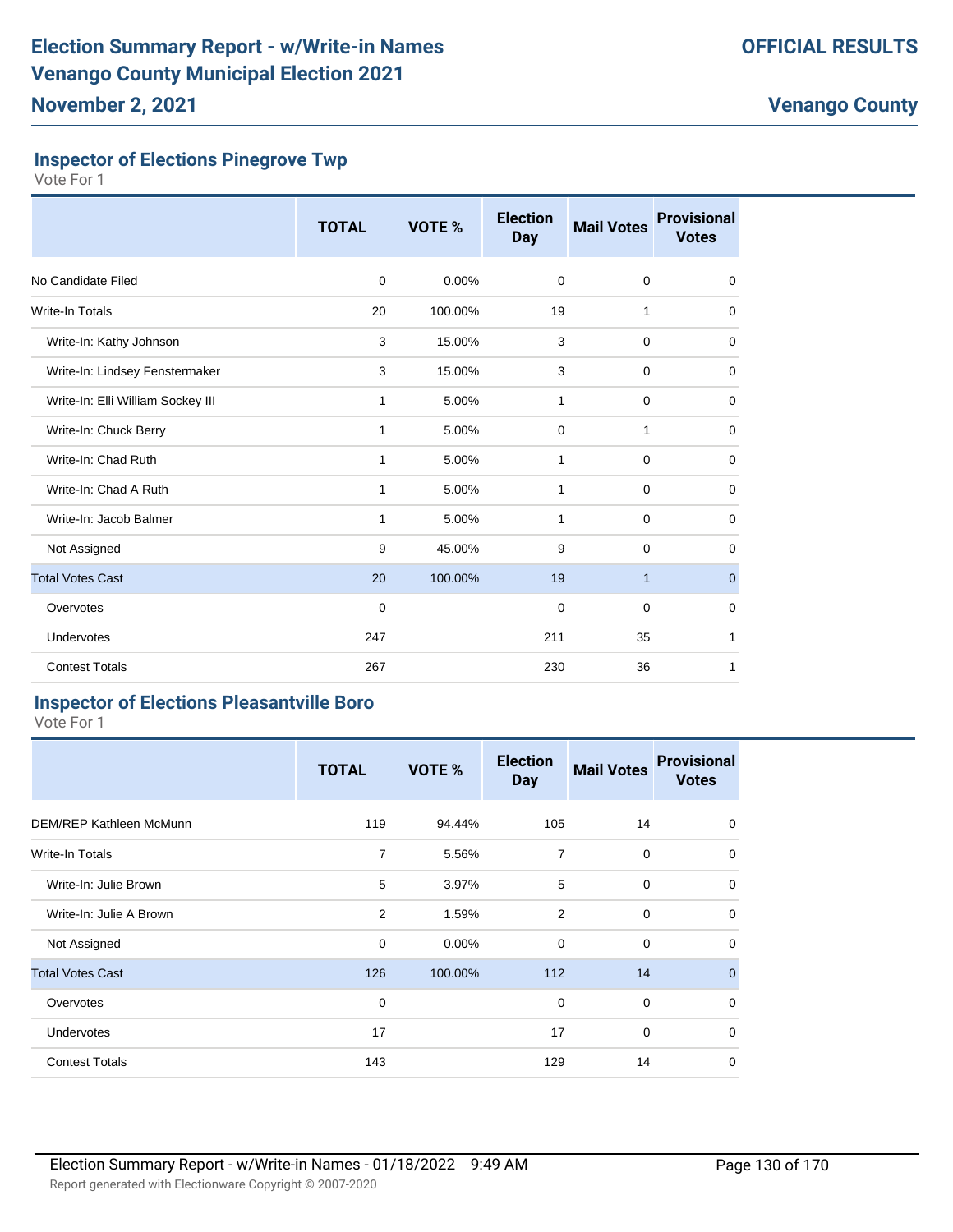## Inspector of Elections Pinegrove Twp

Vote For 1

| | TOTAL | VOTE % | Election Day | Mail Votes | Provisional Votes |
|---|---|---|---|---|---|
| No Candidate Filed | 0 | 0.00% | 0 | 0 | 0 |
| Write-In Totals | 20 | 100.00% | 19 | 1 | 0 |
| Write-In: Kathy Johnson | 3 | 15.00% | 3 | 0 | 0 |
| Write-In: Lindsey Fenstermaker | 3 | 15.00% | 3 | 0 | 0 |
| Write-In: Elli William Sockey III | 1 | 5.00% | 1 | 0 | 0 |
| Write-In: Chuck Berry | 1 | 5.00% | 0 | 1 | 0 |
| Write-In: Chad Ruth | 1 | 5.00% | 1 | 0 | 0 |
| Write-In: Chad A Ruth | 1 | 5.00% | 1 | 0 | 0 |
| Write-In: Jacob Balmer | 1 | 5.00% | 1 | 0 | 0 |
| Not Assigned | 9 | 45.00% | 9 | 0 | 0 |
| Total Votes Cast | 20 | 100.00% | 19 | 1 | 0 |
| Overvotes | 0 | | 0 | 0 | 0 |
| Undervotes | 247 | | 211 | 35 | 1 |
| Contest Totals | 267 | | 230 | 36 | 1 |

## Inspector of Elections Pleasantville Boro

Vote For 1

| | TOTAL | VOTE % | Election Day | Mail Votes | Provisional Votes |
|---|---|---|---|---|---|
| DEM/REP Kathleen McMunn | 119 | 94.44% | 105 | 14 | 0 |
| Write-In Totals | 7 | 5.56% | 7 | 0 | 0 |
| Write-In: Julie Brown | 5 | 3.97% | 5 | 0 | 0 |
| Write-In: Julie A Brown | 2 | 1.59% | 2 | 0 | 0 |
| Not Assigned | 0 | 0.00% | 0 | 0 | 0 |
| Total Votes Cast | 126 | 100.00% | 112 | 14 | 0 |
| Overvotes | 0 | | 0 | 0 | 0 |
| Undervotes | 17 | | 17 | 0 | 0 |
| Contest Totals | 143 | | 129 | 14 | 0 |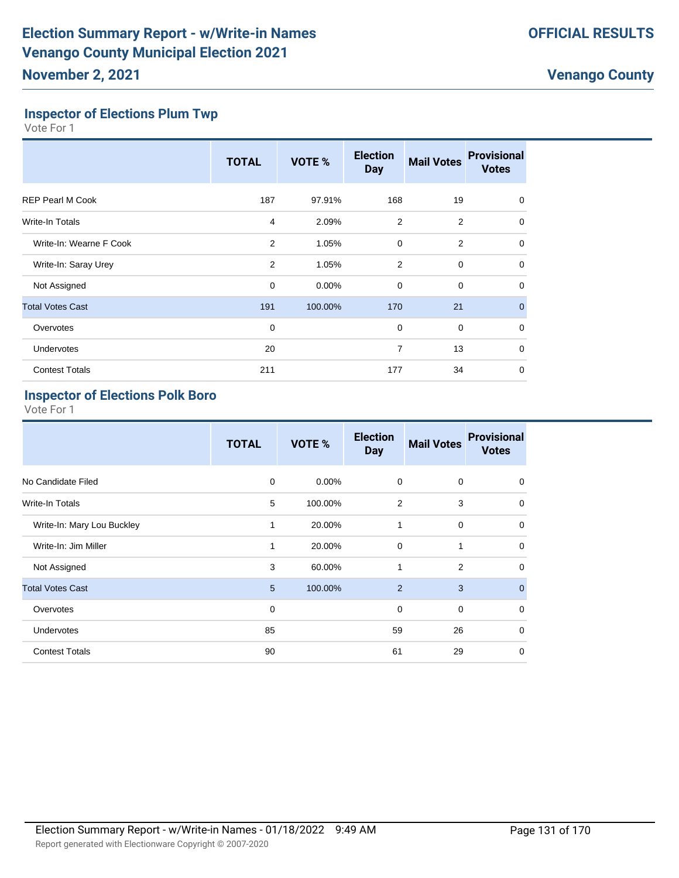# Election Summary Report - w/Write-in Names
# Venango County Municipal Election 2021
## November 2, 2021

**OFFICIAL RESULTS**

**Venango County**

### Inspector of Elections Plum Twp

Vote For 1

| | TOTAL | VOTE % | Election Day | Mail Votes | Provisional Votes |
|---|---|---|---|---|---|
| REP Pearl M Cook | 187 | 97.91% | 168 | 19 | 0 |
| Write-In Totals | 4 | 2.09% | 2 | 2 | 0 |
| Write-In: Wearne F Cook | 2 | 1.05% | 0 | 2 | 0 |
| Write-In: Saray Urey | 2 | 1.05% | 2 | 0 | 0 |
| Not Assigned | 0 | 0.00% | 0 | 0 | 0 |
| Total Votes Cast | 191 | 100.00% | 170 | 21 | 0 |
| Overvotes | 0 | | 0 | 0 | 0 |
| Undervotes | 20 | | 7 | 13 | 0 |
| Contest Totals | 211 | | 177 | 34 | 0 |

### Inspector of Elections Polk Boro

Vote For 1

| | TOTAL | VOTE % | Election Day | Mail Votes | Provisional Votes |
|---|---|---|---|---|---|
| No Candidate Filed | 0 | 0.00% | 0 | 0 | 0 |
| Write-In Totals | 5 | 100.00% | 2 | 3 | 0 |
| Write-In: Mary Lou Buckley | 1 | 20.00% | 1 | 0 | 0 |
| Write-In: Jim Miller | 1 | 20.00% | 0 | 1 | 0 |
| Not Assigned | 3 | 60.00% | 1 | 2 | 0 |
| Total Votes Cast | 5 | 100.00% | 2 | 3 | 0 |
| Overvotes | 0 | | 0 | 0 | 0 |
| Undervotes | 85 | | 59 | 26 | 0 |
| Contest Totals | 90 | | 61 | 29 | 0 |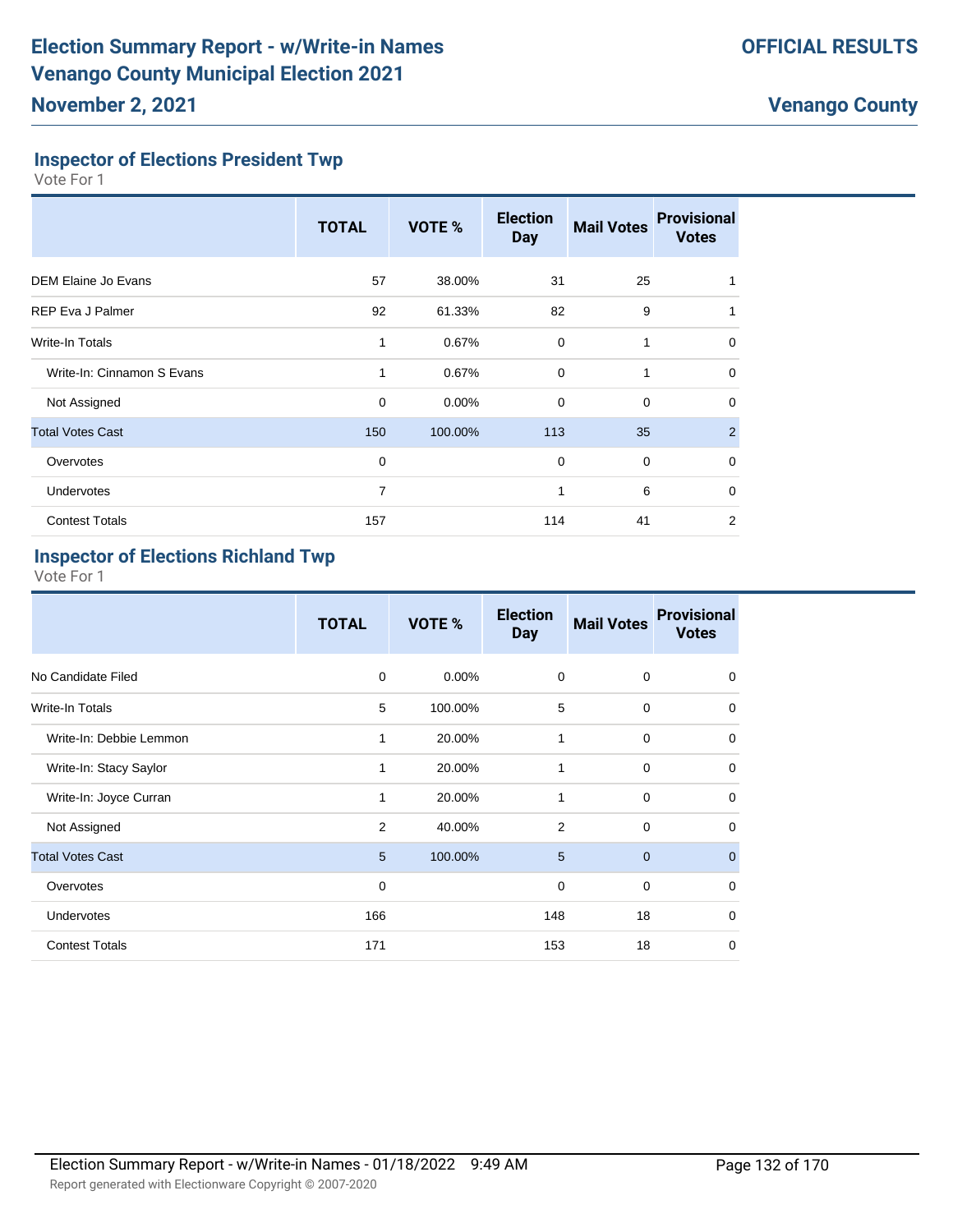# Election Summary Report - w/Write-in Names
# Venango County Municipal Election 2021

**November 2, 2021**

**OFFICIAL RESULTS**

**Venango County**

### Inspector of Elections President Twp

Vote For 1

| | TOTAL | VOTE % | Election Day | Mail Votes | Provisional Votes |
|---|---|---|---|---|---|
| DEM Elaine Jo Evans | 57 | 38.00% | 31 | 25 | 1 |
| REP Eva J Palmer | 92 | 61.33% | 82 | 9 | 1 |
| Write-In Totals | 1 | 0.67% | 0 | 1 | 0 |
| Write-In: Cinnamon S Evans | 1 | 0.67% | 0 | 1 | 0 |
| Not Assigned | 0 | 0.00% | 0 | 0 | 0 |
| Total Votes Cast | 150 | 100.00% | 113 | 35 | 2 |
| Overvotes | 0 | | 0 | 0 | 0 |
| Undervotes | 7 | | 1 | 6 | 0 |
| Contest Totals | 157 | | 114 | 41 | 2 |

### Inspector of Elections Richland Twp

Vote For 1

| | TOTAL | VOTE % | Election Day | Mail Votes | Provisional Votes |
|---|---|---|---|---|---|
| No Candidate Filed | 0 | 0.00% | 0 | 0 | 0 |
| Write-In Totals | 5 | 100.00% | 5 | 0 | 0 |
| Write-In: Debbie Lemmon | 1 | 20.00% | 1 | 0 | 0 |
| Write-In: Stacy Saylor | 1 | 20.00% | 1 | 0 | 0 |
| Write-In: Joyce Curran | 1 | 20.00% | 1 | 0 | 0 |
| Not Assigned | 2 | 40.00% | 2 | 0 | 0 |
| Total Votes Cast | 5 | 100.00% | 5 | 0 | 0 |
| Overvotes | 0 | | 0 | 0 | 0 |
| Undervotes | 166 | | 148 | 18 | 0 |
| Contest Totals | 171 | | 153 | 18 | 0 |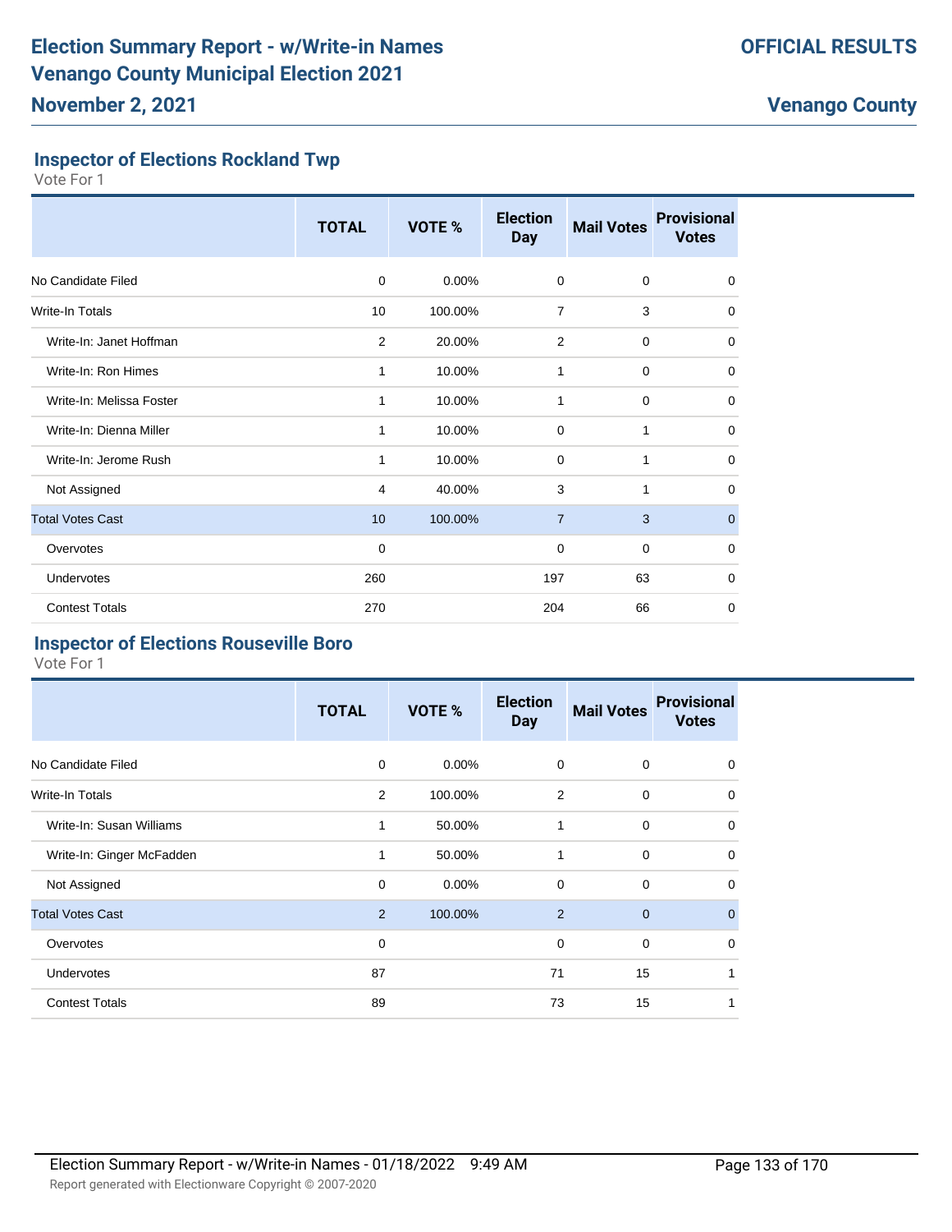# Election Summary Report - w/Write-in Names
# Venango County Municipal Election 2021
## November 2, 2021

**OFFICIAL RESULTS**

**Venango County**

### Inspector of Elections Rockland Twp

Vote For 1

| | TOTAL | VOTE % | Election Day | Mail Votes | Provisional Votes |
|---|---|---|---|---|---|
| No Candidate Filed | 0 | 0.00% | 0 | 0 | 0 |
| Write-In Totals | 10 | 100.00% | 7 | 3 | 0 |
| Write-In: Janet Hoffman | 2 | 20.00% | 2 | 0 | 0 |
| Write-In: Ron Himes | 1 | 10.00% | 1 | 0 | 0 |
| Write-In: Melissa Foster | 1 | 10.00% | 1 | 0 | 0 |
| Write-In: Dienna Miller | 1 | 10.00% | 0 | 1 | 0 |
| Write-In: Jerome Rush | 1 | 10.00% | 0 | 1 | 0 |
| Not Assigned | 4 | 40.00% | 3 | 1 | 0 |
| Total Votes Cast | 10 | 100.00% | 7 | 3 | 0 |
| Overvotes | 0 | | 0 | 0 | 0 |
| Undervotes | 260 | | 197 | 63 | 0 |
| Contest Totals | 270 | | 204 | 66 | 0 |

### Inspector of Elections Rouseville Boro

Vote For 1

| | TOTAL | VOTE % | Election Day | Mail Votes | Provisional Votes |
|---|---|---|---|---|---|
| No Candidate Filed | 0 | 0.00% | 0 | 0 | 0 |
| Write-In Totals | 2 | 100.00% | 2 | 0 | 0 |
| Write-In: Susan Williams | 1 | 50.00% | 1 | 0 | 0 |
| Write-In: Ginger McFadden | 1 | 50.00% | 1 | 0 | 0 |
| Not Assigned | 0 | 0.00% | 0 | 0 | 0 |
| Total Votes Cast | 2 | 100.00% | 2 | 0 | 0 |
| Overvotes | 0 | | 0 | 0 | 0 |
| Undervotes | 87 | | 71 | 15 | 1 |
| Contest Totals | 89 | | 73 | 15 | 1 |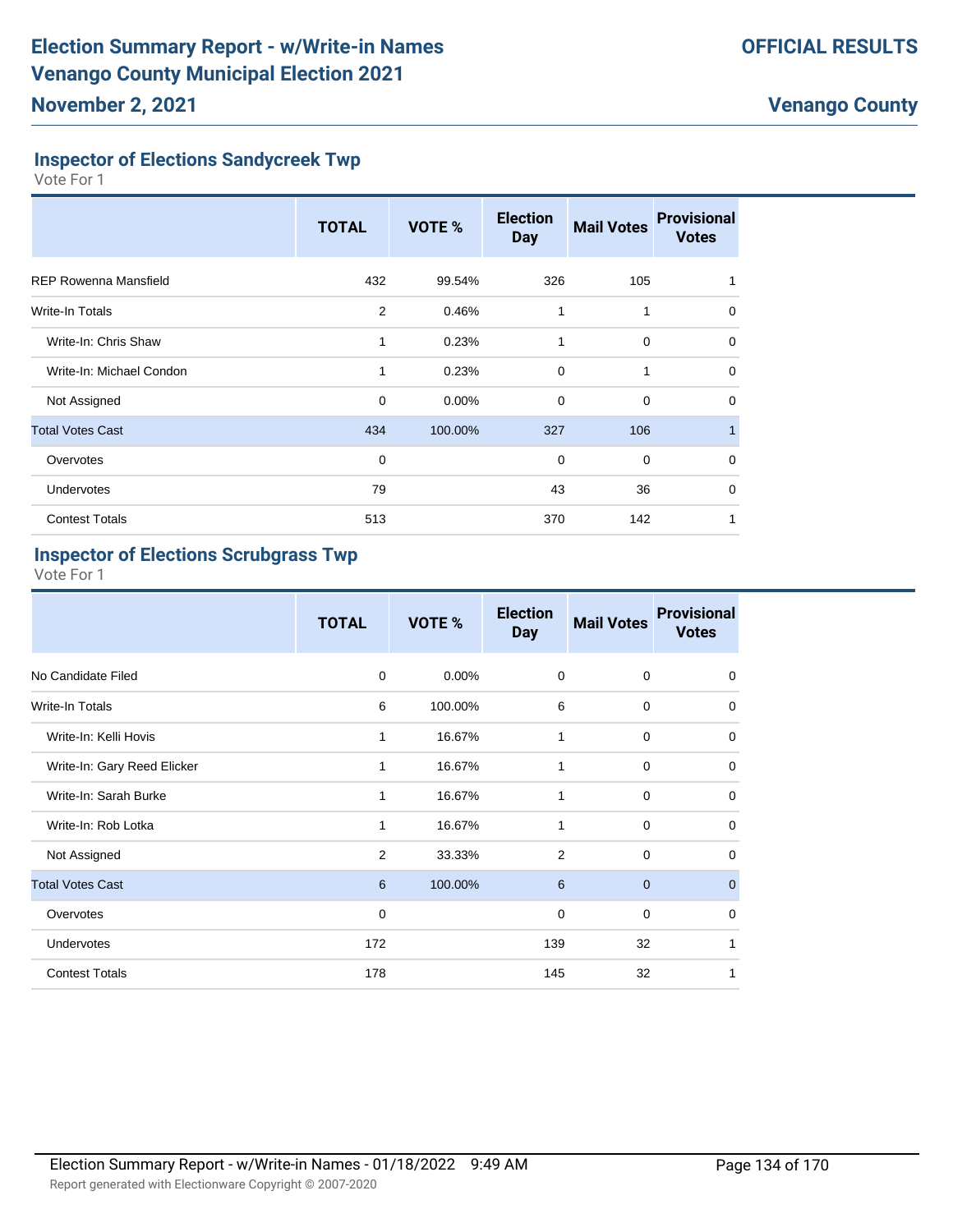## Inspector of Elections Sandycreek Twp

Vote For 1

| | TOTAL | VOTE % | Election Day | Mail Votes | Provisional Votes |
|---|---|---|---|---|---|
| REP Rowenna Mansfield | 432 | 99.54% | 326 | 105 | 1 |
| Write-In Totals | 2 | 0.46% | 1 | 1 | 0 |
| Write-In: Chris Shaw | 1 | 0.23% | 1 | 0 | 0 |
| Write-In: Michael Condon | 1 | 0.23% | 0 | 1 | 0 |
| Not Assigned | 0 | 0.00% | 0 | 0 | 0 |
| Total Votes Cast | 434 | 100.00% | 327 | 106 | 1 |
| Overvotes | 0 | | 0 | 0 | 0 |
| Undervotes | 79 | | 43 | 36 | 0 |
| Contest Totals | 513 | | 370 | 142 | 1 |

## Inspector of Elections Scrubgrass Twp

Vote For 1

| | TOTAL | VOTE % | Election Day | Mail Votes | Provisional Votes |
|---|---|---|---|---|---|
| No Candidate Filed | 0 | 0.00% | 0 | 0 | 0 |
| Write-In Totals | 6 | 100.00% | 6 | 0 | 0 |
| Write-In: Kelli Hovis | 1 | 16.67% | 1 | 0 | 0 |
| Write-In: Gary Reed Elicker | 1 | 16.67% | 1 | 0 | 0 |
| Write-In: Sarah Burke | 1 | 16.67% | 1 | 0 | 0 |
| Write-In: Rob Lotka | 1 | 16.67% | 1 | 0 | 0 |
| Not Assigned | 2 | 33.33% | 2 | 0 | 0 |
| Total Votes Cast | 6 | 100.00% | 6 | 0 | 0 |
| Overvotes | 0 | | 0 | 0 | 0 |
| Undervotes | 172 | | 139 | 32 | 1 |
| Contest Totals | 178 | | 145 | 32 | 1 |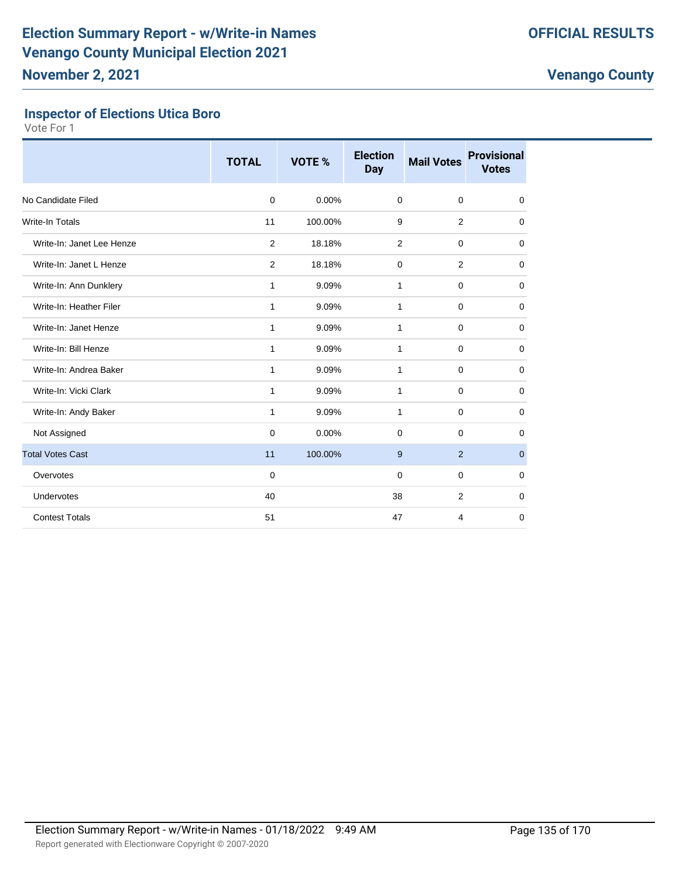# Election Summary Report - w/Write-in Names
# Venango County Municipal Election 2021
## November 2, 2021

**OFFICIAL RESULTS**

**Venango County**

### Inspector of Elections Utica Boro

Vote For 1

| | TOTAL | VOTE % | Election Day | Mail Votes | Provisional Votes |
|---|---|---|---|---|---|
| No Candidate Filed | 0 | 0.00% | 0 | 0 | 0 |
| Write-In Totals | 11 | 100.00% | 9 | 2 | 0 |
| Write-In: Janet Lee Henze | 2 | 18.18% | 2 | 0 | 0 |
| Write-In: Janet L Henze | 2 | 18.18% | 0 | 2 | 0 |
| Write-In: Ann Dunklery | 1 | 9.09% | 1 | 0 | 0 |
| Write-In: Heather Filer | 1 | 9.09% | 1 | 0 | 0 |
| Write-In: Janet Henze | 1 | 9.09% | 1 | 0 | 0 |
| Write-In: Bill Henze | 1 | 9.09% | 1 | 0 | 0 |
| Write-In: Andrea Baker | 1 | 9.09% | 1 | 0 | 0 |
| Write-In: Vicki Clark | 1 | 9.09% | 1 | 0 | 0 |
| Write-In: Andy Baker | 1 | 9.09% | 1 | 0 | 0 |
| Not Assigned | 0 | 0.00% | 0 | 0 | 0 |
| Total Votes Cast | 11 | 100.00% | 9 | 2 | 0 |
| Overvotes | 0 | | 0 | 0 | 0 |
| Undervotes | 40 | | 38 | 2 | 0 |
| Contest Totals | 51 | | 47 | 4 | 0 |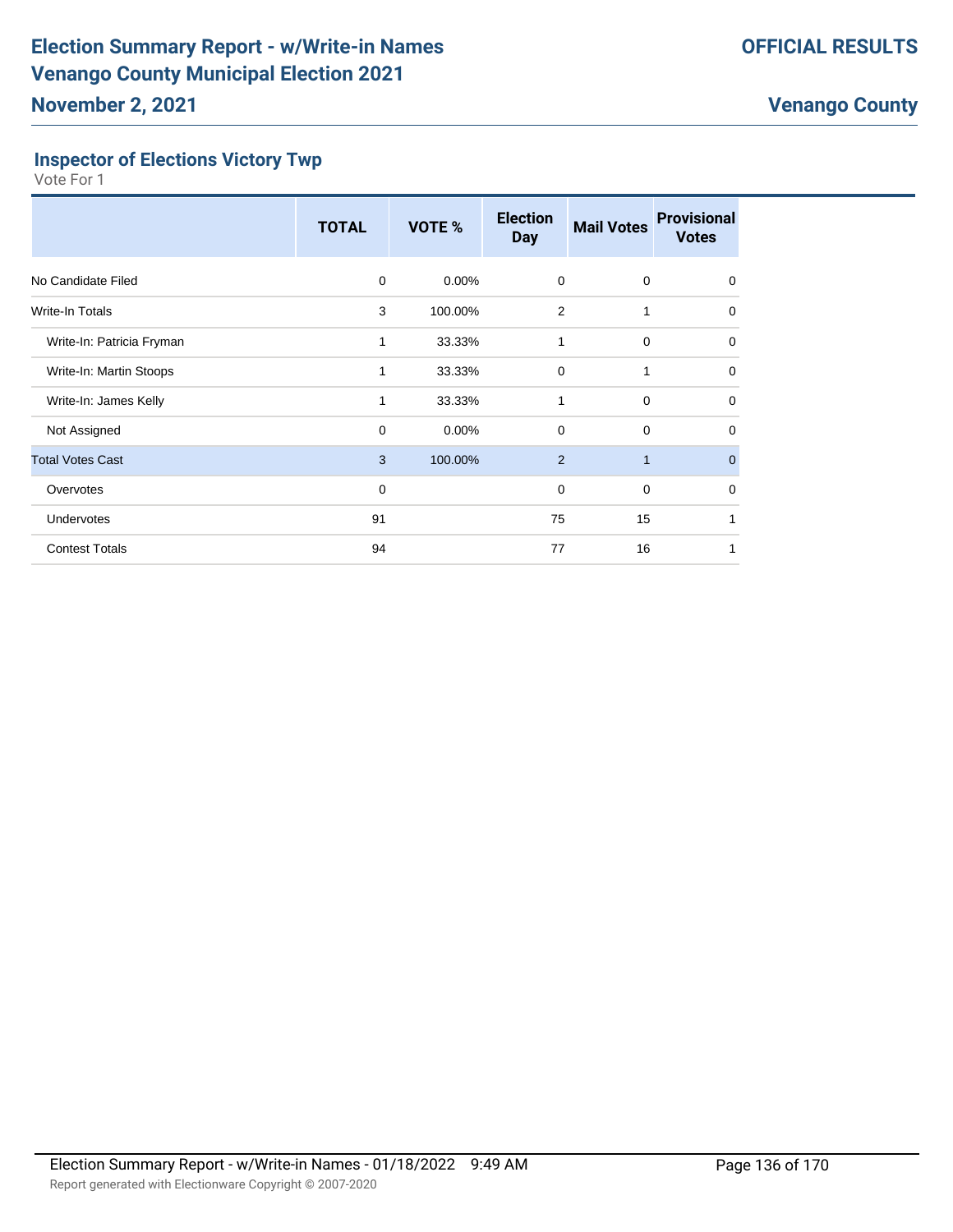## Inspector of Elections Victory Twp

Vote For 1

| | TOTAL | VOTE % | Election Day | Mail Votes | Provisional Votes |
|---|---|---|---|---|---|
| No Candidate Filed | 0 | 0.00% | 0 | 0 | 0 |
| Write-In Totals | 3 | 100.00% | 2 | 1 | 0 |
| Write-In: Patricia Fryman | 1 | 33.33% | 1 | 0 | 0 |
| Write-In: Martin Stoops | 1 | 33.33% | 0 | 1 | 0 |
| Write-In: James Kelly | 1 | 33.33% | 1 | 0 | 0 |
| Not Assigned | 0 | 0.00% | 0 | 0 | 0 |
| Total Votes Cast | 3 | 100.00% | 2 | 1 | 0 |
| Overvotes | 0 | | 0 | 0 | 0 |
| Undervotes | 91 | | 75 | 15 | 1 |
| Contest Totals | 94 | | 77 | 16 | 1 |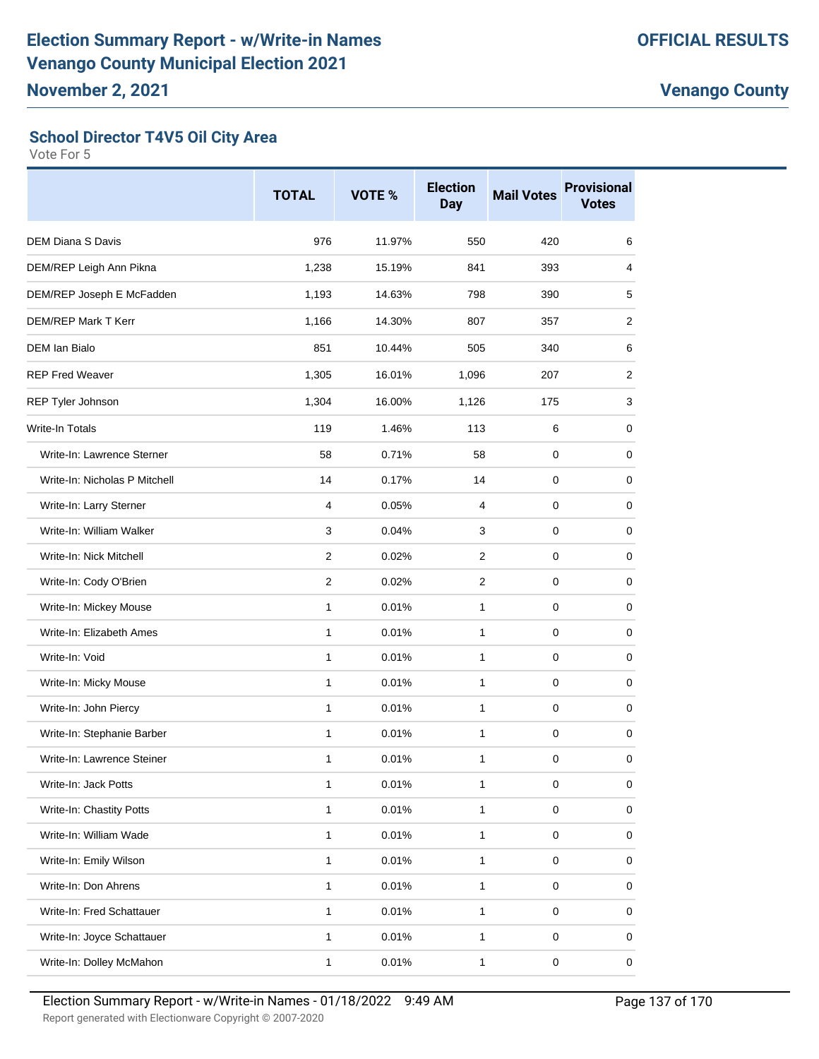# Election Summary Report - w/Write-in Names
# Venango County Municipal Election 2021
## November 2, 2021

**OFFICIAL RESULTS**

**Venango County**

### School Director T4V5 Oil City Area

Vote For 5

| | TOTAL | VOTE % | Election Day | Mail Votes | Provisional Votes |
|---|---|---|---|---|---|
| DEM Diana S Davis | 976 | 11.97% | 550 | 420 | 6 |
| DEM/REP Leigh Ann Pikna | 1,238 | 15.19% | 841 | 393 | 4 |
| DEM/REP Joseph E McFadden | 1,193 | 14.63% | 798 | 390 | 5 |
| DEM/REP Mark T Kerr | 1,166 | 14.30% | 807 | 357 | 2 |
| DEM Ian Bialo | 851 | 10.44% | 505 | 340 | 6 |
| REP Fred Weaver | 1,305 | 16.01% | 1,096 | 207 | 2 |
| REP Tyler Johnson | 1,304 | 16.00% | 1,126 | 175 | 3 |
| Write-In Totals | 119 | 1.46% | 113 | 6 | 0 |
| Write-In: Lawrence Sterner | 58 | 0.71% | 58 | 0 | 0 |
| Write-In: Nicholas P Mitchell | 14 | 0.17% | 14 | 0 | 0 |
| Write-In: Larry Sterner | 4 | 0.05% | 4 | 0 | 0 |
| Write-In: William Walker | 3 | 0.04% | 3 | 0 | 0 |
| Write-In: Nick Mitchell | 2 | 0.02% | 2 | 0 | 0 |
| Write-In: Cody O'Brien | 2 | 0.02% | 2 | 0 | 0 |
| Write-In: Mickey Mouse | 1 | 0.01% | 1 | 0 | 0 |
| Write-In: Elizabeth Ames | 1 | 0.01% | 1 | 0 | 0 |
| Write-In: Void | 1 | 0.01% | 1 | 0 | 0 |
| Write-In: Micky Mouse | 1 | 0.01% | 1 | 0 | 0 |
| Write-In: John Piercy | 1 | 0.01% | 1 | 0 | 0 |
| Write-In: Stephanie Barber | 1 | 0.01% | 1 | 0 | 0 |
| Write-In: Lawrence Steiner | 1 | 0.01% | 1 | 0 | 0 |
| Write-In: Jack Potts | 1 | 0.01% | 1 | 0 | 0 |
| Write-In: Chastity Potts | 1 | 0.01% | 1 | 0 | 0 |
| Write-In: William Wade | 1 | 0.01% | 1 | 0 | 0 |
| Write-In: Emily Wilson | 1 | 0.01% | 1 | 0 | 0 |
| Write-In: Don Ahrens | 1 | 0.01% | 1 | 0 | 0 |
| Write-In: Fred Schattauer | 1 | 0.01% | 1 | 0 | 0 |
| Write-In: Joyce Schattauer | 1 | 0.01% | 1 | 0 | 0 |
| Write-In: Dolley McMahon | 1 | 0.01% | 1 | 0 | 0 |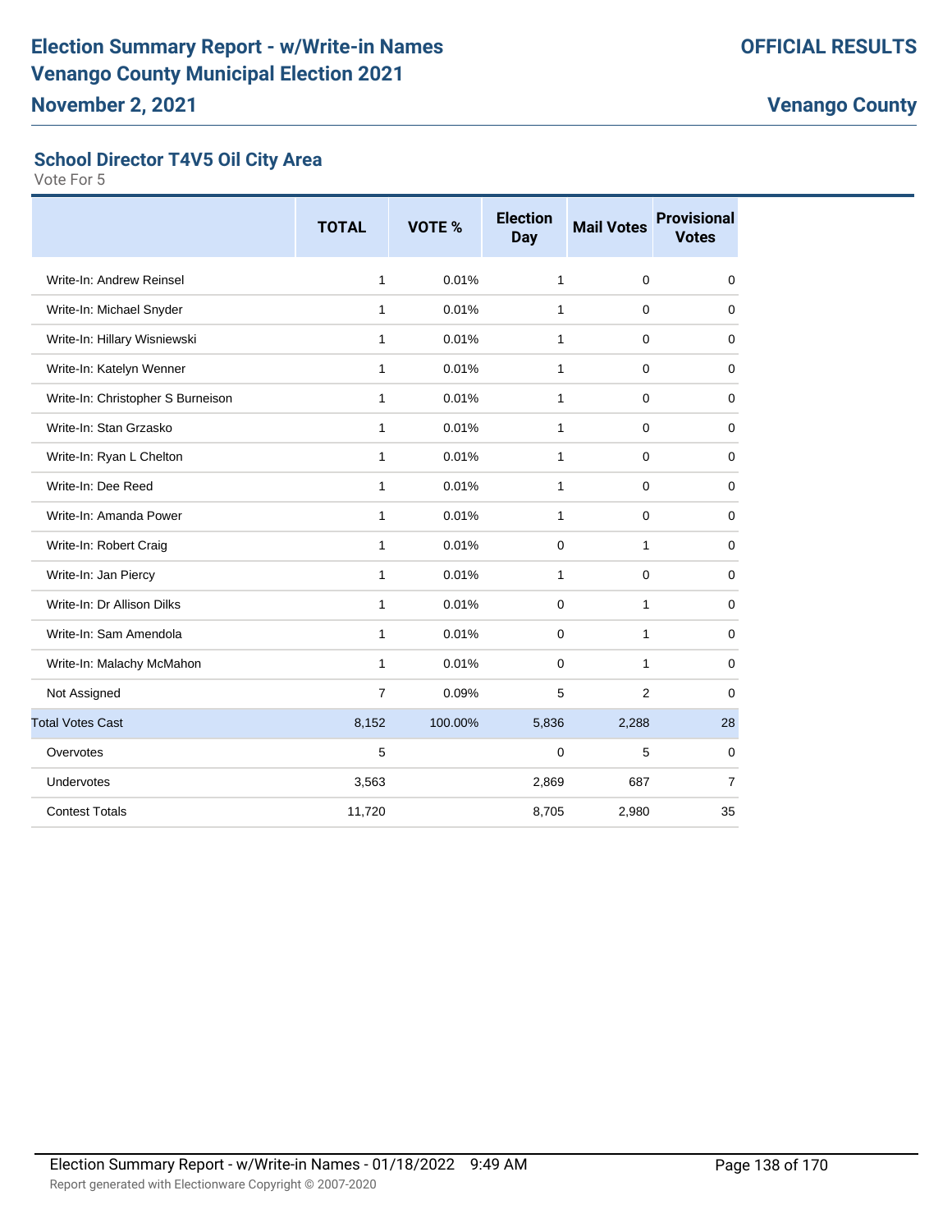## School Director T4V5 Oil City Area

Vote For 5

| | TOTAL | VOTE % | Election Day | Mail Votes | Provisional Votes |
|---|---|---|---|---|---|
| Write-In: Andrew Reinsel | 1 | 0.01% | 1 | 0 | 0 |
| Write-In: Michael Snyder | 1 | 0.01% | 1 | 0 | 0 |
| Write-In: Hillary Wisniewski | 1 | 0.01% | 1 | 0 | 0 |
| Write-In: Katelyn Wenner | 1 | 0.01% | 1 | 0 | 0 |
| Write-In: Christopher S Burneison | 1 | 0.01% | 1 | 0 | 0 |
| Write-In: Stan Grzasko | 1 | 0.01% | 1 | 0 | 0 |
| Write-In: Ryan L Chelton | 1 | 0.01% | 1 | 0 | 0 |
| Write-In: Dee Reed | 1 | 0.01% | 1 | 0 | 0 |
| Write-In: Amanda Power | 1 | 0.01% | 1 | 0 | 0 |
| Write-In: Robert Craig | 1 | 0.01% | 0 | 1 | 0 |
| Write-In: Jan Piercy | 1 | 0.01% | 1 | 0 | 0 |
| Write-In: Dr Allison Dilks | 1 | 0.01% | 0 | 1 | 0 |
| Write-In: Sam Amendola | 1 | 0.01% | 0 | 1 | 0 |
| Write-In: Malachy McMahon | 1 | 0.01% | 0 | 1 | 0 |
| Not Assigned | 7 | 0.09% | 5 | 2 | 0 |
| Total Votes Cast | 8,152 | 100.00% | 5,836 | 2,288 | 28 |
| Overvotes | 5 | | 0 | 5 | 0 |
| Undervotes | 3,563 | | 2,869 | 687 | 7 |
| Contest Totals | 11,720 | | 8,705 | 2,980 | 35 |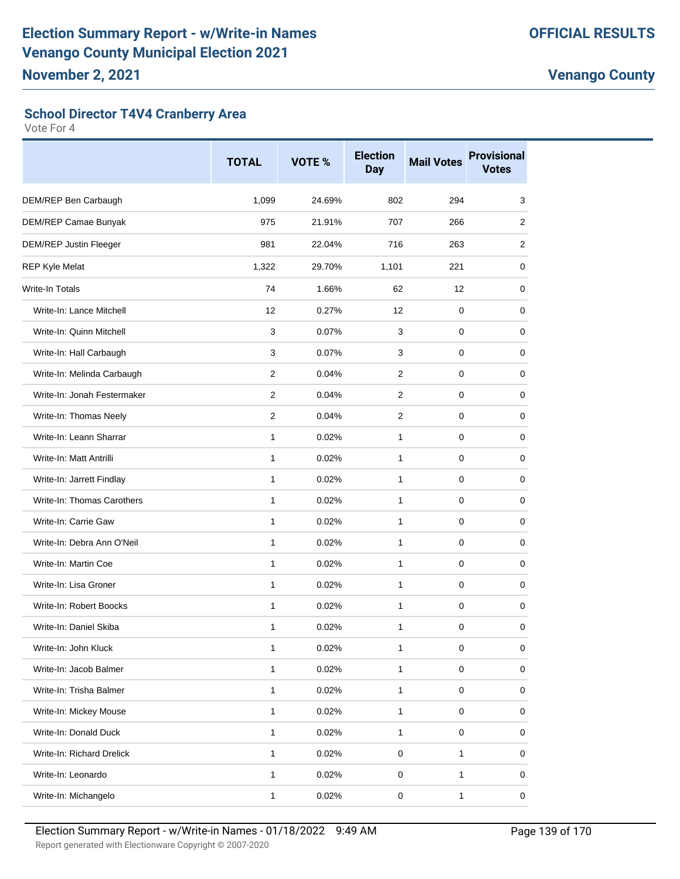# Election Summary Report - w/Write-in Names
# Venango County Municipal Election 2021

**OFFICIAL RESULTS**

**November 2, 2021**

**Venango County**

### School Director T4V4 Cranberry Area

Vote For 4

| | TOTAL | VOTE % | Election Day | Mail Votes | Provisional Votes |
|---|---|---|---|---|---|
| DEM/REP Ben Carbaugh | 1,099 | 24.69% | 802 | 294 | 3 |
| DEM/REP Camae Bunyak | 975 | 21.91% | 707 | 266 | 2 |
| DEM/REP Justin Fleeger | 981 | 22.04% | 716 | 263 | 2 |
| REP Kyle Melat | 1,322 | 29.70% | 1,101 | 221 | 0 |
| Write-In Totals | 74 | 1.66% | 62 | 12 | 0 |
| Write-In: Lance Mitchell | 12 | 0.27% | 12 | 0 | 0 |
| Write-In: Quinn Mitchell | 3 | 0.07% | 3 | 0 | 0 |
| Write-In: Hall Carbaugh | 3 | 0.07% | 3 | 0 | 0 |
| Write-In: Melinda Carbaugh | 2 | 0.04% | 2 | 0 | 0 |
| Write-In: Jonah Festermaker | 2 | 0.04% | 2 | 0 | 0 |
| Write-In: Thomas Neely | 2 | 0.04% | 2 | 0 | 0 |
| Write-In: Leann Sharrar | 1 | 0.02% | 1 | 0 | 0 |
| Write-In: Matt Antrilli | 1 | 0.02% | 1 | 0 | 0 |
| Write-In: Jarrett Findlay | 1 | 0.02% | 1 | 0 | 0 |
| Write-In: Thomas Carothers | 1 | 0.02% | 1 | 0 | 0 |
| Write-In: Carrie Gaw | 1 | 0.02% | 1 | 0 | 0 |
| Write-In: Debra Ann O'Neil | 1 | 0.02% | 1 | 0 | 0 |
| Write-In: Martin Coe | 1 | 0.02% | 1 | 0 | 0 |
| Write-In: Lisa Groner | 1 | 0.02% | 1 | 0 | 0 |
| Write-In: Robert Boocks | 1 | 0.02% | 1 | 0 | 0 |
| Write-In: Daniel Skiba | 1 | 0.02% | 1 | 0 | 0 |
| Write-In: John Kluck | 1 | 0.02% | 1 | 0 | 0 |
| Write-In: Jacob Balmer | 1 | 0.02% | 1 | 0 | 0 |
| Write-In: Trisha Balmer | 1 | 0.02% | 1 | 0 | 0 |
| Write-In: Mickey Mouse | 1 | 0.02% | 1 | 0 | 0 |
| Write-In: Donald Duck | 1 | 0.02% | 1 | 0 | 0 |
| Write-In: Richard Drelick | 1 | 0.02% | 0 | 1 | 0 |
| Write-In: Leonardo | 1 | 0.02% | 0 | 1 | 0 |
| Write-In: Michangelo | 1 | 0.02% | 0 | 1 | 0 |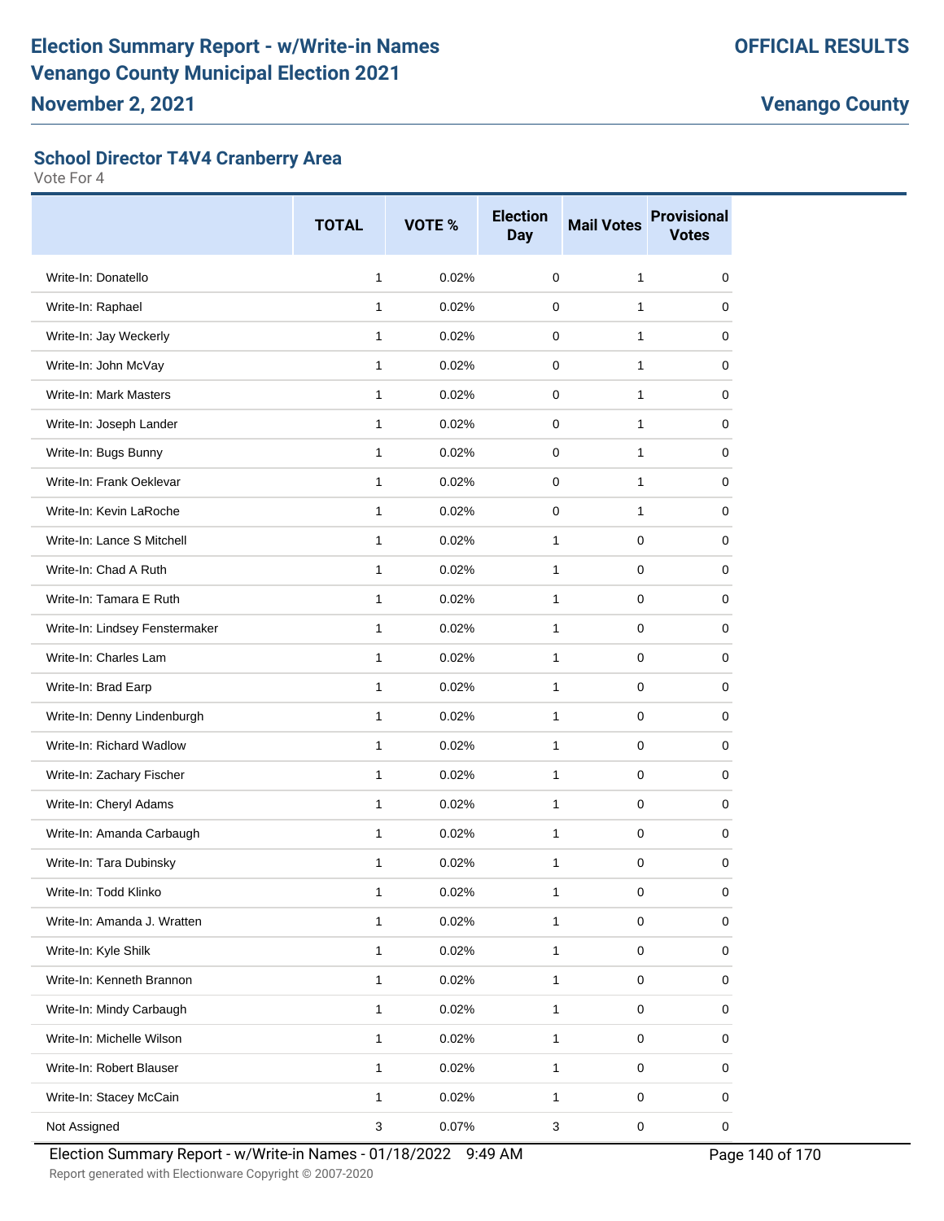# Election Summary Report - w/Write-in Names
# Venango County Municipal Election 2021
## November 2, 2021

**OFFICIAL RESULTS**

**Venango County**

### School Director T4V4 Cranberry Area

Vote For 4

| | TOTAL | VOTE % | Election Day | Mail Votes | Provisional Votes |
|---|---|---|---|---|---|
| Write-In: Donatello | 1 | 0.02% | 0 | 1 | 0 |
| Write-In: Raphael | 1 | 0.02% | 0 | 1 | 0 |
| Write-In: Jay Weckerly | 1 | 0.02% | 0 | 1 | 0 |
| Write-In: John McVay | 1 | 0.02% | 0 | 1 | 0 |
| Write-In: Mark Masters | 1 | 0.02% | 0 | 1 | 0 |
| Write-In: Joseph Lander | 1 | 0.02% | 0 | 1 | 0 |
| Write-In: Bugs Bunny | 1 | 0.02% | 0 | 1 | 0 |
| Write-In: Frank Oeklevar | 1 | 0.02% | 0 | 1 | 0 |
| Write-In: Kevin LaRoche | 1 | 0.02% | 0 | 1 | 0 |
| Write-In: Lance S Mitchell | 1 | 0.02% | 1 | 0 | 0 |
| Write-In: Chad A Ruth | 1 | 0.02% | 1 | 0 | 0 |
| Write-In: Tamara E Ruth | 1 | 0.02% | 1 | 0 | 0 |
| Write-In: Lindsey Fenstermaker | 1 | 0.02% | 1 | 0 | 0 |
| Write-In: Charles Lam | 1 | 0.02% | 1 | 0 | 0 |
| Write-In: Brad Earp | 1 | 0.02% | 1 | 0 | 0 |
| Write-In: Denny Lindenburgh | 1 | 0.02% | 1 | 0 | 0 |
| Write-In: Richard Wadlow | 1 | 0.02% | 1 | 0 | 0 |
| Write-In: Zachary Fischer | 1 | 0.02% | 1 | 0 | 0 |
| Write-In: Cheryl Adams | 1 | 0.02% | 1 | 0 | 0 |
| Write-In: Amanda Carbaugh | 1 | 0.02% | 1 | 0 | 0 |
| Write-In: Tara Dubinsky | 1 | 0.02% | 1 | 0 | 0 |
| Write-In: Todd Klinko | 1 | 0.02% | 1 | 0 | 0 |
| Write-In: Amanda J. Wratten | 1 | 0.02% | 1 | 0 | 0 |
| Write-In: Kyle Shilk | 1 | 0.02% | 1 | 0 | 0 |
| Write-In: Kenneth Brannon | 1 | 0.02% | 1 | 0 | 0 |
| Write-In: Mindy Carbaugh | 1 | 0.02% | 1 | 0 | 0 |
| Write-In: Michelle Wilson | 1 | 0.02% | 1 | 0 | 0 |
| Write-In: Robert Blauser | 1 | 0.02% | 1 | 0 | 0 |
| Write-In: Stacey McCain | 1 | 0.02% | 1 | 0 | 0 |
| Not Assigned | 3 | 0.07% | 3 | 0 | 0 |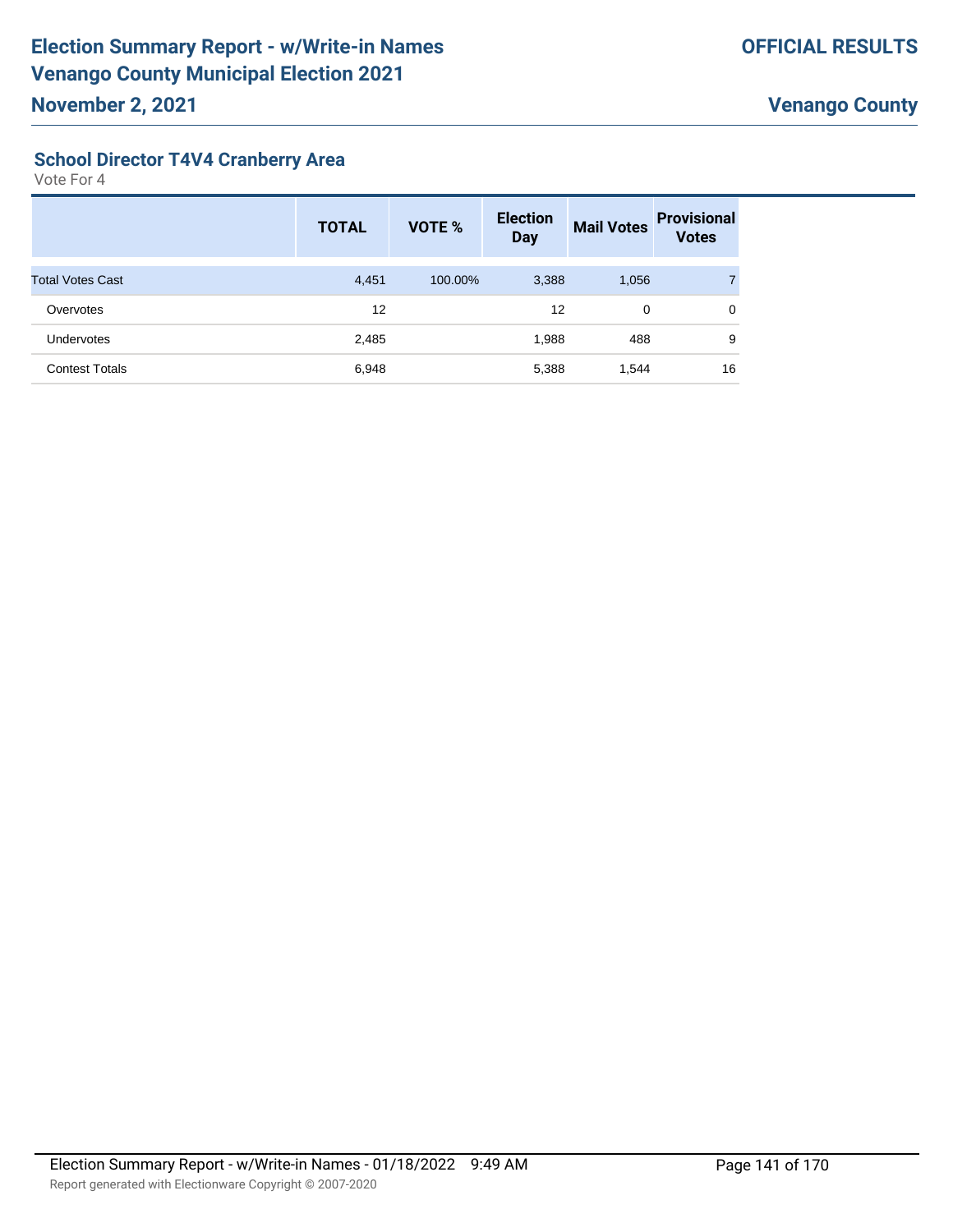## School Director T4V4 Cranberry Area

Vote For 4

| | TOTAL | VOTE % | Election Day | Mail Votes | Provisional Votes |
|---|---|---|---|---|---|
| Total Votes Cast | 4,451 | 100.00% | 3,388 | 1,056 | 7 |
| Overvotes | 12 | | 12 | 0 | 0 |
| Undervotes | 2,485 | | 1,988 | 488 | 9 |
| Contest Totals | 6,948 | | 5,388 | 1,544 | 16 |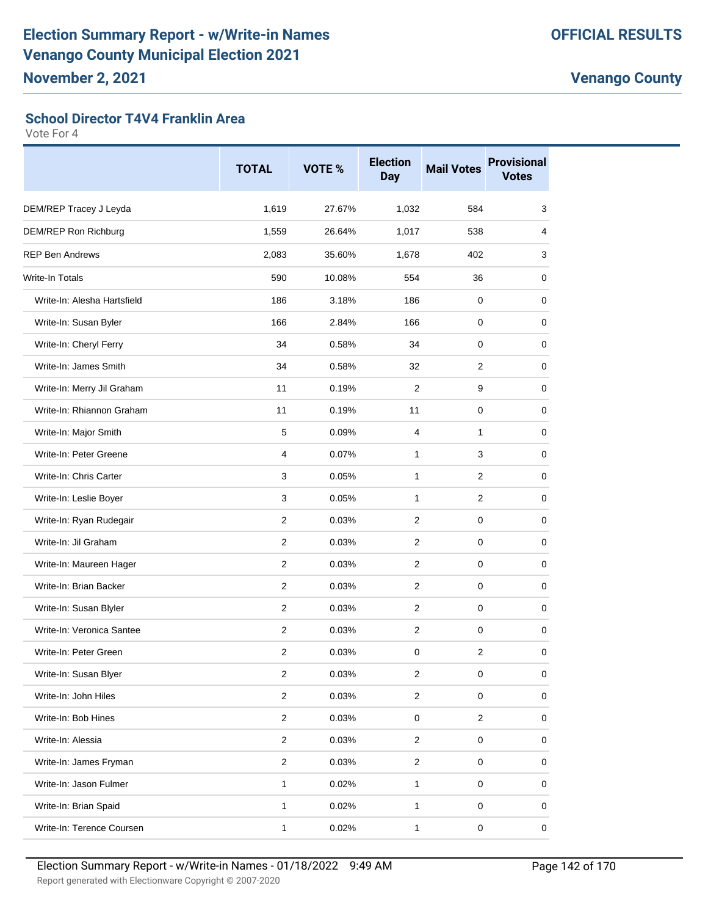## School Director T4V4 Franklin Area

Vote For 4

| | TOTAL | VOTE % | Election Day | Mail Votes | Provisional Votes |
|---|---|---|---|---|---|
| DEM/REP Tracey J Leyda | 1,619 | 27.67% | 1,032 | 584 | 3 |
| DEM/REP Ron Richburg | 1,559 | 26.64% | 1,017 | 538 | 4 |
| REP Ben Andrews | 2,083 | 35.60% | 1,678 | 402 | 3 |
| Write-In Totals | 590 | 10.08% | 554 | 36 | 0 |
| Write-In: Alesha Hartsfield | 186 | 3.18% | 186 | 0 | 0 |
| Write-In: Susan Byler | 166 | 2.84% | 166 | 0 | 0 |
| Write-In: Cheryl Ferry | 34 | 0.58% | 34 | 0 | 0 |
| Write-In: James Smith | 34 | 0.58% | 32 | 2 | 0 |
| Write-In: Merry Jil Graham | 11 | 0.19% | 2 | 9 | 0 |
| Write-In: Rhiannon Graham | 11 | 0.19% | 11 | 0 | 0 |
| Write-In: Major Smith | 5 | 0.09% | 4 | 1 | 0 |
| Write-In: Peter Greene | 4 | 0.07% | 1 | 3 | 0 |
| Write-In: Chris Carter | 3 | 0.05% | 1 | 2 | 0 |
| Write-In: Leslie Boyer | 3 | 0.05% | 1 | 2 | 0 |
| Write-In: Ryan Rudegair | 2 | 0.03% | 2 | 0 | 0 |
| Write-In: Jil Graham | 2 | 0.03% | 2 | 0 | 0 |
| Write-In: Maureen Hager | 2 | 0.03% | 2 | 0 | 0 |
| Write-In: Brian Backer | 2 | 0.03% | 2 | 0 | 0 |
| Write-In: Susan Blyler | 2 | 0.03% | 2 | 0 | 0 |
| Write-In: Veronica Santee | 2 | 0.03% | 2 | 0 | 0 |
| Write-In: Peter Green | 2 | 0.03% | 0 | 2 | 0 |
| Write-In: Susan Blyer | 2 | 0.03% | 2 | 0 | 0 |
| Write-In: John Hiles | 2 | 0.03% | 2 | 0 | 0 |
| Write-In: Bob Hines | 2 | 0.03% | 0 | 2 | 0 |
| Write-In: Alessia | 2 | 0.03% | 2 | 0 | 0 |
| Write-In: James Fryman | 2 | 0.03% | 2 | 0 | 0 |
| Write-In: Jason Fulmer | 1 | 0.02% | 1 | 0 | 0 |
| Write-In: Brian Spaid | 1 | 0.02% | 1 | 0 | 0 |
| Write-In: Terence Coursen | 1 | 0.02% | 1 | 0 | 0 |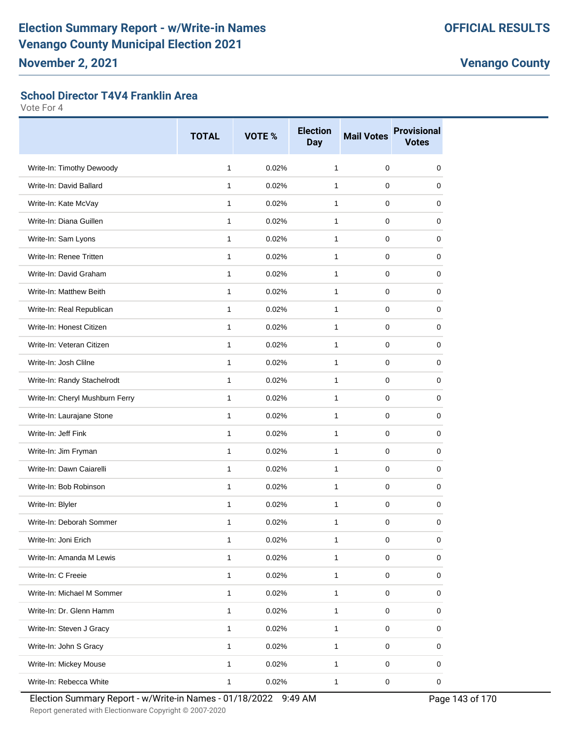## School Director T4V4 Franklin Area

Vote For 4

| | TOTAL | VOTE % | Election Day | Mail Votes | Provisional Votes |
|---|---|---|---|---|---|
| Write-In: Timothy Dewoody | 1 | 0.02% | 1 | 0 | 0 |
| Write-In: David Ballard | 1 | 0.02% | 1 | 0 | 0 |
| Write-In: Kate McVay | 1 | 0.02% | 1 | 0 | 0 |
| Write-In: Diana Guillen | 1 | 0.02% | 1 | 0 | 0 |
| Write-In: Sam Lyons | 1 | 0.02% | 1 | 0 | 0 |
| Write-In: Renee Tritten | 1 | 0.02% | 1 | 0 | 0 |
| Write-In: David Graham | 1 | 0.02% | 1 | 0 | 0 |
| Write-In: Matthew Beith | 1 | 0.02% | 1 | 0 | 0 |
| Write-In: Real Republican | 1 | 0.02% | 1 | 0 | 0 |
| Write-In: Honest Citizen | 1 | 0.02% | 1 | 0 | 0 |
| Write-In: Veteran Citizen | 1 | 0.02% | 1 | 0 | 0 |
| Write-In: Josh Cllne | 1 | 0.02% | 1 | 0 | 0 |
| Write-In: Randy Stachelrodt | 1 | 0.02% | 1 | 0 | 0 |
| Write-In: Cheryl Mushburn Ferry | 1 | 0.02% | 1 | 0 | 0 |
| Write-In: Laurajane Stone | 1 | 0.02% | 1 | 0 | 0 |
| Write-In: Jeff Fink | 1 | 0.02% | 1 | 0 | 0 |
| Write-In: Jim Fryman | 1 | 0.02% | 1 | 0 | 0 |
| Write-In: Dawn Caiarelli | 1 | 0.02% | 1 | 0 | 0 |
| Write-In: Bob Robinson | 1 | 0.02% | 1 | 0 | 0 |
| Write-In: Blyler | 1 | 0.02% | 1 | 0 | 0 |
| Write-In: Deborah Sommer | 1 | 0.02% | 1 | 0 | 0 |
| Write-In: Joni Erich | 1 | 0.02% | 1 | 0 | 0 |
| Write-In: Amanda M Lewis | 1 | 0.02% | 1 | 0 | 0 |
| Write-In: C Freeie | 1 | 0.02% | 1 | 0 | 0 |
| Write-In: Michael M Sommer | 1 | 0.02% | 1 | 0 | 0 |
| Write-In: Dr. Glenn Hamm | 1 | 0.02% | 1 | 0 | 0 |
| Write-In: Steven J Gracy | 1 | 0.02% | 1 | 0 | 0 |
| Write-In: John S Gracy | 1 | 0.02% | 1 | 0 | 0 |
| Write-In: Mickey Mouse | 1 | 0.02% | 1 | 0 | 0 |
| Write-In: Rebecca White | 1 | 0.02% | 1 | 0 | 0 |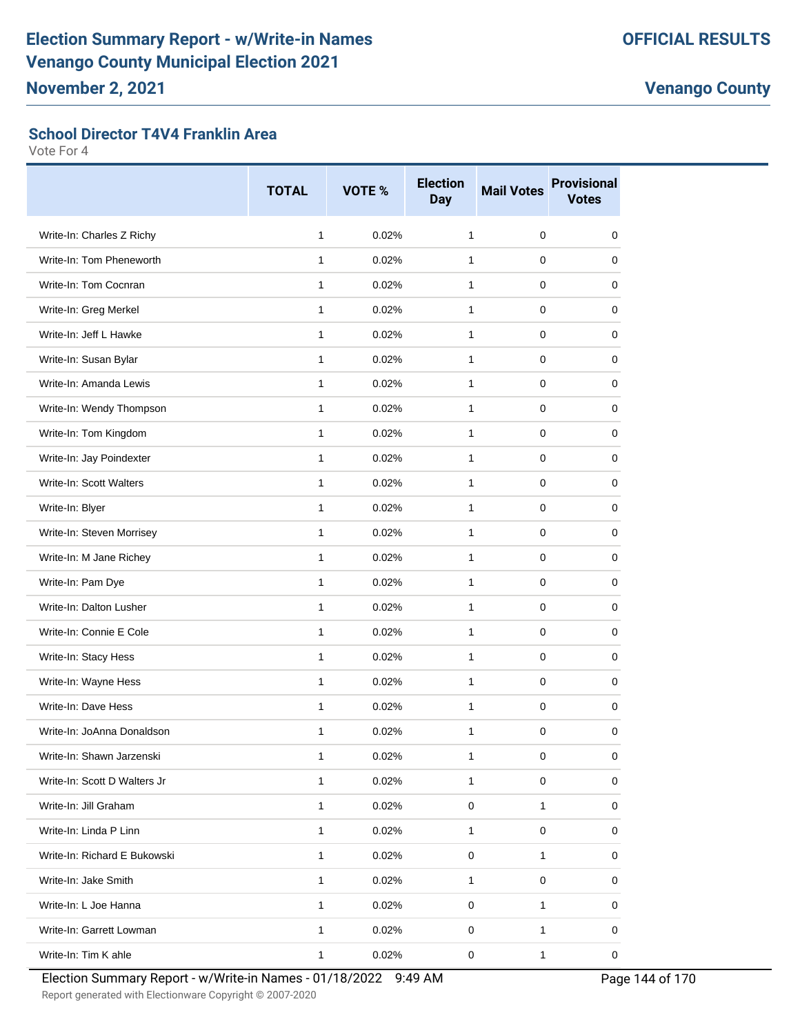# Election Summary Report - w/Write-in Names
# Venango County Municipal Election 2021
## November 2, 2021

**OFFICIAL RESULTS**

**Venango County**

### School Director T4V4 Franklin Area

Vote For 4

| | TOTAL | VOTE % | Election Day | Mail Votes | Provisional Votes |
|---|---|---|---|---|---|
| Write-In: Charles Z Richy | 1 | 0.02% | 1 | 0 | 0 |
| Write-In: Tom Pheneworth | 1 | 0.02% | 1 | 0 | 0 |
| Write-In: Tom Cocnran | 1 | 0.02% | 1 | 0 | 0 |
| Write-In: Greg Merkel | 1 | 0.02% | 1 | 0 | 0 |
| Write-In: Jeff L Hawke | 1 | 0.02% | 1 | 0 | 0 |
| Write-In: Susan Bylar | 1 | 0.02% | 1 | 0 | 0 |
| Write-In: Amanda Lewis | 1 | 0.02% | 1 | 0 | 0 |
| Write-In: Wendy Thompson | 1 | 0.02% | 1 | 0 | 0 |
| Write-In: Tom Kingdom | 1 | 0.02% | 1 | 0 | 0 |
| Write-In: Jay Poindexter | 1 | 0.02% | 1 | 0 | 0 |
| Write-In: Scott Walters | 1 | 0.02% | 1 | 0 | 0 |
| Write-In: Blyer | 1 | 0.02% | 1 | 0 | 0 |
| Write-In: Steven Morrisey | 1 | 0.02% | 1 | 0 | 0 |
| Write-In: M Jane Richey | 1 | 0.02% | 1 | 0 | 0 |
| Write-In: Pam Dye | 1 | 0.02% | 1 | 0 | 0 |
| Write-In: Dalton Lusher | 1 | 0.02% | 1 | 0 | 0 |
| Write-In: Connie E Cole | 1 | 0.02% | 1 | 0 | 0 |
| Write-In: Stacy Hess | 1 | 0.02% | 1 | 0 | 0 |
| Write-In: Wayne Hess | 1 | 0.02% | 1 | 0 | 0 |
| Write-In: Dave Hess | 1 | 0.02% | 1 | 0 | 0 |
| Write-In: JoAnna Donaldson | 1 | 0.02% | 1 | 0 | 0 |
| Write-In: Shawn Jarzenski | 1 | 0.02% | 1 | 0 | 0 |
| Write-In: Scott D Walters Jr | 1 | 0.02% | 1 | 0 | 0 |
| Write-In: Jill Graham | 1 | 0.02% | 0 | 1 | 0 |
| Write-In: Linda P Linn | 1 | 0.02% | 1 | 0 | 0 |
| Write-In: Richard E Bukowski | 1 | 0.02% | 0 | 1 | 0 |
| Write-In: Jake Smith | 1 | 0.02% | 1 | 0 | 0 |
| Write-In: L Joe Hanna | 1 | 0.02% | 0 | 1 | 0 |
| Write-In: Garrett Lowman | 1 | 0.02% | 0 | 1 | 0 |
| Write-In: Tim K ahle | 1 | 0.02% | 0 | 1 | 0 |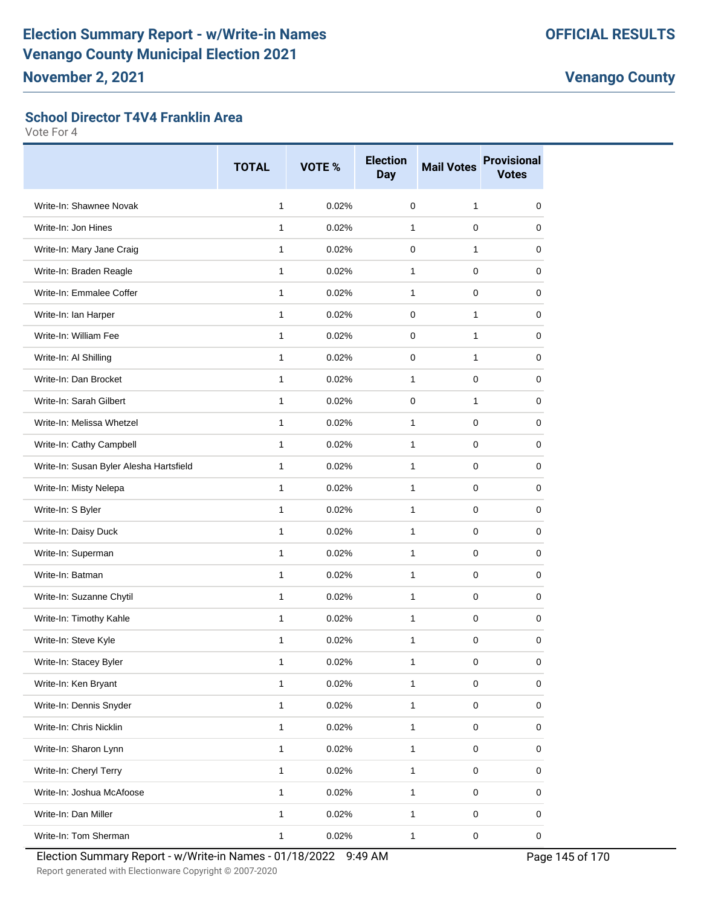## School Director T4V4 Franklin Area

Vote For 4

| | TOTAL | VOTE % | Election Day | Mail Votes | Provisional Votes |
|---|---|---|---|---|---|
| Write-In: Shawnee Novak | 1 | 0.02% | 0 | 1 | 0 |
| Write-In: Jon Hines | 1 | 0.02% | 1 | 0 | 0 |
| Write-In: Mary Jane Craig | 1 | 0.02% | 0 | 1 | 0 |
| Write-In: Braden Reagle | 1 | 0.02% | 1 | 0 | 0 |
| Write-In: Emmalee Coffer | 1 | 0.02% | 1 | 0 | 0 |
| Write-In: Ian Harper | 1 | 0.02% | 0 | 1 | 0 |
| Write-In: William Fee | 1 | 0.02% | 0 | 1 | 0 |
| Write-In: Al Shilling | 1 | 0.02% | 0 | 1 | 0 |
| Write-In: Dan Brocket | 1 | 0.02% | 1 | 0 | 0 |
| Write-In: Sarah Gilbert | 1 | 0.02% | 0 | 1 | 0 |
| Write-In: Melissa Whetzel | 1 | 0.02% | 1 | 0 | 0 |
| Write-In: Cathy Campbell | 1 | 0.02% | 1 | 0 | 0 |
| Write-In: Susan Byler Alesha Hartsfield | 1 | 0.02% | 1 | 0 | 0 |
| Write-In: Misty Nelepa | 1 | 0.02% | 1 | 0 | 0 |
| Write-In: S Byler | 1 | 0.02% | 1 | 0 | 0 |
| Write-In: Daisy Duck | 1 | 0.02% | 1 | 0 | 0 |
| Write-In: Superman | 1 | 0.02% | 1 | 0 | 0 |
| Write-In: Batman | 1 | 0.02% | 1 | 0 | 0 |
| Write-In: Suzanne Chytil | 1 | 0.02% | 1 | 0 | 0 |
| Write-In: Timothy Kahle | 1 | 0.02% | 1 | 0 | 0 |
| Write-In: Steve Kyle | 1 | 0.02% | 1 | 0 | 0 |
| Write-In: Stacey Byler | 1 | 0.02% | 1 | 0 | 0 |
| Write-In: Ken Bryant | 1 | 0.02% | 1 | 0 | 0 |
| Write-In: Dennis Snyder | 1 | 0.02% | 1 | 0 | 0 |
| Write-In: Chris Nicklin | 1 | 0.02% | 1 | 0 | 0 |
| Write-In: Sharon Lynn | 1 | 0.02% | 1 | 0 | 0 |
| Write-In: Cheryl Terry | 1 | 0.02% | 1 | 0 | 0 |
| Write-In: Joshua McAfoose | 1 | 0.02% | 1 | 0 | 0 |
| Write-In: Dan Miller | 1 | 0.02% | 1 | 0 | 0 |
| Write-In: Tom Sherman | 1 | 0.02% | 1 | 0 | 0 |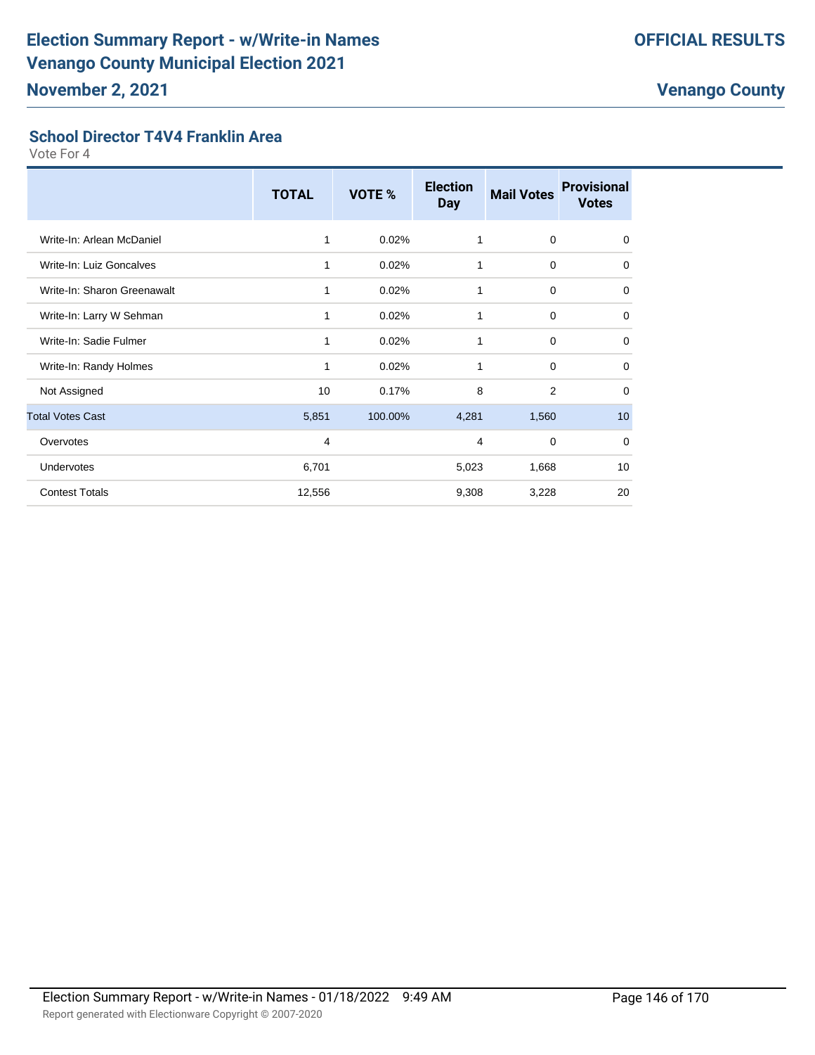# Election Summary Report - w/Write-in Names
# Venango County Municipal Election 2021
## November 2, 2021

**OFFICIAL RESULTS**

**Venango County**

### School Director T4V4 Franklin Area

Vote For 4

| | TOTAL | VOTE % | Election Day | Mail Votes | Provisional Votes |
|---|---|---|---|---|---|
| Write-In: Arlean McDaniel | 1 | 0.02% | 1 | 0 | 0 |
| Write-In: Luiz Goncalves | 1 | 0.02% | 1 | 0 | 0 |
| Write-In: Sharon Greenawalt | 1 | 0.02% | 1 | 0 | 0 |
| Write-In: Larry W Sehman | 1 | 0.02% | 1 | 0 | 0 |
| Write-In: Sadie Fulmer | 1 | 0.02% | 1 | 0 | 0 |
| Write-In: Randy Holmes | 1 | 0.02% | 1 | 0 | 0 |
| Not Assigned | 10 | 0.17% | 8 | 2 | 0 |
| Total Votes Cast | 5,851 | 100.00% | 4,281 | 1,560 | 10 |
| Overvotes | 4 | | 4 | 0 | 0 |
| Undervotes | 6,701 | | 5,023 | 1,668 | 10 |
| Contest Totals | 12,556 | | 9,308 | 3,228 | 20 |

Election Summary Report - w/Write-in Names - 01/18/2022 9:49 AM

Report generated with Electionware Copyright © 2007-2020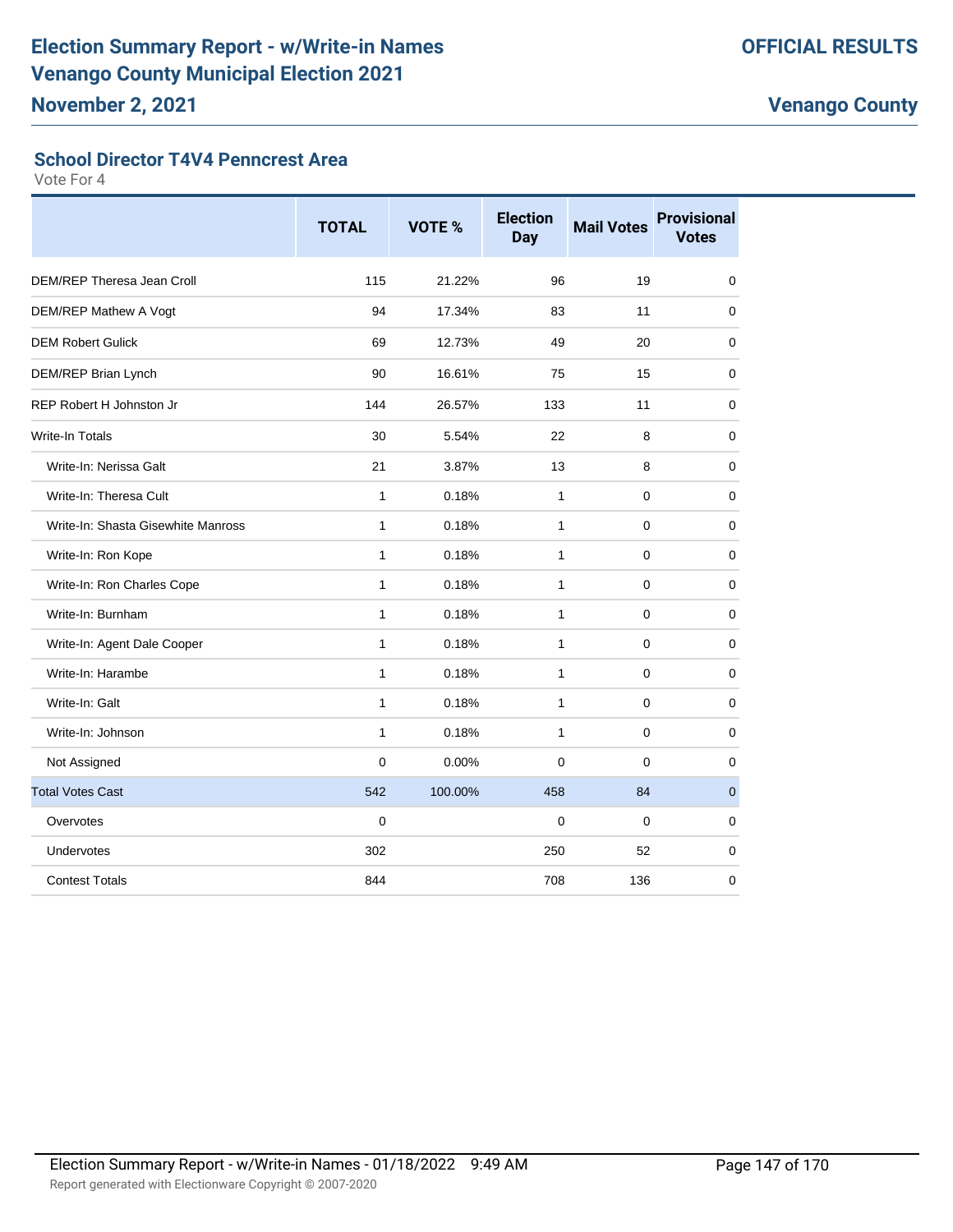# Election Summary Report - w/Write-in Names
# Venango County Municipal Election 2021
## November 2, 2021

**OFFICIAL RESULTS**

**Venango County**

### School Director T4V4 Penncrest Area

Vote For 4

| | TOTAL | VOTE % | Election Day | Mail Votes | Provisional Votes |
|---|---|---|---|---|---|
| DEM/REP Theresa Jean Croll | 115 | 21.22% | 96 | 19 | 0 |
| DEM/REP Mathew A Vogt | 94 | 17.34% | 83 | 11 | 0 |
| DEM Robert Gulick | 69 | 12.73% | 49 | 20 | 0 |
| DEM/REP Brian Lynch | 90 | 16.61% | 75 | 15 | 0 |
| REP Robert H Johnston Jr | 144 | 26.57% | 133 | 11 | 0 |
| Write-In Totals | 30 | 5.54% | 22 | 8 | 0 |
| Write-In: Nerissa Galt | 21 | 3.87% | 13 | 8 | 0 |
| Write-In: Theresa Cult | 1 | 0.18% | 1 | 0 | 0 |
| Write-In: Shasta Gisewhite Manross | 1 | 0.18% | 1 | 0 | 0 |
| Write-In: Ron Kope | 1 | 0.18% | 1 | 0 | 0 |
| Write-In: Ron Charles Cope | 1 | 0.18% | 1 | 0 | 0 |
| Write-In: Burnham | 1 | 0.18% | 1 | 0 | 0 |
| Write-In: Agent Dale Cooper | 1 | 0.18% | 1 | 0 | 0 |
| Write-In: Harambe | 1 | 0.18% | 1 | 0 | 0 |
| Write-In: Galt | 1 | 0.18% | 1 | 0 | 0 |
| Write-In: Johnson | 1 | 0.18% | 1 | 0 | 0 |
| Not Assigned | 0 | 0.00% | 0 | 0 | 0 |
| Total Votes Cast | 542 | 100.00% | 458 | 84 | 0 |
| Overvotes | 0 | | 0 | 0 | 0 |
| Undervotes | 302 | | 250 | 52 | 0 |
| Contest Totals | 844 | | 708 | 136 | 0 |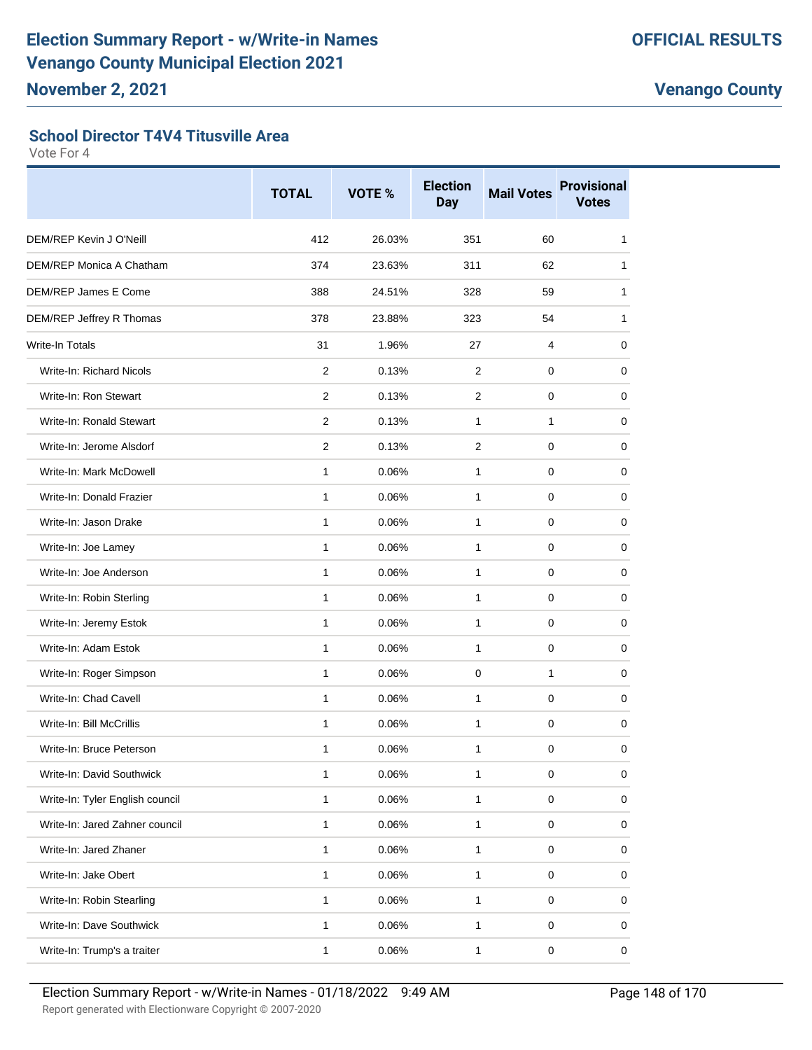# Election Summary Report - w/Write-in Names
# Venango County Municipal Election 2021
## November 2, 2021

**OFFICIAL RESULTS**

**Venango County**

### School Director T4V4 Titusville Area

Vote For 4

| | TOTAL | VOTE % | Election Day | Mail Votes | Provisional Votes |
|---|---|---|---|---|---|
| DEM/REP Kevin J O'Neill | 412 | 26.03% | 351 | 60 | 1 |
| DEM/REP Monica A Chatham | 374 | 23.63% | 311 | 62 | 1 |
| DEM/REP James E Come | 388 | 24.51% | 328 | 59 | 1 |
| DEM/REP Jeffrey R Thomas | 378 | 23.88% | 323 | 54 | 1 |
| Write-In Totals | 31 | 1.96% | 27 | 4 | 0 |
| Write-In: Richard Nicols | 2 | 0.13% | 2 | 0 | 0 |
| Write-In: Ron Stewart | 2 | 0.13% | 2 | 0 | 0 |
| Write-In: Ronald Stewart | 2 | 0.13% | 1 | 1 | 0 |
| Write-In: Jerome Alsdorf | 2 | 0.13% | 2 | 0 | 0 |
| Write-In: Mark McDowell | 1 | 0.06% | 1 | 0 | 0 |
| Write-In: Donald Frazier | 1 | 0.06% | 1 | 0 | 0 |
| Write-In: Jason Drake | 1 | 0.06% | 1 | 0 | 0 |
| Write-In: Joe Lamey | 1 | 0.06% | 1 | 0 | 0 |
| Write-In: Joe Anderson | 1 | 0.06% | 1 | 0 | 0 |
| Write-In: Robin Sterling | 1 | 0.06% | 1 | 0 | 0 |
| Write-In: Jeremy Estok | 1 | 0.06% | 1 | 0 | 0 |
| Write-In: Adam Estok | 1 | 0.06% | 1 | 0 | 0 |
| Write-In: Roger Simpson | 1 | 0.06% | 0 | 1 | 0 |
| Write-In: Chad Cavell | 1 | 0.06% | 1 | 0 | 0 |
| Write-In: Bill McCrillis | 1 | 0.06% | 1 | 0 | 0 |
| Write-In: Bruce Peterson | 1 | 0.06% | 1 | 0 | 0 |
| Write-In: David Southwick | 1 | 0.06% | 1 | 0 | 0 |
| Write-In: Tyler English council | 1 | 0.06% | 1 | 0 | 0 |
| Write-In: Jared Zahner council | 1 | 0.06% | 1 | 0 | 0 |
| Write-In: Jared Zhaner | 1 | 0.06% | 1 | 0 | 0 |
| Write-In: Jake Obert | 1 | 0.06% | 1 | 0 | 0 |
| Write-In: Robin Stearling | 1 | 0.06% | 1 | 0 | 0 |
| Write-In: Dave Southwick | 1 | 0.06% | 1 | 0 | 0 |
| Write-In: Trump's a traiter | 1 | 0.06% | 1 | 0 | 0 |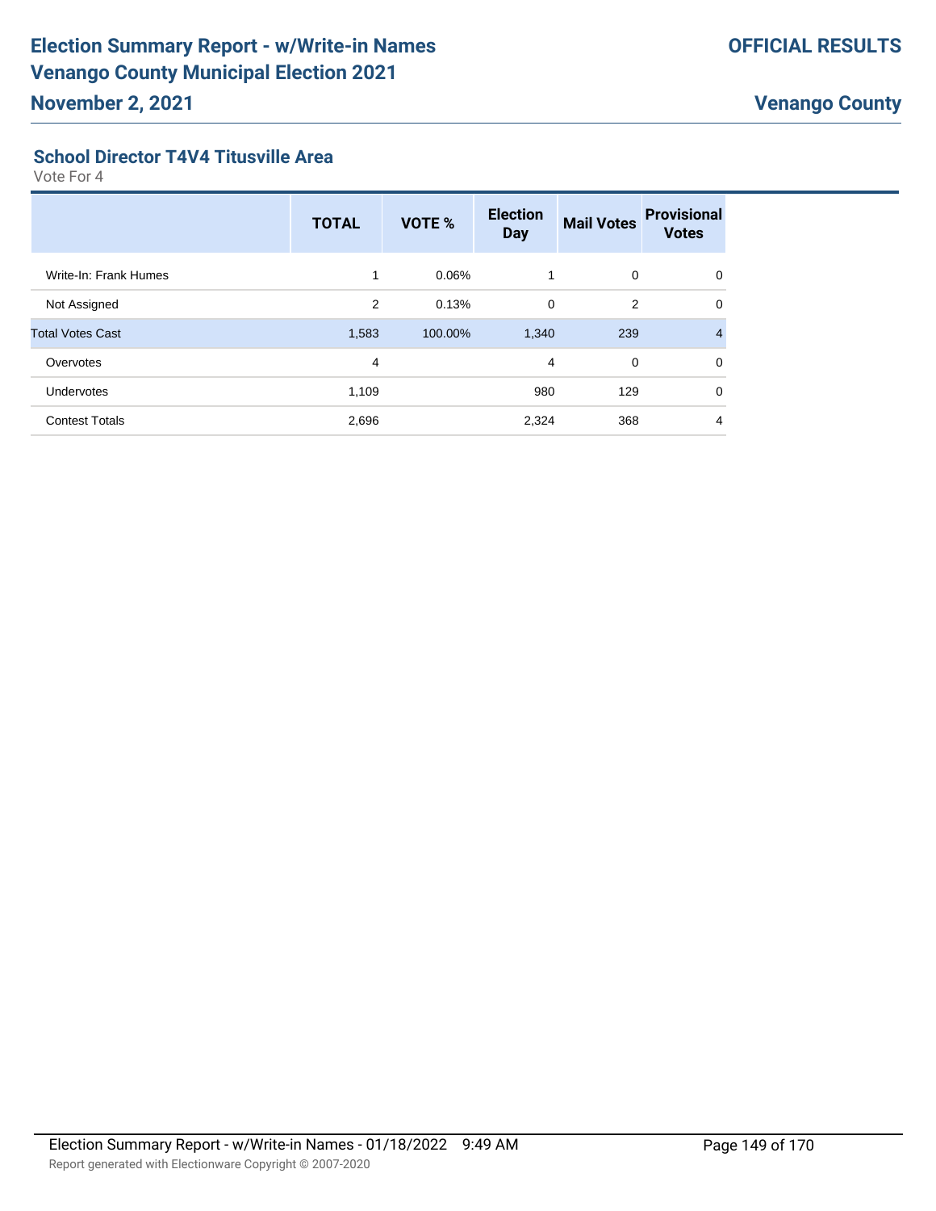## School Director T4V4 Titusville Area

Vote For 4

| | TOTAL | VOTE % | Election Day | Mail Votes | Provisional Votes |
|---|---|---|---|---|---|
| Write-In: Frank Humes | 1 | 0.06% | 1 | 0 | 0 |
| Not Assigned | 2 | 0.13% | 0 | 2 | 0 |
| Total Votes Cast | 1,583 | 100.00% | 1,340 | 239 | 4 |
| Overvotes | 4 | | 4 | 0 | 0 |
| Undervotes | 1,109 | | 980 | 129 | 0 |
| Contest Totals | 2,696 | | 2,324 | 368 | 4 |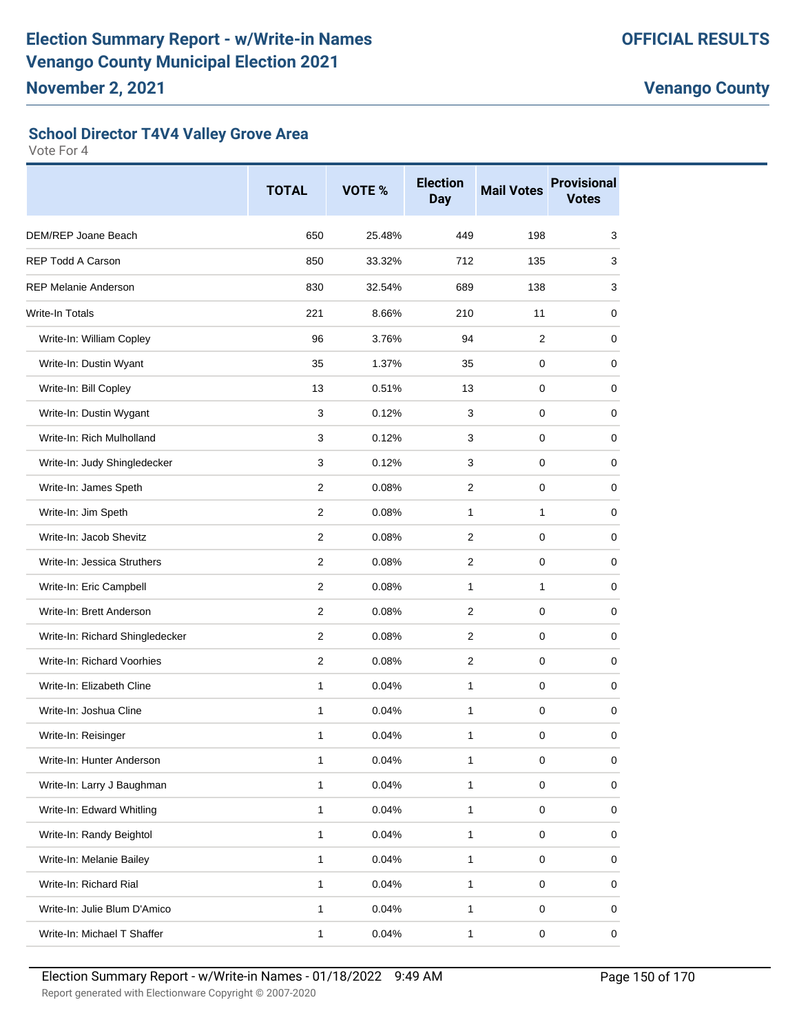# Election Summary Report - w/Write-in Names
# Venango County Municipal Election 2021

**November 2, 2021**

**OFFICIAL RESULTS**

**Venango County**

### School Director T4V4 Valley Grove Area

Vote For 4

| | TOTAL | VOTE % | Election Day | Mail Votes | Provisional Votes |
|---|---|---|---|---|---|
| DEM/REP Joane Beach | 650 | 25.48% | 449 | 198 | 3 |
| REP Todd A Carson | 850 | 33.32% | 712 | 135 | 3 |
| REP Melanie Anderson | 830 | 32.54% | 689 | 138 | 3 |
| Write-In Totals | 221 | 8.66% | 210 | 11 | 0 |
| Write-In: William Copley | 96 | 3.76% | 94 | 2 | 0 |
| Write-In: Dustin Wyant | 35 | 1.37% | 35 | 0 | 0 |
| Write-In: Bill Copley | 13 | 0.51% | 13 | 0 | 0 |
| Write-In: Dustin Wygant | 3 | 0.12% | 3 | 0 | 0 |
| Write-In: Rich Mulholland | 3 | 0.12% | 3 | 0 | 0 |
| Write-In: Judy Shingledecker | 3 | 0.12% | 3 | 0 | 0 |
| Write-In: James Speth | 2 | 0.08% | 2 | 0 | 0 |
| Write-In: Jim Speth | 2 | 0.08% | 1 | 1 | 0 |
| Write-In: Jacob Shevitz | 2 | 0.08% | 2 | 0 | 0 |
| Write-In: Jessica Struthers | 2 | 0.08% | 2 | 0 | 0 |
| Write-In: Eric Campbell | 2 | 0.08% | 1 | 1 | 0 |
| Write-In: Brett Anderson | 2 | 0.08% | 2 | 0 | 0 |
| Write-In: Richard Shingledecker | 2 | 0.08% | 2 | 0 | 0 |
| Write-In: Richard Voorhies | 2 | 0.08% | 2 | 0 | 0 |
| Write-In: Elizabeth Cline | 1 | 0.04% | 1 | 0 | 0 |
| Write-In: Joshua Cline | 1 | 0.04% | 1 | 0 | 0 |
| Write-In: Reisinger | 1 | 0.04% | 1 | 0 | 0 |
| Write-In: Hunter Anderson | 1 | 0.04% | 1 | 0 | 0 |
| Write-In: Larry J Baughman | 1 | 0.04% | 1 | 0 | 0 |
| Write-In: Edward Whitling | 1 | 0.04% | 1 | 0 | 0 |
| Write-In: Randy Beightol | 1 | 0.04% | 1 | 0 | 0 |
| Write-In: Melanie Bailey | 1 | 0.04% | 1 | 0 | 0 |
| Write-In: Richard Rial | 1 | 0.04% | 1 | 0 | 0 |
| Write-In: Julie Blum D'Amico | 1 | 0.04% | 1 | 0 | 0 |
| Write-In: Michael T Shaffer | 1 | 0.04% | 1 | 0 | 0 |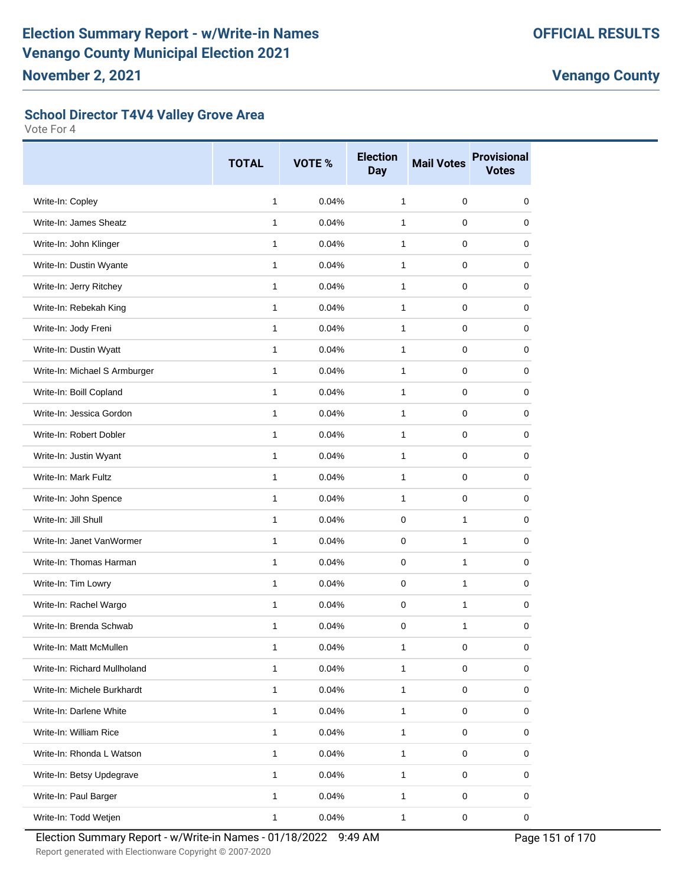## School Director T4V4 Valley Grove Area

Vote For 4

| | TOTAL | VOTE % | Election Day | Mail Votes | Provisional Votes |
|---|---|---|---|---|---|
| Write-In: Copley | 1 | 0.04% | 1 | 0 | 0 |
| Write-In: James Sheatz | 1 | 0.04% | 1 | 0 | 0 |
| Write-In: John Klinger | 1 | 0.04% | 1 | 0 | 0 |
| Write-In: Dustin Wyante | 1 | 0.04% | 1 | 0 | 0 |
| Write-In: Jerry Ritchey | 1 | 0.04% | 1 | 0 | 0 |
| Write-In: Rebekah King | 1 | 0.04% | 1 | 0 | 0 |
| Write-In: Jody Freni | 1 | 0.04% | 1 | 0 | 0 |
| Write-In: Dustin Wyatt | 1 | 0.04% | 1 | 0 | 0 |
| Write-In: Michael S Armburger | 1 | 0.04% | 1 | 0 | 0 |
| Write-In: Boill Copland | 1 | 0.04% | 1 | 0 | 0 |
| Write-In: Jessica Gordon | 1 | 0.04% | 1 | 0 | 0 |
| Write-In: Robert Dobler | 1 | 0.04% | 1 | 0 | 0 |
| Write-In: Justin Wyant | 1 | 0.04% | 1 | 0 | 0 |
| Write-In: Mark Fultz | 1 | 0.04% | 1 | 0 | 0 |
| Write-In: John Spence | 1 | 0.04% | 1 | 0 | 0 |
| Write-In: Jill Shull | 1 | 0.04% | 0 | 1 | 0 |
| Write-In: Janet VanWormer | 1 | 0.04% | 0 | 1 | 0 |
| Write-In: Thomas Harman | 1 | 0.04% | 0 | 1 | 0 |
| Write-In: Tim Lowry | 1 | 0.04% | 0 | 1 | 0 |
| Write-In: Rachel Wargo | 1 | 0.04% | 0 | 1 | 0 |
| Write-In: Brenda Schwab | 1 | 0.04% | 0 | 1 | 0 |
| Write-In: Matt McMullen | 1 | 0.04% | 1 | 0 | 0 |
| Write-In: Richard Mullholand | 1 | 0.04% | 1 | 0 | 0 |
| Write-In: Michele Burkhardt | 1 | 0.04% | 1 | 0 | 0 |
| Write-In: Darlene White | 1 | 0.04% | 1 | 0 | 0 |
| Write-In: William Rice | 1 | 0.04% | 1 | 0 | 0 |
| Write-In: Rhonda L Watson | 1 | 0.04% | 1 | 0 | 0 |
| Write-In: Betsy Updegrave | 1 | 0.04% | 1 | 0 | 0 |
| Write-In: Paul Barger | 1 | 0.04% | 1 | 0 | 0 |
| Write-In: Todd Wetjen | 1 | 0.04% | 1 | 0 | 0 |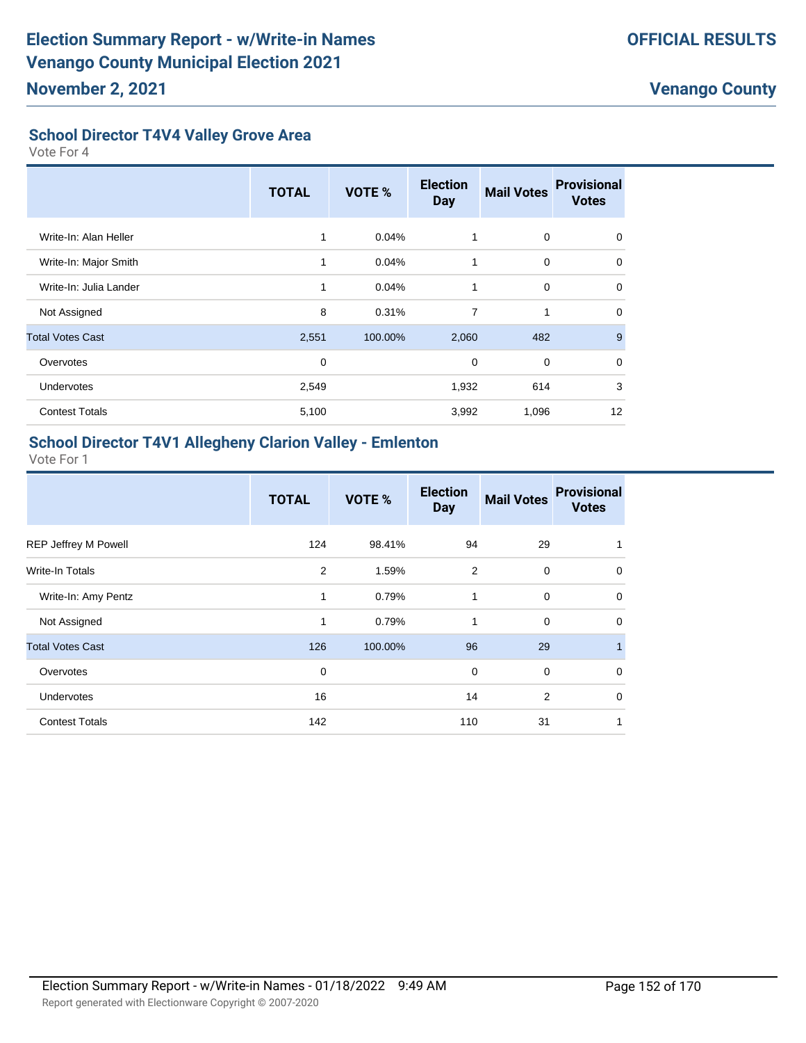## School Director T4V4 Valley Grove Area

Vote For 4

| | TOTAL | VOTE % | Election Day | Mail Votes | Provisional Votes |
|---|---|---|---|---|---|
| Write-In: Alan Heller | 1 | 0.04% | 1 | 0 | 0 |
| Write-In: Major Smith | 1 | 0.04% | 1 | 0 | 0 |
| Write-In: Julia Lander | 1 | 0.04% | 1 | 0 | 0 |
| Not Assigned | 8 | 0.31% | 7 | 1 | 0 |
| Total Votes Cast | 2,551 | 100.00% | 2,060 | 482 | 9 |
| Overvotes | 0 | | 0 | 0 | 0 |
| Undervotes | 2,549 | | 1,932 | 614 | 3 |
| Contest Totals | 5,100 | | 3,992 | 1,096 | 12 |

## School Director T4V1 Allegheny Clarion Valley - Emlenton

Vote For 1

| | TOTAL | VOTE % | Election Day | Mail Votes | Provisional Votes |
|---|---|---|---|---|---|
| REP Jeffrey M Powell | 124 | 98.41% | 94 | 29 | 1 |
| Write-In Totals | 2 | 1.59% | 2 | 0 | 0 |
| Write-In: Amy Pentz | 1 | 0.79% | 1 | 0 | 0 |
| Not Assigned | 1 | 0.79% | 1 | 0 | 0 |
| Total Votes Cast | 126 | 100.00% | 96 | 29 | 1 |
| Overvotes | 0 | | 0 | 0 | 0 |
| Undervotes | 16 | | 14 | 2 | 0 |
| Contest Totals | 142 | | 110 | 31 | 1 |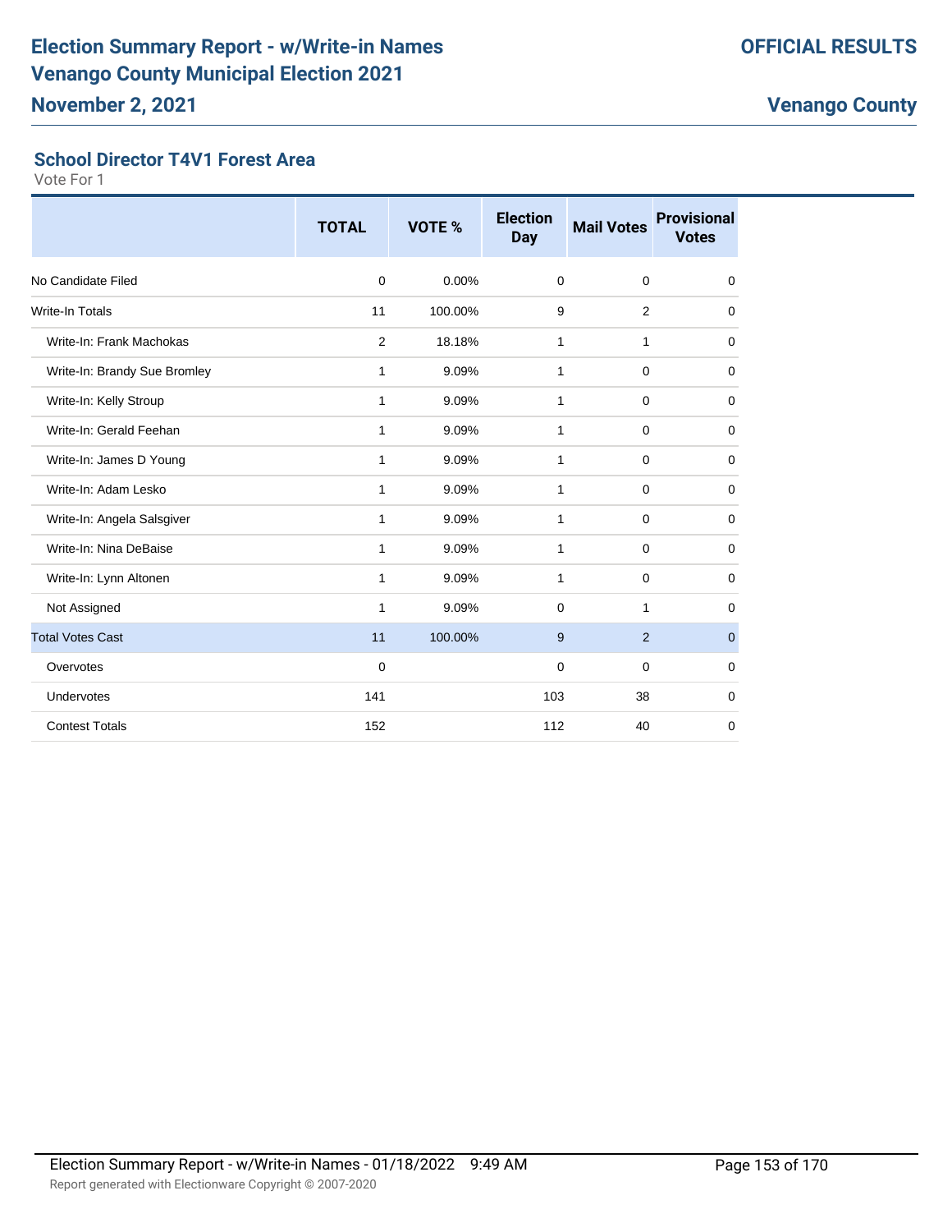# Election Summary Report - w/Write-in Names
# Venango County Municipal Election 2021

**OFFICIAL RESULTS**

**November 2, 2021**

**Venango County**

### School Director T4V1 Forest Area

Vote For 1

| | TOTAL | VOTE % | Election Day | Mail Votes | Provisional Votes |
|---|---|---|---|---|---|
| No Candidate Filed | 0 | 0.00% | 0 | 0 | 0 |
| Write-In Totals | 11 | 100.00% | 9 | 2 | 0 |
| Write-In: Frank Machokas | 2 | 18.18% | 1 | 1 | 0 |
| Write-In: Brandy Sue Bromley | 1 | 9.09% | 1 | 0 | 0 |
| Write-In: Kelly Stroup | 1 | 9.09% | 1 | 0 | 0 |
| Write-In: Gerald Feehan | 1 | 9.09% | 1 | 0 | 0 |
| Write-In: James D Young | 1 | 9.09% | 1 | 0 | 0 |
| Write-In: Adam Lesko | 1 | 9.09% | 1 | 0 | 0 |
| Write-In: Angela Salsgiver | 1 | 9.09% | 1 | 0 | 0 |
| Write-In: Nina DeBaise | 1 | 9.09% | 1 | 0 | 0 |
| Write-In: Lynn Altonen | 1 | 9.09% | 1 | 0 | 0 |
| Not Assigned | 1 | 9.09% | 0 | 1 | 0 |
| Total Votes Cast | 11 | 100.00% | 9 | 2 | 0 |
| Overvotes | 0 | | 0 | 0 | 0 |
| Undervotes | 141 | | 103 | 38 | 0 |
| Contest Totals | 152 | | 112 | 40 | 0 |

Election Summary Report - w/Write-in Names - 01/18/2022 9:49 AM

Report generated with Electionware Copyright © 2007-2020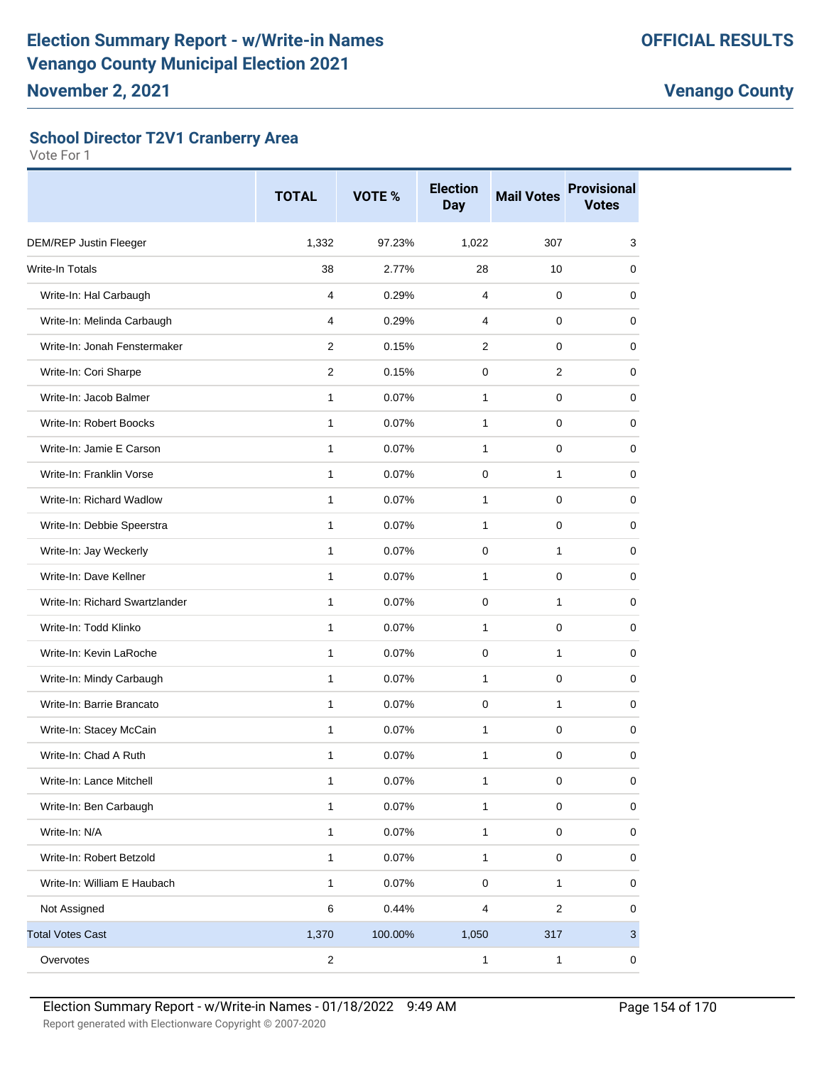# Election Summary Report - w/Write-in Names
# Venango County Municipal Election 2021
## November 2, 2021

**OFFICIAL RESULTS**

**Venango County**

### School Director T2V1 Cranberry Area

Vote For 1

| | TOTAL | VOTE % | Election Day | Mail Votes | Provisional Votes |
|---|---|---|---|---|---|
| DEM/REP Justin Fleeger | 1,332 | 97.23% | 1,022 | 307 | 3 |
| Write-In Totals | 38 | 2.77% | 28 | 10 | 0 |
| Write-In: Hal Carbaugh | 4 | 0.29% | 4 | 0 | 0 |
| Write-In: Melinda Carbaugh | 4 | 0.29% | 4 | 0 | 0 |
| Write-In: Jonah Fenstermaker | 2 | 0.15% | 2 | 0 | 0 |
| Write-In: Cori Sharpe | 2 | 0.15% | 0 | 2 | 0 |
| Write-In: Jacob Balmer | 1 | 0.07% | 1 | 0 | 0 |
| Write-In: Robert Boocks | 1 | 0.07% | 1 | 0 | 0 |
| Write-In: Jamie E Carson | 1 | 0.07% | 1 | 0 | 0 |
| Write-In: Franklin Vorse | 1 | 0.07% | 0 | 1 | 0 |
| Write-In: Richard Wadlow | 1 | 0.07% | 1 | 0 | 0 |
| Write-In: Debbie Speerstra | 1 | 0.07% | 1 | 0 | 0 |
| Write-In: Jay Weckerly | 1 | 0.07% | 0 | 1 | 0 |
| Write-In: Dave Kellner | 1 | 0.07% | 1 | 0 | 0 |
| Write-In: Richard Swartzlander | 1 | 0.07% | 0 | 1 | 0 |
| Write-In: Todd Klinko | 1 | 0.07% | 1 | 0 | 0 |
| Write-In: Kevin LaRoche | 1 | 0.07% | 0 | 1 | 0 |
| Write-In: Mindy Carbaugh | 1 | 0.07% | 1 | 0 | 0 |
| Write-In: Barrie Brancato | 1 | 0.07% | 0 | 1 | 0 |
| Write-In: Stacey McCain | 1 | 0.07% | 1 | 0 | 0 |
| Write-In: Chad A Ruth | 1 | 0.07% | 1 | 0 | 0 |
| Write-In: Lance Mitchell | 1 | 0.07% | 1 | 0 | 0 |
| Write-In: Ben Carbaugh | 1 | 0.07% | 1 | 0 | 0 |
| Write-In: N/A | 1 | 0.07% | 1 | 0 | 0 |
| Write-In: Robert Betzold | 1 | 0.07% | 1 | 0 | 0 |
| Write-In: William E Haubach | 1 | 0.07% | 0 | 1 | 0 |
| Not Assigned | 6 | 0.44% | 4 | 2 | 0 |
| Total Votes Cast | 1,370 | 100.00% | 1,050 | 317 | 3 |
| Overvotes | 2 | | 1 | 1 | 0 |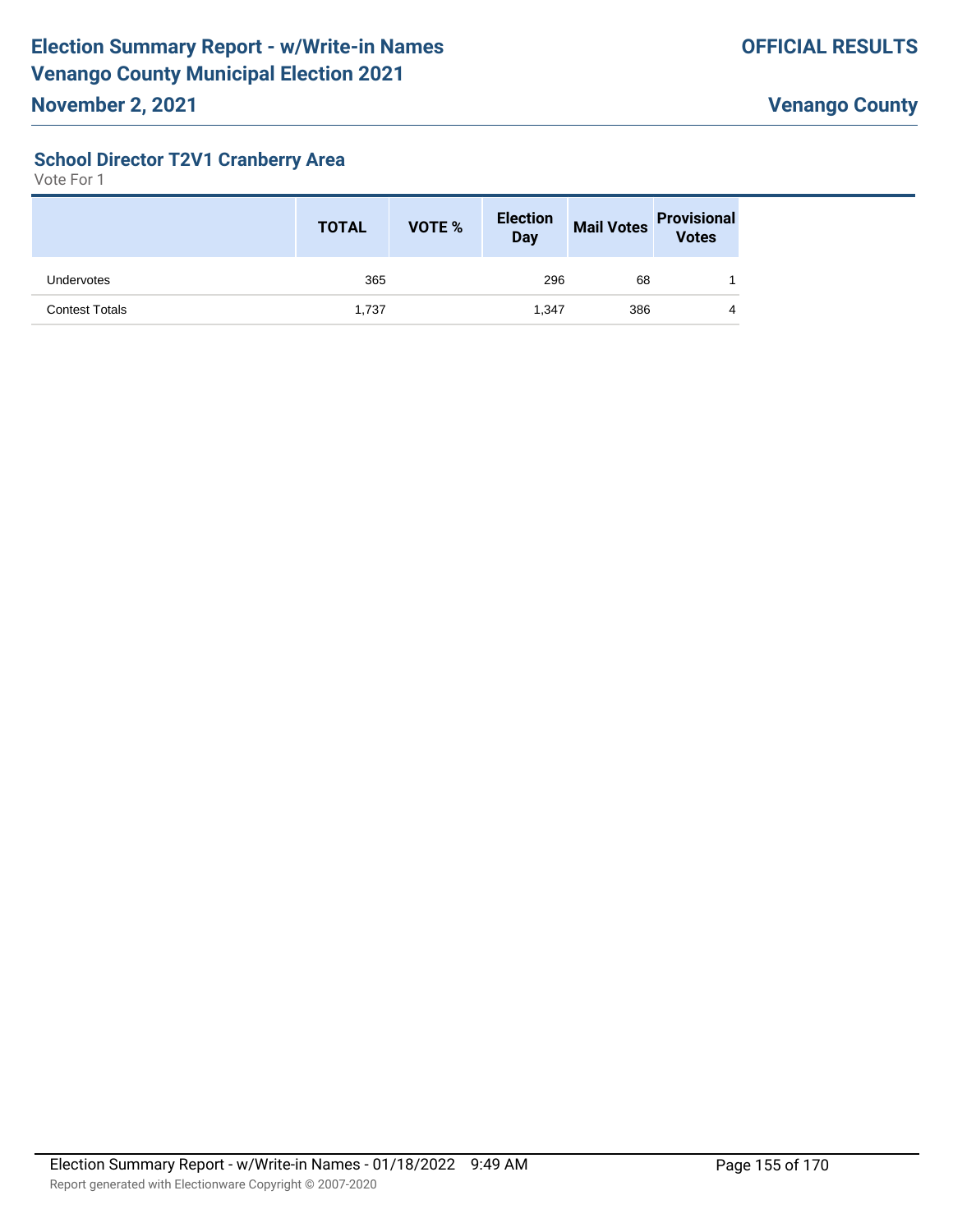### School Director T2V1 Cranberry Area

Vote For 1

| | TOTAL | VOTE % | Election Day | Mail Votes | Provisional Votes |
|---|---|---|---|---|---|
| Undervotes | 365 | | 296 | 68 | 1 |
| Contest Totals | 1,737 | | 1,347 | 386 | 4 |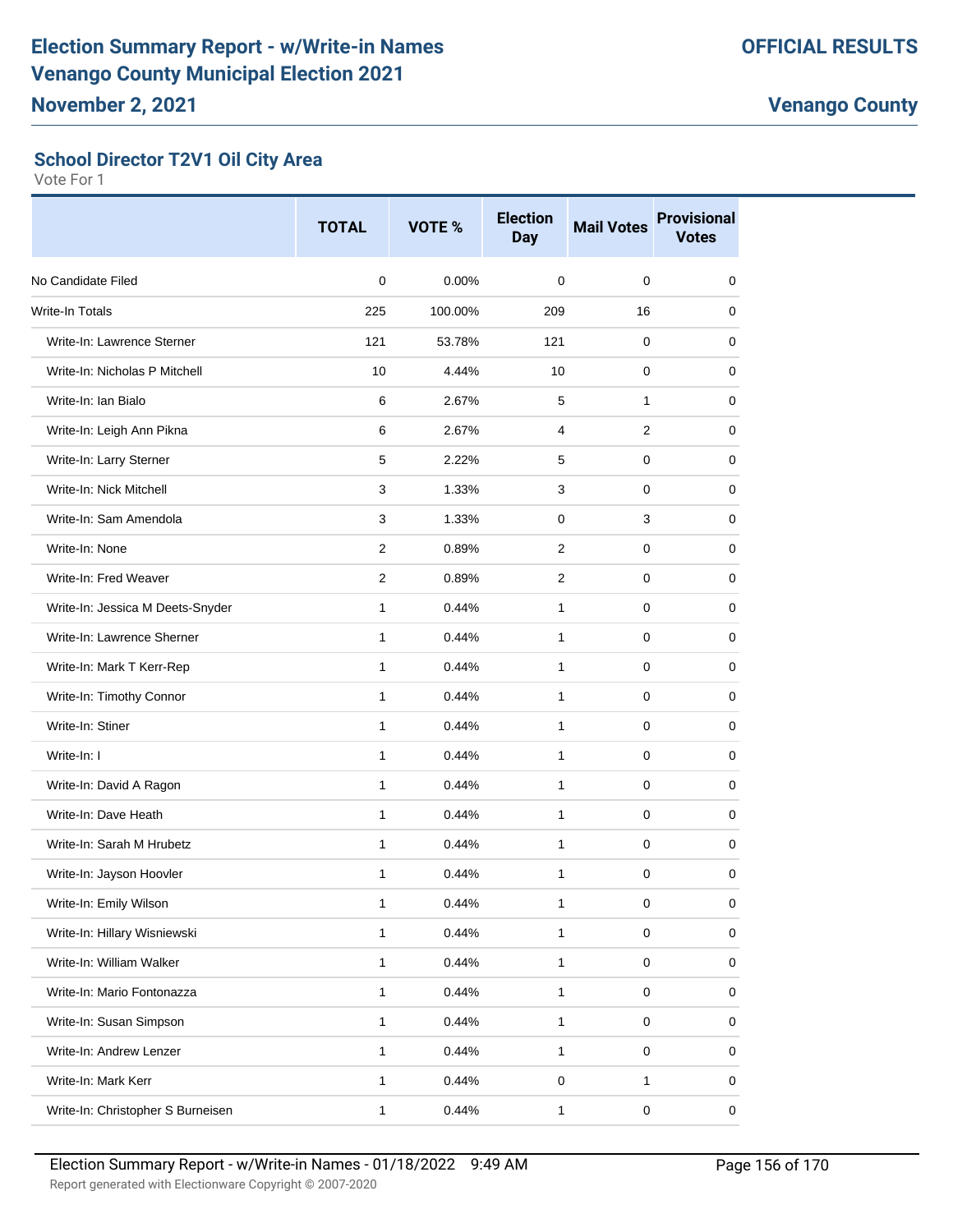# Election Summary Report - w/Write-in Names
# Venango County Municipal Election 2021

**November 2, 2021**

**OFFICIAL RESULTS**

**Venango County**

### School Director T2V1 Oil City Area

Vote For 1

| | TOTAL | VOTE % | Election Day | Mail Votes | Provisional Votes |
|---|---|---|---|---|---|
| No Candidate Filed | 0 | 0.00% | 0 | 0 | 0 |
| Write-In Totals | 225 | 100.00% | 209 | 16 | 0 |
| Write-In: Lawrence Sterner | 121 | 53.78% | 121 | 0 | 0 |
| Write-In: Nicholas P Mitchell | 10 | 4.44% | 10 | 0 | 0 |
| Write-In: Ian Bialo | 6 | 2.67% | 5 | 1 | 0 |
| Write-In: Leigh Ann Pikna | 6 | 2.67% | 4 | 2 | 0 |
| Write-In: Larry Sterner | 5 | 2.22% | 5 | 0 | 0 |
| Write-In: Nick Mitchell | 3 | 1.33% | 3 | 0 | 0 |
| Write-In: Sam Amendola | 3 | 1.33% | 0 | 3 | 0 |
| Write-In: None | 2 | 0.89% | 2 | 0 | 0 |
| Write-In: Fred Weaver | 2 | 0.89% | 2 | 0 | 0 |
| Write-In: Jessica M Deets-Snyder | 1 | 0.44% | 1 | 0 | 0 |
| Write-In: Lawrence Sherner | 1 | 0.44% | 1 | 0 | 0 |
| Write-In: Mark T Kerr-Rep | 1 | 0.44% | 1 | 0 | 0 |
| Write-In: Timothy Connor | 1 | 0.44% | 1 | 0 | 0 |
| Write-In: Stiner | 1 | 0.44% | 1 | 0 | 0 |
| Write-In: I | 1 | 0.44% | 1 | 0 | 0 |
| Write-In: David A Ragon | 1 | 0.44% | 1 | 0 | 0 |
| Write-In: Dave Heath | 1 | 0.44% | 1 | 0 | 0 |
| Write-In: Sarah M Hrubetz | 1 | 0.44% | 1 | 0 | 0 |
| Write-In: Jayson Hoovler | 1 | 0.44% | 1 | 0 | 0 |
| Write-In: Emily Wilson | 1 | 0.44% | 1 | 0 | 0 |
| Write-In: Hillary Wisniewski | 1 | 0.44% | 1 | 0 | 0 |
| Write-In: William Walker | 1 | 0.44% | 1 | 0 | 0 |
| Write-In: Mario Fontonazza | 1 | 0.44% | 1 | 0 | 0 |
| Write-In: Susan Simpson | 1 | 0.44% | 1 | 0 | 0 |
| Write-In: Andrew Lenzer | 1 | 0.44% | 1 | 0 | 0 |
| Write-In: Mark Kerr | 1 | 0.44% | 0 | 1 | 0 |
| Write-In: Christopher S Burneisen | 1 | 0.44% | 1 | 0 | 0 |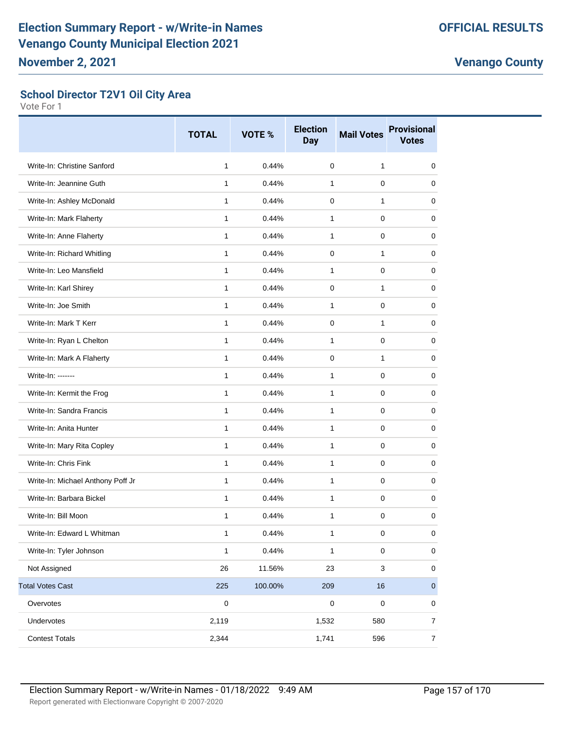## School Director T2V1 Oil City Area

Vote For 1

| | TOTAL | VOTE % | Election Day | Mail Votes | Provisional Votes |
|---|---|---|---|---|---|
| Write-In: Christine Sanford | 1 | 0.44% | 0 | 1 | 0 |
| Write-In: Jeannine Guth | 1 | 0.44% | 1 | 0 | 0 |
| Write-In: Ashley McDonald | 1 | 0.44% | 0 | 1 | 0 |
| Write-In: Mark Flaherty | 1 | 0.44% | 1 | 0 | 0 |
| Write-In: Anne Flaherty | 1 | 0.44% | 1 | 0 | 0 |
| Write-In: Richard Whitling | 1 | 0.44% | 0 | 1 | 0 |
| Write-In: Leo Mansfield | 1 | 0.44% | 1 | 0 | 0 |
| Write-In: Karl Shirey | 1 | 0.44% | 0 | 1 | 0 |
| Write-In: Joe Smith | 1 | 0.44% | 1 | 0 | 0 |
| Write-In: Mark T Kerr | 1 | 0.44% | 0 | 1 | 0 |
| Write-In: Ryan L Chelton | 1 | 0.44% | 1 | 0 | 0 |
| Write-In: Mark A Flaherty | 1 | 0.44% | 0 | 1 | 0 |
| Write-In: ------- | 1 | 0.44% | 1 | 0 | 0 |
| Write-In: Kermit the Frog | 1 | 0.44% | 1 | 0 | 0 |
| Write-In: Sandra Francis | 1 | 0.44% | 1 | 0 | 0 |
| Write-In: Anita Hunter | 1 | 0.44% | 1 | 0 | 0 |
| Write-In: Mary Rita Copley | 1 | 0.44% | 1 | 0 | 0 |
| Write-In: Chris Fink | 1 | 0.44% | 1 | 0 | 0 |
| Write-In: Michael Anthony Poff Jr | 1 | 0.44% | 1 | 0 | 0 |
| Write-In: Barbara Bickel | 1 | 0.44% | 1 | 0 | 0 |
| Write-In: Bill Moon | 1 | 0.44% | 1 | 0 | 0 |
| Write-In: Edward L Whitman | 1 | 0.44% | 1 | 0 | 0 |
| Write-In: Tyler Johnson | 1 | 0.44% | 1 | 0 | 0 |
| Not Assigned | 26 | 11.56% | 23 | 3 | 0 |
| Total Votes Cast | 225 | 100.00% | 209 | 16 | 0 |
| Overvotes | 0 | | 0 | 0 | 0 |
| Undervotes | 2,119 | | 1,532 | 580 | 7 |
| Contest Totals | 2,344 | | 1,741 | 596 | 7 |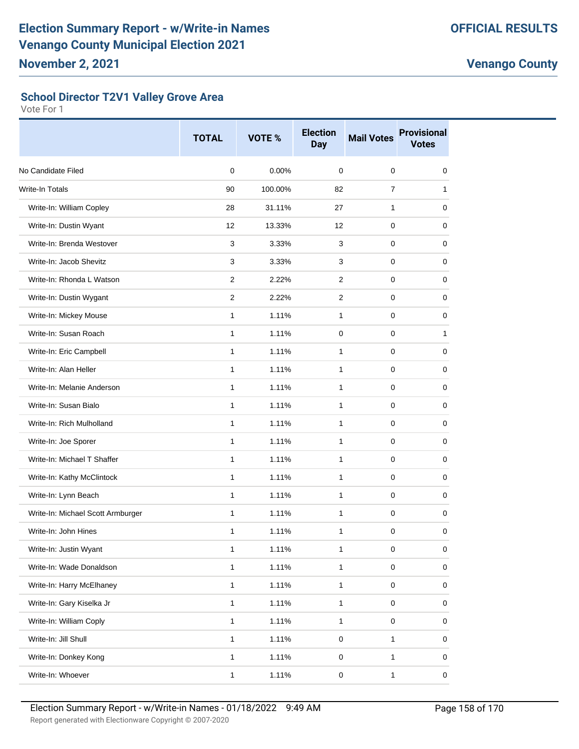# Election Summary Report - w/Write-in Names
# Venango County Municipal Election 2021
## November 2, 2021

**OFFICIAL RESULTS**

**Venango County**

### School Director T2V1 Valley Grove Area

Vote For 1

| | TOTAL | VOTE % | Election Day | Mail Votes | Provisional Votes |
|---|---|---|---|---|---|
| No Candidate Filed | 0 | 0.00% | 0 | 0 | 0 |
| Write-In Totals | 90 | 100.00% | 82 | 7 | 1 |
| Write-In: William Copley | 28 | 31.11% | 27 | 1 | 0 |
| Write-In: Dustin Wyant | 12 | 13.33% | 12 | 0 | 0 |
| Write-In: Brenda Westover | 3 | 3.33% | 3 | 0 | 0 |
| Write-In: Jacob Shevitz | 3 | 3.33% | 3 | 0 | 0 |
| Write-In: Rhonda L Watson | 2 | 2.22% | 2 | 0 | 0 |
| Write-In: Dustin Wygant | 2 | 2.22% | 2 | 0 | 0 |
| Write-In: Mickey Mouse | 1 | 1.11% | 1 | 0 | 0 |
| Write-In: Susan Roach | 1 | 1.11% | 0 | 0 | 1 |
| Write-In: Eric Campbell | 1 | 1.11% | 1 | 0 | 0 |
| Write-In: Alan Heller | 1 | 1.11% | 1 | 0 | 0 |
| Write-In: Melanie Anderson | 1 | 1.11% | 1 | 0 | 0 |
| Write-In: Susan Bialo | 1 | 1.11% | 1 | 0 | 0 |
| Write-In: Rich Mulholland | 1 | 1.11% | 1 | 0 | 0 |
| Write-In: Joe Sporer | 1 | 1.11% | 1 | 0 | 0 |
| Write-In: Michael T Shaffer | 1 | 1.11% | 1 | 0 | 0 |
| Write-In: Kathy McClintock | 1 | 1.11% | 1 | 0 | 0 |
| Write-In: Lynn Beach | 1 | 1.11% | 1 | 0 | 0 |
| Write-In: Michael Scott Armburger | 1 | 1.11% | 1 | 0 | 0 |
| Write-In: John Hines | 1 | 1.11% | 1 | 0 | 0 |
| Write-In: Justin Wyant | 1 | 1.11% | 1 | 0 | 0 |
| Write-In: Wade Donaldson | 1 | 1.11% | 1 | 0 | 0 |
| Write-In: Harry McElhaney | 1 | 1.11% | 1 | 0 | 0 |
| Write-In: Gary Kiselka Jr | 1 | 1.11% | 1 | 0 | 0 |
| Write-In: William Coply | 1 | 1.11% | 1 | 0 | 0 |
| Write-In: Jill Shull | 1 | 1.11% | 0 | 1 | 0 |
| Write-In: Donkey Kong | 1 | 1.11% | 0 | 1 | 0 |
| Write-In: Whoever | 1 | 1.11% | 0 | 1 | 0 |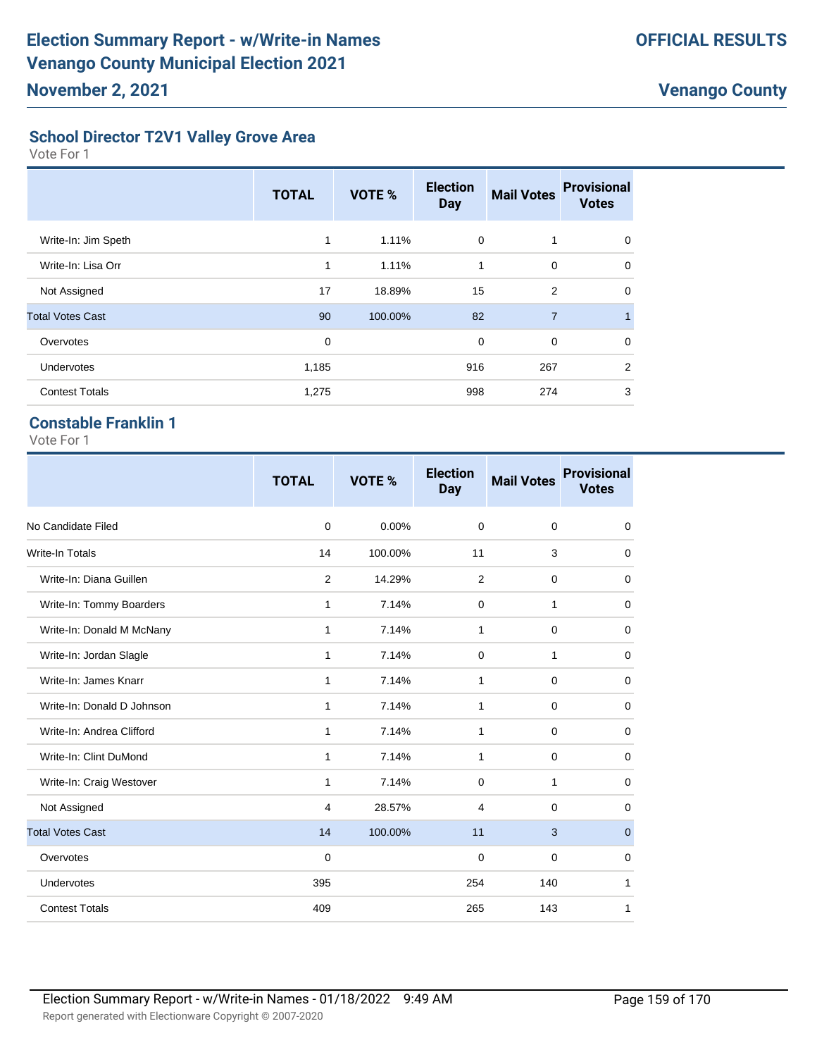### School Director T2V1 Valley Grove Area

Vote For 1

| | TOTAL | VOTE % | Election Day | Mail Votes | Provisional Votes |
|---|---|---|---|---|---|
| Write-In: Jim Speth | 1 | 1.11% | 0 | 1 | 0 |
| Write-In: Lisa Orr | 1 | 1.11% | 1 | 0 | 0 |
| Not Assigned | 17 | 18.89% | 15 | 2 | 0 |
| Total Votes Cast | 90 | 100.00% | 82 | 7 | 1 |
| Overvotes | 0 | | 0 | 0 | 0 |
| Undervotes | 1,185 | | 916 | 267 | 2 |
| Contest Totals | 1,275 | | 998 | 274 | 3 |

### Constable Franklin 1

Vote For 1

| | TOTAL | VOTE % | Election Day | Mail Votes | Provisional Votes |
|---|---|---|---|---|---|
| No Candidate Filed | 0 | 0.00% | 0 | 0 | 0 |
| Write-In Totals | 14 | 100.00% | 11 | 3 | 0 |
| Write-In: Diana Guillen | 2 | 14.29% | 2 | 0 | 0 |
| Write-In: Tommy Boarders | 1 | 7.14% | 0 | 1 | 0 |
| Write-In: Donald M McNany | 1 | 7.14% | 1 | 0 | 0 |
| Write-In: Jordan Slagle | 1 | 7.14% | 0 | 1 | 0 |
| Write-In: James Knarr | 1 | 7.14% | 1 | 0 | 0 |
| Write-In: Donald D Johnson | 1 | 7.14% | 1 | 0 | 0 |
| Write-In: Andrea Clifford | 1 | 7.14% | 1 | 0 | 0 |
| Write-In: Clint DuMond | 1 | 7.14% | 1 | 0 | 0 |
| Write-In: Craig Westover | 1 | 7.14% | 0 | 1 | 0 |
| Not Assigned | 4 | 28.57% | 4 | 0 | 0 |
| Total Votes Cast | 14 | 100.00% | 11 | 3 | 0 |
| Overvotes | 0 | | 0 | 0 | 0 |
| Undervotes | 395 | | 254 | 140 | 1 |
| Contest Totals | 409 | | 265 | 143 | 1 |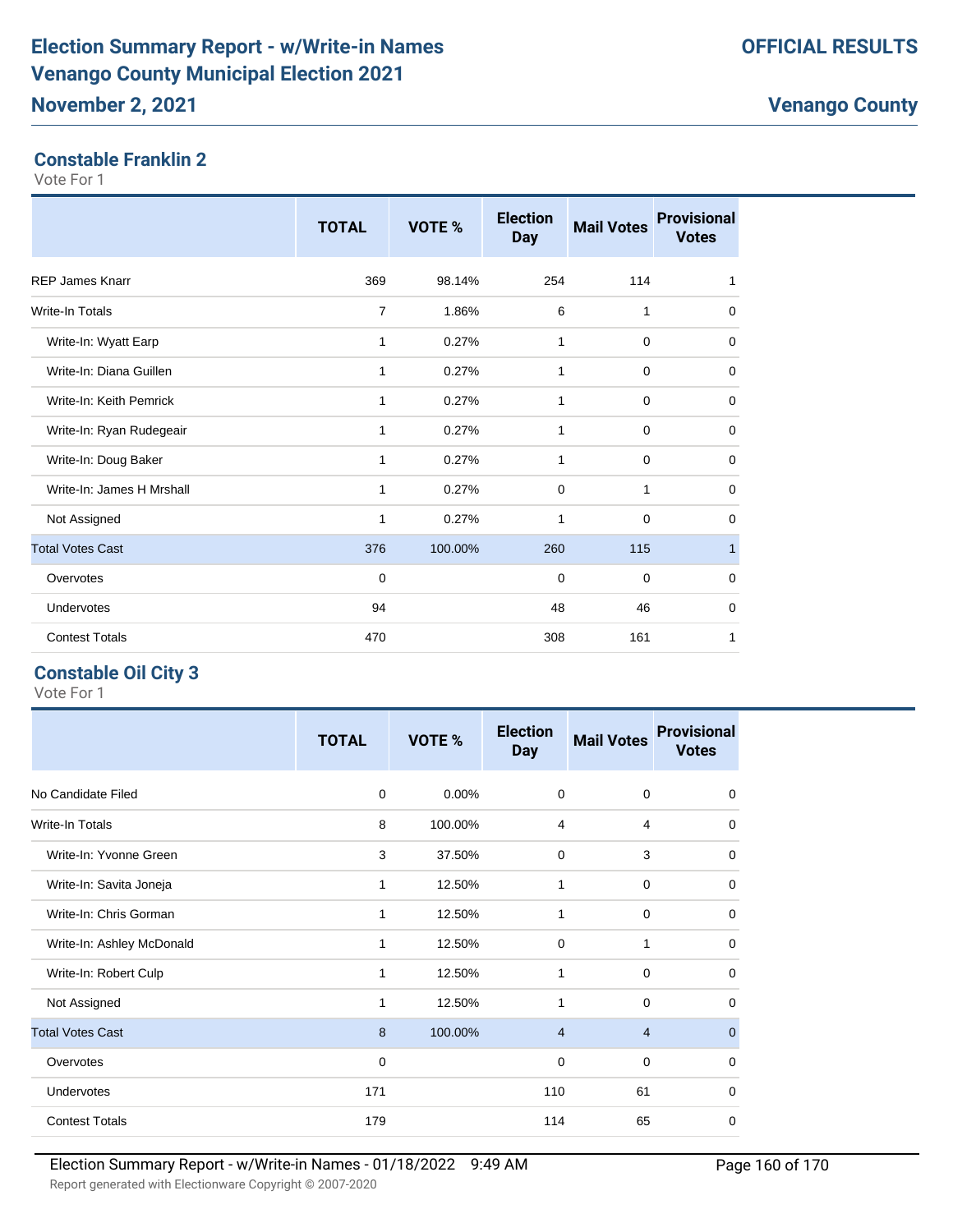# Election Summary Report - w/Write-in Names
# Venango County Municipal Election 2021
## November 2, 2021

**OFFICIAL RESULTS**

**Venango County**

### Constable Franklin 2

Vote For 1

| | TOTAL | VOTE % | Election Day | Mail Votes | Provisional Votes |
|---|---|---|---|---|---|
| REP James Knarr | 369 | 98.14% | 254 | 114 | 1 |
| Write-In Totals | 7 | 1.86% | 6 | 1 | 0 |
| Write-In: Wyatt Earp | 1 | 0.27% | 1 | 0 | 0 |
| Write-In: Diana Guillen | 1 | 0.27% | 1 | 0 | 0 |
| Write-In: Keith Pemrick | 1 | 0.27% | 1 | 0 | 0 |
| Write-In: Ryan Rudegeair | 1 | 0.27% | 1 | 0 | 0 |
| Write-In: Doug Baker | 1 | 0.27% | 1 | 0 | 0 |
| Write-In: James H Mrshall | 1 | 0.27% | 0 | 1 | 0 |
| Not Assigned | 1 | 0.27% | 1 | 0 | 0 |
| Total Votes Cast | 376 | 100.00% | 260 | 115 | 1 |
| Overvotes | 0 | | 0 | 0 | 0 |
| Undervotes | 94 | | 48 | 46 | 0 |
| Contest Totals | 470 | | 308 | 161 | 1 |

### Constable Oil City 3

Vote For 1

| | TOTAL | VOTE % | Election Day | Mail Votes | Provisional Votes |
|---|---|---|---|---|---|
| No Candidate Filed | 0 | 0.00% | 0 | 0 | 0 |
| Write-In Totals | 8 | 100.00% | 4 | 4 | 0 |
| Write-In: Yvonne Green | 3 | 37.50% | 0 | 3 | 0 |
| Write-In: Savita Joneja | 1 | 12.50% | 1 | 0 | 0 |
| Write-In: Chris Gorman | 1 | 12.50% | 1 | 0 | 0 |
| Write-In: Ashley McDonald | 1 | 12.50% | 0 | 1 | 0 |
| Write-In: Robert Culp | 1 | 12.50% | 1 | 0 | 0 |
| Not Assigned | 1 | 12.50% | 1 | 0 | 0 |
| Total Votes Cast | 8 | 100.00% | 4 | 4 | 0 |
| Overvotes | 0 | | 0 | 0 | 0 |
| Undervotes | 171 | | 110 | 61 | 0 |
| Contest Totals | 179 | | 114 | 65 | 0 |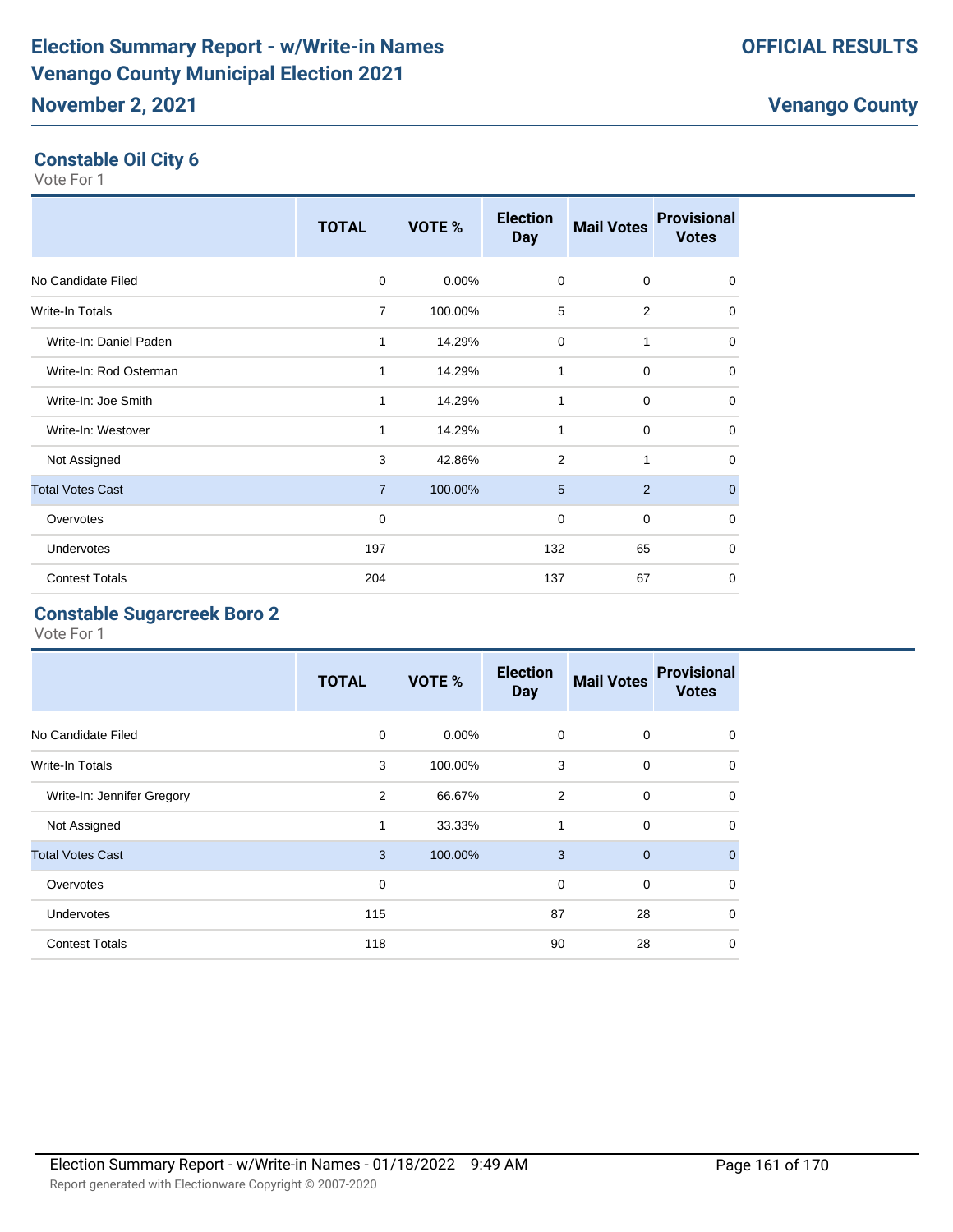## Constable Oil City 6

Vote For 1

| | TOTAL | VOTE % | Election Day | Mail Votes | Provisional Votes |
|---|---|---|---|---|---|
| No Candidate Filed | 0 | 0.00% | 0 | 0 | 0 |
| Write-In Totals | 7 | 100.00% | 5 | 2 | 0 |
| Write-In: Daniel Paden | 1 | 14.29% | 0 | 1 | 0 |
| Write-In: Rod Osterman | 1 | 14.29% | 1 | 0 | 0 |
| Write-In: Joe Smith | 1 | 14.29% | 1 | 0 | 0 |
| Write-In: Westover | 1 | 14.29% | 1 | 0 | 0 |
| Not Assigned | 3 | 42.86% | 2 | 1 | 0 |
| Total Votes Cast | 7 | 100.00% | 5 | 2 | 0 |
| Overvotes | 0 | | 0 | 0 | 0 |
| Undervotes | 197 | | 132 | 65 | 0 |
| Contest Totals | 204 | | 137 | 67 | 0 |

## Constable Sugarcreek Boro 2

Vote For 1

| | TOTAL | VOTE % | Election Day | Mail Votes | Provisional Votes |
|---|---|---|---|---|---|
| No Candidate Filed | 0 | 0.00% | 0 | 0 | 0 |
| Write-In Totals | 3 | 100.00% | 3 | 0 | 0 |
| Write-In: Jennifer Gregory | 2 | 66.67% | 2 | 0 | 0 |
| Not Assigned | 1 | 33.33% | 1 | 0 | 0 |
| Total Votes Cast | 3 | 100.00% | 3 | 0 | 0 |
| Overvotes | 0 | | 0 | 0 | 0 |
| Undervotes | 115 | | 87 | 28 | 0 |
| Contest Totals | 118 | | 90 | 28 | 0 |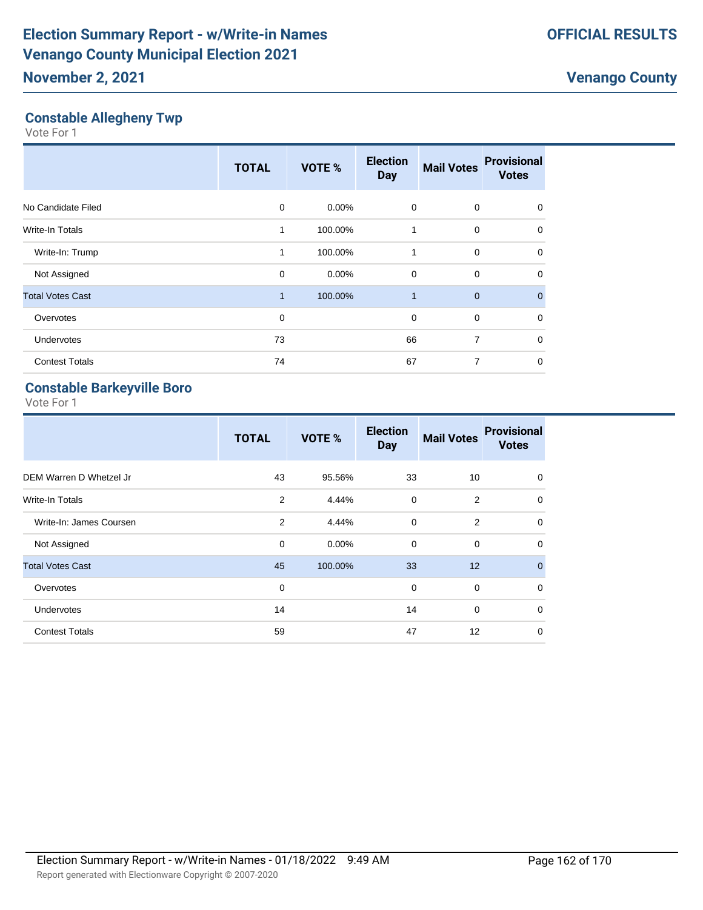## Constable Allegheny Twp

Vote For 1

| | TOTAL | VOTE % | Election Day | Mail Votes | Provisional Votes |
|---|---|---|---|---|---|
| No Candidate Filed | 0 | 0.00% | 0 | 0 | 0 |
| Write-In Totals | 1 | 100.00% | 1 | 0 | 0 |
| Write-In: Trump | 1 | 100.00% | 1 | 0 | 0 |
| Not Assigned | 0 | 0.00% | 0 | 0 | 0 |
| Total Votes Cast | 1 | 100.00% | 1 | 0 | 0 |
| Overvotes | 0 | | 0 | 0 | 0 |
| Undervotes | 73 | | 66 | 7 | 0 |
| Contest Totals | 74 | | 67 | 7 | 0 |

## Constable Barkeyville Boro

Vote For 1

| | TOTAL | VOTE % | Election Day | Mail Votes | Provisional Votes |
|---|---|---|---|---|---|
| DEM Warren D Whetzel Jr | 43 | 95.56% | 33 | 10 | 0 |
| Write-In Totals | 2 | 4.44% | 0 | 2 | 0 |
| Write-In: James Coursen | 2 | 4.44% | 0 | 2 | 0 |
| Not Assigned | 0 | 0.00% | 0 | 0 | 0 |
| Total Votes Cast | 45 | 100.00% | 33 | 12 | 0 |
| Overvotes | 0 | | 0 | 0 | 0 |
| Undervotes | 14 | | 14 | 0 | 0 |
| Contest Totals | 59 | | 47 | 12 | 0 |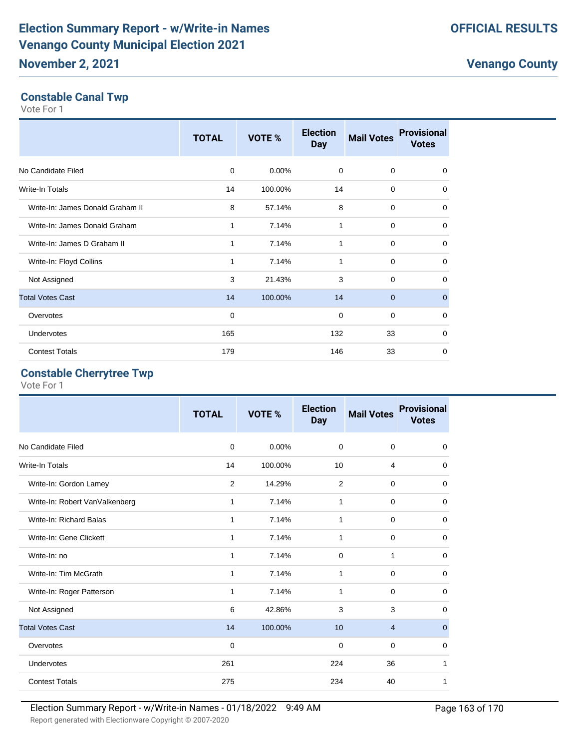## Constable Canal Twp

Vote For 1

| | TOTAL | VOTE % | Election Day | Mail Votes | Provisional Votes |
|---|---|---|---|---|---|
| No Candidate Filed | 0 | 0.00% | 0 | 0 | 0 |
| Write-In Totals | 14 | 100.00% | 14 | 0 | 0 |
| Write-In: James Donald Graham II | 8 | 57.14% | 8 | 0 | 0 |
| Write-In: James Donald Graham | 1 | 7.14% | 1 | 0 | 0 |
| Write-In: James D Graham II | 1 | 7.14% | 1 | 0 | 0 |
| Write-In: Floyd Collins | 1 | 7.14% | 1 | 0 | 0 |
| Not Assigned | 3 | 21.43% | 3 | 0 | 0 |
| Total Votes Cast | 14 | 100.00% | 14 | 0 | 0 |
| Overvotes | 0 | | 0 | 0 | 0 |
| Undervotes | 165 | | 132 | 33 | 0 |
| Contest Totals | 179 | | 146 | 33 | 0 |

## Constable Cherrytree Twp

Vote For 1

| | TOTAL | VOTE % | Election Day | Mail Votes | Provisional Votes |
|---|---|---|---|---|---|
| No Candidate Filed | 0 | 0.00% | 0 | 0 | 0 |
| Write-In Totals | 14 | 100.00% | 10 | 4 | 0 |
| Write-In: Gordon Lamey | 2 | 14.29% | 2 | 0 | 0 |
| Write-In: Robert VanValkenberg | 1 | 7.14% | 1 | 0 | 0 |
| Write-In: Richard Balas | 1 | 7.14% | 1 | 0 | 0 |
| Write-In: Gene Clickett | 1 | 7.14% | 1 | 0 | 0 |
| Write-In: no | 1 | 7.14% | 0 | 1 | 0 |
| Write-In: Tim McGrath | 1 | 7.14% | 1 | 0 | 0 |
| Write-In: Roger Patterson | 1 | 7.14% | 1 | 0 | 0 |
| Not Assigned | 6 | 42.86% | 3 | 3 | 0 |
| Total Votes Cast | 14 | 100.00% | 10 | 4 | 0 |
| Overvotes | 0 | | 0 | 0 | 0 |
| Undervotes | 261 | | 224 | 36 | 1 |
| Contest Totals | 275 | | 234 | 40 | 1 |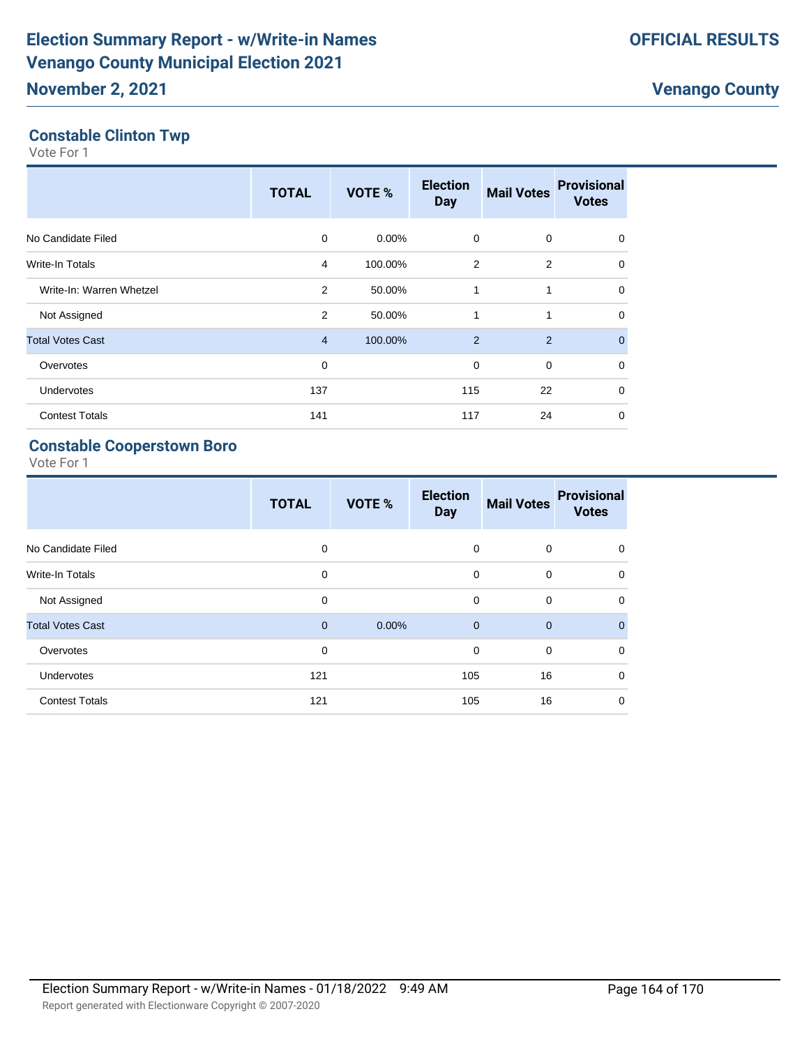## Constable Clinton Twp

Vote For 1

| | TOTAL | VOTE % | Election Day | Mail Votes | Provisional Votes |
|---|---|---|---|---|---|
| No Candidate Filed | 0 | 0.00% | 0 | 0 | 0 |
| Write-In Totals | 4 | 100.00% | 2 | 2 | 0 |
| Write-In: Warren Whetzel | 2 | 50.00% | 1 | 1 | 0 |
| Not Assigned | 2 | 50.00% | 1 | 1 | 0 |
| Total Votes Cast | 4 | 100.00% | 2 | 2 | 0 |
| Overvotes | 0 | | 0 | 0 | 0 |
| Undervotes | 137 | | 115 | 22 | 0 |
| Contest Totals | 141 | | 117 | 24 | 0 |

## Constable Cooperstown Boro

Vote For 1

| | TOTAL | VOTE % | Election Day | Mail Votes | Provisional Votes |
|---|---|---|---|---|---|
| No Candidate Filed | 0 | | 0 | 0 | 0 |
| Write-In Totals | 0 | | 0 | 0 | 0 |
| Not Assigned | 0 | | 0 | 0 | 0 |
| Total Votes Cast | 0 | 0.00% | 0 | 0 | 0 |
| Overvotes | 0 | | 0 | 0 | 0 |
| Undervotes | 121 | | 105 | 16 | 0 |
| Contest Totals | 121 | | 105 | 16 | 0 |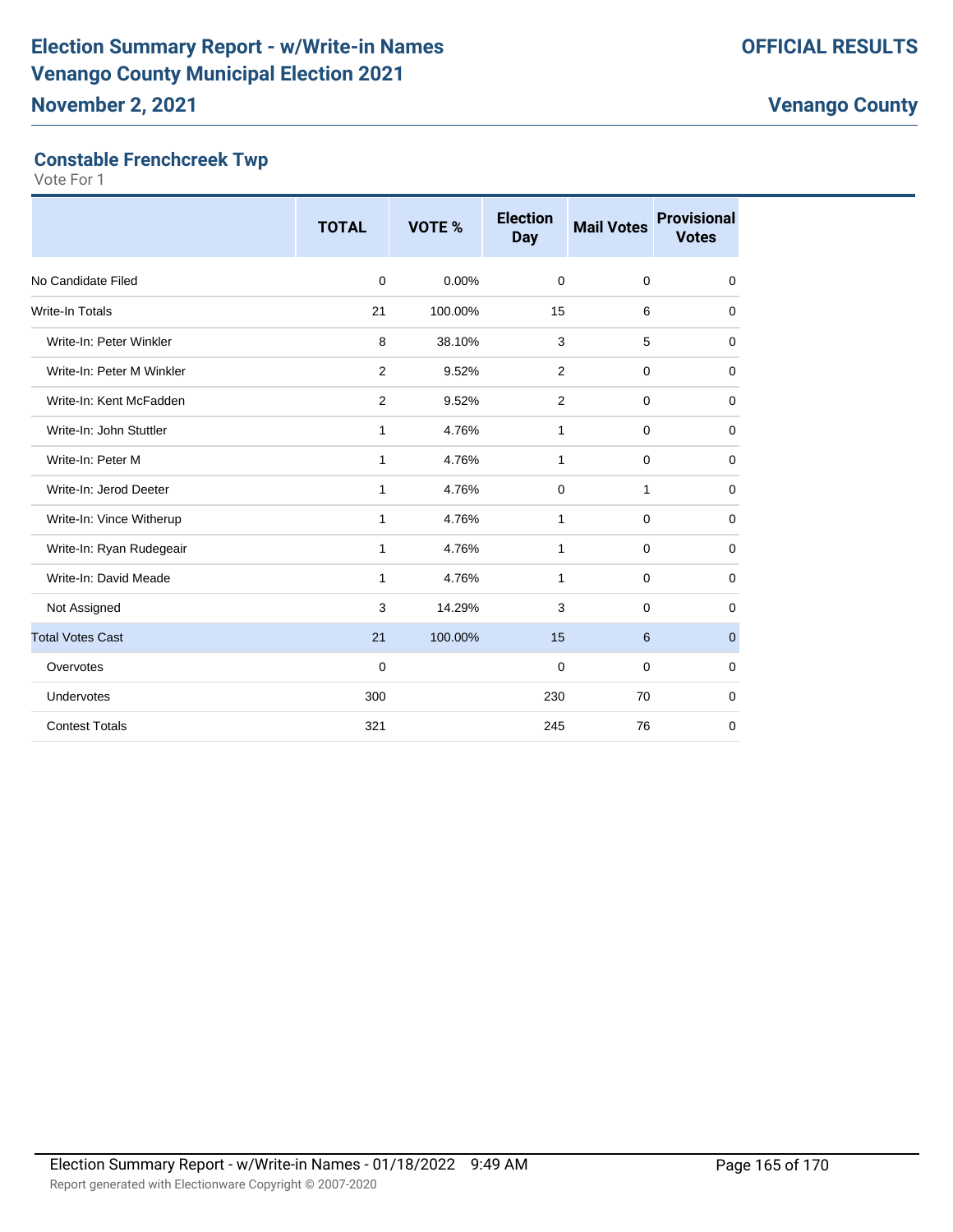# Election Summary Report - w/Write-in Names
# Venango County Municipal Election 2021
## November 2, 2021

**OFFICIAL RESULTS**

**Venango County**

### Constable Frenchcreek Twp

Vote For 1

| | TOTAL | VOTE % | Election Day | Mail Votes | Provisional Votes |
|---|---|---|---|---|---|
| No Candidate Filed | 0 | 0.00% | 0 | 0 | 0 |
| Write-In Totals | 21 | 100.00% | 15 | 6 | 0 |
| Write-In: Peter Winkler | 8 | 38.10% | 3 | 5 | 0 |
| Write-In: Peter M Winkler | 2 | 9.52% | 2 | 0 | 0 |
| Write-In: Kent McFadden | 2 | 9.52% | 2 | 0 | 0 |
| Write-In: John Stuttler | 1 | 4.76% | 1 | 0 | 0 |
| Write-In: Peter M | 1 | 4.76% | 1 | 0 | 0 |
| Write-In: Jerod Deeter | 1 | 4.76% | 0 | 1 | 0 |
| Write-In: Vince Witherup | 1 | 4.76% | 1 | 0 | 0 |
| Write-In: Ryan Rudegeair | 1 | 4.76% | 1 | 0 | 0 |
| Write-In: David Meade | 1 | 4.76% | 1 | 0 | 0 |
| Not Assigned | 3 | 14.29% | 3 | 0 | 0 |
| Total Votes Cast | 21 | 100.00% | 15 | 6 | 0 |
| Overvotes | 0 | | 0 | 0 | 0 |
| Undervotes | 300 | | 230 | 70 | 0 |
| Contest Totals | 321 | | 245 | 76 | 0 |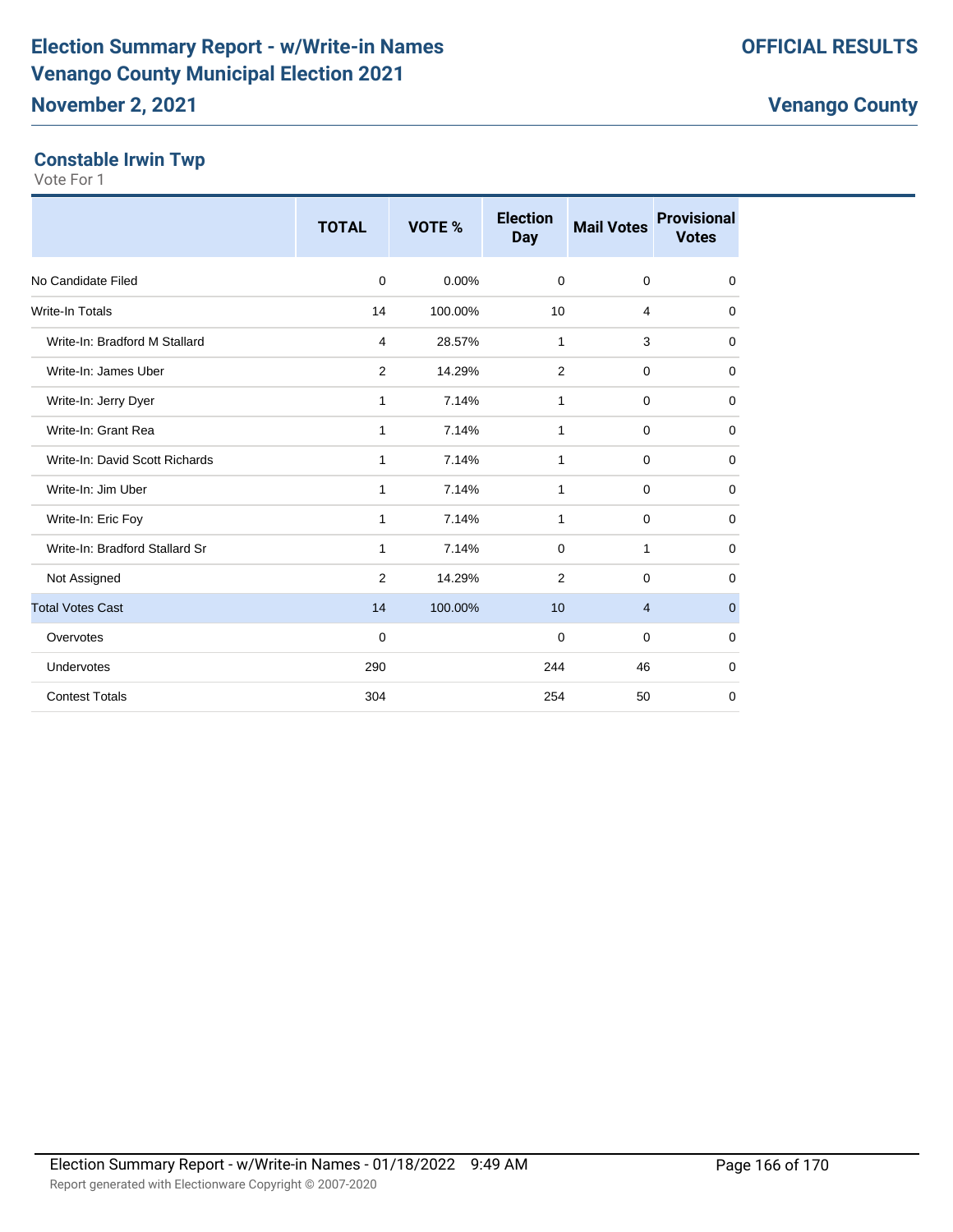# Election Summary Report - w/Write-in Names
# Venango County Municipal Election 2021
## November 2, 2021

**OFFICIAL RESULTS**

**Venango County**

### Constable Irwin Twp

Vote For 1

| | TOTAL | VOTE % | Election Day | Mail Votes | Provisional Votes |
|---|---|---|---|---|---|
| No Candidate Filed | 0 | 0.00% | 0 | 0 | 0 |
| Write-In Totals | 14 | 100.00% | 10 | 4 | 0 |
| Write-In: Bradford M Stallard | 4 | 28.57% | 1 | 3 | 0 |
| Write-In: James Uber | 2 | 14.29% | 2 | 0 | 0 |
| Write-In: Jerry Dyer | 1 | 7.14% | 1 | 0 | 0 |
| Write-In: Grant Rea | 1 | 7.14% | 1 | 0 | 0 |
| Write-In: David Scott Richards | 1 | 7.14% | 1 | 0 | 0 |
| Write-In: Jim Uber | 1 | 7.14% | 1 | 0 | 0 |
| Write-In: Eric Foy | 1 | 7.14% | 1 | 0 | 0 |
| Write-In: Bradford Stallard Sr | 1 | 7.14% | 0 | 1 | 0 |
| Not Assigned | 2 | 14.29% | 2 | 0 | 0 |
| Total Votes Cast | 14 | 100.00% | 10 | 4 | 0 |
| Overvotes | 0 | | 0 | 0 | 0 |
| Undervotes | 290 | | 244 | 46 | 0 |
| Contest Totals | 304 | | 254 | 50 | 0 |

Election Summary Report - w/Write-in Names - 01/18/2022 9:49 AM

Report generated with Electionware Copyright © 2007-2020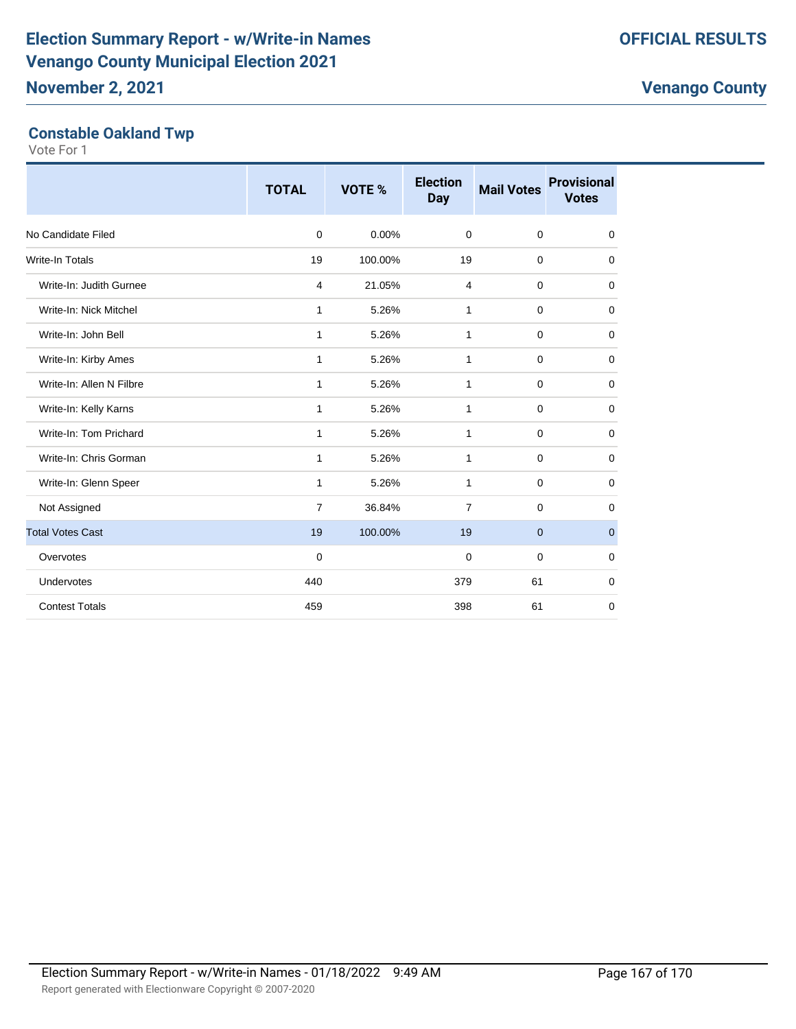## Constable Oakland Twp

Vote For 1

| | TOTAL | VOTE % | Election Day | Mail Votes | Provisional Votes |
|---|---|---|---|---|---|
| No Candidate Filed | 0 | 0.00% | 0 | 0 | 0 |
| Write-In Totals | 19 | 100.00% | 19 | 0 | 0 |
| Write-In: Judith Gurnee | 4 | 21.05% | 4 | 0 | 0 |
| Write-In: Nick Mitchel | 1 | 5.26% | 1 | 0 | 0 |
| Write-In: John Bell | 1 | 5.26% | 1 | 0 | 0 |
| Write-In: Kirby Ames | 1 | 5.26% | 1 | 0 | 0 |
| Write-In: Allen N Filbre | 1 | 5.26% | 1 | 0 | 0 |
| Write-In: Kelly Karns | 1 | 5.26% | 1 | 0 | 0 |
| Write-In: Tom Prichard | 1 | 5.26% | 1 | 0 | 0 |
| Write-In: Chris Gorman | 1 | 5.26% | 1 | 0 | 0 |
| Write-In: Glenn Speer | 1 | 5.26% | 1 | 0 | 0 |
| Not Assigned | 7 | 36.84% | 7 | 0 | 0 |
| Total Votes Cast | 19 | 100.00% | 19 | 0 | 0 |
| Overvotes | 0 | | 0 | 0 | 0 |
| Undervotes | 440 | | 379 | 61 | 0 |
| Contest Totals | 459 | | 398 | 61 | 0 |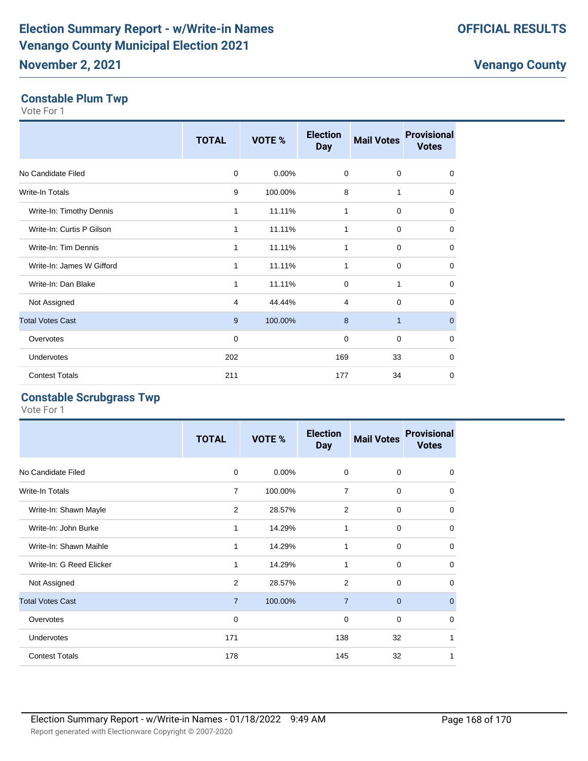## Constable Plum Twp

Vote For 1

| | TOTAL | VOTE % | Election Day | Mail Votes | Provisional Votes |
|---|---|---|---|---|---|
| No Candidate Filed | 0 | 0.00% | 0 | 0 | 0 |
| Write-In Totals | 9 | 100.00% | 8 | 1 | 0 |
| Write-In: Timothy Dennis | 1 | 11.11% | 1 | 0 | 0 |
| Write-In: Curtis P Gilson | 1 | 11.11% | 1 | 0 | 0 |
| Write-In: Tim Dennis | 1 | 11.11% | 1 | 0 | 0 |
| Write-In: James W Gifford | 1 | 11.11% | 1 | 0 | 0 |
| Write-In: Dan Blake | 1 | 11.11% | 0 | 1 | 0 |
| Not Assigned | 4 | 44.44% | 4 | 0 | 0 |
| Total Votes Cast | 9 | 100.00% | 8 | 1 | 0 |
| Overvotes | 0 | | 0 | 0 | 0 |
| Undervotes | 202 | | 169 | 33 | 0 |
| Contest Totals | 211 | | 177 | 34 | 0 |

## Constable Scrubgrass Twp

Vote For 1

| | TOTAL | VOTE % | Election Day | Mail Votes | Provisional Votes |
|---|---|---|---|---|---|
| No Candidate Filed | 0 | 0.00% | 0 | 0 | 0 |
| Write-In Totals | 7 | 100.00% | 7 | 0 | 0 |
| Write-In: Shawn Mayle | 2 | 28.57% | 2 | 0 | 0 |
| Write-In: John Burke | 1 | 14.29% | 1 | 0 | 0 |
| Write-In: Shawn Maihle | 1 | 14.29% | 1 | 0 | 0 |
| Write-In: G Reed Elicker | 1 | 14.29% | 1 | 0 | 0 |
| Not Assigned | 2 | 28.57% | 2 | 0 | 0 |
| Total Votes Cast | 7 | 100.00% | 7 | 0 | 0 |
| Overvotes | 0 | | 0 | 0 | 0 |
| Undervotes | 171 | | 138 | 32 | 1 |
| Contest Totals | 178 | | 145 | 32 | 1 |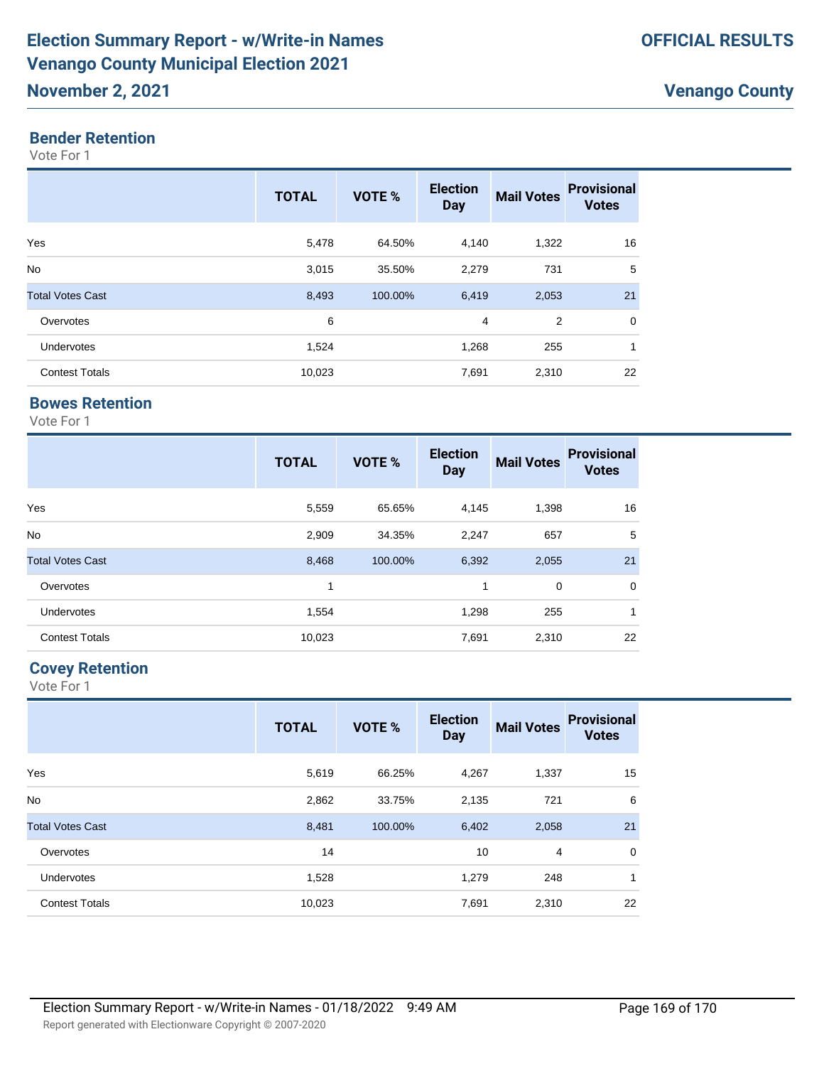## Bender Retention

Vote For 1

| | TOTAL | VOTE % | Election Day | Mail Votes | Provisional Votes |
|---|---|---|---|---|---|
| Yes | 5,478 | 64.50% | 4,140 | 1,322 | 16 |
| No | 3,015 | 35.50% | 2,279 | 731 | 5 |
| Total Votes Cast | 8,493 | 100.00% | 6,419 | 2,053 | 21 |
| Overvotes | 6 | | 4 | 2 | 0 |
| Undervotes | 1,524 | | 1,268 | 255 | 1 |
| Contest Totals | 10,023 | | 7,691 | 2,310 | 22 |

## Bowes Retention

Vote For 1

| | TOTAL | VOTE % | Election Day | Mail Votes | Provisional Votes |
|---|---|---|---|---|---|
| Yes | 5,559 | 65.65% | 4,145 | 1,398 | 16 |
| No | 2,909 | 34.35% | 2,247 | 657 | 5 |
| Total Votes Cast | 8,468 | 100.00% | 6,392 | 2,055 | 21 |
| Overvotes | 1 | | 1 | 0 | 0 |
| Undervotes | 1,554 | | 1,298 | 255 | 1 |
| Contest Totals | 10,023 | | 7,691 | 2,310 | 22 |

## Covey Retention

Vote For 1

| | TOTAL | VOTE % | Election Day | Mail Votes | Provisional Votes |
|---|---|---|---|---|---|
| Yes | 5,619 | 66.25% | 4,267 | 1,337 | 15 |
| No | 2,862 | 33.75% | 2,135 | 721 | 6 |
| Total Votes Cast | 8,481 | 100.00% | 6,402 | 2,058 | 21 |
| Overvotes | 14 | | 10 | 4 | 0 |
| Undervotes | 1,528 | | 1,279 | 248 | 1 |
| Contest Totals | 10,023 | | 7,691 | 2,310 | 22 |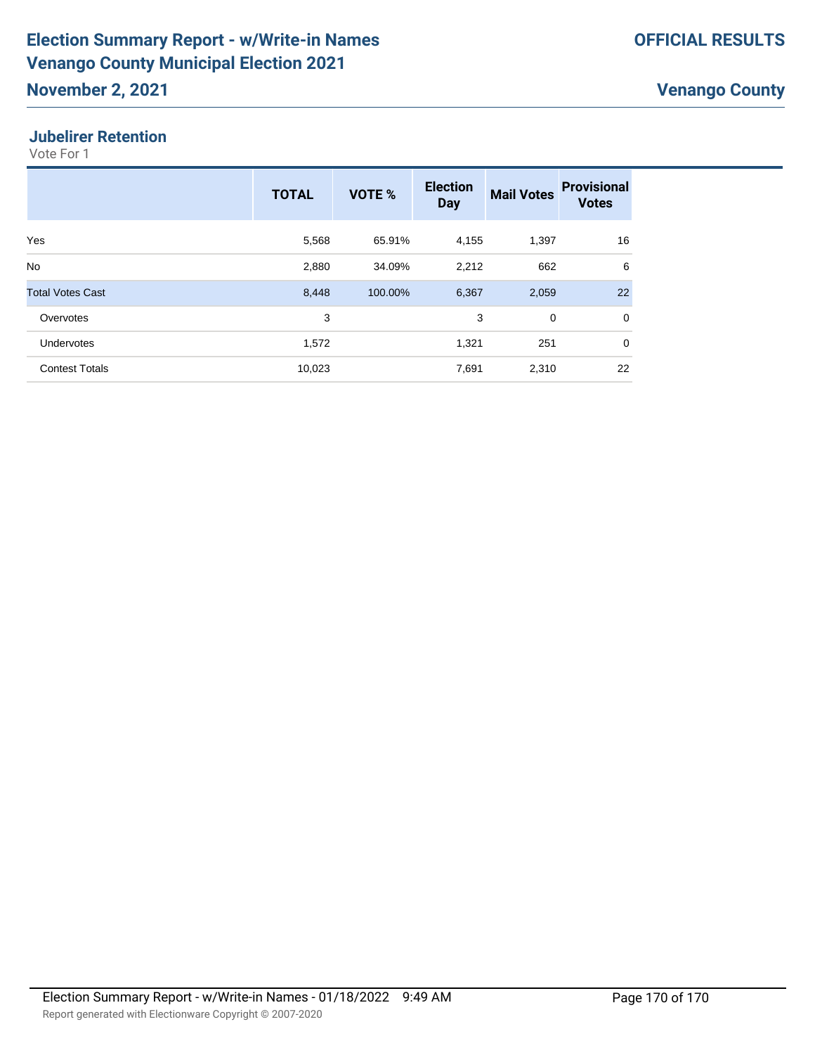## Jubelirer Retention

Vote For 1

| | TOTAL | VOTE % | Election Day | Mail Votes | Provisional Votes |
|---|---|---|---|---|---|
| Yes | 5,568 | 65.91% | 4,155 | 1,397 | 16 |
| No | 2,880 | 34.09% | 2,212 | 662 | 6 |
| Total Votes Cast | 8,448 | 100.00% | 6,367 | 2,059 | 22 |
| Overvotes | 3 | | 3 | 0 | 0 |
| Undervotes | 1,572 | | 1,321 | 251 | 0 |
| Contest Totals | 10,023 | | 7,691 | 2,310 | 22 |